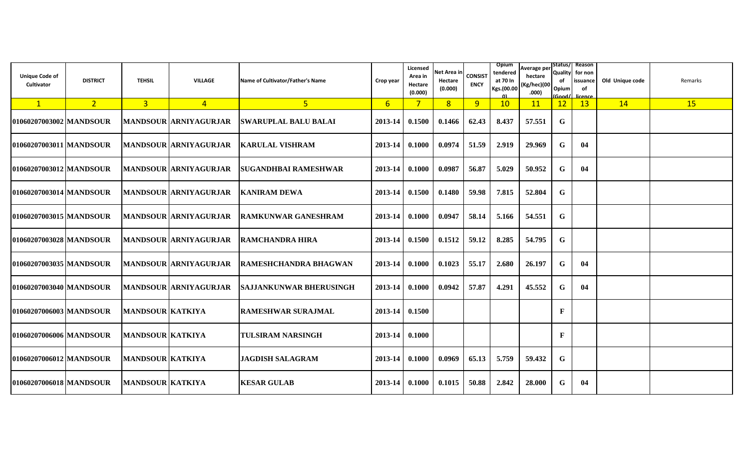| Unique Code of Cultivator | DISTRICT | TEHSIL | VILLAGE | Name of Cultivator/Father's Name | Crop year | Licensed Area in Hectare (0.000) | Net Area in Hectare (0.000) | CONSISTENCY | Opium tendered at 70 In Kgs.(00.000) | Average per hectare (Kg/hec)(00.000) | Status/Quality of Opium (Good/ | Reason for non issuance of licence | Old Unique code | Remarks |
|---|---|---|---|---|---|---|---|---|---|---|---|---|---|---|
| 1 | 2 | 3 | 4 | 5 | 6 | 7 | 8 | 9 | 10 | 11 | 12 | 13 | 14 | 15 |
| 01060207003002 | MANDSOUR | MANDSOUR | ARNIYAGURJAR | SWARUPLAL BALU BALAI | 2013-14 | 0.1500 | 0.1466 | 62.43 | 8.437 | 57.551 | G | | | |
| 01060207003011 | MANDSOUR | MANDSOUR | ARNIYAGURJAR | KARULAL VISHRAM | 2013-14 | 0.1000 | 0.0974 | 51.59 | 2.919 | 29.969 | G | 04 | | |
| 01060207003012 | MANDSOUR | MANDSOUR | ARNIYAGURJAR | SUGANDHBAI RAMESHWAR | 2013-14 | 0.1000 | 0.0987 | 56.87 | 5.029 | 50.952 | G | 04 | | |
| 01060207003014 | MANDSOUR | MANDSOUR | ARNIYAGURJAR | KANIRAM DEWA | 2013-14 | 0.1500 | 0.1480 | 59.98 | 7.815 | 52.804 | G | | | |
| 01060207003015 | MANDSOUR | MANDSOUR | ARNIYAGURJAR | RAMKUNWAR GANESHRAM | 2013-14 | 0.1000 | 0.0947 | 58.14 | 5.166 | 54.551 | G | | | |
| 01060207003028 | MANDSOUR | MANDSOUR | ARNIYAGURJAR | RAMCHANDRA HIRA | 2013-14 | 0.1500 | 0.1512 | 59.12 | 8.285 | 54.795 | G | | | |
| 01060207003035 | MANDSOUR | MANDSOUR | ARNIYAGURJAR | RAMESHCHANDRA BHAGWAN | 2013-14 | 0.1000 | 0.1023 | 55.17 | 2.680 | 26.197 | G | 04 | | |
| 01060207003040 | MANDSOUR | MANDSOUR | ARNIYAGURJAR | SAJJANKUNWAR BHERUSINGH | 2013-14 | 0.1000 | 0.0942 | 57.87 | 4.291 | 45.552 | G | 04 | | |
| 01060207006003 | MANDSOUR | MANDSOUR | KATKIYA | RAMESHWAR SURAJMAL | 2013-14 | 0.1500 | | | | | F | | | |
| 01060207006006 | MANDSOUR | MANDSOUR | KATKIYA | TULSIRAM NARSINGH | 2013-14 | 0.1000 | | | | | F | | | |
| 01060207006012 | MANDSOUR | MANDSOUR | KATKIYA | JAGDISH SALAGRAM | 2013-14 | 0.1000 | 0.0969 | 65.13 | 5.759 | 59.432 | G | | | |
| 01060207006018 | MANDSOUR | MANDSOUR | KATKIYA | KESAR GULAB | 2013-14 | 0.1000 | 0.1015 | 50.88 | 2.842 | 28.000 | G | 04 | | |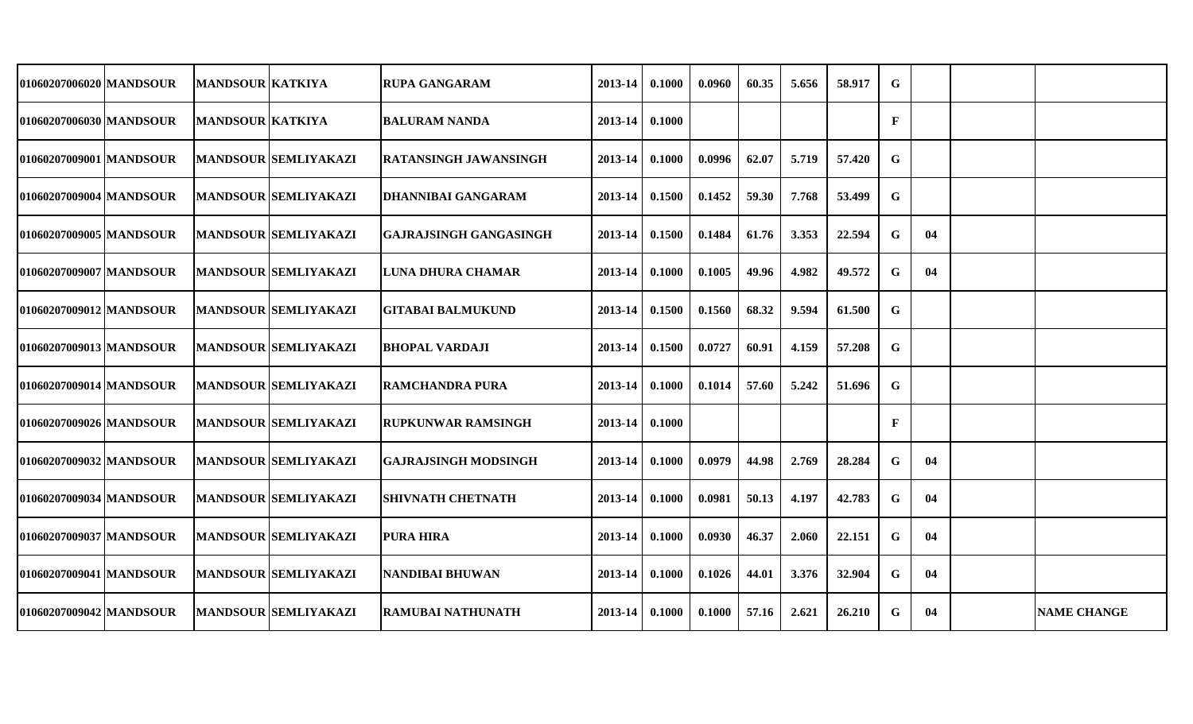| | | | | | | | | | | | | | | |
|---|---|---|---|---|---|---|---|---|---|---|---|---|---|---|
| 01060207006020 | MANDSOUR | MANDSOUR | KATKIYA | RUPA GANGARAM | 2013-14 | 0.1000 | 0.0960 | 60.35 | 5.656 | 58.917 | G | | | |
| 01060207006030 | MANDSOUR | MANDSOUR | KATKIYA | BALURAM NANDA | 2013-14 | 0.1000 | | | | | F | | | |
| 01060207009001 | MANDSOUR | MANDSOUR | SEMLIYAKAZI | RATANSINGH JAWANSINGH | 2013-14 | 0.1000 | 0.0996 | 62.07 | 5.719 | 57.420 | G | | | |
| 01060207009004 | MANDSOUR | MANDSOUR | SEMLIYAKAZI | DHANNIBAI GANGARAM | 2013-14 | 0.1500 | 0.1452 | 59.30 | 7.768 | 53.499 | G | | | |
| 01060207009005 | MANDSOUR | MANDSOUR | SEMLIYAKAZI | GAJRAJSINGH GANGASINGH | 2013-14 | 0.1500 | 0.1484 | 61.76 | 3.353 | 22.594 | G | 04 | | |
| 01060207009007 | MANDSOUR | MANDSOUR | SEMLIYAKAZI | LUNA DHURA CHAMAR | 2013-14 | 0.1000 | 0.1005 | 49.96 | 4.982 | 49.572 | G | 04 | | |
| 01060207009012 | MANDSOUR | MANDSOUR | SEMLIYAKAZI | GITABAI BALMUKUND | 2013-14 | 0.1500 | 0.1560 | 68.32 | 9.594 | 61.500 | G | | | |
| 01060207009013 | MANDSOUR | MANDSOUR | SEMLIYAKAZI | BHOPAL VARDAJI | 2013-14 | 0.1500 | 0.0727 | 60.91 | 4.159 | 57.208 | G | | | |
| 01060207009014 | MANDSOUR | MANDSOUR | SEMLIYAKAZI | RAMCHANDRA PURA | 2013-14 | 0.1000 | 0.1014 | 57.60 | 5.242 | 51.696 | G | | | |
| 01060207009026 | MANDSOUR | MANDSOUR | SEMLIYAKAZI | RUPKUNWAR RAMSINGH | 2013-14 | 0.1000 | | | | | F | | | |
| 01060207009032 | MANDSOUR | MANDSOUR | SEMLIYAKAZI | GAJRAJSINGH MODSINGH | 2013-14 | 0.1000 | 0.0979 | 44.98 | 2.769 | 28.284 | G | 04 | | |
| 01060207009034 | MANDSOUR | MANDSOUR | SEMLIYAKAZI | SHIVNATH CHETNATH | 2013-14 | 0.1000 | 0.0981 | 50.13 | 4.197 | 42.783 | G | 04 | | |
| 01060207009037 | MANDSOUR | MANDSOUR | SEMLIYAKAZI | PURA HIRA | 2013-14 | 0.1000 | 0.0930 | 46.37 | 2.060 | 22.151 | G | 04 | | |
| 01060207009041 | MANDSOUR | MANDSOUR | SEMLIYAKAZI | NANDIBAI BHUWAN | 2013-14 | 0.1000 | 0.1026 | 44.01 | 3.376 | 32.904 | G | 04 | | |
| 01060207009042 | MANDSOUR | MANDSOUR | SEMLIYAKAZI | RAMUBAI NATHUNATH | 2013-14 | 0.1000 | 0.1000 | 57.16 | 2.621 | 26.210 | G | 04 | | NAME CHANGE |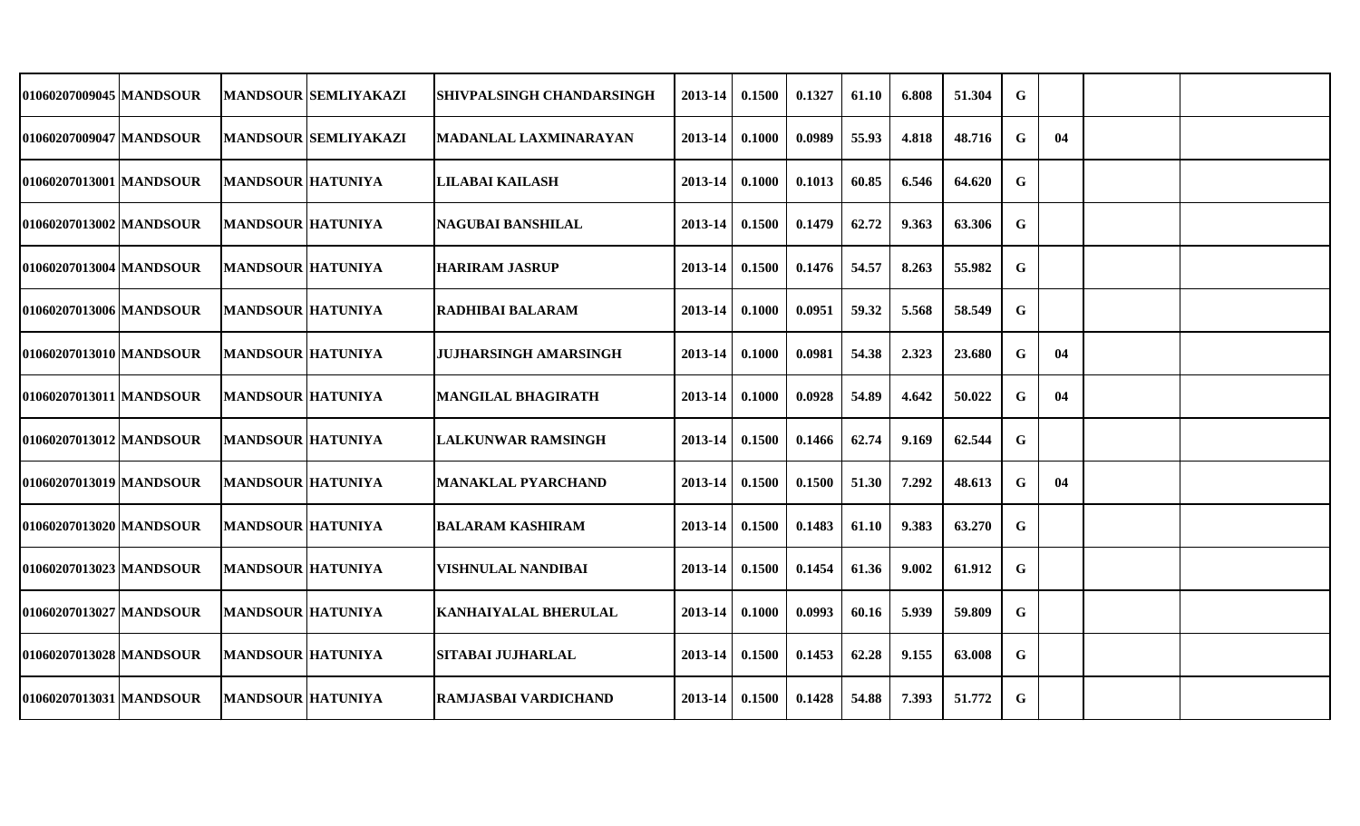| | | | | | | | | | | | | | | | |
|---|---|---|---|---|---|---|---|---|---|---|---|---|---|---|---|
| 01060207009045 | MANDSOUR | MANDSOUR | SEMLIYAKAZI | SHIVPALSINGH CHANDARSINGH | 2013-14 | 0.1500 | 0.1327 | 61.10 | 6.808 | 51.304 | G | | | | |
| 01060207009047 | MANDSOUR | MANDSOUR | SEMLIYAKAZI | MADANLAL LAXMINARAYAN | 2013-14 | 0.1000 | 0.0989 | 55.93 | 4.818 | 48.716 | G | 04 | | | |
| 01060207013001 | MANDSOUR | MANDSOUR | HATUNIYA | LILABAI KAILASH | 2013-14 | 0.1000 | 0.1013 | 60.85 | 6.546 | 64.620 | G | | | | |
| 01060207013002 | MANDSOUR | MANDSOUR | HATUNIYA | NAGUBAI BANSHILAL | 2013-14 | 0.1500 | 0.1479 | 62.72 | 9.363 | 63.306 | G | | | | |
| 01060207013004 | MANDSOUR | MANDSOUR | HATUNIYA | HARIRAM JASRUP | 2013-14 | 0.1500 | 0.1476 | 54.57 | 8.263 | 55.982 | G | | | | |
| 01060207013006 | MANDSOUR | MANDSOUR | HATUNIYA | RADHIBAI BALARAM | 2013-14 | 0.1000 | 0.0951 | 59.32 | 5.568 | 58.549 | G | | | | |
| 01060207013010 | MANDSOUR | MANDSOUR | HATUNIYA | JUJHARSINGH AMARSINGH | 2013-14 | 0.1000 | 0.0981 | 54.38 | 2.323 | 23.680 | G | 04 | | | |
| 01060207013011 | MANDSOUR | MANDSOUR | HATUNIYA | MANGILAL BHAGIRATH | 2013-14 | 0.1000 | 0.0928 | 54.89 | 4.642 | 50.022 | G | 04 | | | |
| 01060207013012 | MANDSOUR | MANDSOUR | HATUNIYA | LALKUNWAR RAMSINGH | 2013-14 | 0.1500 | 0.1466 | 62.74 | 9.169 | 62.544 | G | | | | |
| 01060207013019 | MANDSOUR | MANDSOUR | HATUNIYA | MANAKLAL PYARCHAND | 2013-14 | 0.1500 | 0.1500 | 51.30 | 7.292 | 48.613 | G | 04 | | | |
| 01060207013020 | MANDSOUR | MANDSOUR | HATUNIYA | BALARAM KASHIRAM | 2013-14 | 0.1500 | 0.1483 | 61.10 | 9.383 | 63.270 | G | | | | |
| 01060207013023 | MANDSOUR | MANDSOUR | HATUNIYA | VISHNULAL NANDIBAI | 2013-14 | 0.1500 | 0.1454 | 61.36 | 9.002 | 61.912 | G | | | | |
| 01060207013027 | MANDSOUR | MANDSOUR | HATUNIYA | KANHAIYALAL BHERULAL | 2013-14 | 0.1000 | 0.0993 | 60.16 | 5.939 | 59.809 | G | | | | |
| 01060207013028 | MANDSOUR | MANDSOUR | HATUNIYA | SITABAI JUJHARLAL | 2013-14 | 0.1500 | 0.1453 | 62.28 | 9.155 | 63.008 | G | | | | |
| 01060207013031 | MANDSOUR | MANDSOUR | HATUNIYA | RAMJASBAI VARDICHAND | 2013-14 | 0.1500 | 0.1428 | 54.88 | 7.393 | 51.772 | G | | | | |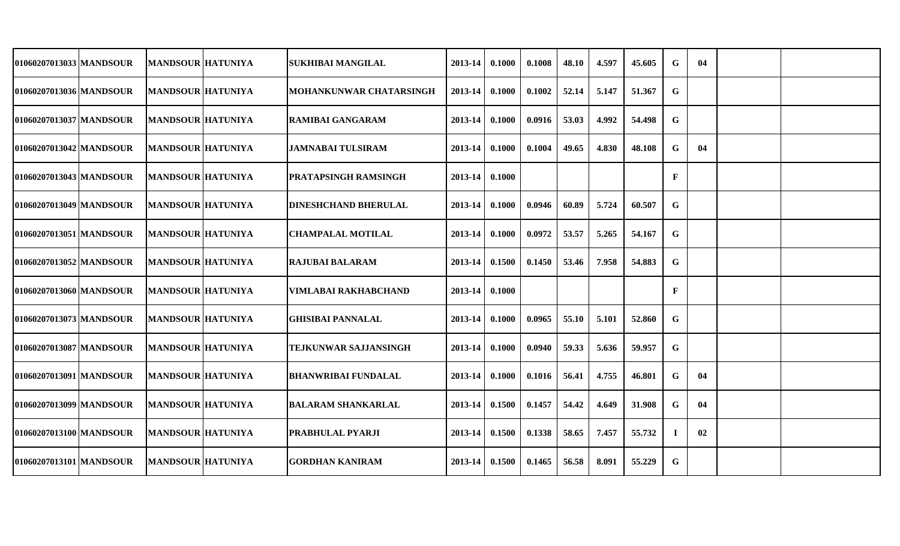| | | | | | | | | | | | | | | | |
|---|---|---|---|---|---|---|---|---|---|---|---|---|---|---|---|
| 01060207013033 | MANDSOUR | MANDSOUR | HATUNIYA | SUKHIBAI MANGILAL | 2013-14 | 0.1000 | 0.1008 | 48.10 | 4.597 | 45.605 | G | 04 | | | |
| 01060207013036 | MANDSOUR | MANDSOUR | HATUNIYA | MOHANKUNWAR CHATARSINGH | 2013-14 | 0.1000 | 0.1002 | 52.14 | 5.147 | 51.367 | G | | | | |
| 01060207013037 | MANDSOUR | MANDSOUR | HATUNIYA | RAMIBAI GANGARAM | 2013-14 | 0.1000 | 0.0916 | 53.03 | 4.992 | 54.498 | G | | | | |
| 01060207013042 | MANDSOUR | MANDSOUR | HATUNIYA | JAMNABAI TULSIRAM | 2013-14 | 0.1000 | 0.1004 | 49.65 | 4.830 | 48.108 | G | 04 | | | |
| 01060207013043 | MANDSOUR | MANDSOUR | HATUNIYA | PRATAPSINGH RAMSINGH | 2013-14 | 0.1000 | | | | | F | | | | |
| 01060207013049 | MANDSOUR | MANDSOUR | HATUNIYA | DINESHCHAND BHERULAL | 2013-14 | 0.1000 | 0.0946 | 60.89 | 5.724 | 60.507 | G | | | | |
| 01060207013051 | MANDSOUR | MANDSOUR | HATUNIYA | CHAMPALAL MOTILAL | 2013-14 | 0.1000 | 0.0972 | 53.57 | 5.265 | 54.167 | G | | | | |
| 01060207013052 | MANDSOUR | MANDSOUR | HATUNIYA | RAJUBAI BALARAM | 2013-14 | 0.1500 | 0.1450 | 53.46 | 7.958 | 54.883 | G | | | | |
| 01060207013060 | MANDSOUR | MANDSOUR | HATUNIYA | VIMLABAI RAKHABCHAND | 2013-14 | 0.1000 | | | | | F | | | | |
| 01060207013073 | MANDSOUR | MANDSOUR | HATUNIYA | GHISIBAI PANNALAL | 2013-14 | 0.1000 | 0.0965 | 55.10 | 5.101 | 52.860 | G | | | | |
| 01060207013087 | MANDSOUR | MANDSOUR | HATUNIYA | TEJKUNWAR SAJJANSINGH | 2013-14 | 0.1000 | 0.0940 | 59.33 | 5.636 | 59.957 | G | | | | |
| 01060207013091 | MANDSOUR | MANDSOUR | HATUNIYA | BHANWRIBAI FUNDALAL | 2013-14 | 0.1000 | 0.1016 | 56.41 | 4.755 | 46.801 | G | 04 | | | |
| 01060207013099 | MANDSOUR | MANDSOUR | HATUNIYA | BALARAM SHANKARLAL | 2013-14 | 0.1500 | 0.1457 | 54.42 | 4.649 | 31.908 | G | 04 | | | |
| 01060207013100 | MANDSOUR | MANDSOUR | HATUNIYA | PRABHULAL PYARJI | 2013-14 | 0.1500 | 0.1338 | 58.65 | 7.457 | 55.732 | I | 02 | | | |
| 01060207013101 | MANDSOUR | MANDSOUR | HATUNIYA | GORDHAN KANIRAM | 2013-14 | 0.1500 | 0.1465 | 56.58 | 8.091 | 55.229 | G | | | | |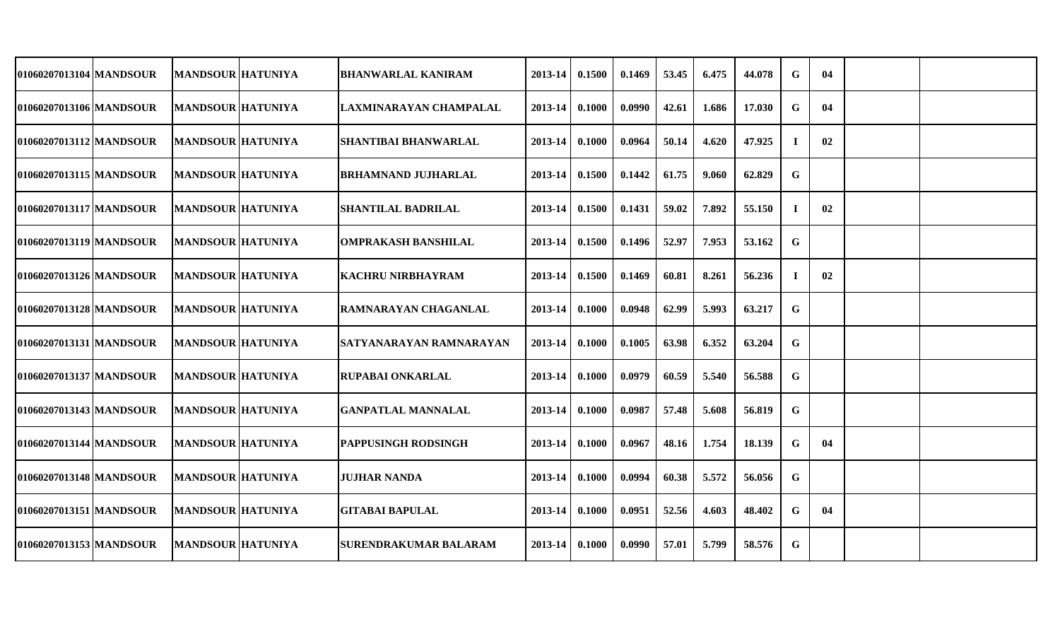| | | | | | | | | | | | | | | |
|---|---|---|---|---|---|---|---|---|---|---|---|---|---|---|
| 01060207013104 | MANDSOUR | MANDSOUR | HATUNIYA | BHANWARLAL KANIRAM | 2013-14 | 0.1500 | 0.1469 | 53.45 | 6.475 | 44.078 | G | 04 | | |
| 01060207013106 | MANDSOUR | MANDSOUR | HATUNIYA | LAXMINARAYAN CHAMPALAL | 2013-14 | 0.1000 | 0.0990 | 42.61 | 1.686 | 17.030 | G | 04 | | |
| 01060207013112 | MANDSOUR | MANDSOUR | HATUNIYA | SHANTIBAI BHANWARLAL | 2013-14 | 0.1000 | 0.0964 | 50.14 | 4.620 | 47.925 | I | 02 | | |
| 01060207013115 | MANDSOUR | MANDSOUR | HATUNIYA | BRHAMNAND JUJHARLAL | 2013-14 | 0.1500 | 0.1442 | 61.75 | 9.060 | 62.829 | G | | | |
| 01060207013117 | MANDSOUR | MANDSOUR | HATUNIYA | SHANTILAL BADRILAL | 2013-14 | 0.1500 | 0.1431 | 59.02 | 7.892 | 55.150 | I | 02 | | |
| 01060207013119 | MANDSOUR | MANDSOUR | HATUNIYA | OMPRAKASH BANSHILAL | 2013-14 | 0.1500 | 0.1496 | 52.97 | 7.953 | 53.162 | G | | | |
| 01060207013126 | MANDSOUR | MANDSOUR | HATUNIYA | KACHRU NIRBHAYRAM | 2013-14 | 0.1500 | 0.1469 | 60.81 | 8.261 | 56.236 | I | 02 | | |
| 01060207013128 | MANDSOUR | MANDSOUR | HATUNIYA | RAMNARAYAN CHAGANLAL | 2013-14 | 0.1000 | 0.0948 | 62.99 | 5.993 | 63.217 | G | | | |
| 01060207013131 | MANDSOUR | MANDSOUR | HATUNIYA | SATYANARAYAN RAMNARAYAN | 2013-14 | 0.1000 | 0.1005 | 63.98 | 6.352 | 63.204 | G | | | |
| 01060207013137 | MANDSOUR | MANDSOUR | HATUNIYA | RUPABAI ONKARLAL | 2013-14 | 0.1000 | 0.0979 | 60.59 | 5.540 | 56.588 | G | | | |
| 01060207013143 | MANDSOUR | MANDSOUR | HATUNIYA | GANPATLAL MANNALAL | 2013-14 | 0.1000 | 0.0987 | 57.48 | 5.608 | 56.819 | G | | | |
| 01060207013144 | MANDSOUR | MANDSOUR | HATUNIYA | PAPPUSINGH RODSINGH | 2013-14 | 0.1000 | 0.0967 | 48.16 | 1.754 | 18.139 | G | 04 | | |
| 01060207013148 | MANDSOUR | MANDSOUR | HATUNIYA | JUJHAR NANDA | 2013-14 | 0.1000 | 0.0994 | 60.38 | 5.572 | 56.056 | G | | | |
| 01060207013151 | MANDSOUR | MANDSOUR | HATUNIYA | GITABAI BAPULAL | 2013-14 | 0.1000 | 0.0951 | 52.56 | 4.603 | 48.402 | G | 04 | | |
| 01060207013153 | MANDSOUR | MANDSOUR | HATUNIYA | SURENDRAKUMAR BALARAM | 2013-14 | 0.1000 | 0.0990 | 57.01 | 5.799 | 58.576 | G | | | |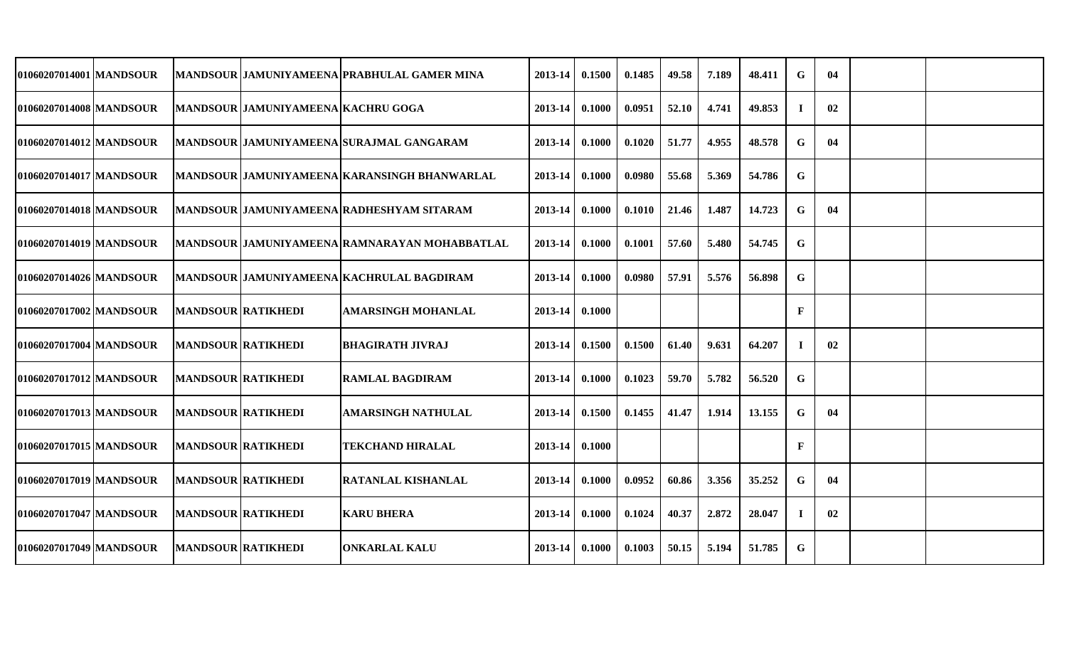| | | | | | | | | | | | | | | | |
|---|---|---|---|---|---|---|---|---|---|---|---|---|---|---|---|
| 01060207014001 | MANDSOUR | | MANDSOUR | JAMUNIYAMEENA | PRABHULAL GAMER MINA | 2013-14 | 0.1500 | 0.1485 | 49.58 | 7.189 | 48.411 | G | 04 | | |
| 01060207014008 | MANDSOUR | | MANDSOUR | JAMUNIYAMEENA | KACHRU GOGA | 2013-14 | 0.1000 | 0.0951 | 52.10 | 4.741 | 49.853 | I | 02 | | |
| 01060207014012 | MANDSOUR | | MANDSOUR | JAMUNIYAMEENA | SURAJMAL GANGARAM | 2013-14 | 0.1000 | 0.1020 | 51.77 | 4.955 | 48.578 | G | 04 | | |
| 01060207014017 | MANDSOUR | | MANDSOUR | JAMUNIYAMEENA | KARANSINGH BHANWARLAL | 2013-14 | 0.1000 | 0.0980 | 55.68 | 5.369 | 54.786 | G | | | |
| 01060207014018 | MANDSOUR | | MANDSOUR | JAMUNIYAMEENA | RADHESHYAM SITARAM | 2013-14 | 0.1000 | 0.1010 | 21.46 | 1.487 | 14.723 | G | 04 | | |
| 01060207014019 | MANDSOUR | | MANDSOUR | JAMUNIYAMEENA | RAMNARAYAN MOHABBATLAL | 2013-14 | 0.1000 | 0.1001 | 57.60 | 5.480 | 54.745 | G | | | |
| 01060207014026 | MANDSOUR | | MANDSOUR | JAMUNIYAMEENA | KACHRULAL BAGDIRAM | 2013-14 | 0.1000 | 0.0980 | 57.91 | 5.576 | 56.898 | G | | | |
| 01060207017002 | MANDSOUR | | MANDSOUR | RATIKHEDI | AMARSINGH MOHANLAL | 2013-14 | 0.1000 | | | | | F | | | |
| 01060207017004 | MANDSOUR | | MANDSOUR | RATIKHEDI | BHAGIRATH JIVRAJ | 2013-14 | 0.1500 | 0.1500 | 61.40 | 9.631 | 64.207 | I | 02 | | |
| 01060207017012 | MANDSOUR | | MANDSOUR | RATIKHEDI | RAMLAL BAGDIRAM | 2013-14 | 0.1000 | 0.1023 | 59.70 | 5.782 | 56.520 | G | | | |
| 01060207017013 | MANDSOUR | | MANDSOUR | RATIKHEDI | AMARSINGH NATHULAL | 2013-14 | 0.1500 | 0.1455 | 41.47 | 1.914 | 13.155 | G | 04 | | |
| 01060207017015 | MANDSOUR | | MANDSOUR | RATIKHEDI | TEKCHAND HIRALAL | 2013-14 | 0.1000 | | | | | F | | | |
| 01060207017019 | MANDSOUR | | MANDSOUR | RATIKHEDI | RATANLAL KISHANLAL | 2013-14 | 0.1000 | 0.0952 | 60.86 | 3.356 | 35.252 | G | 04 | | |
| 01060207017047 | MANDSOUR | | MANDSOUR | RATIKHEDI | KARU BHERA | 2013-14 | 0.1000 | 0.1024 | 40.37 | 2.872 | 28.047 | I | 02 | | |
| 01060207017049 | MANDSOUR | | MANDSOUR | RATIKHEDI | ONKARLAL KALU | 2013-14 | 0.1000 | 0.1003 | 50.15 | 5.194 | 51.785 | G | | | |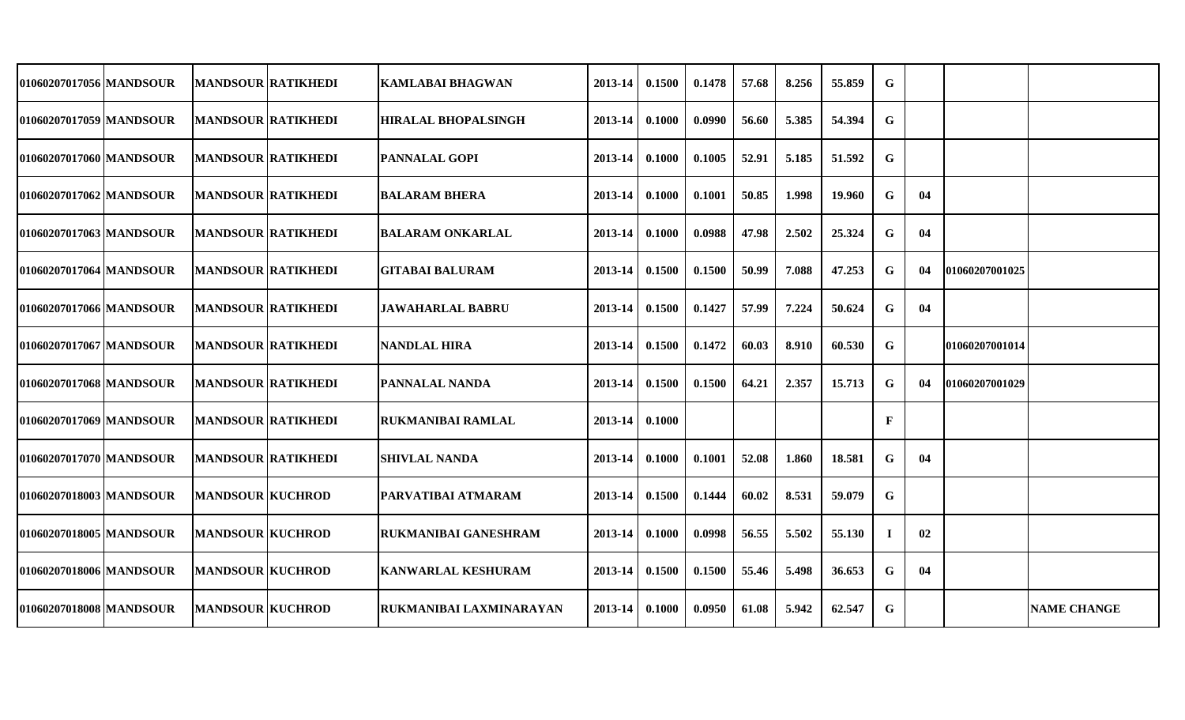| | | | | | | | | | | | | | | |
|---|---|---|---|---|---|---|---|---|---|---|---|---|---|---|
| 01060207017056 | MANDSOUR | MANDSOUR | RATIKHEDI | KAMLABAI BHAGWAN | 2013-14 | 0.1500 | 0.1478 | 57.68 | 8.256 | 55.859 | G | | | |
| 01060207017059 | MANDSOUR | MANDSOUR | RATIKHEDI | HIRALAL BHOPALSINGH | 2013-14 | 0.1000 | 0.0990 | 56.60 | 5.385 | 54.394 | G | | | |
| 01060207017060 | MANDSOUR | MANDSOUR | RATIKHEDI | PANNALAL GOPI | 2013-14 | 0.1000 | 0.1005 | 52.91 | 5.185 | 51.592 | G | | | |
| 01060207017062 | MANDSOUR | MANDSOUR | RATIKHEDI | BALARAM BHERA | 2013-14 | 0.1000 | 0.1001 | 50.85 | 1.998 | 19.960 | G | 04 | | |
| 01060207017063 | MANDSOUR | MANDSOUR | RATIKHEDI | BALARAM ONKARLAL | 2013-14 | 0.1000 | 0.0988 | 47.98 | 2.502 | 25.324 | G | 04 | | |
| 01060207017064 | MANDSOUR | MANDSOUR | RATIKHEDI | GITABAI BALURAM | 2013-14 | 0.1500 | 0.1500 | 50.99 | 7.088 | 47.253 | G | 04 | 01060207001025 | |
| 01060207017066 | MANDSOUR | MANDSOUR | RATIKHEDI | JAWAHARLAL BABRU | 2013-14 | 0.1500 | 0.1427 | 57.99 | 7.224 | 50.624 | G | 04 | | |
| 01060207017067 | MANDSOUR | MANDSOUR | RATIKHEDI | NANDLAL HIRA | 2013-14 | 0.1500 | 0.1472 | 60.03 | 8.910 | 60.530 | G | | 01060207001014 | |
| 01060207017068 | MANDSOUR | MANDSOUR | RATIKHEDI | PANNALAL NANDA | 2013-14 | 0.1500 | 0.1500 | 64.21 | 2.357 | 15.713 | G | 04 | 01060207001029 | |
| 01060207017069 | MANDSOUR | MANDSOUR | RATIKHEDI | RUKMANIBAI RAMLAL | 2013-14 | 0.1000 | | | | | F | | | |
| 01060207017070 | MANDSOUR | MANDSOUR | RATIKHEDI | SHIVLAL NANDA | 2013-14 | 0.1000 | 0.1001 | 52.08 | 1.860 | 18.581 | G | 04 | | |
| 01060207018003 | MANDSOUR | MANDSOUR | KUCHROD | PARVATIBAI ATMARAM | 2013-14 | 0.1500 | 0.1444 | 60.02 | 8.531 | 59.079 | G | | | |
| 01060207018005 | MANDSOUR | MANDSOUR | KUCHROD | RUKMANIBAI GANESHRAM | 2013-14 | 0.1000 | 0.0998 | 56.55 | 5.502 | 55.130 | I | 02 | | |
| 01060207018006 | MANDSOUR | MANDSOUR | KUCHROD | KANWARLAL KESHURAM | 2013-14 | 0.1500 | 0.1500 | 55.46 | 5.498 | 36.653 | G | 04 | | |
| 01060207018008 | MANDSOUR | MANDSOUR | KUCHROD | RUKMANIBAI LAXMINARAYAN | 2013-14 | 0.1000 | 0.0950 | 61.08 | 5.942 | 62.547 | G | | | NAME CHANGE |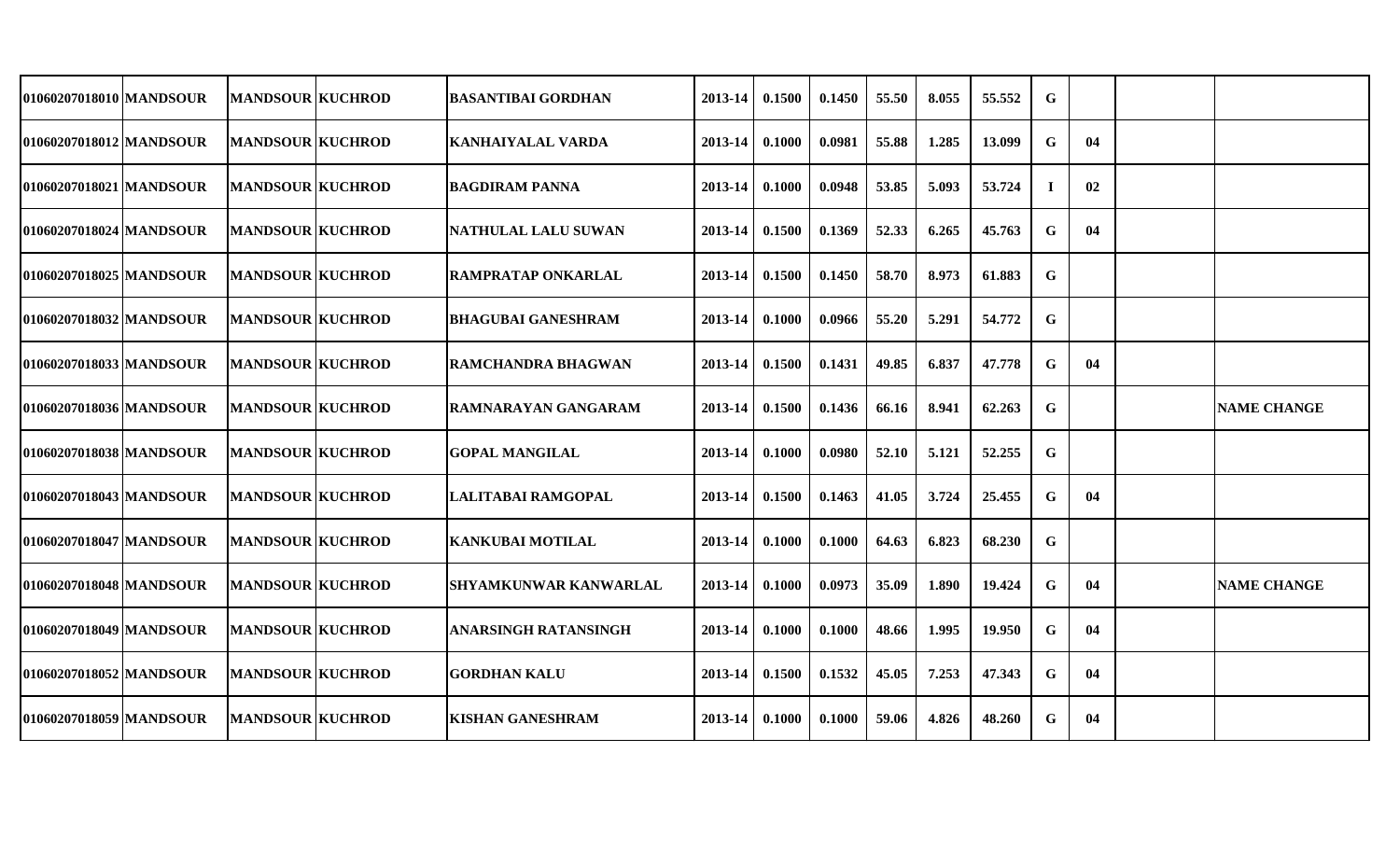| | | | | | | | | | | | | | | |
|---|---|---|---|---|---|---|---|---|---|---|---|---|---|---|
| 01060207018010 | MANDSOUR | MANDSOUR | KUCHROD | BASANTIBAI GORDHAN | 2013-14 | 0.1500 | 0.1450 | 55.50 | 8.055 | 55.552 | G | | | |
| 01060207018012 | MANDSOUR | MANDSOUR | KUCHROD | KANHAIYALAL VARDA | 2013-14 | 0.1000 | 0.0981 | 55.88 | 1.285 | 13.099 | G | 04 | | |
| 01060207018021 | MANDSOUR | MANDSOUR | KUCHROD | BAGDIRAM PANNA | 2013-14 | 0.1000 | 0.0948 | 53.85 | 5.093 | 53.724 | I | 02 | | |
| 01060207018024 | MANDSOUR | MANDSOUR | KUCHROD | NATHULAL LALU SUWAN | 2013-14 | 0.1500 | 0.1369 | 52.33 | 6.265 | 45.763 | G | 04 | | |
| 01060207018025 | MANDSOUR | MANDSOUR | KUCHROD | RAMPRATAP ONKARLAL | 2013-14 | 0.1500 | 0.1450 | 58.70 | 8.973 | 61.883 | G | | | |
| 01060207018032 | MANDSOUR | MANDSOUR | KUCHROD | BHAGUBAI GANESHRAM | 2013-14 | 0.1000 | 0.0966 | 55.20 | 5.291 | 54.772 | G | | | |
| 01060207018033 | MANDSOUR | MANDSOUR | KUCHROD | RAMCHANDRA BHAGWAN | 2013-14 | 0.1500 | 0.1431 | 49.85 | 6.837 | 47.778 | G | 04 | | |
| 01060207018036 | MANDSOUR | MANDSOUR | KUCHROD | RAMNARAYAN GANGARAM | 2013-14 | 0.1500 | 0.1436 | 66.16 | 8.941 | 62.263 | G | | | NAME CHANGE |
| 01060207018038 | MANDSOUR | MANDSOUR | KUCHROD | GOPAL MANGILAL | 2013-14 | 0.1000 | 0.0980 | 52.10 | 5.121 | 52.255 | G | | | |
| 01060207018043 | MANDSOUR | MANDSOUR | KUCHROD | LALITABAI RAMGOPAL | 2013-14 | 0.1500 | 0.1463 | 41.05 | 3.724 | 25.455 | G | 04 | | |
| 01060207018047 | MANDSOUR | MANDSOUR | KUCHROD | KANKUBAI MOTILAL | 2013-14 | 0.1000 | 0.1000 | 64.63 | 6.823 | 68.230 | G | | | |
| 01060207018048 | MANDSOUR | MANDSOUR | KUCHROD | SHYAMKUNWAR KANWARLAL | 2013-14 | 0.1000 | 0.0973 | 35.09 | 1.890 | 19.424 | G | 04 | | NAME CHANGE |
| 01060207018049 | MANDSOUR | MANDSOUR | KUCHROD | ANARSINGH RATANSINGH | 2013-14 | 0.1000 | 0.1000 | 48.66 | 1.995 | 19.950 | G | 04 | | |
| 01060207018052 | MANDSOUR | MANDSOUR | KUCHROD | GORDHAN KALU | 2013-14 | 0.1500 | 0.1532 | 45.05 | 7.253 | 47.343 | G | 04 | | |
| 01060207018059 | MANDSOUR | MANDSOUR | KUCHROD | KISHAN GANESHRAM | 2013-14 | 0.1000 | 0.1000 | 59.06 | 4.826 | 48.260 | G | 04 | | |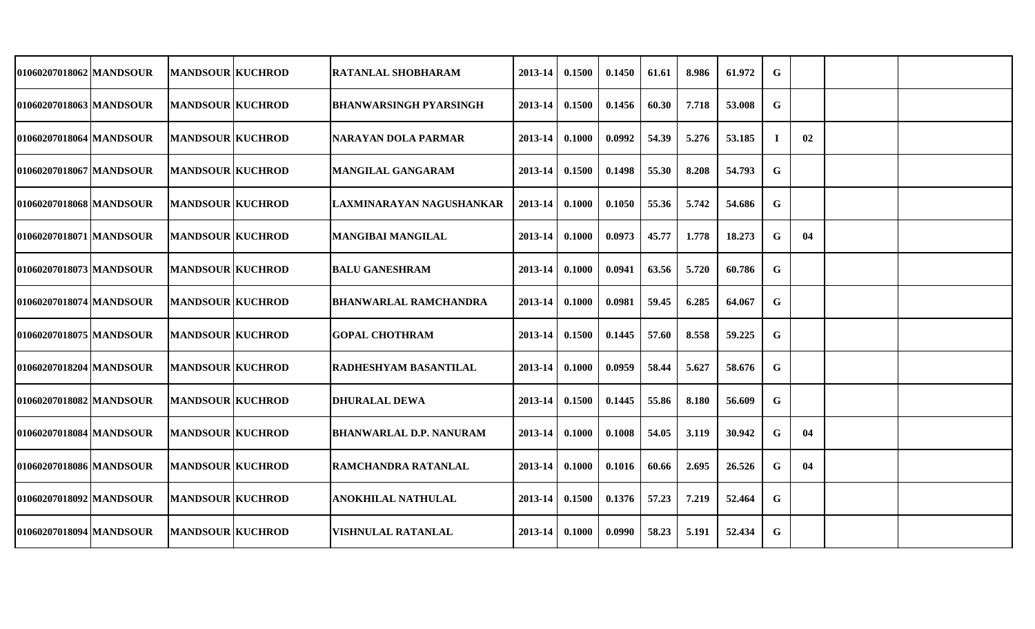| | | | | | | | | | | | | | | | |
|---|---|---|---|---|---|---|---|---|---|---|---|---|---|---|---|
| 01060207018062 | MANDSOUR | MANDSOUR | KUCHROD | RATANLAL SHOBHARAM | 2013-14 | 0.1500 | 0.1450 | 61.61 | 8.986 | 61.972 | G | | | | |
| 01060207018063 | MANDSOUR | MANDSOUR | KUCHROD | BHANWARSINGH PYARSINGH | 2013-14 | 0.1500 | 0.1456 | 60.30 | 7.718 | 53.008 | G | | | | |
| 01060207018064 | MANDSOUR | MANDSOUR | KUCHROD | NARAYAN DOLA PARMAR | 2013-14 | 0.1000 | 0.0992 | 54.39 | 5.276 | 53.185 | I | 02 | | | |
| 01060207018067 | MANDSOUR | MANDSOUR | KUCHROD | MANGILAL GANGARAM | 2013-14 | 0.1500 | 0.1498 | 55.30 | 8.208 | 54.793 | G | | | | |
| 01060207018068 | MANDSOUR | MANDSOUR | KUCHROD | LAXMINARAYAN NAGUSHANKAR | 2013-14 | 0.1000 | 0.1050 | 55.36 | 5.742 | 54.686 | G | | | | |
| 01060207018071 | MANDSOUR | MANDSOUR | KUCHROD | MANGIBAI MANGILAL | 2013-14 | 0.1000 | 0.0973 | 45.77 | 1.778 | 18.273 | G | 04 | | | |
| 01060207018073 | MANDSOUR | MANDSOUR | KUCHROD | BALU GANESHRAM | 2013-14 | 0.1000 | 0.0941 | 63.56 | 5.720 | 60.786 | G | | | | |
| 01060207018074 | MANDSOUR | MANDSOUR | KUCHROD | BHANWARLAL RAMCHANDRA | 2013-14 | 0.1000 | 0.0981 | 59.45 | 6.285 | 64.067 | G | | | | |
| 01060207018075 | MANDSOUR | MANDSOUR | KUCHROD | GOPAL CHOTHRAM | 2013-14 | 0.1500 | 0.1445 | 57.60 | 8.558 | 59.225 | G | | | | |
| 01060207018204 | MANDSOUR | MANDSOUR | KUCHROD | RADHESHYAM BASANTILAL | 2013-14 | 0.1000 | 0.0959 | 58.44 | 5.627 | 58.676 | G | | | | |
| 01060207018082 | MANDSOUR | MANDSOUR | KUCHROD | DHURALAL DEWA | 2013-14 | 0.1500 | 0.1445 | 55.86 | 8.180 | 56.609 | G | | | | |
| 01060207018084 | MANDSOUR | MANDSOUR | KUCHROD | BHANWARLAL D.P. NANURAM | 2013-14 | 0.1000 | 0.1008 | 54.05 | 3.119 | 30.942 | G | 04 | | | |
| 01060207018086 | MANDSOUR | MANDSOUR | KUCHROD | RAMCHANDRA RATANLAL | 2013-14 | 0.1000 | 0.1016 | 60.66 | 2.695 | 26.526 | G | 04 | | | |
| 01060207018092 | MANDSOUR | MANDSOUR | KUCHROD | ANOKHILAL NATHULAL | 2013-14 | 0.1500 | 0.1376 | 57.23 | 7.219 | 52.464 | G | | | | |
| 01060207018094 | MANDSOUR | MANDSOUR | KUCHROD | VISHNULAL RATANLAL | 2013-14 | 0.1000 | 0.0990 | 58.23 | 5.191 | 52.434 | G | | | | |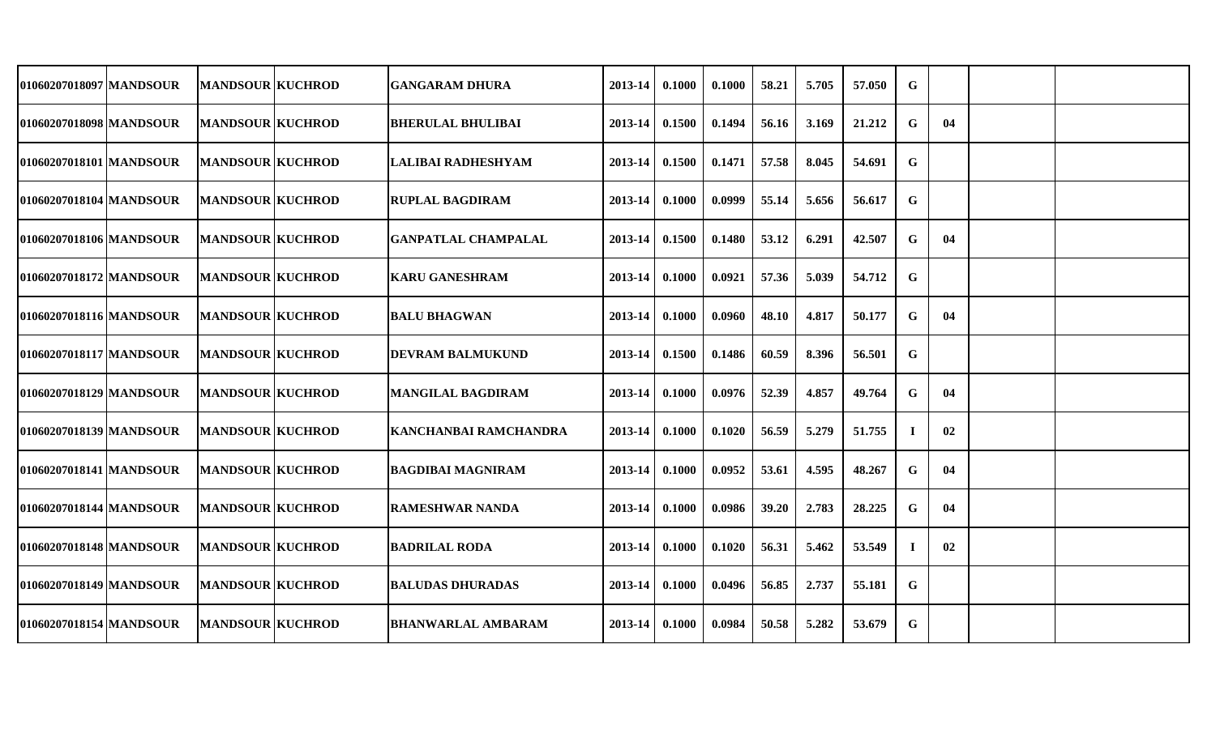| | | | | | | | | | | | | | | | |
|---|---|---|---|---|---|---|---|---|---|---|---|---|---|---|---|
| 01060207018097 | MANDSOUR | MANDSOUR | KUCHROD | GANGARAM DHURA | 2013-14 | 0.1000 | 0.1000 | 58.21 | 5.705 | 57.050 | G | | | | |
| 01060207018098 | MANDSOUR | MANDSOUR | KUCHROD | BHERULAL BHULIBAI | 2013-14 | 0.1500 | 0.1494 | 56.16 | 3.169 | 21.212 | G | 04 | | | |
| 01060207018101 | MANDSOUR | MANDSOUR | KUCHROD | LALIBAI RADHESHYAM | 2013-14 | 0.1500 | 0.1471 | 57.58 | 8.045 | 54.691 | G | | | | |
| 01060207018104 | MANDSOUR | MANDSOUR | KUCHROD | RUPLAL BAGDIRAM | 2013-14 | 0.1000 | 0.0999 | 55.14 | 5.656 | 56.617 | G | | | | |
| 01060207018106 | MANDSOUR | MANDSOUR | KUCHROD | GANPATLAL CHAMPALAL | 2013-14 | 0.1500 | 0.1480 | 53.12 | 6.291 | 42.507 | G | 04 | | | |
| 01060207018172 | MANDSOUR | MANDSOUR | KUCHROD | KARU GANESHRAM | 2013-14 | 0.1000 | 0.0921 | 57.36 | 5.039 | 54.712 | G | | | | |
| 01060207018116 | MANDSOUR | MANDSOUR | KUCHROD | BALU BHAGWAN | 2013-14 | 0.1000 | 0.0960 | 48.10 | 4.817 | 50.177 | G | 04 | | | |
| 01060207018117 | MANDSOUR | MANDSOUR | KUCHROD | DEVRAM BALMUKUND | 2013-14 | 0.1500 | 0.1486 | 60.59 | 8.396 | 56.501 | G | | | | |
| 01060207018129 | MANDSOUR | MANDSOUR | KUCHROD | MANGILAL BAGDIRAM | 2013-14 | 0.1000 | 0.0976 | 52.39 | 4.857 | 49.764 | G | 04 | | | |
| 01060207018139 | MANDSOUR | MANDSOUR | KUCHROD | KANCHANBAI RAMCHANDRA | 2013-14 | 0.1000 | 0.1020 | 56.59 | 5.279 | 51.755 | I | 02 | | | |
| 01060207018141 | MANDSOUR | MANDSOUR | KUCHROD | BAGDIBAI MAGNIRAM | 2013-14 | 0.1000 | 0.0952 | 53.61 | 4.595 | 48.267 | G | 04 | | | |
| 01060207018144 | MANDSOUR | MANDSOUR | KUCHROD | RAMESHWAR NANDA | 2013-14 | 0.1000 | 0.0986 | 39.20 | 2.783 | 28.225 | G | 04 | | | |
| 01060207018148 | MANDSOUR | MANDSOUR | KUCHROD | BADRILAL RODA | 2013-14 | 0.1000 | 0.1020 | 56.31 | 5.462 | 53.549 | I | 02 | | | |
| 01060207018149 | MANDSOUR | MANDSOUR | KUCHROD | BALUDAS DHURADAS | 2013-14 | 0.1000 | 0.0496 | 56.85 | 2.737 | 55.181 | G | | | | |
| 01060207018154 | MANDSOUR | MANDSOUR | KUCHROD | BHANWARLAL AMBARAM | 2013-14 | 0.1000 | 0.0984 | 50.58 | 5.282 | 53.679 | G | | | | |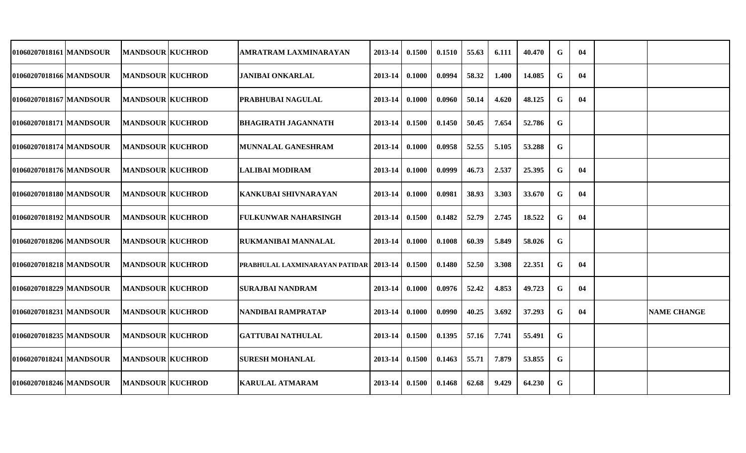| | | | | | | | | | | | | | | | |
|---|---|---|---|---|---|---|---|---|---|---|---|---|---|---|---|
| 01060207018161 | MANDSOUR | MANDSOUR | KUCHROD | AMRATRAM LAXMINARAYAN | 2013-14 | 0.1500 | 0.1510 | 55.63 | 6.111 | 40.470 | G | 04 | | |
| 01060207018166 | MANDSOUR | MANDSOUR | KUCHROD | JANIBAI ONKARLAL | 2013-14 | 0.1000 | 0.0994 | 58.32 | 1.400 | 14.085 | G | 04 | | |
| 01060207018167 | MANDSOUR | MANDSOUR | KUCHROD | PRABHUBAI NAGULAL | 2013-14 | 0.1000 | 0.0960 | 50.14 | 4.620 | 48.125 | G | 04 | | |
| 01060207018171 | MANDSOUR | MANDSOUR | KUCHROD | BHAGIRATH JAGANNATH | 2013-14 | 0.1500 | 0.1450 | 50.45 | 7.654 | 52.786 | G | | | |
| 01060207018174 | MANDSOUR | MANDSOUR | KUCHROD | MUNNALAL GANESHRAM | 2013-14 | 0.1000 | 0.0958 | 52.55 | 5.105 | 53.288 | G | | | |
| 01060207018176 | MANDSOUR | MANDSOUR | KUCHROD | LALIBAI MODIRAM | 2013-14 | 0.1000 | 0.0999 | 46.73 | 2.537 | 25.395 | G | 04 | | |
| 01060207018180 | MANDSOUR | MANDSOUR | KUCHROD | KANKUBAI SHIVNARAYAN | 2013-14 | 0.1000 | 0.0981 | 38.93 | 3.303 | 33.670 | G | 04 | | |
| 01060207018192 | MANDSOUR | MANDSOUR | KUCHROD | FULKUNWAR NAHARSINGH | 2013-14 | 0.1500 | 0.1482 | 52.79 | 2.745 | 18.522 | G | 04 | | |
| 01060207018206 | MANDSOUR | MANDSOUR | KUCHROD | RUKMANIBAI MANNALAL | 2013-14 | 0.1000 | 0.1008 | 60.39 | 5.849 | 58.026 | G | | | |
| 01060207018218 | MANDSOUR | MANDSOUR | KUCHROD | PRABHULAL LAXMINARAYAN PATIDAR | 2013-14 | 0.1500 | 0.1480 | 52.50 | 3.308 | 22.351 | G | 04 | | |
| 01060207018229 | MANDSOUR | MANDSOUR | KUCHROD | SURAJBAI NANDRAM | 2013-14 | 0.1000 | 0.0976 | 52.42 | 4.853 | 49.723 | G | 04 | | |
| 01060207018231 | MANDSOUR | MANDSOUR | KUCHROD | NANDIBAI RAMPRATAP | 2013-14 | 0.1000 | 0.0990 | 40.25 | 3.692 | 37.293 | G | 04 | | NAME CHANGE |
| 01060207018235 | MANDSOUR | MANDSOUR | KUCHROD | GATTUBAI NATHULAL | 2013-14 | 0.1500 | 0.1395 | 57.16 | 7.741 | 55.491 | G | | | |
| 01060207018241 | MANDSOUR | MANDSOUR | KUCHROD | SURESH MOHANLAL | 2013-14 | 0.1500 | 0.1463 | 55.71 | 7.879 | 53.855 | G | | | |
| 01060207018246 | MANDSOUR | MANDSOUR | KUCHROD | KARULAL ATMARAM | 2013-14 | 0.1500 | 0.1468 | 62.68 | 9.429 | 64.230 | G | | | |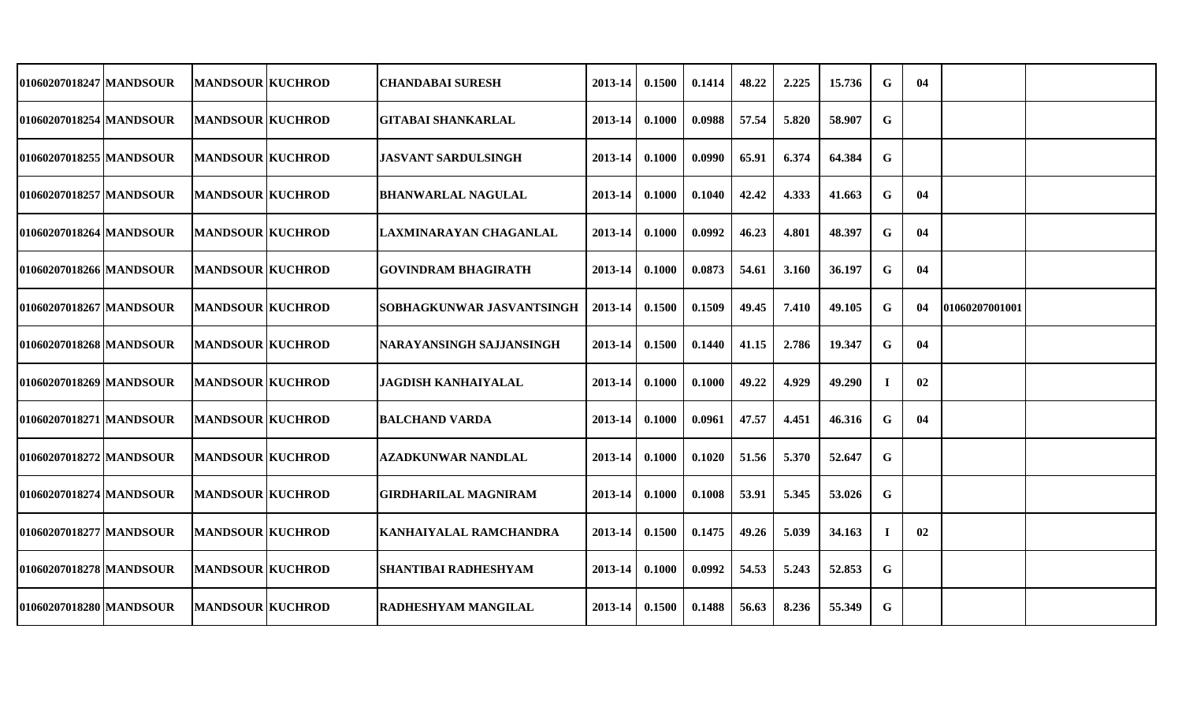| | | | | | | | | | | | | | | |
|---|---|---|---|---|---|---|---|---|---|---|---|---|---|---|
| 01060207018247 | MANDSOUR | MANDSOUR | KUCHROD | CHANDABAI SURESH | 2013-14 | 0.1500 | 0.1414 | 48.22 | 2.225 | 15.736 | G | 04 | | |
| 01060207018254 | MANDSOUR | MANDSOUR | KUCHROD | GITABAI SHANKARLAL | 2013-14 | 0.1000 | 0.0988 | 57.54 | 5.820 | 58.907 | G | | | |
| 01060207018255 | MANDSOUR | MANDSOUR | KUCHROD | JASVANT SARDULSINGH | 2013-14 | 0.1000 | 0.0990 | 65.91 | 6.374 | 64.384 | G | | | |
| 01060207018257 | MANDSOUR | MANDSOUR | KUCHROD | BHANWARLAL NAGULAL | 2013-14 | 0.1000 | 0.1040 | 42.42 | 4.333 | 41.663 | G | 04 | | |
| 01060207018264 | MANDSOUR | MANDSOUR | KUCHROD | LAXMINARAYAN CHAGANLAL | 2013-14 | 0.1000 | 0.0992 | 46.23 | 4.801 | 48.397 | G | 04 | | |
| 01060207018266 | MANDSOUR | MANDSOUR | KUCHROD | GOVINDRAM BHAGIRATH | 2013-14 | 0.1000 | 0.0873 | 54.61 | 3.160 | 36.197 | G | 04 | | |
| 01060207018267 | MANDSOUR | MANDSOUR | KUCHROD | SOBHAGKUNWAR JASVANTSINGH | 2013-14 | 0.1500 | 0.1509 | 49.45 | 7.410 | 49.105 | G | 04 | 01060207001001 | |
| 01060207018268 | MANDSOUR | MANDSOUR | KUCHROD | NARAYANSINGH SAJJANSINGH | 2013-14 | 0.1500 | 0.1440 | 41.15 | 2.786 | 19.347 | G | 04 | | |
| 01060207018269 | MANDSOUR | MANDSOUR | KUCHROD | JAGDISH KANHAIYALAL | 2013-14 | 0.1000 | 0.1000 | 49.22 | 4.929 | 49.290 | I | 02 | | |
| 01060207018271 | MANDSOUR | MANDSOUR | KUCHROD | BALCHAND VARDA | 2013-14 | 0.1000 | 0.0961 | 47.57 | 4.451 | 46.316 | G | 04 | | |
| 01060207018272 | MANDSOUR | MANDSOUR | KUCHROD | AZADKUNWAR NANDLAL | 2013-14 | 0.1000 | 0.1020 | 51.56 | 5.370 | 52.647 | G | | | |
| 01060207018274 | MANDSOUR | MANDSOUR | KUCHROD | GIRDHARILAL MAGNIRAM | 2013-14 | 0.1000 | 0.1008 | 53.91 | 5.345 | 53.026 | G | | | |
| 01060207018277 | MANDSOUR | MANDSOUR | KUCHROD | KANHAIYALAL RAMCHANDRA | 2013-14 | 0.1500 | 0.1475 | 49.26 | 5.039 | 34.163 | I | 02 | | |
| 01060207018278 | MANDSOUR | MANDSOUR | KUCHROD | SHANTIBAI RADHESHYAM | 2013-14 | 0.1000 | 0.0992 | 54.53 | 5.243 | 52.853 | G | | | |
| 01060207018280 | MANDSOUR | MANDSOUR | KUCHROD | RADHESHYAM MANGILAL | 2013-14 | 0.1500 | 0.1488 | 56.63 | 8.236 | 55.349 | G | | | |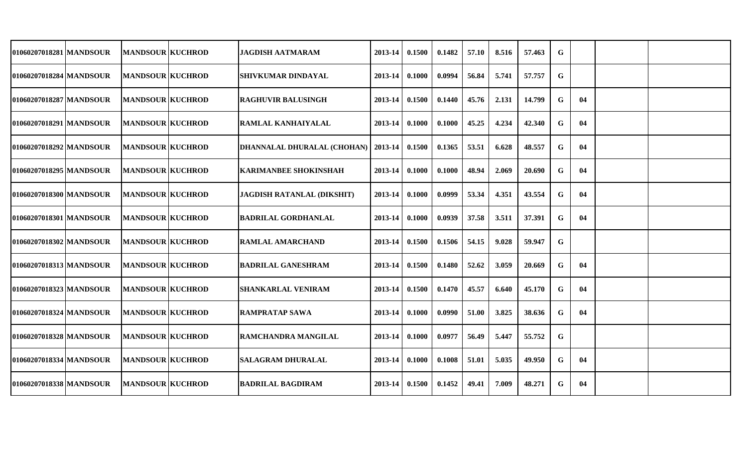| | | | | | | | | | | | | | | | |
|---|---|---|---|---|---|---|---|---|---|---|---|---|---|---|---|
| 01060207018281 | MANDSOUR | MANDSOUR | KUCHROD | JAGDISH AATMARAM | 2013-14 | 0.1500 | 0.1482 | 57.10 | 8.516 | 57.463 | G | | | | |
| 01060207018284 | MANDSOUR | MANDSOUR | KUCHROD | SHIVKUMAR DINDAYAL | 2013-14 | 0.1000 | 0.0994 | 56.84 | 5.741 | 57.757 | G | | | | |
| 01060207018287 | MANDSOUR | MANDSOUR | KUCHROD | RAGHUVIR BALUSINGH | 2013-14 | 0.1500 | 0.1440 | 45.76 | 2.131 | 14.799 | G | 04 | | | |
| 01060207018291 | MANDSOUR | MANDSOUR | KUCHROD | RAMLAL KANHAIYALAL | 2013-14 | 0.1000 | 0.1000 | 45.25 | 4.234 | 42.340 | G | 04 | | | |
| 01060207018292 | MANDSOUR | MANDSOUR | KUCHROD | DHANNALAL DHURALAL (CHOHAN) | 2013-14 | 0.1500 | 0.1365 | 53.51 | 6.628 | 48.557 | G | 04 | | | |
| 01060207018295 | MANDSOUR | MANDSOUR | KUCHROD | KARIMANBEE SHOKINSHAH | 2013-14 | 0.1000 | 0.1000 | 48.94 | 2.069 | 20.690 | G | 04 | | | |
| 01060207018300 | MANDSOUR | MANDSOUR | KUCHROD | JAGDISH RATANLAL (DIKSHIT) | 2013-14 | 0.1000 | 0.0999 | 53.34 | 4.351 | 43.554 | G | 04 | | | |
| 01060207018301 | MANDSOUR | MANDSOUR | KUCHROD | BADRILAL GORDHANLAL | 2013-14 | 0.1000 | 0.0939 | 37.58 | 3.511 | 37.391 | G | 04 | | | |
| 01060207018302 | MANDSOUR | MANDSOUR | KUCHROD | RAMLAL AMARCHAND | 2013-14 | 0.1500 | 0.1506 | 54.15 | 9.028 | 59.947 | G | | | | |
| 01060207018313 | MANDSOUR | MANDSOUR | KUCHROD | BADRILAL GANESHRAM | 2013-14 | 0.1500 | 0.1480 | 52.62 | 3.059 | 20.669 | G | 04 | | | |
| 01060207018323 | MANDSOUR | MANDSOUR | KUCHROD | SHANKARLAL VENIRAM | 2013-14 | 0.1500 | 0.1470 | 45.57 | 6.640 | 45.170 | G | 04 | | | |
| 01060207018324 | MANDSOUR | MANDSOUR | KUCHROD | RAMPRATAP SAWA | 2013-14 | 0.1000 | 0.0990 | 51.00 | 3.825 | 38.636 | G | 04 | | | |
| 01060207018328 | MANDSOUR | MANDSOUR | KUCHROD | RAMCHANDRA MANGILAL | 2013-14 | 0.1000 | 0.0977 | 56.49 | 5.447 | 55.752 | G | | | | |
| 01060207018334 | MANDSOUR | MANDSOUR | KUCHROD | SALAGRAM DHURALAL | 2013-14 | 0.1000 | 0.1008 | 51.01 | 5.035 | 49.950 | G | 04 | | | |
| 01060207018338 | MANDSOUR | MANDSOUR | KUCHROD | BADRILAL BAGDIRAM | 2013-14 | 0.1500 | 0.1452 | 49.41 | 7.009 | 48.271 | G | 04 | | | |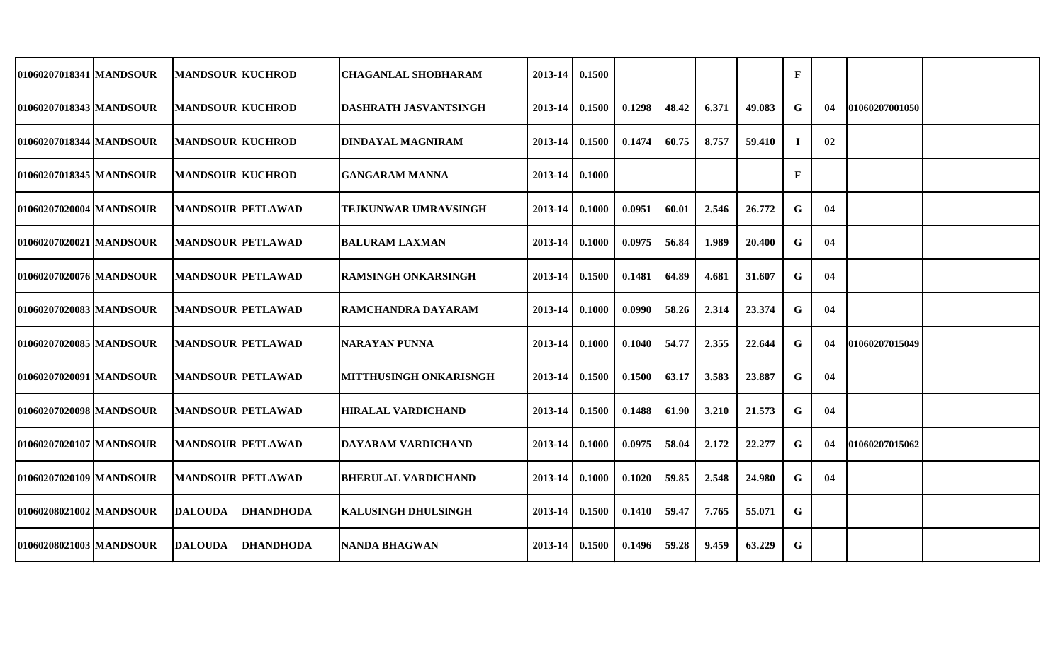| | | | | | | | | | | | | | | |
|---|---|---|---|---|---|---|---|---|---|---|---|---|---|---|
| 01060207018341 | MANDSOUR | MANDSOUR | KUCHROD | CHAGANLAL SHOBHARAM | 2013-14 | 0.1500 | | | | | F | | | |
| 01060207018343 | MANDSOUR | MANDSOUR | KUCHROD | DASHRATH JASVANTSINGH | 2013-14 | 0.1500 | 0.1298 | 48.42 | 6.371 | 49.083 | G | 04 | 01060207001050 | |
| 01060207018344 | MANDSOUR | MANDSOUR | KUCHROD | DINDAYAL MAGNIRAM | 2013-14 | 0.1500 | 0.1474 | 60.75 | 8.757 | 59.410 | I | 02 | | |
| 01060207018345 | MANDSOUR | MANDSOUR | KUCHROD | GANGARAM MANNA | 2013-14 | 0.1000 | | | | | F | | | |
| 01060207020004 | MANDSOUR | MANDSOUR | PETLAWAD | TEJKUNWAR UMRAVSINGH | 2013-14 | 0.1000 | 0.0951 | 60.01 | 2.546 | 26.772 | G | 04 | | |
| 01060207020021 | MANDSOUR | MANDSOUR | PETLAWAD | BALURAM LAXMAN | 2013-14 | 0.1000 | 0.0975 | 56.84 | 1.989 | 20.400 | G | 04 | | |
| 01060207020076 | MANDSOUR | MANDSOUR | PETLAWAD | RAMSINGH ONKARSINGH | 2013-14 | 0.1500 | 0.1481 | 64.89 | 4.681 | 31.607 | G | 04 | | |
| 01060207020083 | MANDSOUR | MANDSOUR | PETLAWAD | RAMCHANDRA DAYARAM | 2013-14 | 0.1000 | 0.0990 | 58.26 | 2.314 | 23.374 | G | 04 | | |
| 01060207020085 | MANDSOUR | MANDSOUR | PETLAWAD | NARAYAN PUNNA | 2013-14 | 0.1000 | 0.1040 | 54.77 | 2.355 | 22.644 | G | 04 | 01060207015049 | |
| 01060207020091 | MANDSOUR | MANDSOUR | PETLAWAD | MITTHUSINGH ONKARISNGH | 2013-14 | 0.1500 | 0.1500 | 63.17 | 3.583 | 23.887 | G | 04 | | |
| 01060207020098 | MANDSOUR | MANDSOUR | PETLAWAD | HIRALAL VARDICHAND | 2013-14 | 0.1500 | 0.1488 | 61.90 | 3.210 | 21.573 | G | 04 | | |
| 01060207020107 | MANDSOUR | MANDSOUR | PETLAWAD | DAYARAM VARDICHAND | 2013-14 | 0.1000 | 0.0975 | 58.04 | 2.172 | 22.277 | G | 04 | 01060207015062 | |
| 01060207020109 | MANDSOUR | MANDSOUR | PETLAWAD | BHERULAL VARDICHAND | 2013-14 | 0.1000 | 0.1020 | 59.85 | 2.548 | 24.980 | G | 04 | | |
| 01060208021002 | MANDSOUR | DALOUDA | DHANDHODA | KALUSINGH DHULSINGH | 2013-14 | 0.1500 | 0.1410 | 59.47 | 7.765 | 55.071 | G | | | |
| 01060208021003 | MANDSOUR | DALOUDA | DHANDHODA | NANDA BHAGWAN | 2013-14 | 0.1500 | 0.1496 | 59.28 | 9.459 | 63.229 | G | | | |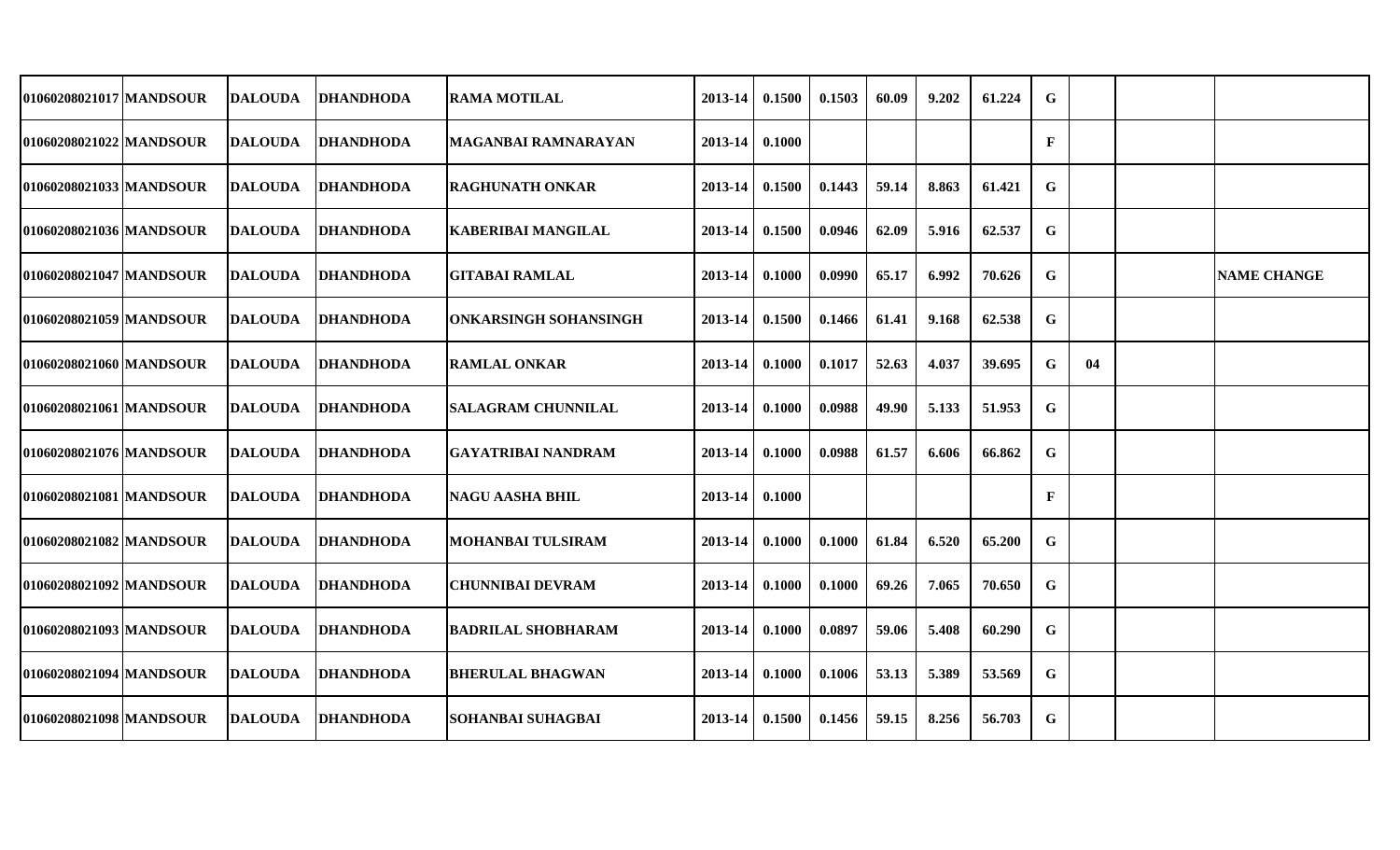| | | | | | | | | | | | | | | |
|---|---|---|---|---|---|---|---|---|---|---|---|---|---|---|
| 01060208021017 | MANDSOUR | DALOUDA | DHANDHODA | RAMA MOTILAL | 2013-14 | 0.1500 | 0.1503 | 60.09 | 9.202 | 61.224 | G | | | |
| 01060208021022 | MANDSOUR | DALOUDA | DHANDHODA | MAGANBAI RAMNARAYAN | 2013-14 | 0.1000 | | | | | F | | | |
| 01060208021033 | MANDSOUR | DALOUDA | DHANDHODA | RAGHUNATH ONKAR | 2013-14 | 0.1500 | 0.1443 | 59.14 | 8.863 | 61.421 | G | | | |
| 01060208021036 | MANDSOUR | DALOUDA | DHANDHODA | KABERIBAI MANGILAL | 2013-14 | 0.1500 | 0.0946 | 62.09 | 5.916 | 62.537 | G | | | |
| 01060208021047 | MANDSOUR | DALOUDA | DHANDHODA | GITABAI RAMLAL | 2013-14 | 0.1000 | 0.0990 | 65.17 | 6.992 | 70.626 | G | | | NAME CHANGE |
| 01060208021059 | MANDSOUR | DALOUDA | DHANDHODA | ONKARSINGH SOHANSINGH | 2013-14 | 0.1500 | 0.1466 | 61.41 | 9.168 | 62.538 | G | | | |
| 01060208021060 | MANDSOUR | DALOUDA | DHANDHODA | RAMLAL ONKAR | 2013-14 | 0.1000 | 0.1017 | 52.63 | 4.037 | 39.695 | G | 04 | | |
| 01060208021061 | MANDSOUR | DALOUDA | DHANDHODA | SALAGRAM CHUNNILAL | 2013-14 | 0.1000 | 0.0988 | 49.90 | 5.133 | 51.953 | G | | | |
| 01060208021076 | MANDSOUR | DALOUDA | DHANDHODA | GAYATRIBAI NANDRAM | 2013-14 | 0.1000 | 0.0988 | 61.57 | 6.606 | 66.862 | G | | | |
| 01060208021081 | MANDSOUR | DALOUDA | DHANDHODA | NAGU AASHA BHIL | 2013-14 | 0.1000 | | | | | F | | | |
| 01060208021082 | MANDSOUR | DALOUDA | DHANDHODA | MOHANBAI TULSIRAM | 2013-14 | 0.1000 | 0.1000 | 61.84 | 6.520 | 65.200 | G | | | |
| 01060208021092 | MANDSOUR | DALOUDA | DHANDHODA | CHUNNIBAI DEVRAM | 2013-14 | 0.1000 | 0.1000 | 69.26 | 7.065 | 70.650 | G | | | |
| 01060208021093 | MANDSOUR | DALOUDA | DHANDHODA | BADRILAL SHOBHARAM | 2013-14 | 0.1000 | 0.0897 | 59.06 | 5.408 | 60.290 | G | | | |
| 01060208021094 | MANDSOUR | DALOUDA | DHANDHODA | BHERULAL BHAGWAN | 2013-14 | 0.1000 | 0.1006 | 53.13 | 5.389 | 53.569 | G | | | |
| 01060208021098 | MANDSOUR | DALOUDA | DHANDHODA | SOHANBAI SUHAGBAI | 2013-14 | 0.1500 | 0.1456 | 59.15 | 8.256 | 56.703 | G | | | |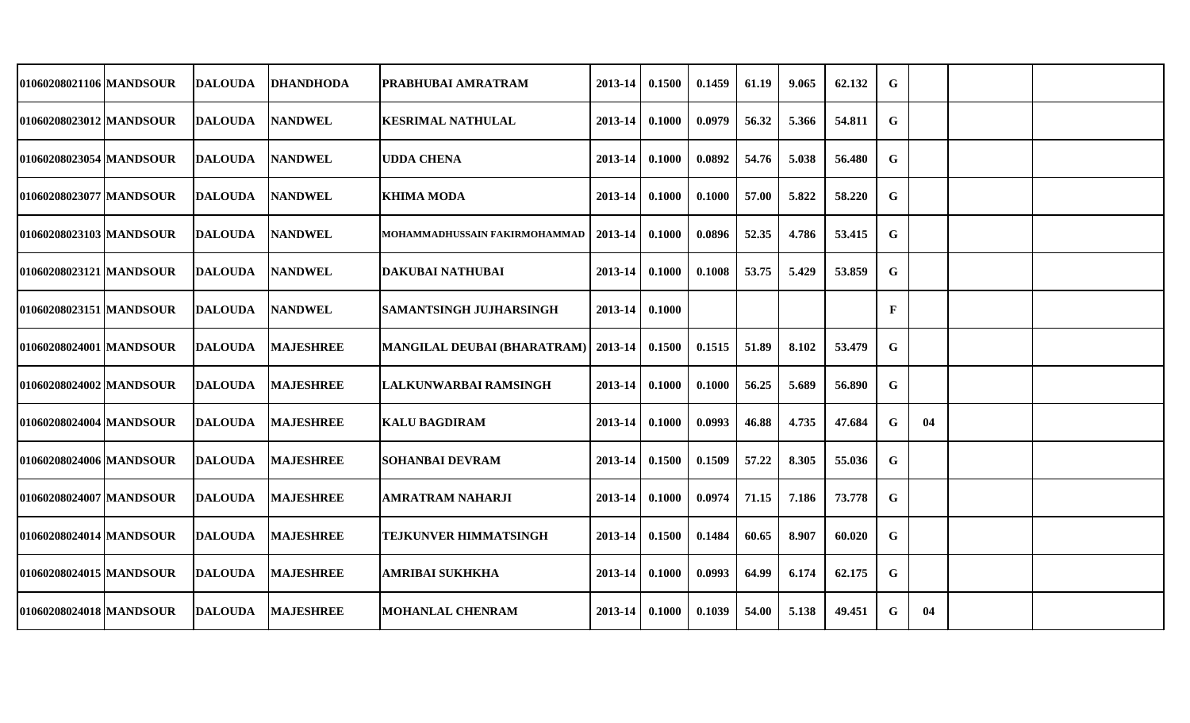| | | | | | | | | | | | | | | |
|---|---|---|---|---|---|---|---|---|---|---|---|---|---|---|
| 01060208021106 | MANDSOUR | DALOUDA | DHANDHODA | PRABHUBAI AMRATRAM | 2013-14 | 0.1500 | 0.1459 | 61.19 | 9.065 | 62.132 | G | | | |
| 01060208023012 | MANDSOUR | DALOUDA | NANDWEL | KESRIMAL NATHULAL | 2013-14 | 0.1000 | 0.0979 | 56.32 | 5.366 | 54.811 | G | | | |
| 01060208023054 | MANDSOUR | DALOUDA | NANDWEL | UDDA CHENA | 2013-14 | 0.1000 | 0.0892 | 54.76 | 5.038 | 56.480 | G | | | |
| 01060208023077 | MANDSOUR | DALOUDA | NANDWEL | KHIMA MODA | 2013-14 | 0.1000 | 0.1000 | 57.00 | 5.822 | 58.220 | G | | | |
| 01060208023103 | MANDSOUR | DALOUDA | NANDWEL | MOHAMMADHUSSAIN FAKIRMOHAMMAD | 2013-14 | 0.1000 | 0.0896 | 52.35 | 4.786 | 53.415 | G | | | |
| 01060208023121 | MANDSOUR | DALOUDA | NANDWEL | DAKUBAI NATHUBAI | 2013-14 | 0.1000 | 0.1008 | 53.75 | 5.429 | 53.859 | G | | | |
| 01060208023151 | MANDSOUR | DALOUDA | NANDWEL | SAMANTSINGH JUJHARSINGH | 2013-14 | 0.1000 | | | | | F | | | |
| 01060208024001 | MANDSOUR | DALOUDA | MAJESHREE | MANGILAL DEUBAI (BHARATRAM) | 2013-14 | 0.1500 | 0.1515 | 51.89 | 8.102 | 53.479 | G | | | |
| 01060208024002 | MANDSOUR | DALOUDA | MAJESHREE | LALKUNWARBAI RAMSINGH | 2013-14 | 0.1000 | 0.1000 | 56.25 | 5.689 | 56.890 | G | | | |
| 01060208024004 | MANDSOUR | DALOUDA | MAJESHREE | KALU BAGDIRAM | 2013-14 | 0.1000 | 0.0993 | 46.88 | 4.735 | 47.684 | G | 04 | | |
| 01060208024006 | MANDSOUR | DALOUDA | MAJESHREE | SOHANBAI DEVRAM | 2013-14 | 0.1500 | 0.1509 | 57.22 | 8.305 | 55.036 | G | | | |
| 01060208024007 | MANDSOUR | DALOUDA | MAJESHREE | AMRATRAM NAHARJI | 2013-14 | 0.1000 | 0.0974 | 71.15 | 7.186 | 73.778 | G | | | |
| 01060208024014 | MANDSOUR | DALOUDA | MAJESHREE | TEJKUNVER HIMMATSINGH | 2013-14 | 0.1500 | 0.1484 | 60.65 | 8.907 | 60.020 | G | | | |
| 01060208024015 | MANDSOUR | DALOUDA | MAJESHREE | AMRIBAI SUKHKHA | 2013-14 | 0.1000 | 0.0993 | 64.99 | 6.174 | 62.175 | G | | | |
| 01060208024018 | MANDSOUR | DALOUDA | MAJESHREE | MOHANLAL CHENRAM | 2013-14 | 0.1000 | 0.1039 | 54.00 | 5.138 | 49.451 | G | 04 | | |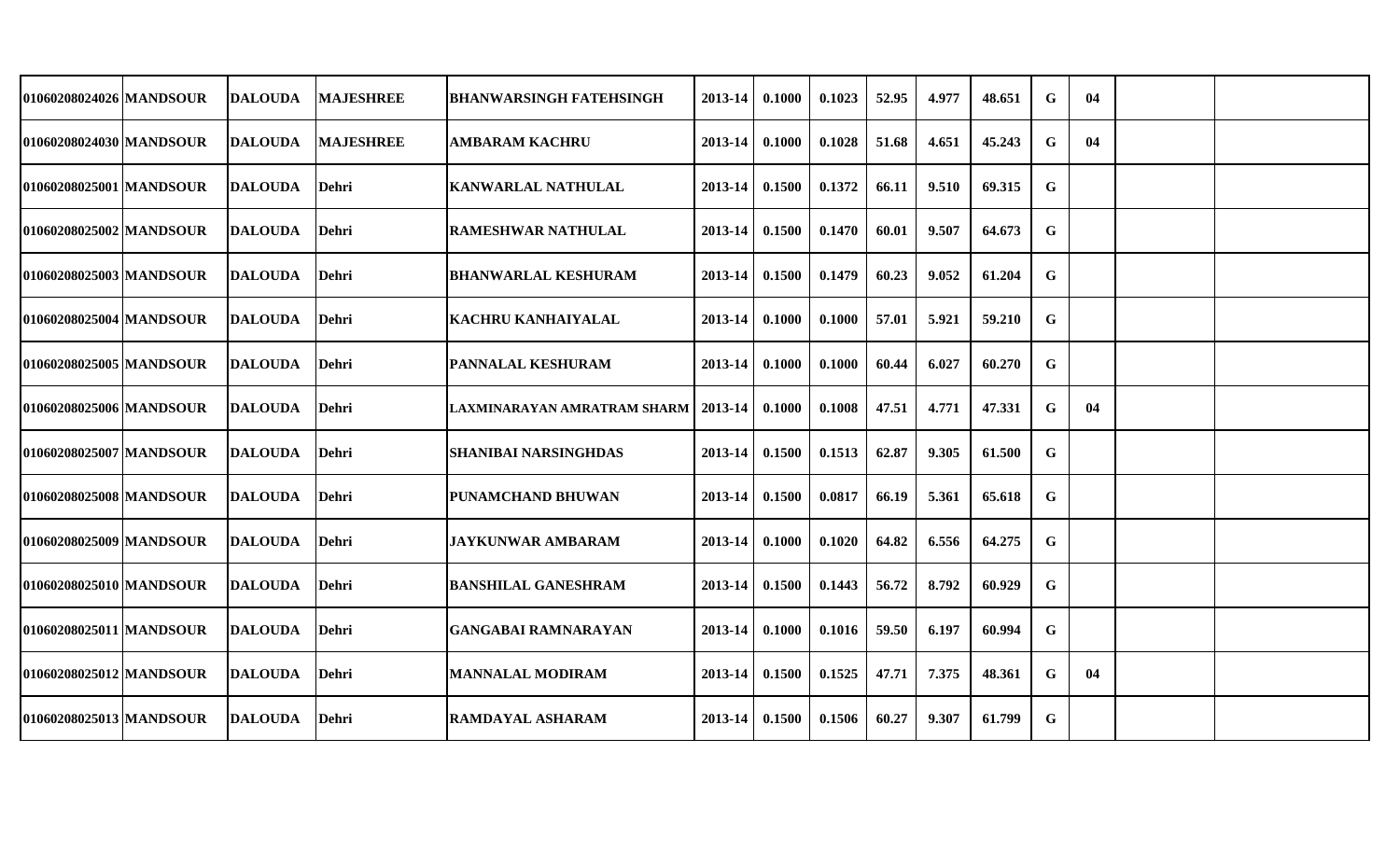| | | | | | | | | | | | | | | |
|---|---|---|---|---|---|---|---|---|---|---|---|---|---|---|
| 01060208024026 | MANDSOUR | DALOUDA | MAJESHREE | BHANWARSINGH FATEHSINGH | 2013-14 | 0.1000 | 0.1023 | 52.95 | 4.977 | 48.651 | G | 04 | | |
| 01060208024030 | MANDSOUR | DALOUDA | MAJESHREE | AMBARAM KACHRU | 2013-14 | 0.1000 | 0.1028 | 51.68 | 4.651 | 45.243 | G | 04 | | |
| 01060208025001 | MANDSOUR | DALOUDA | Dehri | KANWARLAL NATHULAL | 2013-14 | 0.1500 | 0.1372 | 66.11 | 9.510 | 69.315 | G | | | |
| 01060208025002 | MANDSOUR | DALOUDA | Dehri | RAMESHWAR NATHULAL | 2013-14 | 0.1500 | 0.1470 | 60.01 | 9.507 | 64.673 | G | | | |
| 01060208025003 | MANDSOUR | DALOUDA | Dehri | BHANWARLAL KESHURAM | 2013-14 | 0.1500 | 0.1479 | 60.23 | 9.052 | 61.204 | G | | | |
| 01060208025004 | MANDSOUR | DALOUDA | Dehri | KACHRU KANHAIYALAL | 2013-14 | 0.1000 | 0.1000 | 57.01 | 5.921 | 59.210 | G | | | |
| 01060208025005 | MANDSOUR | DALOUDA | Dehri | PANNALAL KESHURAM | 2013-14 | 0.1000 | 0.1000 | 60.44 | 6.027 | 60.270 | G | | | |
| 01060208025006 | MANDSOUR | DALOUDA | Dehri | LAXMINARAYAN AMRATRAM SHARM | 2013-14 | 0.1000 | 0.1008 | 47.51 | 4.771 | 47.331 | G | 04 | | |
| 01060208025007 | MANDSOUR | DALOUDA | Dehri | SHANIBAI NARSINGHDAS | 2013-14 | 0.1500 | 0.1513 | 62.87 | 9.305 | 61.500 | G | | | |
| 01060208025008 | MANDSOUR | DALOUDA | Dehri | PUNAMCHAND BHUWAN | 2013-14 | 0.1500 | 0.0817 | 66.19 | 5.361 | 65.618 | G | | | |
| 01060208025009 | MANDSOUR | DALOUDA | Dehri | JAYKUNWAR AMBARAM | 2013-14 | 0.1000 | 0.1020 | 64.82 | 6.556 | 64.275 | G | | | |
| 01060208025010 | MANDSOUR | DALOUDA | Dehri | BANSHILAL GANESHRAM | 2013-14 | 0.1500 | 0.1443 | 56.72 | 8.792 | 60.929 | G | | | |
| 01060208025011 | MANDSOUR | DALOUDA | Dehri | GANGABAI RAMNARAYAN | 2013-14 | 0.1000 | 0.1016 | 59.50 | 6.197 | 60.994 | G | | | |
| 01060208025012 | MANDSOUR | DALOUDA | Dehri | MANNALAL MODIRAM | 2013-14 | 0.1500 | 0.1525 | 47.71 | 7.375 | 48.361 | G | 04 | | |
| 01060208025013 | MANDSOUR | DALOUDA | Dehri | RAMDAYAL ASHARAM | 2013-14 | 0.1500 | 0.1506 | 60.27 | 9.307 | 61.799 | G | | | |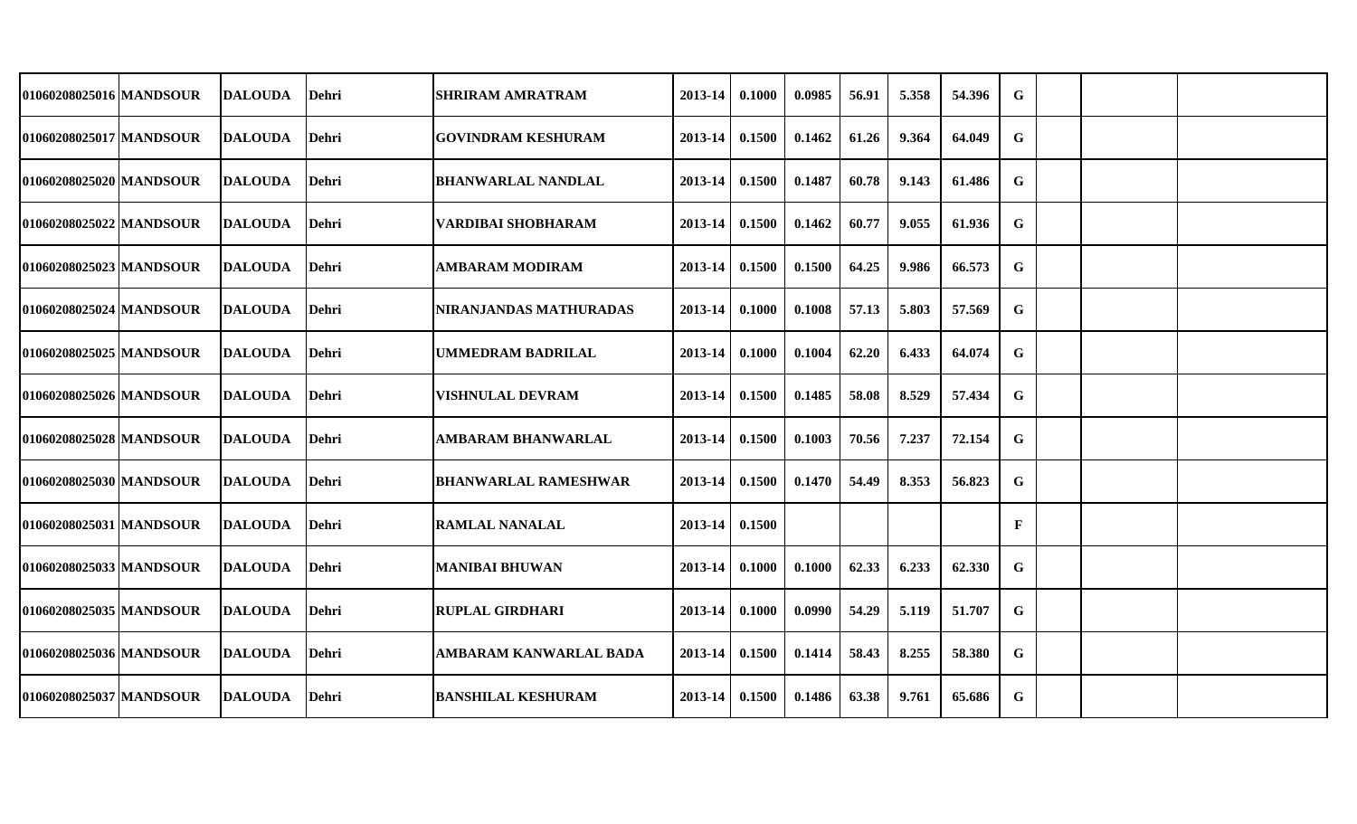| | | | | | | | | | | | | | | |
|---|---|---|---|---|---|---|---|---|---|---|---|---|---|---|
| 01060208025016 | MANDSOUR | DALOUDA | Dehri | SHRIRAM AMRATRAM | 2013-14 | 0.1000 | 0.0985 | 56.91 | 5.358 | 54.396 | G | | | |
| 01060208025017 | MANDSOUR | DALOUDA | Dehri | GOVINDRAM KESHURAM | 2013-14 | 0.1500 | 0.1462 | 61.26 | 9.364 | 64.049 | G | | | |
| 01060208025020 | MANDSOUR | DALOUDA | Dehri | BHANWARLAL NANDLAL | 2013-14 | 0.1500 | 0.1487 | 60.78 | 9.143 | 61.486 | G | | | |
| 01060208025022 | MANDSOUR | DALOUDA | Dehri | VARDIBAI SHOBHARAM | 2013-14 | 0.1500 | 0.1462 | 60.77 | 9.055 | 61.936 | G | | | |
| 01060208025023 | MANDSOUR | DALOUDA | Dehri | AMBARAM MODIRAM | 2013-14 | 0.1500 | 0.1500 | 64.25 | 9.986 | 66.573 | G | | | |
| 01060208025024 | MANDSOUR | DALOUDA | Dehri | NIRANJANDAS MATHURADAS | 2013-14 | 0.1000 | 0.1008 | 57.13 | 5.803 | 57.569 | G | | | |
| 01060208025025 | MANDSOUR | DALOUDA | Dehri | UMMEDRAM BADRILAL | 2013-14 | 0.1000 | 0.1004 | 62.20 | 6.433 | 64.074 | G | | | |
| 01060208025026 | MANDSOUR | DALOUDA | Dehri | VISHNULAL DEVRAM | 2013-14 | 0.1500 | 0.1485 | 58.08 | 8.529 | 57.434 | G | | | |
| 01060208025028 | MANDSOUR | DALOUDA | Dehri | AMBARAM BHANWARLAL | 2013-14 | 0.1500 | 0.1003 | 70.56 | 7.237 | 72.154 | G | | | |
| 01060208025030 | MANDSOUR | DALOUDA | Dehri | BHANWARLAL RAMESHWAR | 2013-14 | 0.1500 | 0.1470 | 54.49 | 8.353 | 56.823 | G | | | |
| 01060208025031 | MANDSOUR | DALOUDA | Dehri | RAMLAL NANALAL | 2013-14 | 0.1500 | | | | | F | | | |
| 01060208025033 | MANDSOUR | DALOUDA | Dehri | MANIBAI BHUWAN | 2013-14 | 0.1000 | 0.1000 | 62.33 | 6.233 | 62.330 | G | | | |
| 01060208025035 | MANDSOUR | DALOUDA | Dehri | RUPLAL GIRDHARI | 2013-14 | 0.1000 | 0.0990 | 54.29 | 5.119 | 51.707 | G | | | |
| 01060208025036 | MANDSOUR | DALOUDA | Dehri | AMBARAM KANWARLAL BADA | 2013-14 | 0.1500 | 0.1414 | 58.43 | 8.255 | 58.380 | G | | | |
| 01060208025037 | MANDSOUR | DALOUDA | Dehri | BANSHILAL KESHURAM | 2013-14 | 0.1500 | 0.1486 | 63.38 | 9.761 | 65.686 | G | | | |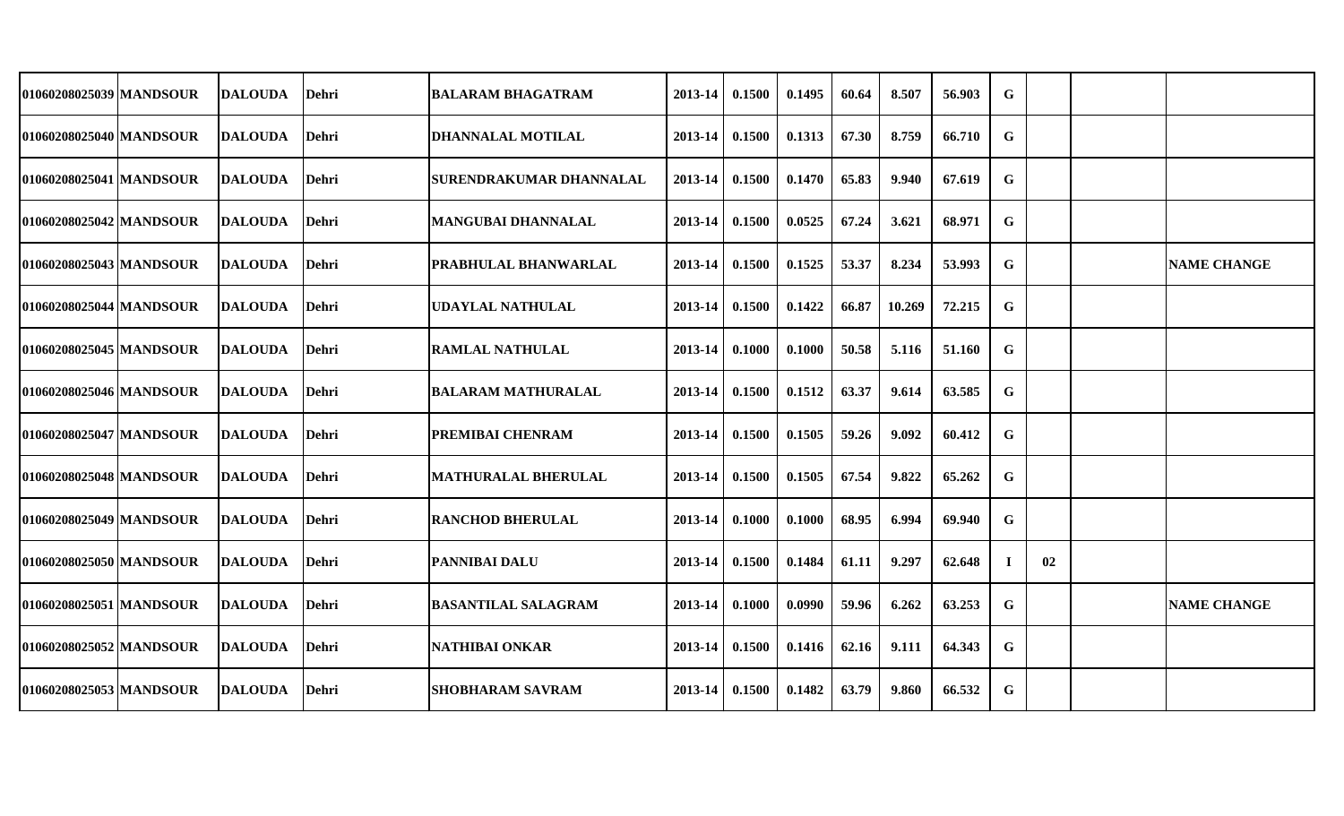| | | | | | | | | | | | | | | |
|---|---|---|---|---|---|---|---|---|---|---|---|---|---|---|
| 01060208025039 | MANDSOUR | DALOUDA | Dehri | BALARAM BHAGATRAM | 2013-14 | 0.1500 | 0.1495 | 60.64 | 8.507 | 56.903 | G | | | |
| 01060208025040 | MANDSOUR | DALOUDA | Dehri | DHANNALAL MOTILAL | 2013-14 | 0.1500 | 0.1313 | 67.30 | 8.759 | 66.710 | G | | | |
| 01060208025041 | MANDSOUR | DALOUDA | Dehri | SURENDRAKUMAR DHANNALAL | 2013-14 | 0.1500 | 0.1470 | 65.83 | 9.940 | 67.619 | G | | | |
| 01060208025042 | MANDSOUR | DALOUDA | Dehri | MANGUBAI DHANNALAL | 2013-14 | 0.1500 | 0.0525 | 67.24 | 3.621 | 68.971 | G | | | |
| 01060208025043 | MANDSOUR | DALOUDA | Dehri | PRABHULAL BHANWARLAL | 2013-14 | 0.1500 | 0.1525 | 53.37 | 8.234 | 53.993 | G | | | NAME CHANGE |
| 01060208025044 | MANDSOUR | DALOUDA | Dehri | UDAYLAL NATHULAL | 2013-14 | 0.1500 | 0.1422 | 66.87 | 10.269 | 72.215 | G | | | |
| 01060208025045 | MANDSOUR | DALOUDA | Dehri | RAMLAL NATHULAL | 2013-14 | 0.1000 | 0.1000 | 50.58 | 5.116 | 51.160 | G | | | |
| 01060208025046 | MANDSOUR | DALOUDA | Dehri | BALARAM MATHURALAL | 2013-14 | 0.1500 | 0.1512 | 63.37 | 9.614 | 63.585 | G | | | |
| 01060208025047 | MANDSOUR | DALOUDA | Dehri | PREMIBAI CHENRAM | 2013-14 | 0.1500 | 0.1505 | 59.26 | 9.092 | 60.412 | G | | | |
| 01060208025048 | MANDSOUR | DALOUDA | Dehri | MATHURALAL BHERULAL | 2013-14 | 0.1500 | 0.1505 | 67.54 | 9.822 | 65.262 | G | | | |
| 01060208025049 | MANDSOUR | DALOUDA | Dehri | RANCHOD BHERULAL | 2013-14 | 0.1000 | 0.1000 | 68.95 | 6.994 | 69.940 | G | | | |
| 01060208025050 | MANDSOUR | DALOUDA | Dehri | PANNIBAI DALU | 2013-14 | 0.1500 | 0.1484 | 61.11 | 9.297 | 62.648 | I | 02 | | |
| 01060208025051 | MANDSOUR | DALOUDA | Dehri | BASANTILAL SALAGRAM | 2013-14 | 0.1000 | 0.0990 | 59.96 | 6.262 | 63.253 | G | | | NAME CHANGE |
| 01060208025052 | MANDSOUR | DALOUDA | Dehri | NATHIBAI ONKAR | 2013-14 | 0.1500 | 0.1416 | 62.16 | 9.111 | 64.343 | G | | | |
| 01060208025053 | MANDSOUR | DALOUDA | Dehri | SHOBHARAM SAVRAM | 2013-14 | 0.1500 | 0.1482 | 63.79 | 9.860 | 66.532 | G | | | |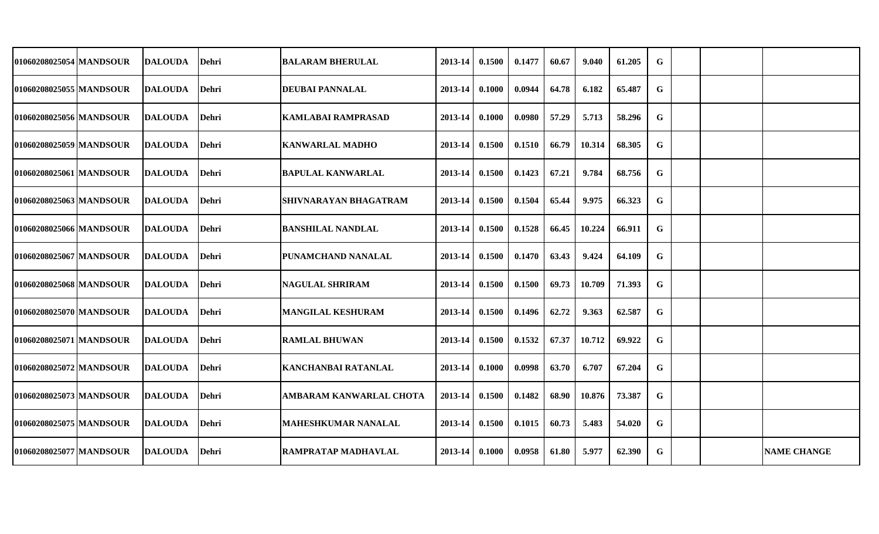| | | | | | | | | | | | | | | |
|---|---|---|---|---|---|---|---|---|---|---|---|---|---|---|
| 01060208025054 | MANDSOUR | DALOUDA | Dehri | BALARAM BHERULAL | 2013-14 | 0.1500 | 0.1477 | 60.67 | 9.040 | 61.205 | G | | | |
| 01060208025055 | MANDSOUR | DALOUDA | Dehri | DEUBAI PANNALAL | 2013-14 | 0.1000 | 0.0944 | 64.78 | 6.182 | 65.487 | G | | | |
| 01060208025056 | MANDSOUR | DALOUDA | Dehri | KAMLABAI RAMPRASAD | 2013-14 | 0.1000 | 0.0980 | 57.29 | 5.713 | 58.296 | G | | | |
| 01060208025059 | MANDSOUR | DALOUDA | Dehri | KANWARLAL MADHO | 2013-14 | 0.1500 | 0.1510 | 66.79 | 10.314 | 68.305 | G | | | |
| 01060208025061 | MANDSOUR | DALOUDA | Dehri | BAPULAL KANWARLAL | 2013-14 | 0.1500 | 0.1423 | 67.21 | 9.784 | 68.756 | G | | | |
| 01060208025063 | MANDSOUR | DALOUDA | Dehri | SHIVNARAYAN BHAGATRAM | 2013-14 | 0.1500 | 0.1504 | 65.44 | 9.975 | 66.323 | G | | | |
| 01060208025066 | MANDSOUR | DALOUDA | Dehri | BANSHILAL NANDLAL | 2013-14 | 0.1500 | 0.1528 | 66.45 | 10.224 | 66.911 | G | | | |
| 01060208025067 | MANDSOUR | DALOUDA | Dehri | PUNAMCHAND NANALAL | 2013-14 | 0.1500 | 0.1470 | 63.43 | 9.424 | 64.109 | G | | | |
| 01060208025068 | MANDSOUR | DALOUDA | Dehri | NAGULAL SHRIRAM | 2013-14 | 0.1500 | 0.1500 | 69.73 | 10.709 | 71.393 | G | | | |
| 01060208025070 | MANDSOUR | DALOUDA | Dehri | MANGILAL KESHURAM | 2013-14 | 0.1500 | 0.1496 | 62.72 | 9.363 | 62.587 | G | | | |
| 01060208025071 | MANDSOUR | DALOUDA | Dehri | RAMLAL BHUWAN | 2013-14 | 0.1500 | 0.1532 | 67.37 | 10.712 | 69.922 | G | | | |
| 01060208025072 | MANDSOUR | DALOUDA | Dehri | KANCHANBAI RATANLAL | 2013-14 | 0.1000 | 0.0998 | 63.70 | 6.707 | 67.204 | G | | | |
| 01060208025073 | MANDSOUR | DALOUDA | Dehri | AMBARAM KANWARLAL CHOTA | 2013-14 | 0.1500 | 0.1482 | 68.90 | 10.876 | 73.387 | G | | | |
| 01060208025075 | MANDSOUR | DALOUDA | Dehri | MAHESHKUMAR NANALAL | 2013-14 | 0.1500 | 0.1015 | 60.73 | 5.483 | 54.020 | G | | | |
| 01060208025077 | MANDSOUR | DALOUDA | Dehri | RAMPRATAP MADHAVLAL | 2013-14 | 0.1000 | 0.0958 | 61.80 | 5.977 | 62.390 | G | | | NAME CHANGE |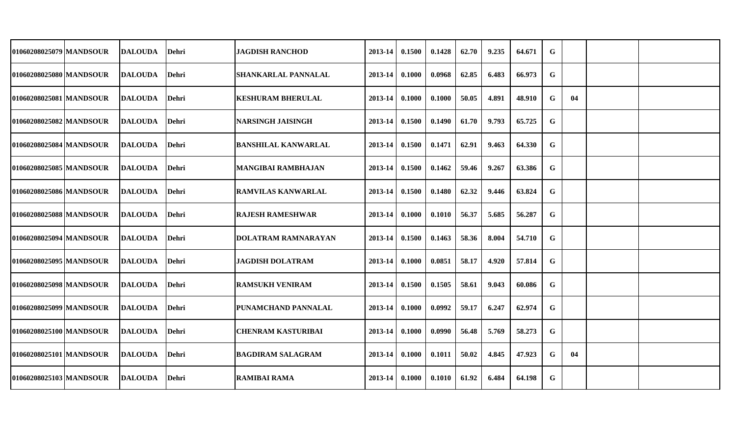| | | | | | | | | | | | | | | | |
|---|---|---|---|---|---|---|---|---|---|---|---|---|---|---|---|
| 01060208025079 | MANDSOUR | DALOUDA | Dehri | JAGDISH RANCHOD | 2013-14 | 0.1500 | 0.1428 | 62.70 | 9.235 | 64.671 | G | | | | |
| 01060208025080 | MANDSOUR | DALOUDA | Dehri | SHANKARLAL PANNALAL | 2013-14 | 0.1000 | 0.0968 | 62.85 | 6.483 | 66.973 | G | | | | |
| 01060208025081 | MANDSOUR | DALOUDA | Dehri | KESHURAM BHERULAL | 2013-14 | 0.1000 | 0.1000 | 50.05 | 4.891 | 48.910 | G | 04 | | | |
| 01060208025082 | MANDSOUR | DALOUDA | Dehri | NARSINGH JAISINGH | 2013-14 | 0.1500 | 0.1490 | 61.70 | 9.793 | 65.725 | G | | | | |
| 01060208025084 | MANDSOUR | DALOUDA | Dehri | BANSHILAL KANWARLAL | 2013-14 | 0.1500 | 0.1471 | 62.91 | 9.463 | 64.330 | G | | | | |
| 01060208025085 | MANDSOUR | DALOUDA | Dehri | MANGIBAI RAMBHAJAN | 2013-14 | 0.1500 | 0.1462 | 59.46 | 9.267 | 63.386 | G | | | | |
| 01060208025086 | MANDSOUR | DALOUDA | Dehri | RAMVILAS KANWARLAL | 2013-14 | 0.1500 | 0.1480 | 62.32 | 9.446 | 63.824 | G | | | | |
| 01060208025088 | MANDSOUR | DALOUDA | Dehri | RAJESH RAMESHWAR | 2013-14 | 0.1000 | 0.1010 | 56.37 | 5.685 | 56.287 | G | | | | |
| 01060208025094 | MANDSOUR | DALOUDA | Dehri | DOLATRAM RAMNARAYAN | 2013-14 | 0.1500 | 0.1463 | 58.36 | 8.004 | 54.710 | G | | | | |
| 01060208025095 | MANDSOUR | DALOUDA | Dehri | JAGDISH DOLATRAM | 2013-14 | 0.1000 | 0.0851 | 58.17 | 4.920 | 57.814 | G | | | | |
| 01060208025098 | MANDSOUR | DALOUDA | Dehri | RAMSUKH VENIRAM | 2013-14 | 0.1500 | 0.1505 | 58.61 | 9.043 | 60.086 | G | | | | |
| 01060208025099 | MANDSOUR | DALOUDA | Dehri | PUNAMCHAND PANNALAL | 2013-14 | 0.1000 | 0.0992 | 59.17 | 6.247 | 62.974 | G | | | | |
| 01060208025100 | MANDSOUR | DALOUDA | Dehri | CHENRAM KASTURIBAI | 2013-14 | 0.1000 | 0.0990 | 56.48 | 5.769 | 58.273 | G | | | | |
| 01060208025101 | MANDSOUR | DALOUDA | Dehri | BAGDIRAM SALAGRAM | 2013-14 | 0.1000 | 0.1011 | 50.02 | 4.845 | 47.923 | G | 04 | | | |
| 01060208025103 | MANDSOUR | DALOUDA | Dehri | RAMIBAI RAMA | 2013-14 | 0.1000 | 0.1010 | 61.92 | 6.484 | 64.198 | G | | | | |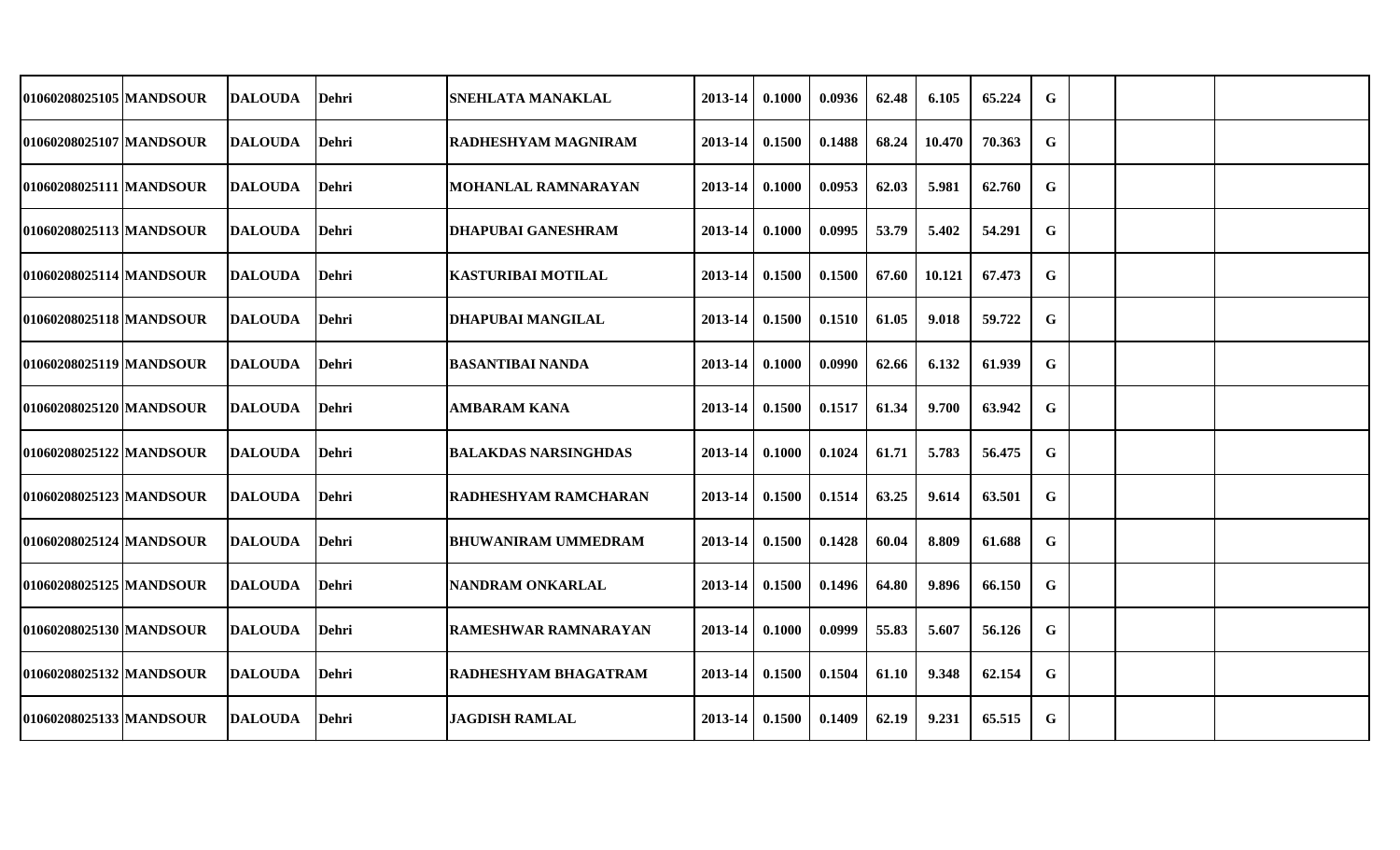| | | | | | | | | | | | | | | |
|---|---|---|---|---|---|---|---|---|---|---|---|---|---|---|
| 01060208025105 | MANDSOUR | DALOUDA | Dehri | SNEHLATA MANAKLAL | 2013-14 | 0.1000 | 0.0936 | 62.48 | 6.105 | 65.224 | G | | | |
| 01060208025107 | MANDSOUR | DALOUDA | Dehri | RADHESHYAM MAGNIRAM | 2013-14 | 0.1500 | 0.1488 | 68.24 | 10.470 | 70.363 | G | | | |
| 01060208025111 | MANDSOUR | DALOUDA | Dehri | MOHANLAL RAMNARAYAN | 2013-14 | 0.1000 | 0.0953 | 62.03 | 5.981 | 62.760 | G | | | |
| 01060208025113 | MANDSOUR | DALOUDA | Dehri | DHAPUBAI GANESHRAM | 2013-14 | 0.1000 | 0.0995 | 53.79 | 5.402 | 54.291 | G | | | |
| 01060208025114 | MANDSOUR | DALOUDA | Dehri | KASTURIBAI MOTILAL | 2013-14 | 0.1500 | 0.1500 | 67.60 | 10.121 | 67.473 | G | | | |
| 01060208025118 | MANDSOUR | DALOUDA | Dehri | DHAPUBAI MANGILAL | 2013-14 | 0.1500 | 0.1510 | 61.05 | 9.018 | 59.722 | G | | | |
| 01060208025119 | MANDSOUR | DALOUDA | Dehri | BASANTIBAI NANDA | 2013-14 | 0.1000 | 0.0990 | 62.66 | 6.132 | 61.939 | G | | | |
| 01060208025120 | MANDSOUR | DALOUDA | Dehri | AMBARAM KANA | 2013-14 | 0.1500 | 0.1517 | 61.34 | 9.700 | 63.942 | G | | | |
| 01060208025122 | MANDSOUR | DALOUDA | Dehri | BALAKDAS NARSINGHDAS | 2013-14 | 0.1000 | 0.1024 | 61.71 | 5.783 | 56.475 | G | | | |
| 01060208025123 | MANDSOUR | DALOUDA | Dehri | RADHESHYAM RAMCHARAN | 2013-14 | 0.1500 | 0.1514 | 63.25 | 9.614 | 63.501 | G | | | |
| 01060208025124 | MANDSOUR | DALOUDA | Dehri | BHUWANIRAM UMMEDRAM | 2013-14 | 0.1500 | 0.1428 | 60.04 | 8.809 | 61.688 | G | | | |
| 01060208025125 | MANDSOUR | DALOUDA | Dehri | NANDRAM ONKARLAL | 2013-14 | 0.1500 | 0.1496 | 64.80 | 9.896 | 66.150 | G | | | |
| 01060208025130 | MANDSOUR | DALOUDA | Dehri | RAMESHWAR RAMNARAYAN | 2013-14 | 0.1000 | 0.0999 | 55.83 | 5.607 | 56.126 | G | | | |
| 01060208025132 | MANDSOUR | DALOUDA | Dehri | RADHESHYAM BHAGATRAM | 2013-14 | 0.1500 | 0.1504 | 61.10 | 9.348 | 62.154 | G | | | |
| 01060208025133 | MANDSOUR | DALOUDA | Dehri | JAGDISH RAMLAL | 2013-14 | 0.1500 | 0.1409 | 62.19 | 9.231 | 65.515 | G | | | |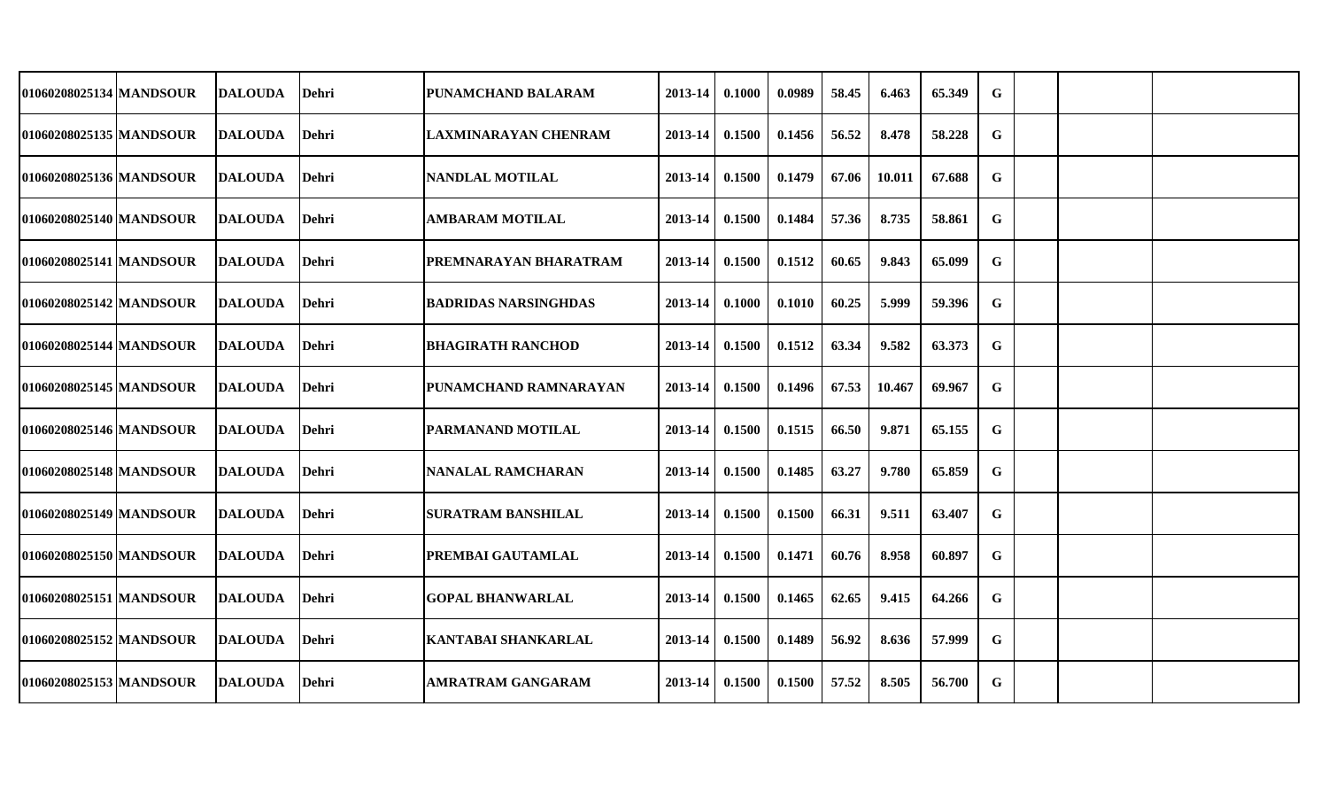| | | | | | | | | | | | | | | |
|---|---|---|---|---|---|---|---|---|---|---|---|---|---|---|
| 01060208025134 | MANDSOUR | DALOUDA | Dehri | PUNAMCHAND BALARAM | 2013-14 | 0.1000 | 0.0989 | 58.45 | 6.463 | 65.349 | G | | | |
| 01060208025135 | MANDSOUR | DALOUDA | Dehri | LAXMINARAYAN CHENRAM | 2013-14 | 0.1500 | 0.1456 | 56.52 | 8.478 | 58.228 | G | | | |
| 01060208025136 | MANDSOUR | DALOUDA | Dehri | NANDLAL MOTILAL | 2013-14 | 0.1500 | 0.1479 | 67.06 | 10.011 | 67.688 | G | | | |
| 01060208025140 | MANDSOUR | DALOUDA | Dehri | AMBARAM MOTILAL | 2013-14 | 0.1500 | 0.1484 | 57.36 | 8.735 | 58.861 | G | | | |
| 01060208025141 | MANDSOUR | DALOUDA | Dehri | PREMNARAYAN BHARATRAM | 2013-14 | 0.1500 | 0.1512 | 60.65 | 9.843 | 65.099 | G | | | |
| 01060208025142 | MANDSOUR | DALOUDA | Dehri | BADRIDAS NARSINGHDAS | 2013-14 | 0.1000 | 0.1010 | 60.25 | 5.999 | 59.396 | G | | | |
| 01060208025144 | MANDSOUR | DALOUDA | Dehri | BHAGIRATH RANCHOD | 2013-14 | 0.1500 | 0.1512 | 63.34 | 9.582 | 63.373 | G | | | |
| 01060208025145 | MANDSOUR | DALOUDA | Dehri | PUNAMCHAND RAMNARAYAN | 2013-14 | 0.1500 | 0.1496 | 67.53 | 10.467 | 69.967 | G | | | |
| 01060208025146 | MANDSOUR | DALOUDA | Dehri | PARMANAND MOTILAL | 2013-14 | 0.1500 | 0.1515 | 66.50 | 9.871 | 65.155 | G | | | |
| 01060208025148 | MANDSOUR | DALOUDA | Dehri | NANALAL RAMCHARAN | 2013-14 | 0.1500 | 0.1485 | 63.27 | 9.780 | 65.859 | G | | | |
| 01060208025149 | MANDSOUR | DALOUDA | Dehri | SURATRAM BANSHILAL | 2013-14 | 0.1500 | 0.1500 | 66.31 | 9.511 | 63.407 | G | | | |
| 01060208025150 | MANDSOUR | DALOUDA | Dehri | PREMBAI GAUTAMLAL | 2013-14 | 0.1500 | 0.1471 | 60.76 | 8.958 | 60.897 | G | | | |
| 01060208025151 | MANDSOUR | DALOUDA | Dehri | GOPAL BHANWARLAL | 2013-14 | 0.1500 | 0.1465 | 62.65 | 9.415 | 64.266 | G | | | |
| 01060208025152 | MANDSOUR | DALOUDA | Dehri | KANTABAI SHANKARLAL | 2013-14 | 0.1500 | 0.1489 | 56.92 | 8.636 | 57.999 | G | | | |
| 01060208025153 | MANDSOUR | DALOUDA | Dehri | AMRATRAM GANGARAM | 2013-14 | 0.1500 | 0.1500 | 57.52 | 8.505 | 56.700 | G | | | |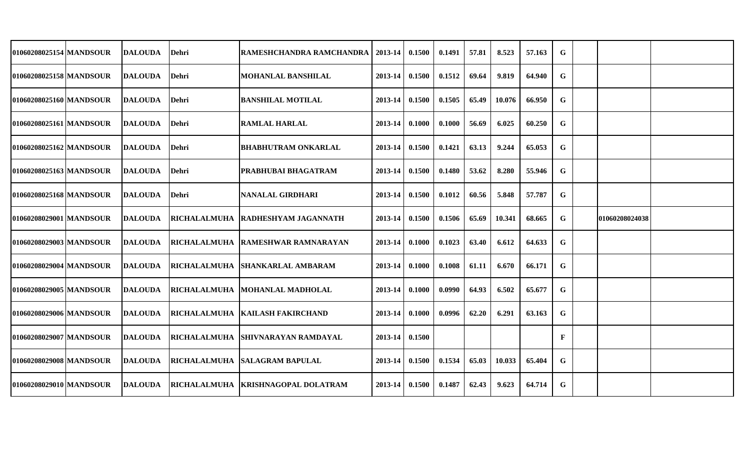| | | | | | | | | | | | | | | |
|---|---|---|---|---|---|---|---|---|---|---|---|---|---|---|
| 01060208025154 | MANDSOUR | DALOUDA | Dehri | RAMESHCHANDRA RAMCHANDRA | 2013-14 | 0.1500 | 0.1491 | 57.81 | 8.523 | 57.163 | G | | | |
| 01060208025158 | MANDSOUR | DALOUDA | Dehri | MOHANLAL BANSHILAL | 2013-14 | 0.1500 | 0.1512 | 69.64 | 9.819 | 64.940 | G | | | |
| 01060208025160 | MANDSOUR | DALOUDA | Dehri | BANSHILAL MOTILAL | 2013-14 | 0.1500 | 0.1505 | 65.49 | 10.076 | 66.950 | G | | | |
| 01060208025161 | MANDSOUR | DALOUDA | Dehri | RAMLAL HARLAL | 2013-14 | 0.1000 | 0.1000 | 56.69 | 6.025 | 60.250 | G | | | |
| 01060208025162 | MANDSOUR | DALOUDA | Dehri | BHABHUTRAM ONKARLAL | 2013-14 | 0.1500 | 0.1421 | 63.13 | 9.244 | 65.053 | G | | | |
| 01060208025163 | MANDSOUR | DALOUDA | Dehri | PRABHUBAI BHAGATRAM | 2013-14 | 0.1500 | 0.1480 | 53.62 | 8.280 | 55.946 | G | | | |
| 01060208025168 | MANDSOUR | DALOUDA | Dehri | NANALAL GIRDHARI | 2013-14 | 0.1500 | 0.1012 | 60.56 | 5.848 | 57.787 | G | | | |
| 01060208029001 | MANDSOUR | DALOUDA | RICHALALMUHA | RADHESHYAM JAGANNATH | 2013-14 | 0.1500 | 0.1506 | 65.69 | 10.341 | 68.665 | G | | 01060208024038 | |
| 01060208029003 | MANDSOUR | DALOUDA | RICHALALMUHA | RAMESHWAR RAMNARAYAN | 2013-14 | 0.1000 | 0.1023 | 63.40 | 6.612 | 64.633 | G | | | |
| 01060208029004 | MANDSOUR | DALOUDA | RICHALALMUHA | SHANKARLAL AMBARAM | 2013-14 | 0.1000 | 0.1008 | 61.11 | 6.670 | 66.171 | G | | | |
| 01060208029005 | MANDSOUR | DALOUDA | RICHALALMUHA | MOHANLAL MADHOLAL | 2013-14 | 0.1000 | 0.0990 | 64.93 | 6.502 | 65.677 | G | | | |
| 01060208029006 | MANDSOUR | DALOUDA | RICHALALMUHA | KAILASH FAKIRCHAND | 2013-14 | 0.1000 | 0.0996 | 62.20 | 6.291 | 63.163 | G | | | |
| 01060208029007 | MANDSOUR | DALOUDA | RICHALALMUHA | SHIVNARAYAN RAMDAYAL | 2013-14 | 0.1500 | | | | | F | | | |
| 01060208029008 | MANDSOUR | DALOUDA | RICHALALMUHA | SALAGRAM BAPULAL | 2013-14 | 0.1500 | 0.1534 | 65.03 | 10.033 | 65.404 | G | | | |
| 01060208029010 | MANDSOUR | DALOUDA | RICHALALMUHA | KRISHNAGOPAL DOLATRAM | 2013-14 | 0.1500 | 0.1487 | 62.43 | 9.623 | 64.714 | G | | | |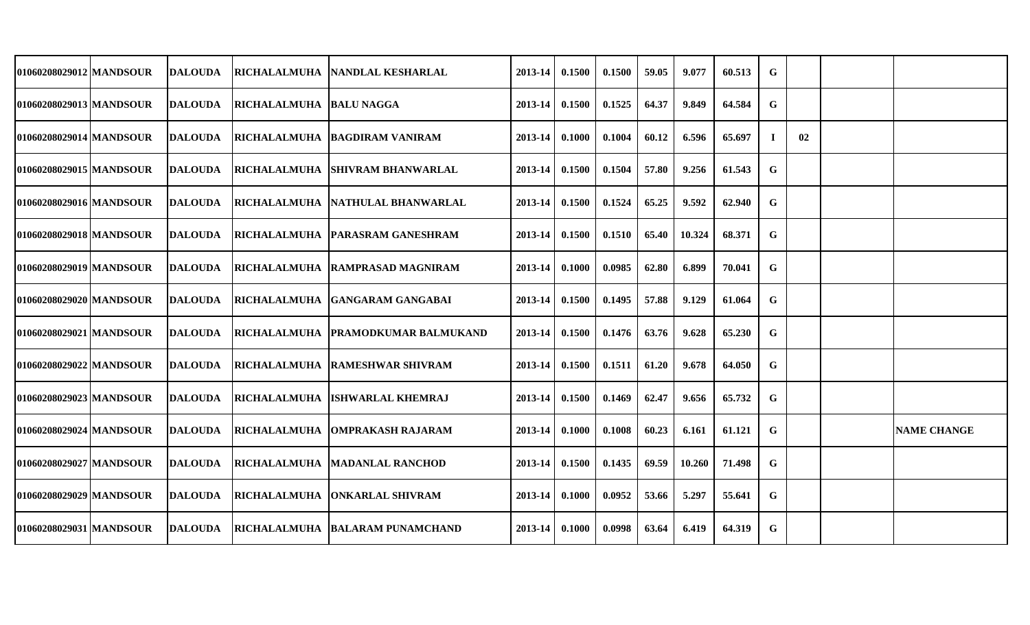| | | | | | | | | | | | | | | |
|---|---|---|---|---|---|---|---|---|---|---|---|---|---|---|
| 01060208029012 | MANDSOUR | DALOUDA | RICHALALMUHA | NANDLAL KESHARLAL | 2013-14 | 0.1500 | 0.1500 | 59.05 | 9.077 | 60.513 | G | | | |
| 01060208029013 | MANDSOUR | DALOUDA | RICHALALMUHA | BALU NAGGA | 2013-14 | 0.1500 | 0.1525 | 64.37 | 9.849 | 64.584 | G | | | |
| 01060208029014 | MANDSOUR | DALOUDA | RICHALALMUHA | BAGDIRAM VANIRAM | 2013-14 | 0.1000 | 0.1004 | 60.12 | 6.596 | 65.697 | I | 02 | | |
| 01060208029015 | MANDSOUR | DALOUDA | RICHALALMUHA | SHIVRAM BHANWARLAL | 2013-14 | 0.1500 | 0.1504 | 57.80 | 9.256 | 61.543 | G | | | |
| 01060208029016 | MANDSOUR | DALOUDA | RICHALALMUHA | NATHULAL BHANWARLAL | 2013-14 | 0.1500 | 0.1524 | 65.25 | 9.592 | 62.940 | G | | | |
| 01060208029018 | MANDSOUR | DALOUDA | RICHALALMUHA | PARASRAM GANESHRAM | 2013-14 | 0.1500 | 0.1510 | 65.40 | 10.324 | 68.371 | G | | | |
| 01060208029019 | MANDSOUR | DALOUDA | RICHALALMUHA | RAMPRASAD MAGNIRAM | 2013-14 | 0.1000 | 0.0985 | 62.80 | 6.899 | 70.041 | G | | | |
| 01060208029020 | MANDSOUR | DALOUDA | RICHALALMUHA | GANGARAM GANGABAI | 2013-14 | 0.1500 | 0.1495 | 57.88 | 9.129 | 61.064 | G | | | |
| 01060208029021 | MANDSOUR | DALOUDA | RICHALALMUHA | PRAMODKUMAR BALMUKAND | 2013-14 | 0.1500 | 0.1476 | 63.76 | 9.628 | 65.230 | G | | | |
| 01060208029022 | MANDSOUR | DALOUDA | RICHALALMUHA | RAMESHWAR SHIVRAM | 2013-14 | 0.1500 | 0.1511 | 61.20 | 9.678 | 64.050 | G | | | |
| 01060208029023 | MANDSOUR | DALOUDA | RICHALALMUHA | ISHWARLAL KHEMRAJ | 2013-14 | 0.1500 | 0.1469 | 62.47 | 9.656 | 65.732 | G | | | |
| 01060208029024 | MANDSOUR | DALOUDA | RICHALALMUHA | OMPRAKASH RAJARAM | 2013-14 | 0.1000 | 0.1008 | 60.23 | 6.161 | 61.121 | G | | | NAME CHANGE |
| 01060208029027 | MANDSOUR | DALOUDA | RICHALALMUHA | MADANLAL RANCHOD | 2013-14 | 0.1500 | 0.1435 | 69.59 | 10.260 | 71.498 | G | | | |
| 01060208029029 | MANDSOUR | DALOUDA | RICHALALMUHA | ONKARLAL SHIVRAM | 2013-14 | 0.1000 | 0.0952 | 53.66 | 5.297 | 55.641 | G | | | |
| 01060208029031 | MANDSOUR | DALOUDA | RICHALALMUHA | BALARAM PUNAMCHAND | 2013-14 | 0.1000 | 0.0998 | 63.64 | 6.419 | 64.319 | G | | | |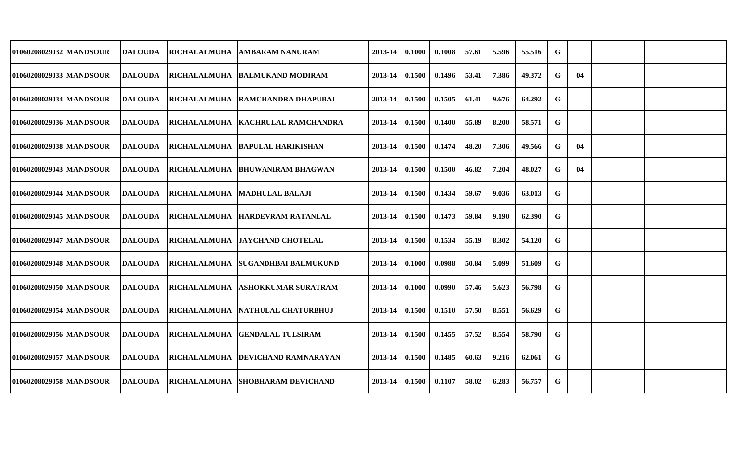| | | | | | | | | | | | | | | | |
|---|---|---|---|---|---|---|---|---|---|---|---|---|---|---|---|
| 01060208029032 | MANDSOUR | DALOUDA | RICHALALMUHA | AMBARAM NANURAM | 2013-14 | 0.1000 | 0.1008 | 57.61 | 5.596 | 55.516 | G | | | | |
| 01060208029033 | MANDSOUR | DALOUDA | RICHALALMUHA | BALMUKAND MODIRAM | 2013-14 | 0.1500 | 0.1496 | 53.41 | 7.386 | 49.372 | G | 04 | | | |
| 01060208029034 | MANDSOUR | DALOUDA | RICHALALMUHA | RAMCHANDRA DHAPUBAI | 2013-14 | 0.1500 | 0.1505 | 61.41 | 9.676 | 64.292 | G | | | | |
| 01060208029036 | MANDSOUR | DALOUDA | RICHALALMUHA | KACHRULAL RAMCHANDRA | 2013-14 | 0.1500 | 0.1400 | 55.89 | 8.200 | 58.571 | G | | | | |
| 01060208029038 | MANDSOUR | DALOUDA | RICHALALMUHA | BAPULAL HARIKISHAN | 2013-14 | 0.1500 | 0.1474 | 48.20 | 7.306 | 49.566 | G | 04 | | | |
| 01060208029043 | MANDSOUR | DALOUDA | RICHALALMUHA | BHUWANIRAM BHAGWAN | 2013-14 | 0.1500 | 0.1500 | 46.82 | 7.204 | 48.027 | G | 04 | | | |
| 01060208029044 | MANDSOUR | DALOUDA | RICHALALMUHA | MADHULAL BALAJI | 2013-14 | 0.1500 | 0.1434 | 59.67 | 9.036 | 63.013 | G | | | | |
| 01060208029045 | MANDSOUR | DALOUDA | RICHALALMUHA | HARDEVRAM RATANLAL | 2013-14 | 0.1500 | 0.1473 | 59.84 | 9.190 | 62.390 | G | | | | |
| 01060208029047 | MANDSOUR | DALOUDA | RICHALALMUHA | JAYCHAND CHOTELAL | 2013-14 | 0.1500 | 0.1534 | 55.19 | 8.302 | 54.120 | G | | | | |
| 01060208029048 | MANDSOUR | DALOUDA | RICHALALMUHA | SUGANDHBAI BALMUKUND | 2013-14 | 0.1000 | 0.0988 | 50.84 | 5.099 | 51.609 | G | | | | |
| 01060208029050 | MANDSOUR | DALOUDA | RICHALALMUHA | ASHOKKUMAR SURATRAM | 2013-14 | 0.1000 | 0.0990 | 57.46 | 5.623 | 56.798 | G | | | | |
| 01060208029054 | MANDSOUR | DALOUDA | RICHALALMUHA | NATHULAL CHATURBHUJ | 2013-14 | 0.1500 | 0.1510 | 57.50 | 8.551 | 56.629 | G | | | | |
| 01060208029056 | MANDSOUR | DALOUDA | RICHALALMUHA | GENDALAL TULSIRAM | 2013-14 | 0.1500 | 0.1455 | 57.52 | 8.554 | 58.790 | G | | | | |
| 01060208029057 | MANDSOUR | DALOUDA | RICHALALMUHA | DEVICHAND RAMNARAYAN | 2013-14 | 0.1500 | 0.1485 | 60.63 | 9.216 | 62.061 | G | | | | |
| 01060208029058 | MANDSOUR | DALOUDA | RICHALALMUHA | SHOBHARAM DEVICHAND | 2013-14 | 0.1500 | 0.1107 | 58.02 | 6.283 | 56.757 | G | | | | |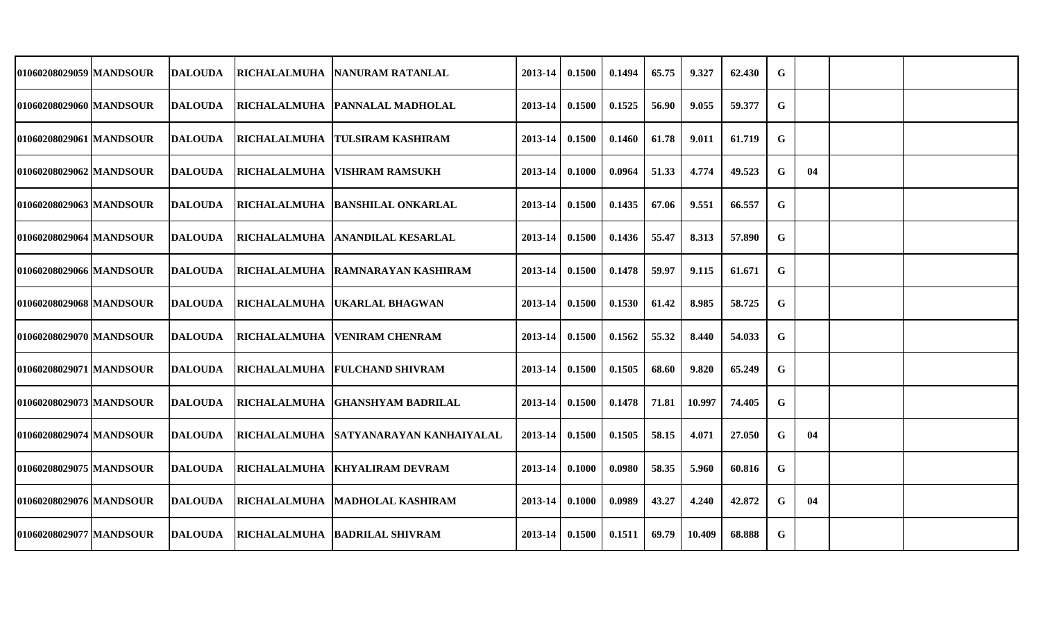| | | | | | | | | | | | | | | | |
|---|---|---|---|---|---|---|---|---|---|---|---|---|---|---|---|
| 01060208029059 | MANDSOUR | DALOUDA | RICHALALMUHA | NANURAM RATANLAL | 2013-14 | 0.1500 | 0.1494 | 65.75 | 9.327 | 62.430 | G | | | | |
| 01060208029060 | MANDSOUR | DALOUDA | RICHALALMUHA | PANNALAL MADHOLAL | 2013-14 | 0.1500 | 0.1525 | 56.90 | 9.055 | 59.377 | G | | | | |
| 01060208029061 | MANDSOUR | DALOUDA | RICHALALMUHA | TULSIRAM KASHIRAM | 2013-14 | 0.1500 | 0.1460 | 61.78 | 9.011 | 61.719 | G | | | | |
| 01060208029062 | MANDSOUR | DALOUDA | RICHALALMUHA | VISHRAM RAMSUKH | 2013-14 | 0.1000 | 0.0964 | 51.33 | 4.774 | 49.523 | G | 04 | | | |
| 01060208029063 | MANDSOUR | DALOUDA | RICHALALMUHA | BANSHILAL ONKARLAL | 2013-14 | 0.1500 | 0.1435 | 67.06 | 9.551 | 66.557 | G | | | | |
| 01060208029064 | MANDSOUR | DALOUDA | RICHALALMUHA | ANANDILAL KESARLAL | 2013-14 | 0.1500 | 0.1436 | 55.47 | 8.313 | 57.890 | G | | | | |
| 01060208029066 | MANDSOUR | DALOUDA | RICHALALMUHA | RAMNARAYAN KASHIRAM | 2013-14 | 0.1500 | 0.1478 | 59.97 | 9.115 | 61.671 | G | | | | |
| 01060208029068 | MANDSOUR | DALOUDA | RICHALALMUHA | UKARLAL BHAGWAN | 2013-14 | 0.1500 | 0.1530 | 61.42 | 8.985 | 58.725 | G | | | | |
| 01060208029070 | MANDSOUR | DALOUDA | RICHALALMUHA | VENIRAM CHENRAM | 2013-14 | 0.1500 | 0.1562 | 55.32 | 8.440 | 54.033 | G | | | | |
| 01060208029071 | MANDSOUR | DALOUDA | RICHALALMUHA | FULCHAND SHIVRAM | 2013-14 | 0.1500 | 0.1505 | 68.60 | 9.820 | 65.249 | G | | | | |
| 01060208029073 | MANDSOUR | DALOUDA | RICHALALMUHA | GHANSHYAM BADRILAL | 2013-14 | 0.1500 | 0.1478 | 71.81 | 10.997 | 74.405 | G | | | | |
| 01060208029074 | MANDSOUR | DALOUDA | RICHALALMUHA | SATYANARAYAN KANHAIYALAL | 2013-14 | 0.1500 | 0.1505 | 58.15 | 4.071 | 27.050 | G | 04 | | | |
| 01060208029075 | MANDSOUR | DALOUDA | RICHALALMUHA | KHYALIRAM DEVRAM | 2013-14 | 0.1000 | 0.0980 | 58.35 | 5.960 | 60.816 | G | | | | |
| 01060208029076 | MANDSOUR | DALOUDA | RICHALALMUHA | MADHOLAL KASHIRAM | 2013-14 | 0.1000 | 0.0989 | 43.27 | 4.240 | 42.872 | G | 04 | | | |
| 01060208029077 | MANDSOUR | DALOUDA | RICHALALMUHA | BADRILAL SHIVRAM | 2013-14 | 0.1500 | 0.1511 | 69.79 | 10.409 | 68.888 | G | | | | |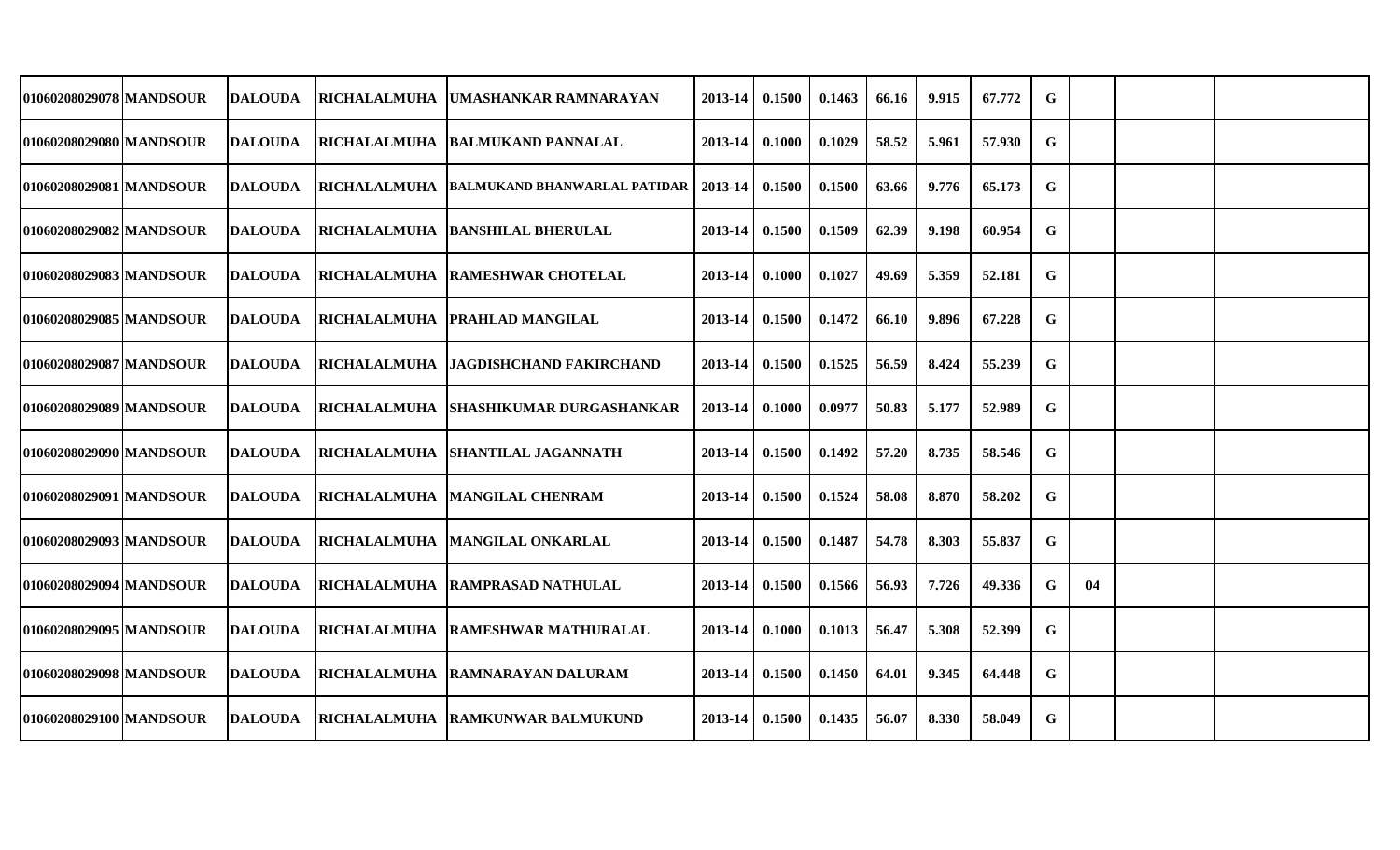| | | | | | | | | | | | | | | | |
|---|---|---|---|---|---|---|---|---|---|---|---|---|---|---|---|
| 01060208029078 | MANDSOUR | DALOUDA | RICHALALMUHA | UMASHANKAR RAMNARAYAN | 2013-14 | 0.1500 | 0.1463 | 66.16 | 9.915 | 67.772 | G | | | | |
| 01060208029080 | MANDSOUR | DALOUDA | RICHALALMUHA | BALMUKAND PANNALAL | 2013-14 | 0.1000 | 0.1029 | 58.52 | 5.961 | 57.930 | G | | | | |
| 01060208029081 | MANDSOUR | DALOUDA | RICHALALMUHA | BALMUKAND BHANWARLAL PATIDAR | 2013-14 | 0.1500 | 0.1500 | 63.66 | 9.776 | 65.173 | G | | | | |
| 01060208029082 | MANDSOUR | DALOUDA | RICHALALMUHA | BANSHILAL BHERULAL | 2013-14 | 0.1500 | 0.1509 | 62.39 | 9.198 | 60.954 | G | | | | |
| 01060208029083 | MANDSOUR | DALOUDA | RICHALALMUHA | RAMESHWAR CHOTELAL | 2013-14 | 0.1000 | 0.1027 | 49.69 | 5.359 | 52.181 | G | | | | |
| 01060208029085 | MANDSOUR | DALOUDA | RICHALALMUHA | PRAHLAD MANGILAL | 2013-14 | 0.1500 | 0.1472 | 66.10 | 9.896 | 67.228 | G | | | | |
| 01060208029087 | MANDSOUR | DALOUDA | RICHALALMUHA | JAGDISHCHAND FAKIRCHAND | 2013-14 | 0.1500 | 0.1525 | 56.59 | 8.424 | 55.239 | G | | | | |
| 01060208029089 | MANDSOUR | DALOUDA | RICHALALMUHA | SHASHIKUMAR DURGASHANKAR | 2013-14 | 0.1000 | 0.0977 | 50.83 | 5.177 | 52.989 | G | | | | |
| 01060208029090 | MANDSOUR | DALOUDA | RICHALALMUHA | SHANTILAL JAGANNATH | 2013-14 | 0.1500 | 0.1492 | 57.20 | 8.735 | 58.546 | G | | | | |
| 01060208029091 | MANDSOUR | DALOUDA | RICHALALMUHA | MANGILAL CHENRAM | 2013-14 | 0.1500 | 0.1524 | 58.08 | 8.870 | 58.202 | G | | | | |
| 01060208029093 | MANDSOUR | DALOUDA | RICHALALMUHA | MANGILAL ONKARLAL | 2013-14 | 0.1500 | 0.1487 | 54.78 | 8.303 | 55.837 | G | | | | |
| 01060208029094 | MANDSOUR | DALOUDA | RICHALALMUHA | RAMPRASAD NATHULAL | 2013-14 | 0.1500 | 0.1566 | 56.93 | 7.726 | 49.336 | G | 04 | | | |
| 01060208029095 | MANDSOUR | DALOUDA | RICHALALMUHA | RAMESHWAR MATHURALAL | 2013-14 | 0.1000 | 0.1013 | 56.47 | 5.308 | 52.399 | G | | | | |
| 01060208029098 | MANDSOUR | DALOUDA | RICHALALMUHA | RAMNARAYAN DALURAM | 2013-14 | 0.1500 | 0.1450 | 64.01 | 9.345 | 64.448 | G | | | | |
| 01060208029100 | MANDSOUR | DALOUDA | RICHALALMUHA | RAMKUNWAR BALMUKUND | 2013-14 | 0.1500 | 0.1435 | 56.07 | 8.330 | 58.049 | G | | | | |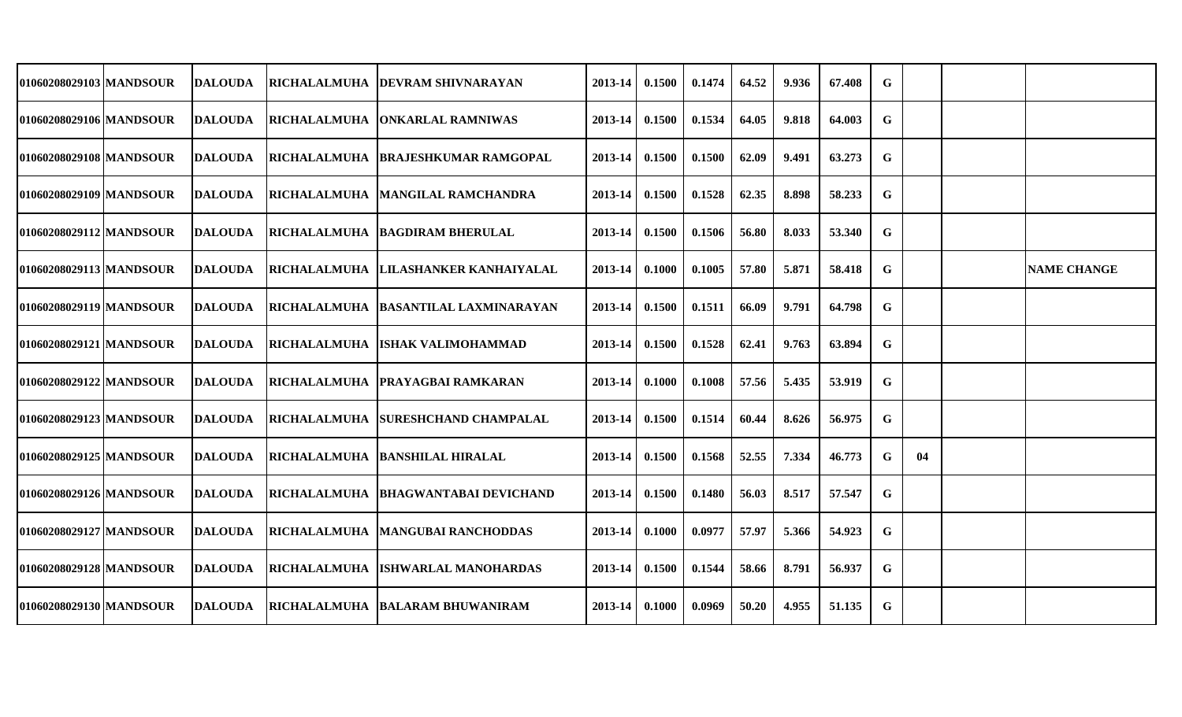| | | | | | | | | | | | | | | |
|---|---|---|---|---|---|---|---|---|---|---|---|---|---|---|
| 01060208029103 | MANDSOUR | DALOUDA | RICHALALMUHA | DEVRAM SHIVNARAYAN | 2013-14 | 0.1500 | 0.1474 | 64.52 | 9.936 | 67.408 | G | | | |
| 01060208029106 | MANDSOUR | DALOUDA | RICHALALMUHA | ONKARLAL RAMNIWAS | 2013-14 | 0.1500 | 0.1534 | 64.05 | 9.818 | 64.003 | G | | | |
| 01060208029108 | MANDSOUR | DALOUDA | RICHALALMUHA | BRAJESHKUMAR RAMGOPAL | 2013-14 | 0.1500 | 0.1500 | 62.09 | 9.491 | 63.273 | G | | | |
| 01060208029109 | MANDSOUR | DALOUDA | RICHALALMUHA | MANGILAL RAMCHANDRA | 2013-14 | 0.1500 | 0.1528 | 62.35 | 8.898 | 58.233 | G | | | |
| 01060208029112 | MANDSOUR | DALOUDA | RICHALALMUHA | BAGDIRAM BHERULAL | 2013-14 | 0.1500 | 0.1506 | 56.80 | 8.033 | 53.340 | G | | | |
| 01060208029113 | MANDSOUR | DALOUDA | RICHALALMUHA | LILASHANKER KANHAIYALAL | 2013-14 | 0.1000 | 0.1005 | 57.80 | 5.871 | 58.418 | G | | | NAME CHANGE |
| 01060208029119 | MANDSOUR | DALOUDA | RICHALALMUHA | BASANTILAL LAXMINARAYAN | 2013-14 | 0.1500 | 0.1511 | 66.09 | 9.791 | 64.798 | G | | | |
| 01060208029121 | MANDSOUR | DALOUDA | RICHALALMUHA | ISHAK VALIMOHAMMAD | 2013-14 | 0.1500 | 0.1528 | 62.41 | 9.763 | 63.894 | G | | | |
| 01060208029122 | MANDSOUR | DALOUDA | RICHALALMUHA | PRAYAGBAI RAMKARAN | 2013-14 | 0.1000 | 0.1008 | 57.56 | 5.435 | 53.919 | G | | | |
| 01060208029123 | MANDSOUR | DALOUDA | RICHALALMUHA | SURESHCHAND CHAMPALAL | 2013-14 | 0.1500 | 0.1514 | 60.44 | 8.626 | 56.975 | G | | | |
| 01060208029125 | MANDSOUR | DALOUDA | RICHALALMUHA | BANSHILAL HIRALAL | 2013-14 | 0.1500 | 0.1568 | 52.55 | 7.334 | 46.773 | G | 04 | | |
| 01060208029126 | MANDSOUR | DALOUDA | RICHALALMUHA | BHAGWANTABAI DEVICHAND | 2013-14 | 0.1500 | 0.1480 | 56.03 | 8.517 | 57.547 | G | | | |
| 01060208029127 | MANDSOUR | DALOUDA | RICHALALMUHA | MANGUBAI RANCHODDAS | 2013-14 | 0.1000 | 0.0977 | 57.97 | 5.366 | 54.923 | G | | | |
| 01060208029128 | MANDSOUR | DALOUDA | RICHALALMUHA | ISHWARLAL MANOHARDAS | 2013-14 | 0.1500 | 0.1544 | 58.66 | 8.791 | 56.937 | G | | | |
| 01060208029130 | MANDSOUR | DALOUDA | RICHALALMUHA | BALARAM BHUWANIRAM | 2013-14 | 0.1000 | 0.0969 | 50.20 | 4.955 | 51.135 | G | | | |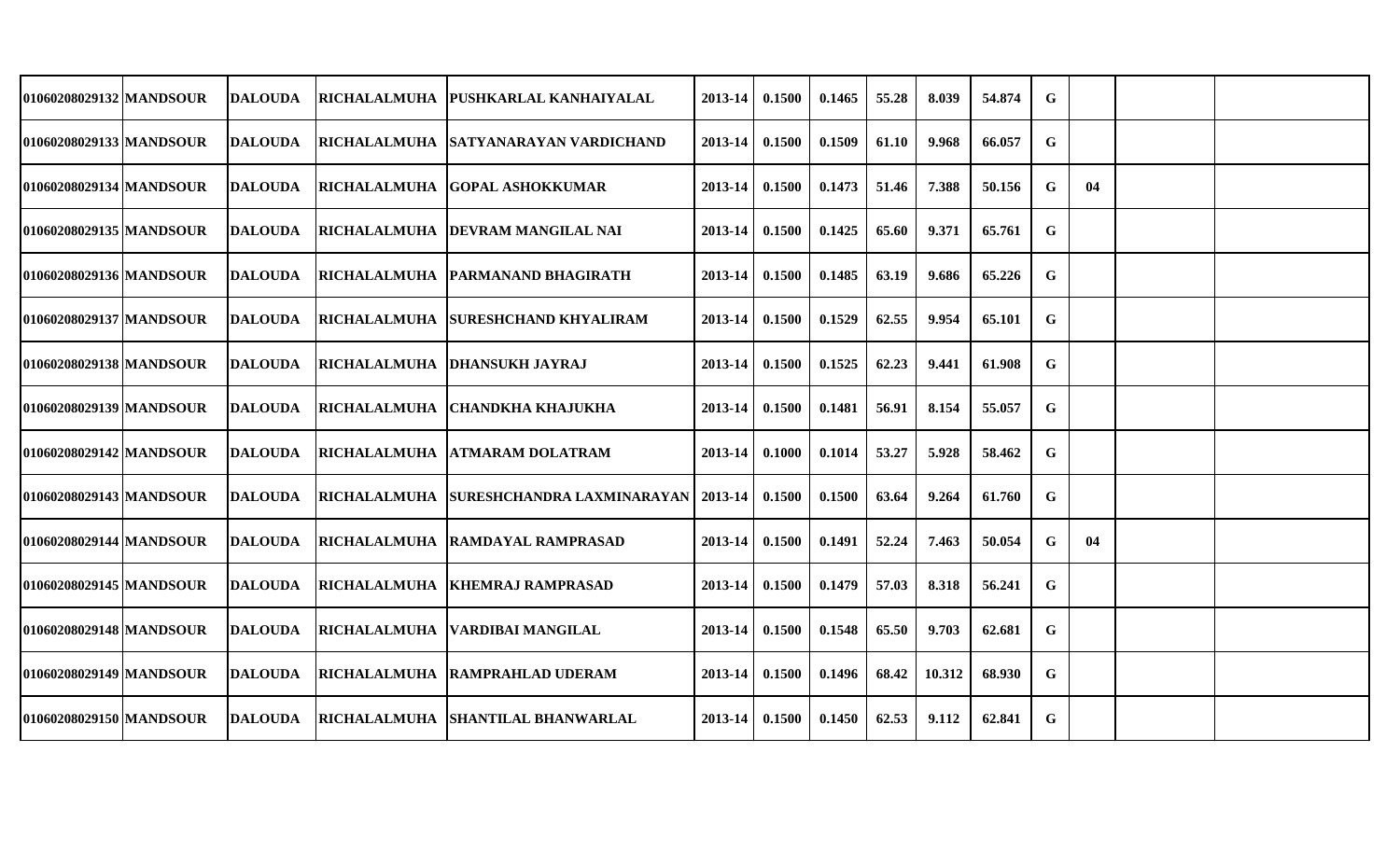| | | | | | | | | | | | | | | | |
|---|---|---|---|---|---|---|---|---|---|---|---|---|---|---|---|
| 01060208029132 | MANDSOUR | DALOUDA | RICHALALMUHA | PUSHKARLAL KANHAIYALAL | 2013-14 | 0.1500 | 0.1465 | 55.28 | 8.039 | 54.874 | G | | | | |
| 01060208029133 | MANDSOUR | DALOUDA | RICHALALMUHA | SATYANARAYAN VARDICHAND | 2013-14 | 0.1500 | 0.1509 | 61.10 | 9.968 | 66.057 | G | | | | |
| 01060208029134 | MANDSOUR | DALOUDA | RICHALALMUHA | GOPAL ASHOKKUMAR | 2013-14 | 0.1500 | 0.1473 | 51.46 | 7.388 | 50.156 | G | 04 | | | |
| 01060208029135 | MANDSOUR | DALOUDA | RICHALALMUHA | DEVRAM MANGILAL NAI | 2013-14 | 0.1500 | 0.1425 | 65.60 | 9.371 | 65.761 | G | | | | |
| 01060208029136 | MANDSOUR | DALOUDA | RICHALALMUHA | PARMANAND BHAGIRATH | 2013-14 | 0.1500 | 0.1485 | 63.19 | 9.686 | 65.226 | G | | | | |
| 01060208029137 | MANDSOUR | DALOUDA | RICHALALMUHA | SURESHCHAND KHYALIRAM | 2013-14 | 0.1500 | 0.1529 | 62.55 | 9.954 | 65.101 | G | | | | |
| 01060208029138 | MANDSOUR | DALOUDA | RICHALALMUHA | DHANSUKH JAYRAJ | 2013-14 | 0.1500 | 0.1525 | 62.23 | 9.441 | 61.908 | G | | | | |
| 01060208029139 | MANDSOUR | DALOUDA | RICHALALMUHA | CHANDKHA KHAJUKHA | 2013-14 | 0.1500 | 0.1481 | 56.91 | 8.154 | 55.057 | G | | | | |
| 01060208029142 | MANDSOUR | DALOUDA | RICHALALMUHA | ATMARAM DOLATRAM | 2013-14 | 0.1000 | 0.1014 | 53.27 | 5.928 | 58.462 | G | | | | |
| 01060208029143 | MANDSOUR | DALOUDA | RICHALALMUHA | SURESHCHANDRA LAXMINARAYAN | 2013-14 | 0.1500 | 0.1500 | 63.64 | 9.264 | 61.760 | G | | | | |
| 01060208029144 | MANDSOUR | DALOUDA | RICHALALMUHA | RAMDAYAL RAMPRASAD | 2013-14 | 0.1500 | 0.1491 | 52.24 | 7.463 | 50.054 | G | 04 | | | |
| 01060208029145 | MANDSOUR | DALOUDA | RICHALALMUHA | KHEMRAJ RAMPRASAD | 2013-14 | 0.1500 | 0.1479 | 57.03 | 8.318 | 56.241 | G | | | | |
| 01060208029148 | MANDSOUR | DALOUDA | RICHALALMUHA | VARDIBAI MANGILAL | 2013-14 | 0.1500 | 0.1548 | 65.50 | 9.703 | 62.681 | G | | | | |
| 01060208029149 | MANDSOUR | DALOUDA | RICHALALMUHA | RAMPRAHLAD UDERAM | 2013-14 | 0.1500 | 0.1496 | 68.42 | 10.312 | 68.930 | G | | | | |
| 01060208029150 | MANDSOUR | DALOUDA | RICHALALMUHA | SHANTILAL BHANWARLAL | 2013-14 | 0.1500 | 0.1450 | 62.53 | 9.112 | 62.841 | G | | | | |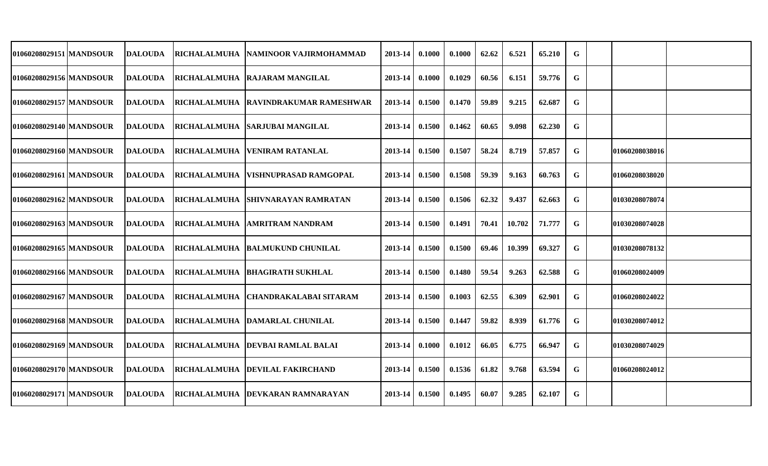| | | | | | | | | | | | | | | |
|---|---|---|---|---|---|---|---|---|---|---|---|---|---|---|
| 01060208029151 | MANDSOUR | DALOUDA | RICHALALMUHA | NAMINOOR VAJIRMOHAMMAD | 2013-14 | 0.1000 | 0.1000 | 62.62 | 6.521 | 65.210 | G | | | |
| 01060208029156 | MANDSOUR | DALOUDA | RICHALALMUHA | RAJARAM MANGILAL | 2013-14 | 0.1000 | 0.1029 | 60.56 | 6.151 | 59.776 | G | | | |
| 01060208029157 | MANDSOUR | DALOUDA | RICHALALMUHA | RAVINDRAKUMAR RAMESHWAR | 2013-14 | 0.1500 | 0.1470 | 59.89 | 9.215 | 62.687 | G | | | |
| 01060208029140 | MANDSOUR | DALOUDA | RICHALALMUHA | SARJUBAI MANGILAL | 2013-14 | 0.1500 | 0.1462 | 60.65 | 9.098 | 62.230 | G | | | |
| 01060208029160 | MANDSOUR | DALOUDA | RICHALALMUHA | VENIRAM RATANLAL | 2013-14 | 0.1500 | 0.1507 | 58.24 | 8.719 | 57.857 | G | | 01060208038016 | |
| 01060208029161 | MANDSOUR | DALOUDA | RICHALALMUHA | VISHNUPRASAD RAMGOPAL | 2013-14 | 0.1500 | 0.1508 | 59.39 | 9.163 | 60.763 | G | | 01060208038020 | |
| 01060208029162 | MANDSOUR | DALOUDA | RICHALALMUHA | SHIVNARAYAN RAMRATAN | 2013-14 | 0.1500 | 0.1506 | 62.32 | 9.437 | 62.663 | G | | 01030208078074 | |
| 01060208029163 | MANDSOUR | DALOUDA | RICHALALMUHA | AMRITRAM NANDRAM | 2013-14 | 0.1500 | 0.1491 | 70.41 | 10.702 | 71.777 | G | | 01030208074028 | |
| 01060208029165 | MANDSOUR | DALOUDA | RICHALALMUHA | BALMUKUND CHUNILAL | 2013-14 | 0.1500 | 0.1500 | 69.46 | 10.399 | 69.327 | G | | 01030208078132 | |
| 01060208029166 | MANDSOUR | DALOUDA | RICHALALMUHA | BHAGIRATH SUKHLAL | 2013-14 | 0.1500 | 0.1480 | 59.54 | 9.263 | 62.588 | G | | 01060208024009 | |
| 01060208029167 | MANDSOUR | DALOUDA | RICHALALMUHA | CHANDRAKALABAI SITARAM | 2013-14 | 0.1500 | 0.1003 | 62.55 | 6.309 | 62.901 | G | | 01060208024022 | |
| 01060208029168 | MANDSOUR | DALOUDA | RICHALALMUHA | DAMARLAL CHUNILAL | 2013-14 | 0.1500 | 0.1447 | 59.82 | 8.939 | 61.776 | G | | 01030208074012 | |
| 01060208029169 | MANDSOUR | DALOUDA | RICHALALMUHA | DEVBAI RAMLAL BALAI | 2013-14 | 0.1000 | 0.1012 | 66.05 | 6.775 | 66.947 | G | | 01030208074029 | |
| 01060208029170 | MANDSOUR | DALOUDA | RICHALALMUHA | DEVILAL FAKIRCHAND | 2013-14 | 0.1500 | 0.1536 | 61.82 | 9.768 | 63.594 | G | | 01060208024012 | |
| 01060208029171 | MANDSOUR | DALOUDA | RICHALALMUHA | DEVKARAN RAMNARAYAN | 2013-14 | 0.1500 | 0.1495 | 60.07 | 9.285 | 62.107 | G | | | |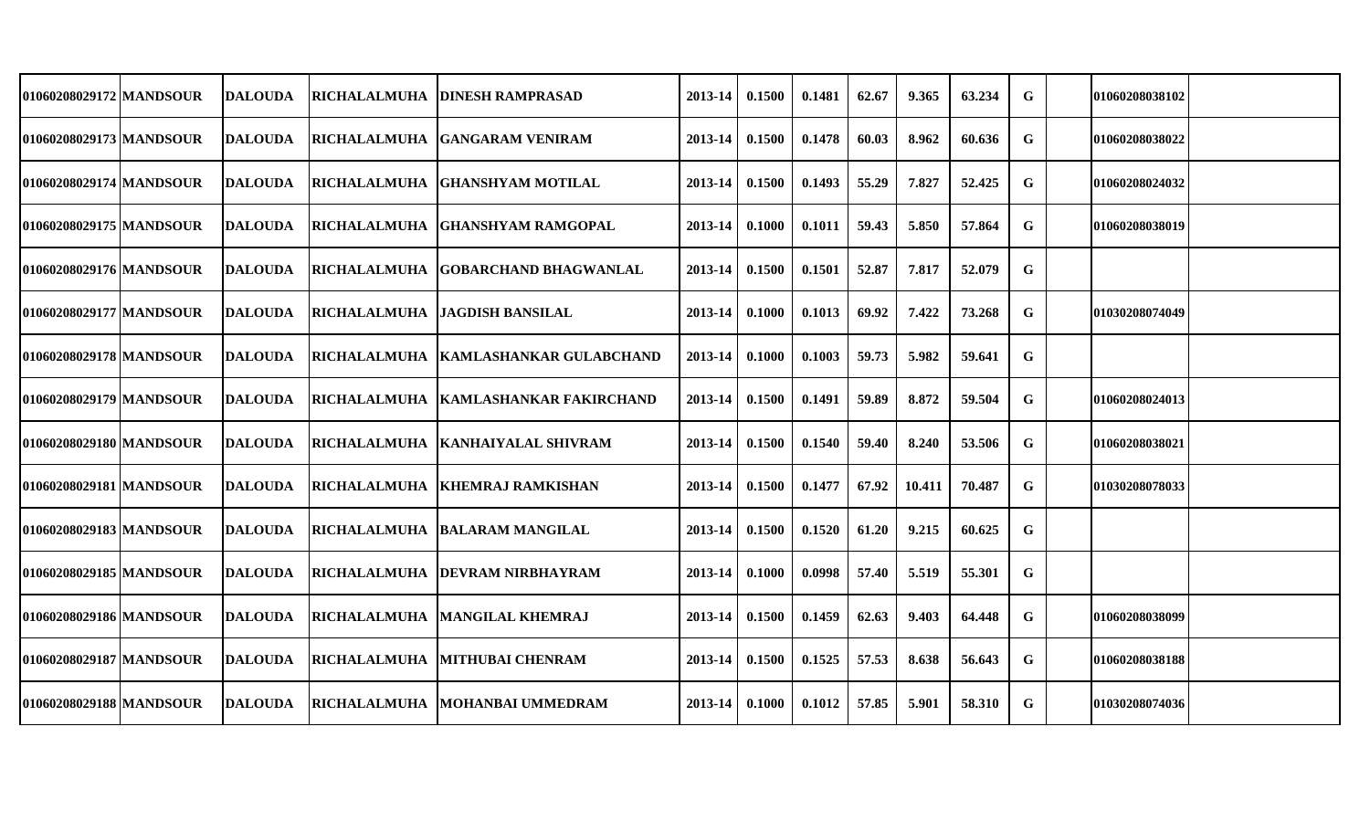| | | | | | | | | | | | | | | |
|---|---|---|---|---|---|---|---|---|---|---|---|---|---|---|
| 01060208029172 | MANDSOUR | DALOUDA | RICHALALMUHA | DINESH RAMPRASAD | 2013-14 | 0.1500 | 0.1481 | 62.67 | 9.365 | 63.234 | G | | 01060208038102 | |
| 01060208029173 | MANDSOUR | DALOUDA | RICHALALMUHA | GANGARAM VENIRAM | 2013-14 | 0.1500 | 0.1478 | 60.03 | 8.962 | 60.636 | G | | 01060208038022 | |
| 01060208029174 | MANDSOUR | DALOUDA | RICHALALMUHA | GHANSHYAM MOTILAL | 2013-14 | 0.1500 | 0.1493 | 55.29 | 7.827 | 52.425 | G | | 01060208024032 | |
| 01060208029175 | MANDSOUR | DALOUDA | RICHALALMUHA | GHANSHYAM RAMGOPAL | 2013-14 | 0.1000 | 0.1011 | 59.43 | 5.850 | 57.864 | G | | 01060208038019 | |
| 01060208029176 | MANDSOUR | DALOUDA | RICHALALMUHA | GOBARCHAND BHAGWANLAL | 2013-14 | 0.1500 | 0.1501 | 52.87 | 7.817 | 52.079 | G | | | |
| 01060208029177 | MANDSOUR | DALOUDA | RICHALALMUHA | JAGDISH BANSILAL | 2013-14 | 0.1000 | 0.1013 | 69.92 | 7.422 | 73.268 | G | | 01030208074049 | |
| 01060208029178 | MANDSOUR | DALOUDA | RICHALALMUHA | KAMLASHANKAR GULABCHAND | 2013-14 | 0.1000 | 0.1003 | 59.73 | 5.982 | 59.641 | G | | | |
| 01060208029179 | MANDSOUR | DALOUDA | RICHALALMUHA | KAMLASHANKAR FAKIRCHAND | 2013-14 | 0.1500 | 0.1491 | 59.89 | 8.872 | 59.504 | G | | 01060208024013 | |
| 01060208029180 | MANDSOUR | DALOUDA | RICHALALMUHA | KANHAIYALAL SHIVRAM | 2013-14 | 0.1500 | 0.1540 | 59.40 | 8.240 | 53.506 | G | | 01060208038021 | |
| 01060208029181 | MANDSOUR | DALOUDA | RICHALALMUHA | KHEMRAJ RAMKISHAN | 2013-14 | 0.1500 | 0.1477 | 67.92 | 10.411 | 70.487 | G | | 01030208078033 | |
| 01060208029183 | MANDSOUR | DALOUDA | RICHALALMUHA | BALARAM MANGILAL | 2013-14 | 0.1500 | 0.1520 | 61.20 | 9.215 | 60.625 | G | | | |
| 01060208029185 | MANDSOUR | DALOUDA | RICHALALMUHA | DEVRAM NIRBHAYRAM | 2013-14 | 0.1000 | 0.0998 | 57.40 | 5.519 | 55.301 | G | | | |
| 01060208029186 | MANDSOUR | DALOUDA | RICHALALMUHA | MANGILAL KHEMRAJ | 2013-14 | 0.1500 | 0.1459 | 62.63 | 9.403 | 64.448 | G | | 01060208038099 | |
| 01060208029187 | MANDSOUR | DALOUDA | RICHALALMUHA | MITHUBAI CHENRAM | 2013-14 | 0.1500 | 0.1525 | 57.53 | 8.638 | 56.643 | G | | 01060208038188 | |
| 01060208029188 | MANDSOUR | DALOUDA | RICHALALMUHA | MOHANBAI UMMEDRAM | 2013-14 | 0.1000 | 0.1012 | 57.85 | 5.901 | 58.310 | G | | 01030208074036 | |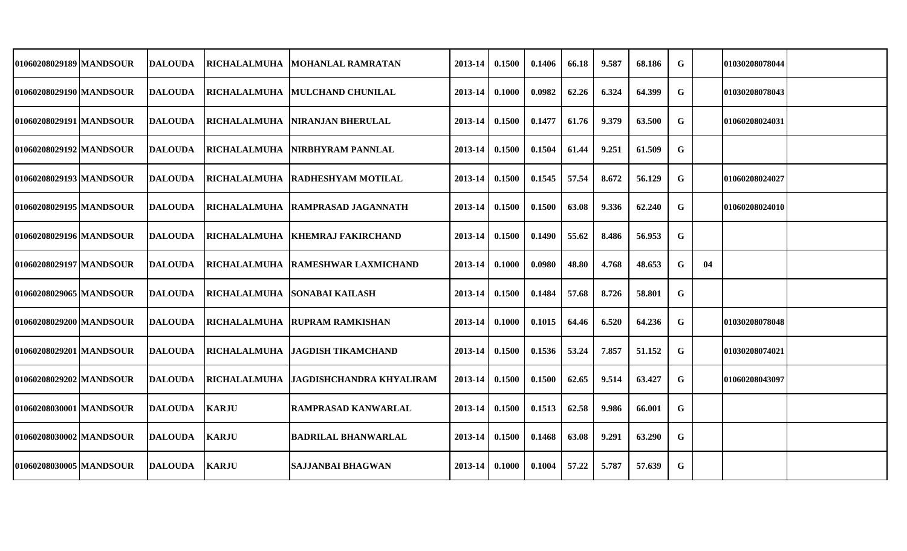| | | | | | | | | | | | | | | |
|---|---|---|---|---|---|---|---|---|---|---|---|---|---|---|
| 01060208029189 | MANDSOUR | DALOUDA | RICHALALMUHA | MOHANLAL RAMRATAN | 2013-14 | 0.1500 | 0.1406 | 66.18 | 9.587 | 68.186 | G | | 01030208078044 | |
| 01060208029190 | MANDSOUR | DALOUDA | RICHALALMUHA | MULCHAND CHUNILAL | 2013-14 | 0.1000 | 0.0982 | 62.26 | 6.324 | 64.399 | G | | 01030208078043 | |
| 01060208029191 | MANDSOUR | DALOUDA | RICHALALMUHA | NIRANJAN BHERULAL | 2013-14 | 0.1500 | 0.1477 | 61.76 | 9.379 | 63.500 | G | | 01060208024031 | |
| 01060208029192 | MANDSOUR | DALOUDA | RICHALALMUHA | NIRBHYRAM PANNLAL | 2013-14 | 0.1500 | 0.1504 | 61.44 | 9.251 | 61.509 | G | | | |
| 01060208029193 | MANDSOUR | DALOUDA | RICHALALMUHA | RADHESHYAM MOTILAL | 2013-14 | 0.1500 | 0.1545 | 57.54 | 8.672 | 56.129 | G | | 01060208024027 | |
| 01060208029195 | MANDSOUR | DALOUDA | RICHALALMUHA | RAMPRASAD JAGANNATH | 2013-14 | 0.1500 | 0.1500 | 63.08 | 9.336 | 62.240 | G | | 01060208024010 | |
| 01060208029196 | MANDSOUR | DALOUDA | RICHALALMUHA | KHEMRAJ FAKIRCHAND | 2013-14 | 0.1500 | 0.1490 | 55.62 | 8.486 | 56.953 | G | | | |
| 01060208029197 | MANDSOUR | DALOUDA | RICHALALMUHA | RAMESHWAR LAXMICHAND | 2013-14 | 0.1000 | 0.0980 | 48.80 | 4.768 | 48.653 | G | 04 | | |
| 01060208029065 | MANDSOUR | DALOUDA | RICHALALMUHA | SONABAI KAILASH | 2013-14 | 0.1500 | 0.1484 | 57.68 | 8.726 | 58.801 | G | | | |
| 01060208029200 | MANDSOUR | DALOUDA | RICHALALMUHA | RUPRAM RAMKISHAN | 2013-14 | 0.1000 | 0.1015 | 64.46 | 6.520 | 64.236 | G | | 01030208078048 | |
| 01060208029201 | MANDSOUR | DALOUDA | RICHALALMUHA | JAGDISH TIKAMCHAND | 2013-14 | 0.1500 | 0.1536 | 53.24 | 7.857 | 51.152 | G | | 01030208074021 | |
| 01060208029202 | MANDSOUR | DALOUDA | RICHALALMUHA | JAGDISHCHANDRA KHYALIRAM | 2013-14 | 0.1500 | 0.1500 | 62.65 | 9.514 | 63.427 | G | | 01060208043097 | |
| 01060208030001 | MANDSOUR | DALOUDA | KARJU | RAMPRASAD KANWARLAL | 2013-14 | 0.1500 | 0.1513 | 62.58 | 9.986 | 66.001 | G | | | |
| 01060208030002 | MANDSOUR | DALOUDA | KARJU | BADRILAL BHANWARLAL | 2013-14 | 0.1500 | 0.1468 | 63.08 | 9.291 | 63.290 | G | | | |
| 01060208030005 | MANDSOUR | DALOUDA | KARJU | SAJJANBAI BHAGWAN | 2013-14 | 0.1000 | 0.1004 | 57.22 | 5.787 | 57.639 | G | | | |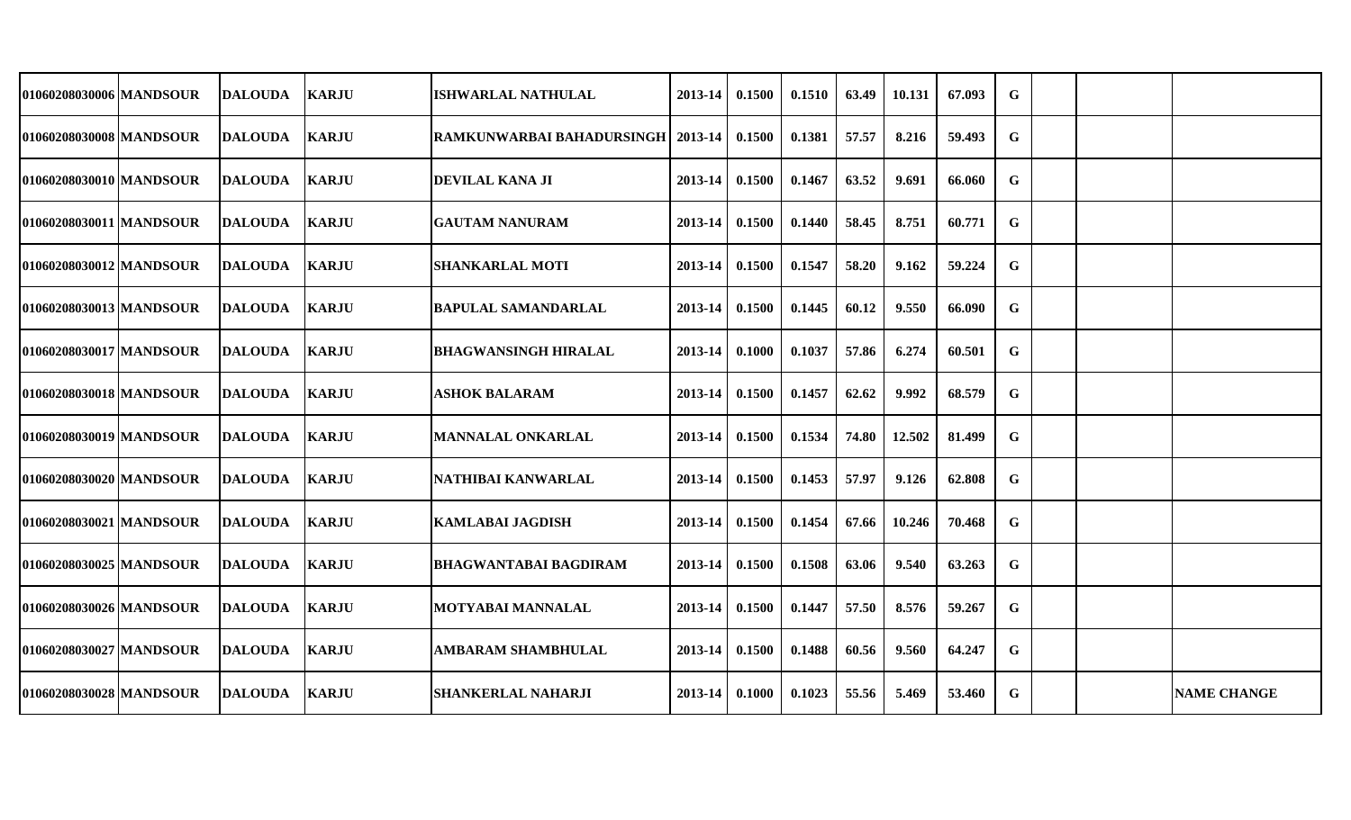| | | | | | | | | | | | | | | |
|---|---|---|---|---|---|---|---|---|---|---|---|---|---|---|
| 01060208030006 | MANDSOUR | DALOUDA | KARJU | ISHWARLAL NATHULAL | 2013-14 | 0.1500 | 0.1510 | 63.49 | 10.131 | 67.093 | G | | | |
| 01060208030008 | MANDSOUR | DALOUDA | KARJU | RAMKUNWARBAI BAHADURSINGH | 2013-14 | 0.1500 | 0.1381 | 57.57 | 8.216 | 59.493 | G | | | |
| 01060208030010 | MANDSOUR | DALOUDA | KARJU | DEVILAL KANA JI | 2013-14 | 0.1500 | 0.1467 | 63.52 | 9.691 | 66.060 | G | | | |
| 01060208030011 | MANDSOUR | DALOUDA | KARJU | GAUTAM NANURAM | 2013-14 | 0.1500 | 0.1440 | 58.45 | 8.751 | 60.771 | G | | | |
| 01060208030012 | MANDSOUR | DALOUDA | KARJU | SHANKARLAL MOTI | 2013-14 | 0.1500 | 0.1547 | 58.20 | 9.162 | 59.224 | G | | | |
| 01060208030013 | MANDSOUR | DALOUDA | KARJU | BAPULAL SAMANDARLAL | 2013-14 | 0.1500 | 0.1445 | 60.12 | 9.550 | 66.090 | G | | | |
| 01060208030017 | MANDSOUR | DALOUDA | KARJU | BHAGWANSINGH HIRALAL | 2013-14 | 0.1000 | 0.1037 | 57.86 | 6.274 | 60.501 | G | | | |
| 01060208030018 | MANDSOUR | DALOUDA | KARJU | ASHOK BALARAM | 2013-14 | 0.1500 | 0.1457 | 62.62 | 9.992 | 68.579 | G | | | |
| 01060208030019 | MANDSOUR | DALOUDA | KARJU | MANNALAL ONKARLAL | 2013-14 | 0.1500 | 0.1534 | 74.80 | 12.502 | 81.499 | G | | | |
| 01060208030020 | MANDSOUR | DALOUDA | KARJU | NATHIBAI KANWARLAL | 2013-14 | 0.1500 | 0.1453 | 57.97 | 9.126 | 62.808 | G | | | |
| 01060208030021 | MANDSOUR | DALOUDA | KARJU | KAMLABAI JAGDISH | 2013-14 | 0.1500 | 0.1454 | 67.66 | 10.246 | 70.468 | G | | | |
| 01060208030025 | MANDSOUR | DALOUDA | KARJU | BHAGWANTABAI BAGDIRAM | 2013-14 | 0.1500 | 0.1508 | 63.06 | 9.540 | 63.263 | G | | | |
| 01060208030026 | MANDSOUR | DALOUDA | KARJU | MOTYABAI MANNALAL | 2013-14 | 0.1500 | 0.1447 | 57.50 | 8.576 | 59.267 | G | | | |
| 01060208030027 | MANDSOUR | DALOUDA | KARJU | AMBARAM SHAMBHULAL | 2013-14 | 0.1500 | 0.1488 | 60.56 | 9.560 | 64.247 | G | | | |
| 01060208030028 | MANDSOUR | DALOUDA | KARJU | SHANKERLAL NAHARJI | 2013-14 | 0.1000 | 0.1023 | 55.56 | 5.469 | 53.460 | G | | | NAME CHANGE |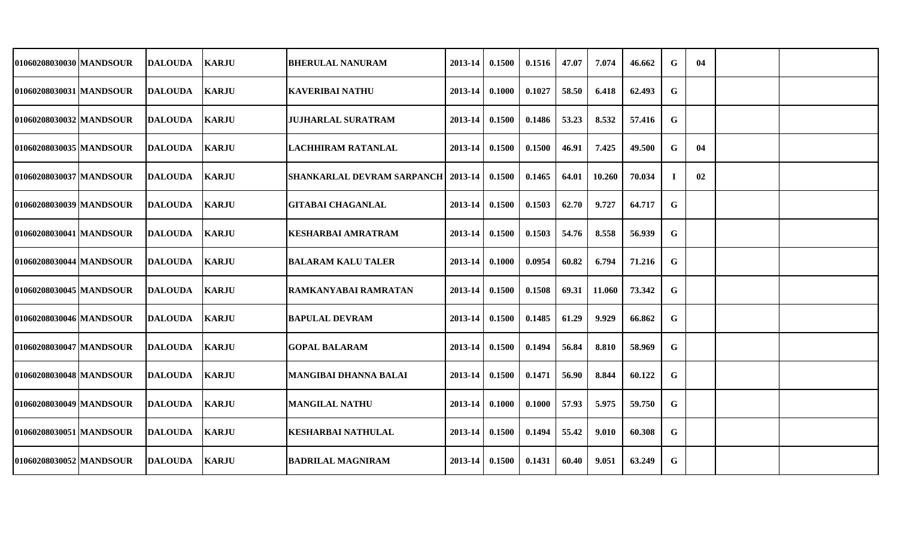| | | | | | | | | | | | | | | |
|---|---|---|---|---|---|---|---|---|---|---|---|---|---|---|
| 01060208030030 | MANDSOUR | DALOUDA | KARJU | BHERULAL NANURAM | 2013-14 | 0.1500 | 0.1516 | 47.07 | 7.074 | 46.662 | G | 04 | | |
| 01060208030031 | MANDSOUR | DALOUDA | KARJU | KAVERIBAI NATHU | 2013-14 | 0.1000 | 0.1027 | 58.50 | 6.418 | 62.493 | G | | | |
| 01060208030032 | MANDSOUR | DALOUDA | KARJU | JUJHARLAL SURATRAM | 2013-14 | 0.1500 | 0.1486 | 53.23 | 8.532 | 57.416 | G | | | |
| 01060208030035 | MANDSOUR | DALOUDA | KARJU | LACHHIRAM RATANLAL | 2013-14 | 0.1500 | 0.1500 | 46.91 | 7.425 | 49.500 | G | 04 | | |
| 01060208030037 | MANDSOUR | DALOUDA | KARJU | SHANKARLAL DEVRAM SARPANCH | 2013-14 | 0.1500 | 0.1465 | 64.01 | 10.260 | 70.034 | I | 02 | | |
| 01060208030039 | MANDSOUR | DALOUDA | KARJU | GITABAI CHAGANLAL | 2013-14 | 0.1500 | 0.1503 | 62.70 | 9.727 | 64.717 | G | | | |
| 01060208030041 | MANDSOUR | DALOUDA | KARJU | KESHARBAI AMRATRAM | 2013-14 | 0.1500 | 0.1503 | 54.76 | 8.558 | 56.939 | G | | | |
| 01060208030044 | MANDSOUR | DALOUDA | KARJU | BALARAM KALU TALER | 2013-14 | 0.1000 | 0.0954 | 60.82 | 6.794 | 71.216 | G | | | |
| 01060208030045 | MANDSOUR | DALOUDA | KARJU | RAMKANYABAI RAMRATAN | 2013-14 | 0.1500 | 0.1508 | 69.31 | 11.060 | 73.342 | G | | | |
| 01060208030046 | MANDSOUR | DALOUDA | KARJU | BAPULAL DEVRAM | 2013-14 | 0.1500 | 0.1485 | 61.29 | 9.929 | 66.862 | G | | | |
| 01060208030047 | MANDSOUR | DALOUDA | KARJU | GOPAL BALARAM | 2013-14 | 0.1500 | 0.1494 | 56.84 | 8.810 | 58.969 | G | | | |
| 01060208030048 | MANDSOUR | DALOUDA | KARJU | MANGIBAI DHANNA BALAI | 2013-14 | 0.1500 | 0.1471 | 56.90 | 8.844 | 60.122 | G | | | |
| 01060208030049 | MANDSOUR | DALOUDA | KARJU | MANGILAL NATHU | 2013-14 | 0.1000 | 0.1000 | 57.93 | 5.975 | 59.750 | G | | | |
| 01060208030051 | MANDSOUR | DALOUDA | KARJU | KESHARBAI NATHULAL | 2013-14 | 0.1500 | 0.1494 | 55.42 | 9.010 | 60.308 | G | | | |
| 01060208030052 | MANDSOUR | DALOUDA | KARJU | BADRILAL MAGNIRAM | 2013-14 | 0.1500 | 0.1431 | 60.40 | 9.051 | 63.249 | G | | | |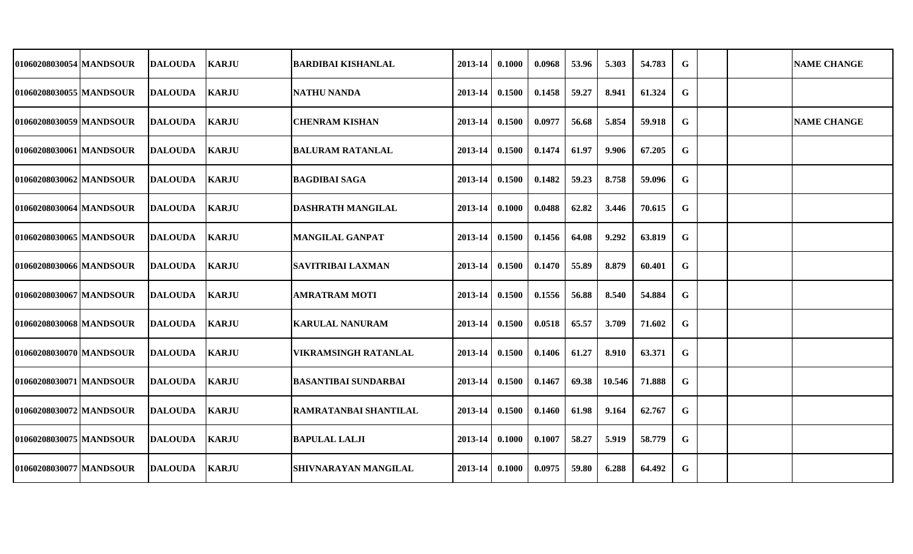| | | | | | | | | | | | | | | |
|---|---|---|---|---|---|---|---|---|---|---|---|---|---|---|
| 01060208030054 | MANDSOUR | DALOUDA | KARJU | BARDIBAI KISHANLAL | 2013-14 | 0.1000 | 0.0968 | 53.96 | 5.303 | 54.783 | G | | | NAME CHANGE |
| 01060208030055 | MANDSOUR | DALOUDA | KARJU | NATHU NANDA | 2013-14 | 0.1500 | 0.1458 | 59.27 | 8.941 | 61.324 | G | | | |
| 01060208030059 | MANDSOUR | DALOUDA | KARJU | CHENRAM KISHAN | 2013-14 | 0.1500 | 0.0977 | 56.68 | 5.854 | 59.918 | G | | | NAME CHANGE |
| 01060208030061 | MANDSOUR | DALOUDA | KARJU | BALURAM RATANLAL | 2013-14 | 0.1500 | 0.1474 | 61.97 | 9.906 | 67.205 | G | | | |
| 01060208030062 | MANDSOUR | DALOUDA | KARJU | BAGDIBAI SAGA | 2013-14 | 0.1500 | 0.1482 | 59.23 | 8.758 | 59.096 | G | | | |
| 01060208030064 | MANDSOUR | DALOUDA | KARJU | DASHRATH MANGILAL | 2013-14 | 0.1000 | 0.0488 | 62.82 | 3.446 | 70.615 | G | | | |
| 01060208030065 | MANDSOUR | DALOUDA | KARJU | MANGILAL GANPAT | 2013-14 | 0.1500 | 0.1456 | 64.08 | 9.292 | 63.819 | G | | | |
| 01060208030066 | MANDSOUR | DALOUDA | KARJU | SAVITRIBAI LAXMAN | 2013-14 | 0.1500 | 0.1470 | 55.89 | 8.879 | 60.401 | G | | | |
| 01060208030067 | MANDSOUR | DALOUDA | KARJU | AMRATRAM MOTI | 2013-14 | 0.1500 | 0.1556 | 56.88 | 8.540 | 54.884 | G | | | |
| 01060208030068 | MANDSOUR | DALOUDA | KARJU | KARULAL NANURAM | 2013-14 | 0.1500 | 0.0518 | 65.57 | 3.709 | 71.602 | G | | | |
| 01060208030070 | MANDSOUR | DALOUDA | KARJU | VIKRAMSINGH RATANLAL | 2013-14 | 0.1500 | 0.1406 | 61.27 | 8.910 | 63.371 | G | | | |
| 01060208030071 | MANDSOUR | DALOUDA | KARJU | BASANTIBAI SUNDARBAI | 2013-14 | 0.1500 | 0.1467 | 69.38 | 10.546 | 71.888 | G | | | |
| 01060208030072 | MANDSOUR | DALOUDA | KARJU | RAMRATANBAI SHANTILAL | 2013-14 | 0.1500 | 0.1460 | 61.98 | 9.164 | 62.767 | G | | | |
| 01060208030075 | MANDSOUR | DALOUDA | KARJU | BAPULAL LALJI | 2013-14 | 0.1000 | 0.1007 | 58.27 | 5.919 | 58.779 | G | | | |
| 01060208030077 | MANDSOUR | DALOUDA | KARJU | SHIVNARAYAN MANGILAL | 2013-14 | 0.1000 | 0.0975 | 59.80 | 6.288 | 64.492 | G | | | |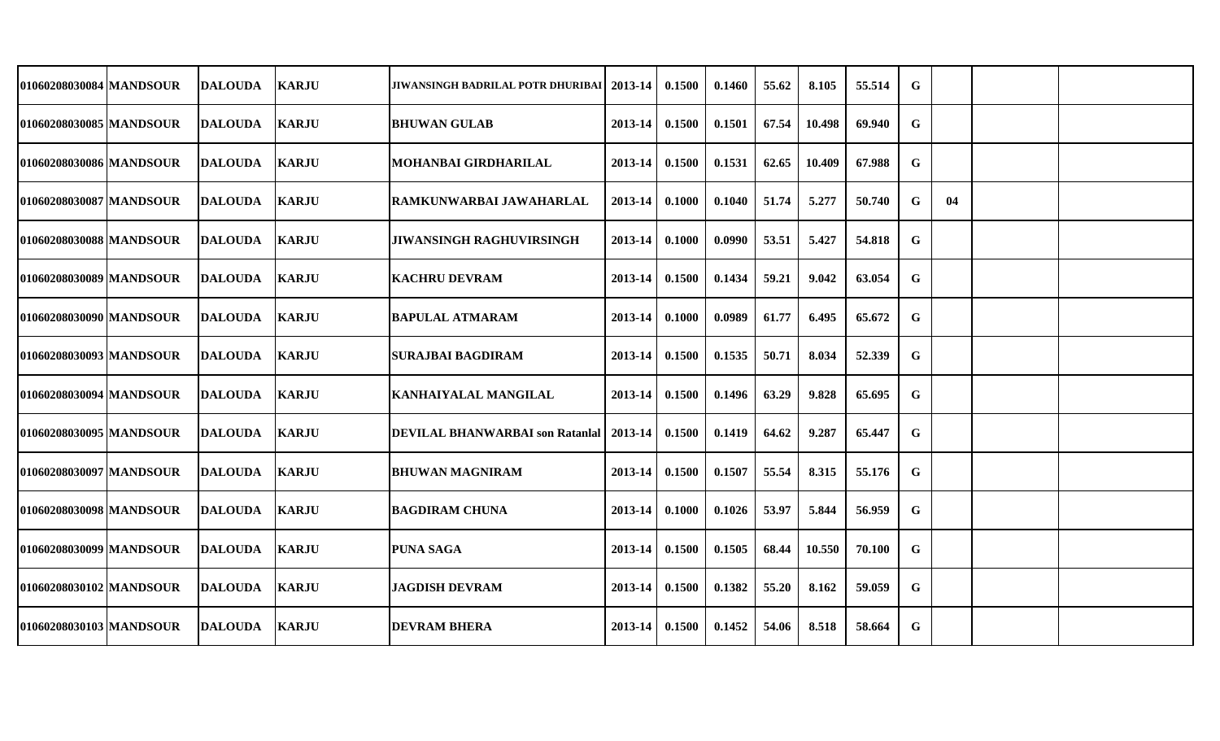| | | | | | | | | | | | | | | |
|---|---|---|---|---|---|---|---|---|---|---|---|---|---|---|
| 01060208030084 | MANDSOUR | DALOUDA | KARJU | JIWANSINGH BADRILAL POTR DHURIBAI | 2013-14 | 0.1500 | 0.1460 | 55.62 | 8.105 | 55.514 | G | | | |
| 01060208030085 | MANDSOUR | DALOUDA | KARJU | BHUWAN GULAB | 2013-14 | 0.1500 | 0.1501 | 67.54 | 10.498 | 69.940 | G | | | |
| 01060208030086 | MANDSOUR | DALOUDA | KARJU | MOHANBAI GIRDHARILAL | 2013-14 | 0.1500 | 0.1531 | 62.65 | 10.409 | 67.988 | G | | | |
| 01060208030087 | MANDSOUR | DALOUDA | KARJU | RAMKUNWARBAI JAWAHARLAL | 2013-14 | 0.1000 | 0.1040 | 51.74 | 5.277 | 50.740 | G | 04 | | |
| 01060208030088 | MANDSOUR | DALOUDA | KARJU | JIWANSINGH RAGHUVIRSINGH | 2013-14 | 0.1000 | 0.0990 | 53.51 | 5.427 | 54.818 | G | | | |
| 01060208030089 | MANDSOUR | DALOUDA | KARJU | KACHRU DEVRAM | 2013-14 | 0.1500 | 0.1434 | 59.21 | 9.042 | 63.054 | G | | | |
| 01060208030090 | MANDSOUR | DALOUDA | KARJU | BAPULAL ATMARAM | 2013-14 | 0.1000 | 0.0989 | 61.77 | 6.495 | 65.672 | G | | | |
| 01060208030093 | MANDSOUR | DALOUDA | KARJU | SURAJBAI BAGDIRAM | 2013-14 | 0.1500 | 0.1535 | 50.71 | 8.034 | 52.339 | G | | | |
| 01060208030094 | MANDSOUR | DALOUDA | KARJU | KANHAIYALAL MANGILAL | 2013-14 | 0.1500 | 0.1496 | 63.29 | 9.828 | 65.695 | G | | | |
| 01060208030095 | MANDSOUR | DALOUDA | KARJU | DEVILAL BHANWARBAI son Ratanlal | 2013-14 | 0.1500 | 0.1419 | 64.62 | 9.287 | 65.447 | G | | | |
| 01060208030097 | MANDSOUR | DALOUDA | KARJU | BHUWAN MAGNIRAM | 2013-14 | 0.1500 | 0.1507 | 55.54 | 8.315 | 55.176 | G | | | |
| 01060208030098 | MANDSOUR | DALOUDA | KARJU | BAGDIRAM CHUNA | 2013-14 | 0.1000 | 0.1026 | 53.97 | 5.844 | 56.959 | G | | | |
| 01060208030099 | MANDSOUR | DALOUDA | KARJU | PUNA SAGA | 2013-14 | 0.1500 | 0.1505 | 68.44 | 10.550 | 70.100 | G | | | |
| 01060208030102 | MANDSOUR | DALOUDA | KARJU | JAGDISH DEVRAM | 2013-14 | 0.1500 | 0.1382 | 55.20 | 8.162 | 59.059 | G | | | |
| 01060208030103 | MANDSOUR | DALOUDA | KARJU | DEVRAM BHERA | 2013-14 | 0.1500 | 0.1452 | 54.06 | 8.518 | 58.664 | G | | | |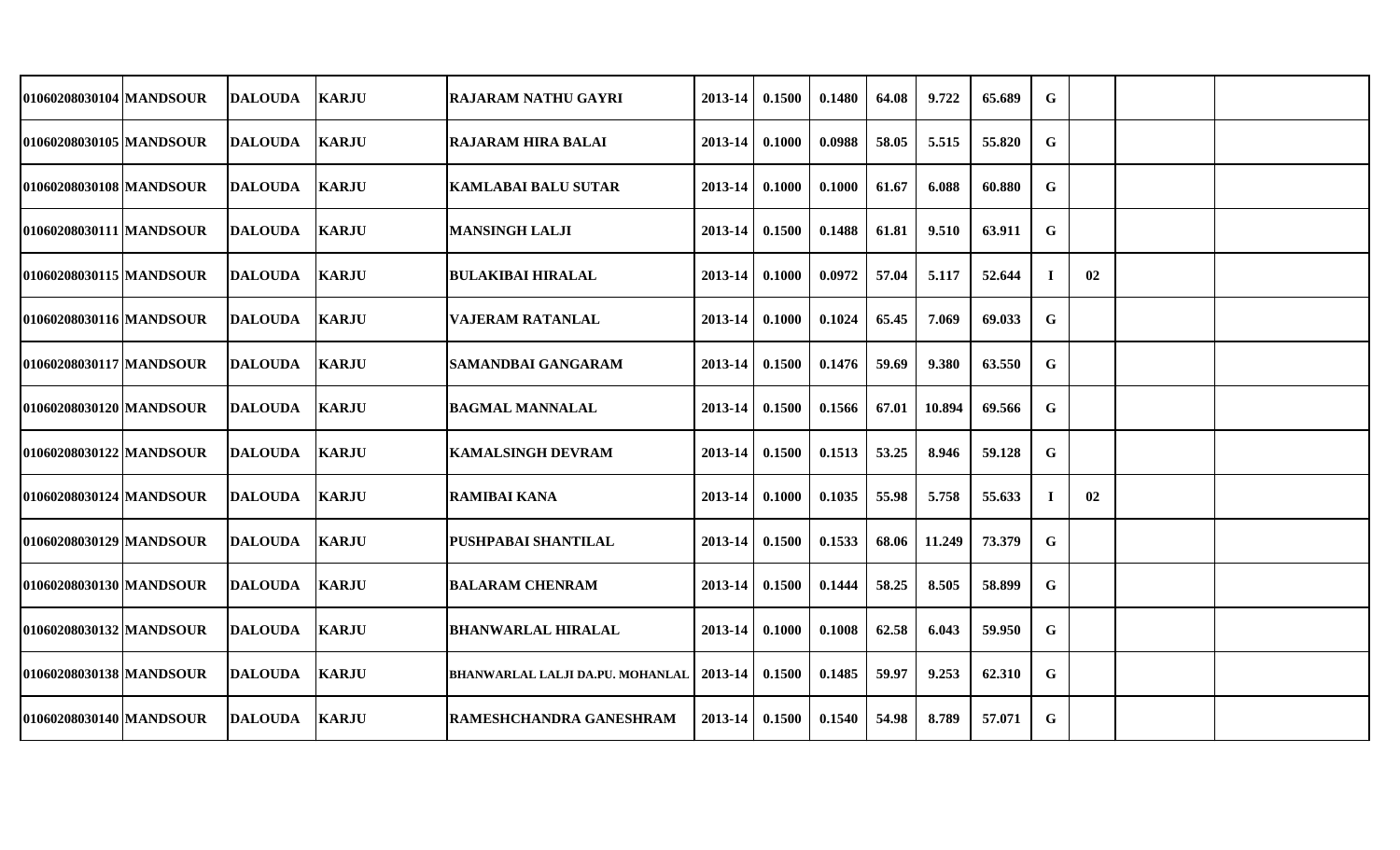| | | | | | | | | | | | | | | |
|---|---|---|---|---|---|---|---|---|---|---|---|---|---|---|
| 01060208030104 | MANDSOUR | DALOUDA | KARJU | RAJARAM NATHU GAYRI | 2013-14 | 0.1500 | 0.1480 | 64.08 | 9.722 | 65.689 | G | | | |
| 01060208030105 | MANDSOUR | DALOUDA | KARJU | RAJARAM HIRA BALAI | 2013-14 | 0.1000 | 0.0988 | 58.05 | 5.515 | 55.820 | G | | | |
| 01060208030108 | MANDSOUR | DALOUDA | KARJU | KAMLABAI BALU SUTAR | 2013-14 | 0.1000 | 0.1000 | 61.67 | 6.088 | 60.880 | G | | | |
| 01060208030111 | MANDSOUR | DALOUDA | KARJU | MANSINGH LALJI | 2013-14 | 0.1500 | 0.1488 | 61.81 | 9.510 | 63.911 | G | | | |
| 01060208030115 | MANDSOUR | DALOUDA | KARJU | BULAKIBAI HIRALAL | 2013-14 | 0.1000 | 0.0972 | 57.04 | 5.117 | 52.644 | I | 02 | | |
| 01060208030116 | MANDSOUR | DALOUDA | KARJU | VAJERAM RATANLAL | 2013-14 | 0.1000 | 0.1024 | 65.45 | 7.069 | 69.033 | G | | | |
| 01060208030117 | MANDSOUR | DALOUDA | KARJU | SAMANDBAI GANGARAM | 2013-14 | 0.1500 | 0.1476 | 59.69 | 9.380 | 63.550 | G | | | |
| 01060208030120 | MANDSOUR | DALOUDA | KARJU | BAGMAL MANNALAL | 2013-14 | 0.1500 | 0.1566 | 67.01 | 10.894 | 69.566 | G | | | |
| 01060208030122 | MANDSOUR | DALOUDA | KARJU | KAMALSINGH DEVRAM | 2013-14 | 0.1500 | 0.1513 | 53.25 | 8.946 | 59.128 | G | | | |
| 01060208030124 | MANDSOUR | DALOUDA | KARJU | RAMIBAI KANA | 2013-14 | 0.1000 | 0.1035 | 55.98 | 5.758 | 55.633 | I | 02 | | |
| 01060208030129 | MANDSOUR | DALOUDA | KARJU | PUSHPABAI SHANTILAL | 2013-14 | 0.1500 | 0.1533 | 68.06 | 11.249 | 73.379 | G | | | |
| 01060208030130 | MANDSOUR | DALOUDA | KARJU | BALARAM CHENRAM | 2013-14 | 0.1500 | 0.1444 | 58.25 | 8.505 | 58.899 | G | | | |
| 01060208030132 | MANDSOUR | DALOUDA | KARJU | BHANWARLAL HIRALAL | 2013-14 | 0.1000 | 0.1008 | 62.58 | 6.043 | 59.950 | G | | | |
| 01060208030138 | MANDSOUR | DALOUDA | KARJU | BHANWARLAL LALJI DA.PU. MOHANLAL | 2013-14 | 0.1500 | 0.1485 | 59.97 | 9.253 | 62.310 | G | | | |
| 01060208030140 | MANDSOUR | DALOUDA | KARJU | RAMESHCHANDRA GANESHRAM | 2013-14 | 0.1500 | 0.1540 | 54.98 | 8.789 | 57.071 | G | | | |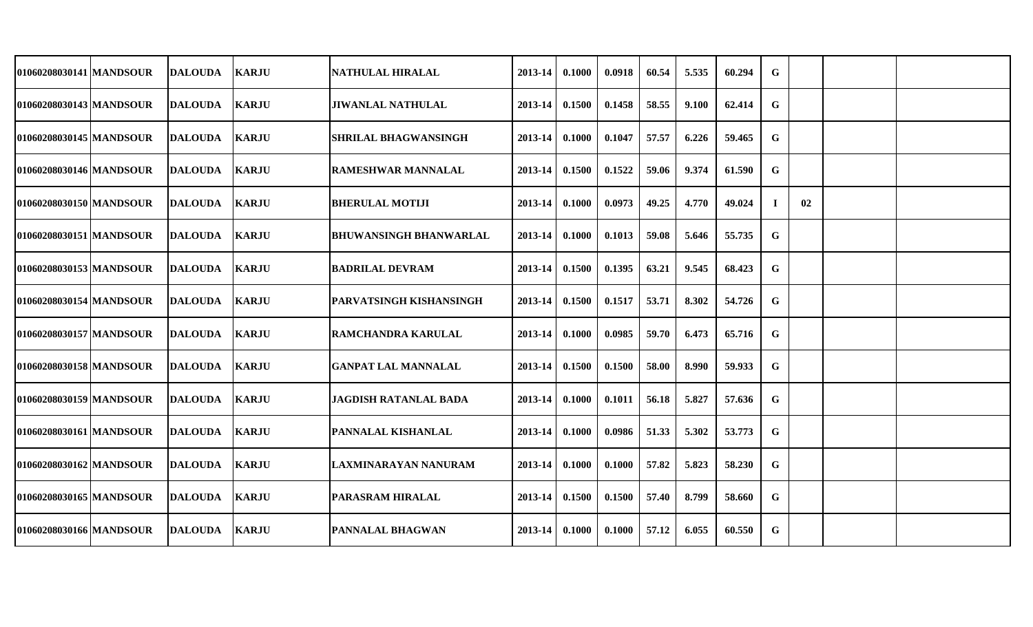| | | | | | | | | | | | | | | | |
|---|---|---|---|---|---|---|---|---|---|---|---|---|---|---|---|
| 01060208030141 | MANDSOUR | DALOUDA | KARJU | NATHULAL HIRALAL | 2013-14 | 0.1000 | 0.0918 | 60.54 | 5.535 | 60.294 | G | | | | |
| 01060208030143 | MANDSOUR | DALOUDA | KARJU | JIWANLAL NATHULAL | 2013-14 | 0.1500 | 0.1458 | 58.55 | 9.100 | 62.414 | G | | | | |
| 01060208030145 | MANDSOUR | DALOUDA | KARJU | SHRILAL BHAGWANSINGH | 2013-14 | 0.1000 | 0.1047 | 57.57 | 6.226 | 59.465 | G | | | | |
| 01060208030146 | MANDSOUR | DALOUDA | KARJU | RAMESHWAR MANNALAL | 2013-14 | 0.1500 | 0.1522 | 59.06 | 9.374 | 61.590 | G | | | | |
| 01060208030150 | MANDSOUR | DALOUDA | KARJU | BHERULAL MOTIJI | 2013-14 | 0.1000 | 0.0973 | 49.25 | 4.770 | 49.024 | I | 02 | | | |
| 01060208030151 | MANDSOUR | DALOUDA | KARJU | BHUWANSINGH BHANWARLAL | 2013-14 | 0.1000 | 0.1013 | 59.08 | 5.646 | 55.735 | G | | | | |
| 01060208030153 | MANDSOUR | DALOUDA | KARJU | BADRILAL DEVRAM | 2013-14 | 0.1500 | 0.1395 | 63.21 | 9.545 | 68.423 | G | | | | |
| 01060208030154 | MANDSOUR | DALOUDA | KARJU | PARVATSINGH KISHANSINGH | 2013-14 | 0.1500 | 0.1517 | 53.71 | 8.302 | 54.726 | G | | | | |
| 01060208030157 | MANDSOUR | DALOUDA | KARJU | RAMCHANDRA KARULAL | 2013-14 | 0.1000 | 0.0985 | 59.70 | 6.473 | 65.716 | G | | | | |
| 01060208030158 | MANDSOUR | DALOUDA | KARJU | GANPAT LAL MANNALAL | 2013-14 | 0.1500 | 0.1500 | 58.00 | 8.990 | 59.933 | G | | | | |
| 01060208030159 | MANDSOUR | DALOUDA | KARJU | JAGDISH RATANLAL BADA | 2013-14 | 0.1000 | 0.1011 | 56.18 | 5.827 | 57.636 | G | | | | |
| 01060208030161 | MANDSOUR | DALOUDA | KARJU | PANNALAL KISHANLAL | 2013-14 | 0.1000 | 0.0986 | 51.33 | 5.302 | 53.773 | G | | | | |
| 01060208030162 | MANDSOUR | DALOUDA | KARJU | LAXMINARAYAN NANURAM | 2013-14 | 0.1000 | 0.1000 | 57.82 | 5.823 | 58.230 | G | | | | |
| 01060208030165 | MANDSOUR | DALOUDA | KARJU | PARASRAM HIRALAL | 2013-14 | 0.1500 | 0.1500 | 57.40 | 8.799 | 58.660 | G | | | | |
| 01060208030166 | MANDSOUR | DALOUDA | KARJU | PANNALAL BHAGWAN | 2013-14 | 0.1000 | 0.1000 | 57.12 | 6.055 | 60.550 | G | | | | |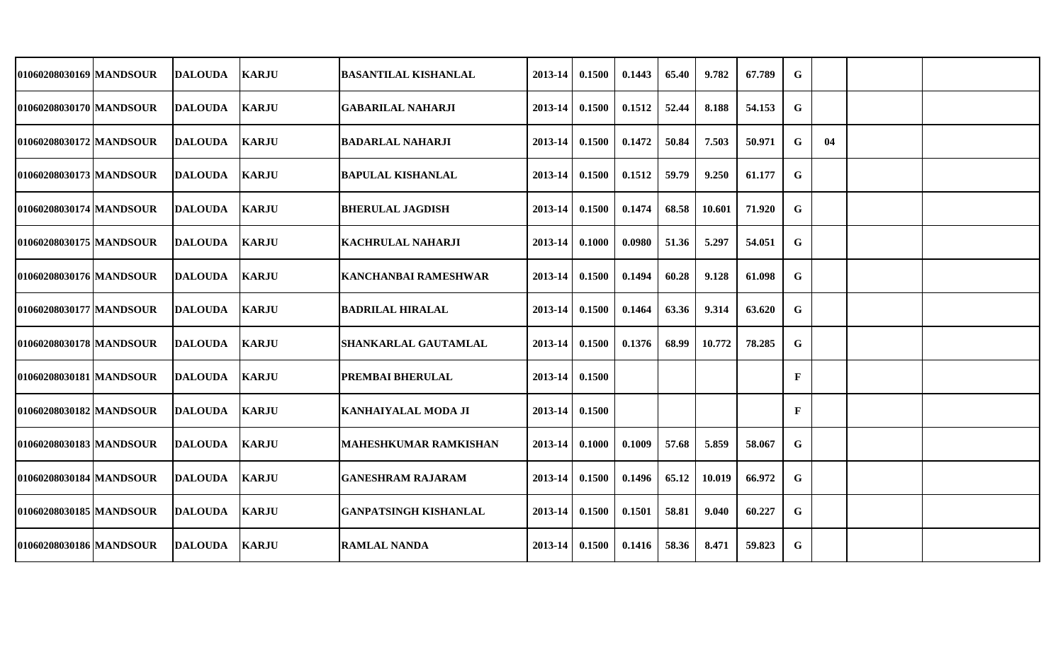| | | | | | | | | | | | | | | |
|---|---|---|---|---|---|---|---|---|---|---|---|---|---|---|
| 01060208030169 | MANDSOUR | DALOUDA | KARJU | BASANTILAL KISHANLAL | 2013-14 | 0.1500 | 0.1443 | 65.40 | 9.782 | 67.789 | G | | | |
| 01060208030170 | MANDSOUR | DALOUDA | KARJU | GABARILAL NAHARJI | 2013-14 | 0.1500 | 0.1512 | 52.44 | 8.188 | 54.153 | G | | | |
| 01060208030172 | MANDSOUR | DALOUDA | KARJU | BADARLAL NAHARJI | 2013-14 | 0.1500 | 0.1472 | 50.84 | 7.503 | 50.971 | G | 04 | | |
| 01060208030173 | MANDSOUR | DALOUDA | KARJU | BAPULAL KISHANLAL | 2013-14 | 0.1500 | 0.1512 | 59.79 | 9.250 | 61.177 | G | | | |
| 01060208030174 | MANDSOUR | DALOUDA | KARJU | BHERULAL JAGDISH | 2013-14 | 0.1500 | 0.1474 | 68.58 | 10.601 | 71.920 | G | | | |
| 01060208030175 | MANDSOUR | DALOUDA | KARJU | KACHRULAL NAHARJI | 2013-14 | 0.1000 | 0.0980 | 51.36 | 5.297 | 54.051 | G | | | |
| 01060208030176 | MANDSOUR | DALOUDA | KARJU | KANCHANBAI RAMESHWAR | 2013-14 | 0.1500 | 0.1494 | 60.28 | 9.128 | 61.098 | G | | | |
| 01060208030177 | MANDSOUR | DALOUDA | KARJU | BADRILAL HIRALAL | 2013-14 | 0.1500 | 0.1464 | 63.36 | 9.314 | 63.620 | G | | | |
| 01060208030178 | MANDSOUR | DALOUDA | KARJU | SHANKARLAL GAUTAMLAL | 2013-14 | 0.1500 | 0.1376 | 68.99 | 10.772 | 78.285 | G | | | |
| 01060208030181 | MANDSOUR | DALOUDA | KARJU | PREMBAI BHERULAL | 2013-14 | 0.1500 | | | | | F | | | |
| 01060208030182 | MANDSOUR | DALOUDA | KARJU | KANHAIYALAL MODA JI | 2013-14 | 0.1500 | | | | | F | | | |
| 01060208030183 | MANDSOUR | DALOUDA | KARJU | MAHESHKUMAR RAMKISHAN | 2013-14 | 0.1000 | 0.1009 | 57.68 | 5.859 | 58.067 | G | | | |
| 01060208030184 | MANDSOUR | DALOUDA | KARJU | GANESHRAM RAJARAM | 2013-14 | 0.1500 | 0.1496 | 65.12 | 10.019 | 66.972 | G | | | |
| 01060208030185 | MANDSOUR | DALOUDA | KARJU | GANPATSINGH KISHANLAL | 2013-14 | 0.1500 | 0.1501 | 58.81 | 9.040 | 60.227 | G | | | |
| 01060208030186 | MANDSOUR | DALOUDA | KARJU | RAMLAL NANDA | 2013-14 | 0.1500 | 0.1416 | 58.36 | 8.471 | 59.823 | G | | | |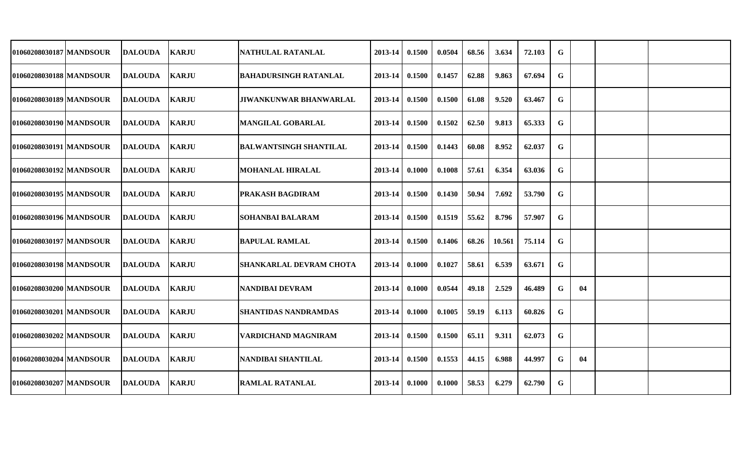| | | | | | | | | | | | | | | |
|---|---|---|---|---|---|---|---|---|---|---|---|---|---|---|
| 01060208030187 | MANDSOUR | DALOUDA | KARJU | NATHULAL RATANLAL | 2013-14 | 0.1500 | 0.0504 | 68.56 | 3.634 | 72.103 | G | | | |
| 01060208030188 | MANDSOUR | DALOUDA | KARJU | BAHADURSINGH RATANLAL | 2013-14 | 0.1500 | 0.1457 | 62.88 | 9.863 | 67.694 | G | | | |
| 01060208030189 | MANDSOUR | DALOUDA | KARJU | JIWANKUNWAR BHANWARLAL | 2013-14 | 0.1500 | 0.1500 | 61.08 | 9.520 | 63.467 | G | | | |
| 01060208030190 | MANDSOUR | DALOUDA | KARJU | MANGILAL GOBARLAL | 2013-14 | 0.1500 | 0.1502 | 62.50 | 9.813 | 65.333 | G | | | |
| 01060208030191 | MANDSOUR | DALOUDA | KARJU | BALWANTSINGH SHANTILAL | 2013-14 | 0.1500 | 0.1443 | 60.08 | 8.952 | 62.037 | G | | | |
| 01060208030192 | MANDSOUR | DALOUDA | KARJU | MOHANLAL HIRALAL | 2013-14 | 0.1000 | 0.1008 | 57.61 | 6.354 | 63.036 | G | | | |
| 01060208030195 | MANDSOUR | DALOUDA | KARJU | PRAKASH BAGDIRAM | 2013-14 | 0.1500 | 0.1430 | 50.94 | 7.692 | 53.790 | G | | | |
| 01060208030196 | MANDSOUR | DALOUDA | KARJU | SOHANBAI BALARAM | 2013-14 | 0.1500 | 0.1519 | 55.62 | 8.796 | 57.907 | G | | | |
| 01060208030197 | MANDSOUR | DALOUDA | KARJU | BAPULAL RAMLAL | 2013-14 | 0.1500 | 0.1406 | 68.26 | 10.561 | 75.114 | G | | | |
| 01060208030198 | MANDSOUR | DALOUDA | KARJU | SHANKARLAL DEVRAM CHOTA | 2013-14 | 0.1000 | 0.1027 | 58.61 | 6.539 | 63.671 | G | | | |
| 01060208030200 | MANDSOUR | DALOUDA | KARJU | NANDIBAI DEVRAM | 2013-14 | 0.1000 | 0.0544 | 49.18 | 2.529 | 46.489 | G | 04 | | |
| 01060208030201 | MANDSOUR | DALOUDA | KARJU | SHANTIDAS NANDRAMDAS | 2013-14 | 0.1000 | 0.1005 | 59.19 | 6.113 | 60.826 | G | | | |
| 01060208030202 | MANDSOUR | DALOUDA | KARJU | VARDICHAND MAGNIRAM | 2013-14 | 0.1500 | 0.1500 | 65.11 | 9.311 | 62.073 | G | | | |
| 01060208030204 | MANDSOUR | DALOUDA | KARJU | NANDIBAI SHANTILAL | 2013-14 | 0.1500 | 0.1553 | 44.15 | 6.988 | 44.997 | G | 04 | | |
| 01060208030207 | MANDSOUR | DALOUDA | KARJU | RAMLAL RATANLAL | 2013-14 | 0.1000 | 0.1000 | 58.53 | 6.279 | 62.790 | G | | | |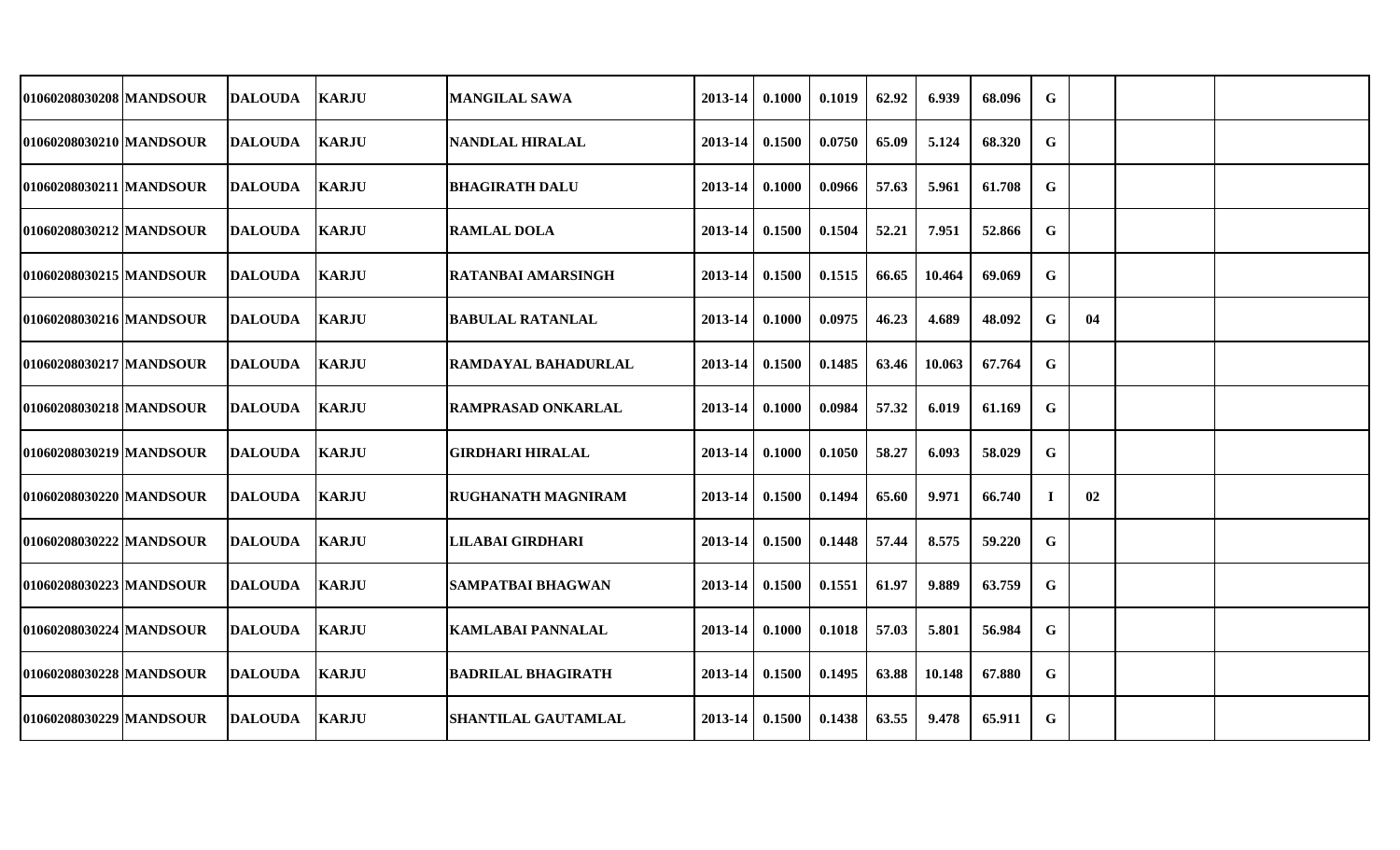| 01060208030208 | MANDSOUR | DALOUDA | KARJU | MANGILAL SAWA | 2013-14 | 0.1000 | 0.1019 | 62.92 | 6.939 | 68.096 | G | | | |
|---|---|---|---|---|---|---|---|---|---|---|---|---|---|---|
| 01060208030210 | MANDSOUR | DALOUDA | KARJU | NANDLAL HIRALAL | 2013-14 | 0.1500 | 0.0750 | 65.09 | 5.124 | 68.320 | G | | | |
| 01060208030211 | MANDSOUR | DALOUDA | KARJU | BHAGIRATH DALU | 2013-14 | 0.1000 | 0.0966 | 57.63 | 5.961 | 61.708 | G | | | |
| 01060208030212 | MANDSOUR | DALOUDA | KARJU | RAMLAL DOLA | 2013-14 | 0.1500 | 0.1504 | 52.21 | 7.951 | 52.866 | G | | | |
| 01060208030215 | MANDSOUR | DALOUDA | KARJU | RATANBAI AMARSINGH | 2013-14 | 0.1500 | 0.1515 | 66.65 | 10.464 | 69.069 | G | | | |
| 01060208030216 | MANDSOUR | DALOUDA | KARJU | BABULAL RATANLAL | 2013-14 | 0.1000 | 0.0975 | 46.23 | 4.689 | 48.092 | G | 04 | | |
| 01060208030217 | MANDSOUR | DALOUDA | KARJU | RAMDAYAL BAHADURLAL | 2013-14 | 0.1500 | 0.1485 | 63.46 | 10.063 | 67.764 | G | | | |
| 01060208030218 | MANDSOUR | DALOUDA | KARJU | RAMPRASAD ONKARLAL | 2013-14 | 0.1000 | 0.0984 | 57.32 | 6.019 | 61.169 | G | | | |
| 01060208030219 | MANDSOUR | DALOUDA | KARJU | GIRDHARI HIRALAL | 2013-14 | 0.1000 | 0.1050 | 58.27 | 6.093 | 58.029 | G | | | |
| 01060208030220 | MANDSOUR | DALOUDA | KARJU | RUGHANATH MAGNIRAM | 2013-14 | 0.1500 | 0.1494 | 65.60 | 9.971 | 66.740 | I | 02 | | |
| 01060208030222 | MANDSOUR | DALOUDA | KARJU | LILABAI GIRDHARI | 2013-14 | 0.1500 | 0.1448 | 57.44 | 8.575 | 59.220 | G | | | |
| 01060208030223 | MANDSOUR | DALOUDA | KARJU | SAMPATBAI BHAGWAN | 2013-14 | 0.1500 | 0.1551 | 61.97 | 9.889 | 63.759 | G | | | |
| 01060208030224 | MANDSOUR | DALOUDA | KARJU | KAMLABAI PANNALAL | 2013-14 | 0.1000 | 0.1018 | 57.03 | 5.801 | 56.984 | G | | | |
| 01060208030228 | MANDSOUR | DALOUDA | KARJU | BADRILAL BHAGIRATH | 2013-14 | 0.1500 | 0.1495 | 63.88 | 10.148 | 67.880 | G | | | |
| 01060208030229 | MANDSOUR | DALOUDA | KARJU | SHANTILAL GAUTAMLAL | 2013-14 | 0.1500 | 0.1438 | 63.55 | 9.478 | 65.911 | G | | | |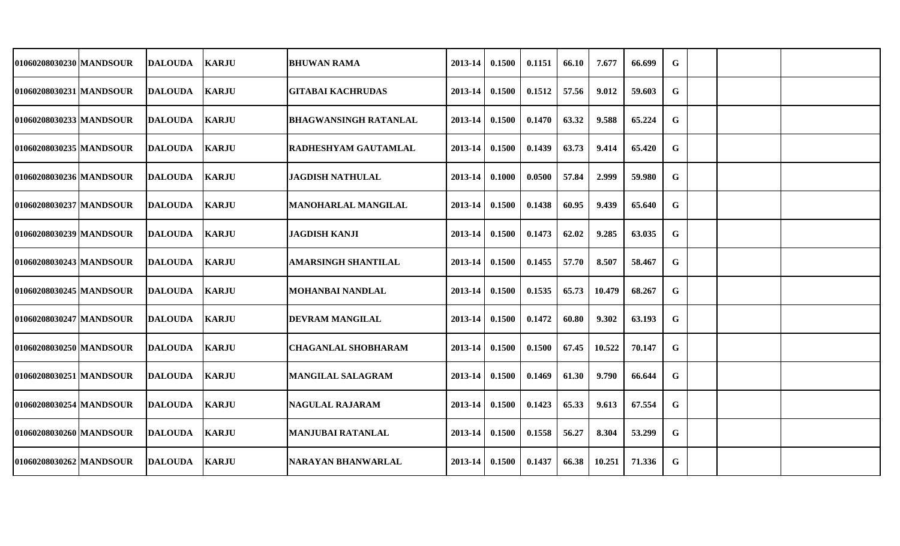| | | | | | | | | | | | | | | |
|---|---|---|---|---|---|---|---|---|---|---|---|---|---|---|
| 01060208030230 | MANDSOUR | DALOUDA | KARJU | BHUWAN RAMA | 2013-14 | 0.1500 | 0.1151 | 66.10 | 7.677 | 66.699 | G | | | |
| 01060208030231 | MANDSOUR | DALOUDA | KARJU | GITABAI KACHRUDAS | 2013-14 | 0.1500 | 0.1512 | 57.56 | 9.012 | 59.603 | G | | | |
| 01060208030233 | MANDSOUR | DALOUDA | KARJU | BHAGWANSINGH RATANLAL | 2013-14 | 0.1500 | 0.1470 | 63.32 | 9.588 | 65.224 | G | | | |
| 01060208030235 | MANDSOUR | DALOUDA | KARJU | RADHESHYAM GAUTAMLAL | 2013-14 | 0.1500 | 0.1439 | 63.73 | 9.414 | 65.420 | G | | | |
| 01060208030236 | MANDSOUR | DALOUDA | KARJU | JAGDISH NATHULAL | 2013-14 | 0.1000 | 0.0500 | 57.84 | 2.999 | 59.980 | G | | | |
| 01060208030237 | MANDSOUR | DALOUDA | KARJU | MANOHARLAL MANGILAL | 2013-14 | 0.1500 | 0.1438 | 60.95 | 9.439 | 65.640 | G | | | |
| 01060208030239 | MANDSOUR | DALOUDA | KARJU | JAGDISH KANJI | 2013-14 | 0.1500 | 0.1473 | 62.02 | 9.285 | 63.035 | G | | | |
| 01060208030243 | MANDSOUR | DALOUDA | KARJU | AMARSINGH SHANTILAL | 2013-14 | 0.1500 | 0.1455 | 57.70 | 8.507 | 58.467 | G | | | |
| 01060208030245 | MANDSOUR | DALOUDA | KARJU | MOHANBAI NANDLAL | 2013-14 | 0.1500 | 0.1535 | 65.73 | 10.479 | 68.267 | G | | | |
| 01060208030247 | MANDSOUR | DALOUDA | KARJU | DEVRAM MANGILAL | 2013-14 | 0.1500 | 0.1472 | 60.80 | 9.302 | 63.193 | G | | | |
| 01060208030250 | MANDSOUR | DALOUDA | KARJU | CHAGANLAL SHOBHARAM | 2013-14 | 0.1500 | 0.1500 | 67.45 | 10.522 | 70.147 | G | | | |
| 01060208030251 | MANDSOUR | DALOUDA | KARJU | MANGILAL SALAGRAM | 2013-14 | 0.1500 | 0.1469 | 61.30 | 9.790 | 66.644 | G | | | |
| 01060208030254 | MANDSOUR | DALOUDA | KARJU | NAGULAL RAJARAM | 2013-14 | 0.1500 | 0.1423 | 65.33 | 9.613 | 67.554 | G | | | |
| 01060208030260 | MANDSOUR | DALOUDA | KARJU | MANJUBAI RATANLAL | 2013-14 | 0.1500 | 0.1558 | 56.27 | 8.304 | 53.299 | G | | | |
| 01060208030262 | MANDSOUR | DALOUDA | KARJU | NARAYAN BHANWARLAL | 2013-14 | 0.1500 | 0.1437 | 66.38 | 10.251 | 71.336 | G | | | |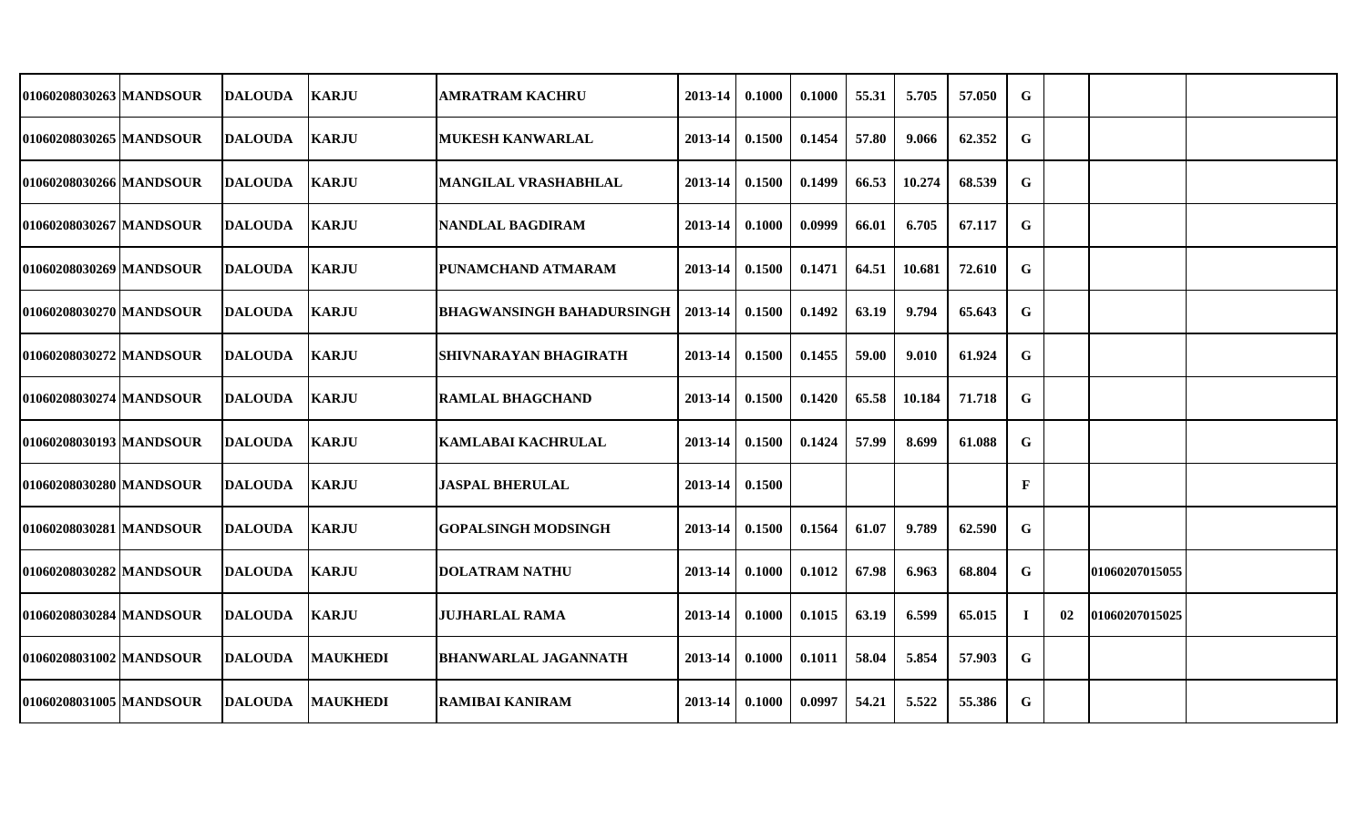| | | | | | | | | | | | | | | |
|---|---|---|---|---|---|---|---|---|---|---|---|---|---|---|
| 01060208030263 | MANDSOUR | DALOUDA | KARJU | AMRATRAM KACHRU | 2013-14 | 0.1000 | 0.1000 | 55.31 | 5.705 | 57.050 | G | | | |
| 01060208030265 | MANDSOUR | DALOUDA | KARJU | MUKESH KANWARLAL | 2013-14 | 0.1500 | 0.1454 | 57.80 | 9.066 | 62.352 | G | | | |
| 01060208030266 | MANDSOUR | DALOUDA | KARJU | MANGILAL VRASHABHLAL | 2013-14 | 0.1500 | 0.1499 | 66.53 | 10.274 | 68.539 | G | | | |
| 01060208030267 | MANDSOUR | DALOUDA | KARJU | NANDLAL BAGDIRAM | 2013-14 | 0.1000 | 0.0999 | 66.01 | 6.705 | 67.117 | G | | | |
| 01060208030269 | MANDSOUR | DALOUDA | KARJU | PUNAMCHAND ATMARAM | 2013-14 | 0.1500 | 0.1471 | 64.51 | 10.681 | 72.610 | G | | | |
| 01060208030270 | MANDSOUR | DALOUDA | KARJU | BHAGWANSINGH BAHADURSINGH | 2013-14 | 0.1500 | 0.1492 | 63.19 | 9.794 | 65.643 | G | | | |
| 01060208030272 | MANDSOUR | DALOUDA | KARJU | SHIVNARAYAN BHAGIRATH | 2013-14 | 0.1500 | 0.1455 | 59.00 | 9.010 | 61.924 | G | | | |
| 01060208030274 | MANDSOUR | DALOUDA | KARJU | RAMLAL BHAGCHAND | 2013-14 | 0.1500 | 0.1420 | 65.58 | 10.184 | 71.718 | G | | | |
| 01060208030193 | MANDSOUR | DALOUDA | KARJU | KAMLABAI KACHRULAL | 2013-14 | 0.1500 | 0.1424 | 57.99 | 8.699 | 61.088 | G | | | |
| 01060208030280 | MANDSOUR | DALOUDA | KARJU | JASPAL BHERULAL | 2013-14 | 0.1500 | | | | | F | | | |
| 01060208030281 | MANDSOUR | DALOUDA | KARJU | GOPALSINGH MODSINGH | 2013-14 | 0.1500 | 0.1564 | 61.07 | 9.789 | 62.590 | G | | | |
| 01060208030282 | MANDSOUR | DALOUDA | KARJU | DOLATRAM NATHU | 2013-14 | 0.1000 | 0.1012 | 67.98 | 6.963 | 68.804 | G | | 01060207015055 | |
| 01060208030284 | MANDSOUR | DALOUDA | KARJU | JUJHARLAL RAMA | 2013-14 | 0.1000 | 0.1015 | 63.19 | 6.599 | 65.015 | I | 02 | 01060207015025 | |
| 01060208031002 | MANDSOUR | DALOUDA | MAUKHEDI | BHANWARLAL JAGANNATH | 2013-14 | 0.1000 | 0.1011 | 58.04 | 5.854 | 57.903 | G | | | |
| 01060208031005 | MANDSOUR | DALOUDA | MAUKHEDI | RAMIBAI KANIRAM | 2013-14 | 0.1000 | 0.0997 | 54.21 | 5.522 | 55.386 | G | | | |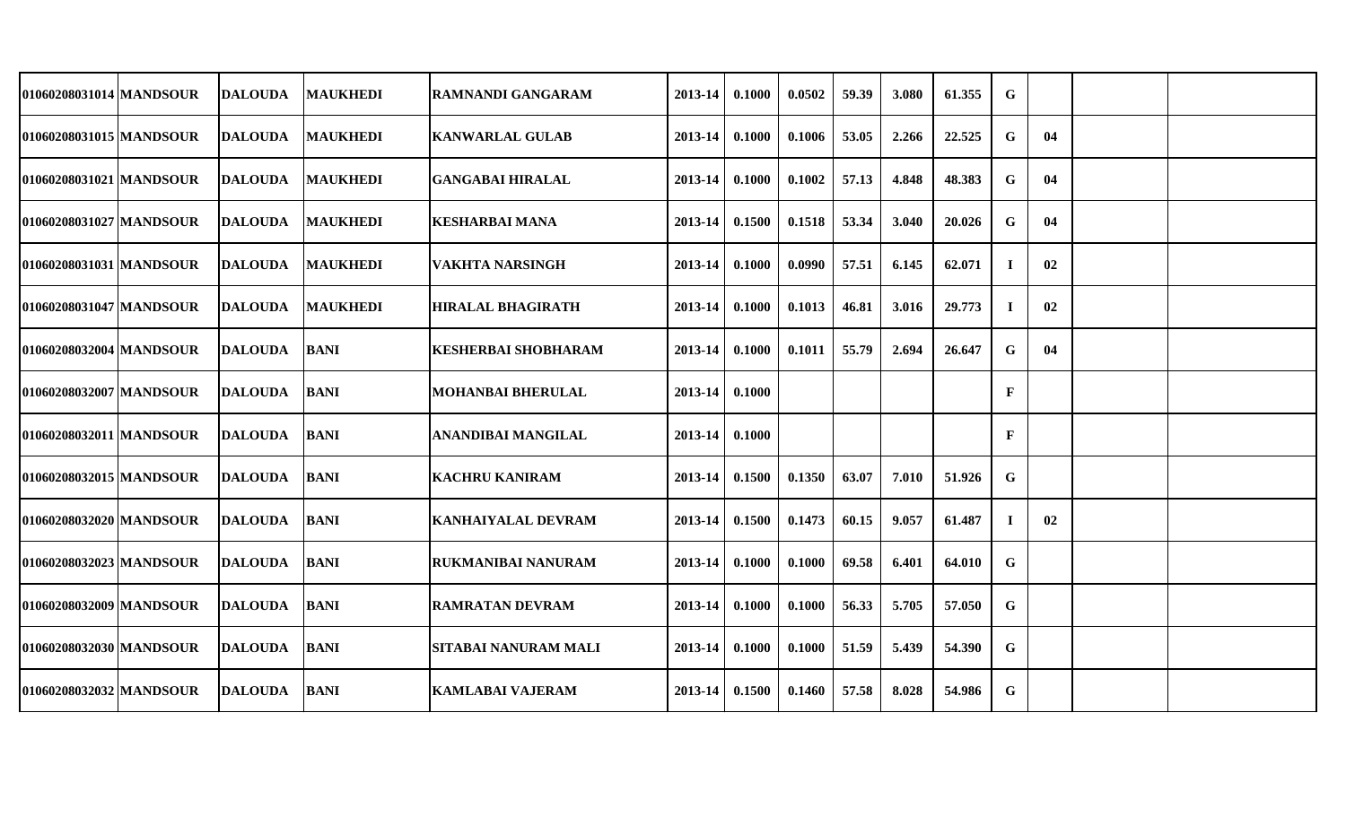| | | | | | | | | | | | | | | | |
|---|---|---|---|---|---|---|---|---|---|---|---|---|---|---|---|
| 01060208031014 | MANDSOUR | DALOUDA | MAUKHEDI | RAMNANDI GANGARAM | 2013-14 | 0.1000 | 0.0502 | 59.39 | 3.080 | 61.355 | G | | | | |
| 01060208031015 | MANDSOUR | DALOUDA | MAUKHEDI | KANWARLAL GULAB | 2013-14 | 0.1000 | 0.1006 | 53.05 | 2.266 | 22.525 | G | 04 | | | |
| 01060208031021 | MANDSOUR | DALOUDA | MAUKHEDI | GANGABAI HIRALAL | 2013-14 | 0.1000 | 0.1002 | 57.13 | 4.848 | 48.383 | G | 04 | | | |
| 01060208031027 | MANDSOUR | DALOUDA | MAUKHEDI | KESHARBAI MANA | 2013-14 | 0.1500 | 0.1518 | 53.34 | 3.040 | 20.026 | G | 04 | | | |
| 01060208031031 | MANDSOUR | DALOUDA | MAUKHEDI | VAKHTA NARSINGH | 2013-14 | 0.1000 | 0.0990 | 57.51 | 6.145 | 62.071 | I | 02 | | | |
| 01060208031047 | MANDSOUR | DALOUDA | MAUKHEDI | HIRALAL BHAGIRATH | 2013-14 | 0.1000 | 0.1013 | 46.81 | 3.016 | 29.773 | I | 02 | | | |
| 01060208032004 | MANDSOUR | DALOUDA | BANI | KESHERBAI SHOBHARAM | 2013-14 | 0.1000 | 0.1011 | 55.79 | 2.694 | 26.647 | G | 04 | | | |
| 01060208032007 | MANDSOUR | DALOUDA | BANI | MOHANBAI BHERULAL | 2013-14 | 0.1000 | | | | | F | | | | |
| 01060208032011 | MANDSOUR | DALOUDA | BANI | ANANDIBAI MANGILAL | 2013-14 | 0.1000 | | | | | F | | | | |
| 01060208032015 | MANDSOUR | DALOUDA | BANI | KACHRU KANIRAM | 2013-14 | 0.1500 | 0.1350 | 63.07 | 7.010 | 51.926 | G | | | | |
| 01060208032020 | MANDSOUR | DALOUDA | BANI | KANHAIYALAL DEVRAM | 2013-14 | 0.1500 | 0.1473 | 60.15 | 9.057 | 61.487 | I | 02 | | | |
| 01060208032023 | MANDSOUR | DALOUDA | BANI | RUKMANIBAI NANURAM | 2013-14 | 0.1000 | 0.1000 | 69.58 | 6.401 | 64.010 | G | | | | |
| 01060208032009 | MANDSOUR | DALOUDA | BANI | RAMRATAN DEVRAM | 2013-14 | 0.1000 | 0.1000 | 56.33 | 5.705 | 57.050 | G | | | | |
| 01060208032030 | MANDSOUR | DALOUDA | BANI | SITABAI NANURAM MALI | 2013-14 | 0.1000 | 0.1000 | 51.59 | 5.439 | 54.390 | G | | | | |
| 01060208032032 | MANDSOUR | DALOUDA | BANI | KAMLABAI VAJERAM | 2013-14 | 0.1500 | 0.1460 | 57.58 | 8.028 | 54.986 | G | | | | |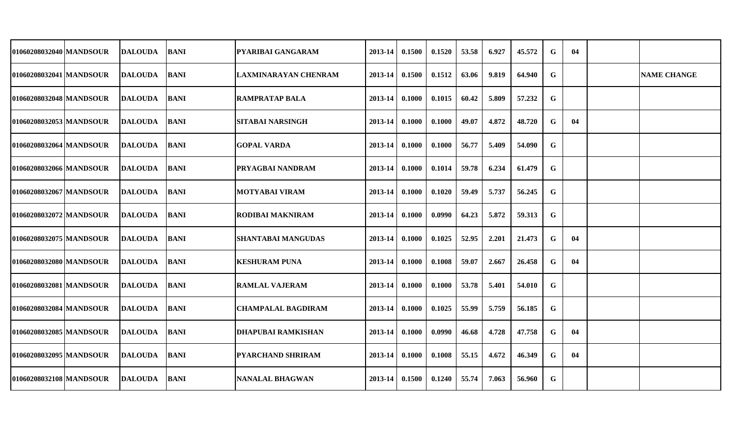| | | | | | | | | | | | | | | | |
|---|---|---|---|---|---|---|---|---|---|---|---|---|---|---|---|
| 01060208032040 | MANDSOUR | DALOUDA | BANI | PYARIBAI GANGARAM | 2013-14 | 0.1500 | 0.1520 | 53.58 | 6.927 | 45.572 | G | 04 | | |
| 01060208032041 | MANDSOUR | DALOUDA | BANI | LAXMINARAYAN CHENRAM | 2013-14 | 0.1500 | 0.1512 | 63.06 | 9.819 | 64.940 | G | | | NAME CHANGE |
| 01060208032048 | MANDSOUR | DALOUDA | BANI | RAMPRATAP BALA | 2013-14 | 0.1000 | 0.1015 | 60.42 | 5.809 | 57.232 | G | | | |
| 01060208032053 | MANDSOUR | DALOUDA | BANI | SITABAI NARSINGH | 2013-14 | 0.1000 | 0.1000 | 49.07 | 4.872 | 48.720 | G | 04 | | |
| 01060208032064 | MANDSOUR | DALOUDA | BANI | GOPAL VARDA | 2013-14 | 0.1000 | 0.1000 | 56.77 | 5.409 | 54.090 | G | | | |
| 01060208032066 | MANDSOUR | DALOUDA | BANI | PRYAGBAI NANDRAM | 2013-14 | 0.1000 | 0.1014 | 59.78 | 6.234 | 61.479 | G | | | |
| 01060208032067 | MANDSOUR | DALOUDA | BANI | MOTYABAI VIRAM | 2013-14 | 0.1000 | 0.1020 | 59.49 | 5.737 | 56.245 | G | | | |
| 01060208032072 | MANDSOUR | DALOUDA | BANI | RODIBAI MAKNIRAM | 2013-14 | 0.1000 | 0.0990 | 64.23 | 5.872 | 59.313 | G | | | |
| 01060208032075 | MANDSOUR | DALOUDA | BANI | SHANTABAI MANGUDAS | 2013-14 | 0.1000 | 0.1025 | 52.95 | 2.201 | 21.473 | G | 04 | | |
| 01060208032080 | MANDSOUR | DALOUDA | BANI | KESHURAM PUNA | 2013-14 | 0.1000 | 0.1008 | 59.07 | 2.667 | 26.458 | G | 04 | | |
| 01060208032081 | MANDSOUR | DALOUDA | BANI | RAMLAL VAJERAM | 2013-14 | 0.1000 | 0.1000 | 53.78 | 5.401 | 54.010 | G | | | |
| 01060208032084 | MANDSOUR | DALOUDA | BANI | CHAMPALAL BAGDIRAM | 2013-14 | 0.1000 | 0.1025 | 55.99 | 5.759 | 56.185 | G | | | |
| 01060208032085 | MANDSOUR | DALOUDA | BANI | DHAPUBAI RAMKISHAN | 2013-14 | 0.1000 | 0.0990 | 46.68 | 4.728 | 47.758 | G | 04 | | |
| 01060208032095 | MANDSOUR | DALOUDA | BANI | PYARCHAND SHRIRAM | 2013-14 | 0.1000 | 0.1008 | 55.15 | 4.672 | 46.349 | G | 04 | | |
| 01060208032108 | MANDSOUR | DALOUDA | BANI | NANALAL BHAGWAN | 2013-14 | 0.1500 | 0.1240 | 55.74 | 7.063 | 56.960 | G | | | |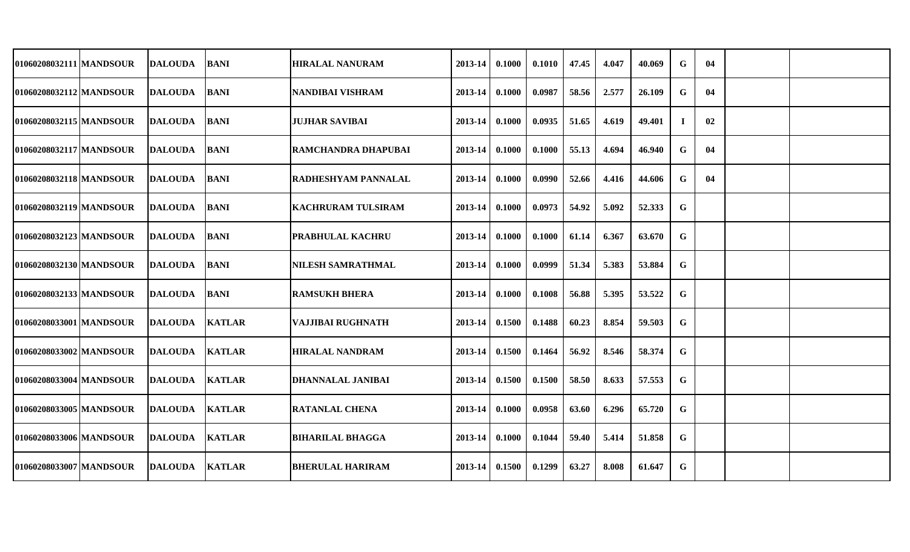| | | | | | | | | | | | | | | |
|---|---|---|---|---|---|---|---|---|---|---|---|---|---|---|
| 01060208032111 | MANDSOUR | DALOUDA | BANI | HIRALAL NANURAM | 2013-14 | 0.1000 | 0.1010 | 47.45 | 4.047 | 40.069 | G | 04 | | |
| 01060208032112 | MANDSOUR | DALOUDA | BANI | NANDIBAI VISHRAM | 2013-14 | 0.1000 | 0.0987 | 58.56 | 2.577 | 26.109 | G | 04 | | |
| 01060208032115 | MANDSOUR | DALOUDA | BANI | JUJHAR SAVIBAI | 2013-14 | 0.1000 | 0.0935 | 51.65 | 4.619 | 49.401 | I | 02 | | |
| 01060208032117 | MANDSOUR | DALOUDA | BANI | RAMCHANDRA DHAPUBAI | 2013-14 | 0.1000 | 0.1000 | 55.13 | 4.694 | 46.940 | G | 04 | | |
| 01060208032118 | MANDSOUR | DALOUDA | BANI | RADHESHYAM PANNALAL | 2013-14 | 0.1000 | 0.0990 | 52.66 | 4.416 | 44.606 | G | 04 | | |
| 01060208032119 | MANDSOUR | DALOUDA | BANI | KACHRURAM TULSIRAM | 2013-14 | 0.1000 | 0.0973 | 54.92 | 5.092 | 52.333 | G | | | |
| 01060208032123 | MANDSOUR | DALOUDA | BANI | PRABHULAL KACHRU | 2013-14 | 0.1000 | 0.1000 | 61.14 | 6.367 | 63.670 | G | | | |
| 01060208032130 | MANDSOUR | DALOUDA | BANI | NILESH SAMRATHMAL | 2013-14 | 0.1000 | 0.0999 | 51.34 | 5.383 | 53.884 | G | | | |
| 01060208032133 | MANDSOUR | DALOUDA | BANI | RAMSUKH BHERA | 2013-14 | 0.1000 | 0.1008 | 56.88 | 5.395 | 53.522 | G | | | |
| 01060208033001 | MANDSOUR | DALOUDA | KATLAR | VAJJIBAI RUGHNATH | 2013-14 | 0.1500 | 0.1488 | 60.23 | 8.854 | 59.503 | G | | | |
| 01060208033002 | MANDSOUR | DALOUDA | KATLAR | HIRALAL NANDRAM | 2013-14 | 0.1500 | 0.1464 | 56.92 | 8.546 | 58.374 | G | | | |
| 01060208033004 | MANDSOUR | DALOUDA | KATLAR | DHANNALAL JANIBAI | 2013-14 | 0.1500 | 0.1500 | 58.50 | 8.633 | 57.553 | G | | | |
| 01060208033005 | MANDSOUR | DALOUDA | KATLAR | RATANLAL CHENA | 2013-14 | 0.1000 | 0.0958 | 63.60 | 6.296 | 65.720 | G | | | |
| 01060208033006 | MANDSOUR | DALOUDA | KATLAR | BIHARILAL BHAGGA | 2013-14 | 0.1000 | 0.1044 | 59.40 | 5.414 | 51.858 | G | | | |
| 01060208033007 | MANDSOUR | DALOUDA | KATLAR | BHERULAL HARIRAM | 2013-14 | 0.1500 | 0.1299 | 63.27 | 8.008 | 61.647 | G | | | |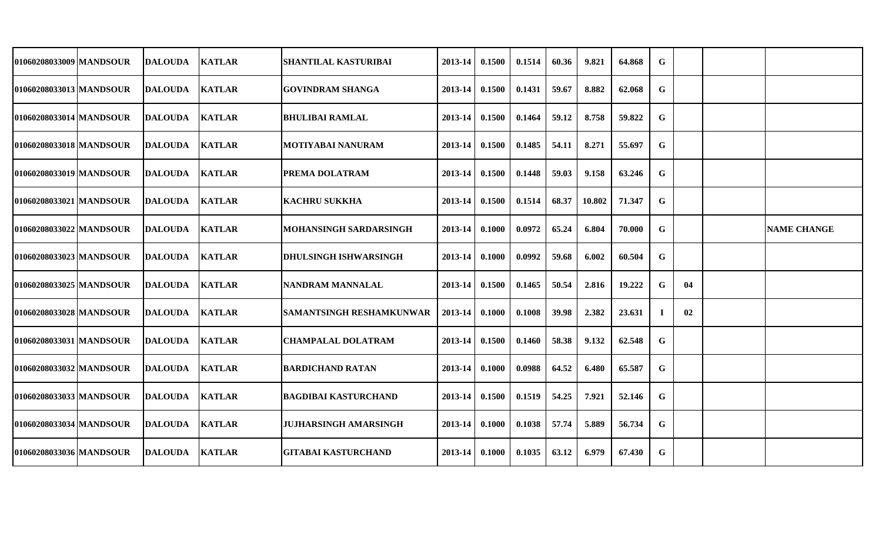| | | | | | | | | | | | | | | |
|---|---|---|---|---|---|---|---|---|---|---|---|---|---|---|
| 01060208033009 | MANDSOUR | DALOUDA | KATLAR | SHANTILAL KASTURIBAI | 2013-14 | 0.1500 | 0.1514 | 60.36 | 9.821 | 64.868 | G | | | |
| 01060208033013 | MANDSOUR | DALOUDA | KATLAR | GOVINDRAM SHANGA | 2013-14 | 0.1500 | 0.1431 | 59.67 | 8.882 | 62.068 | G | | | |
| 01060208033014 | MANDSOUR | DALOUDA | KATLAR | BHULIBAI RAMLAL | 2013-14 | 0.1500 | 0.1464 | 59.12 | 8.758 | 59.822 | G | | | |
| 01060208033018 | MANDSOUR | DALOUDA | KATLAR | MOTIYABAI NANURAM | 2013-14 | 0.1500 | 0.1485 | 54.11 | 8.271 | 55.697 | G | | | |
| 01060208033019 | MANDSOUR | DALOUDA | KATLAR | PREMA DOLATRAM | 2013-14 | 0.1500 | 0.1448 | 59.03 | 9.158 | 63.246 | G | | | |
| 01060208033021 | MANDSOUR | DALOUDA | KATLAR | KACHRU SUKKHA | 2013-14 | 0.1500 | 0.1514 | 68.37 | 10.802 | 71.347 | G | | | |
| 01060208033022 | MANDSOUR | DALOUDA | KATLAR | MOHANSINGH SARDARSINGH | 2013-14 | 0.1000 | 0.0972 | 65.24 | 6.804 | 70.000 | G | | | NAME CHANGE |
| 01060208033023 | MANDSOUR | DALOUDA | KATLAR | DHULSINGH ISHWARSINGH | 2013-14 | 0.1000 | 0.0992 | 59.68 | 6.002 | 60.504 | G | | | |
| 01060208033025 | MANDSOUR | DALOUDA | KATLAR | NANDRAM MANNALAL | 2013-14 | 0.1500 | 0.1465 | 50.54 | 2.816 | 19.222 | G | 04 | | |
| 01060208033028 | MANDSOUR | DALOUDA | KATLAR | SAMANTSINGH RESHAMKUNWAR | 2013-14 | 0.1000 | 0.1008 | 39.98 | 2.382 | 23.631 | I | 02 | | |
| 01060208033031 | MANDSOUR | DALOUDA | KATLAR | CHAMPALAL DOLATRAM | 2013-14 | 0.1500 | 0.1460 | 58.38 | 9.132 | 62.548 | G | | | |
| 01060208033032 | MANDSOUR | DALOUDA | KATLAR | BARDICHAND RATAN | 2013-14 | 0.1000 | 0.0988 | 64.52 | 6.480 | 65.587 | G | | | |
| 01060208033033 | MANDSOUR | DALOUDA | KATLAR | BAGDIBAI KASTURCHAND | 2013-14 | 0.1500 | 0.1519 | 54.25 | 7.921 | 52.146 | G | | | |
| 01060208033034 | MANDSOUR | DALOUDA | KATLAR | JUJHARSINGH AMARSINGH | 2013-14 | 0.1000 | 0.1038 | 57.74 | 5.889 | 56.734 | G | | | |
| 01060208033036 | MANDSOUR | DALOUDA | KATLAR | GITABAI KASTURCHAND | 2013-14 | 0.1000 | 0.1035 | 63.12 | 6.979 | 67.430 | G | | | |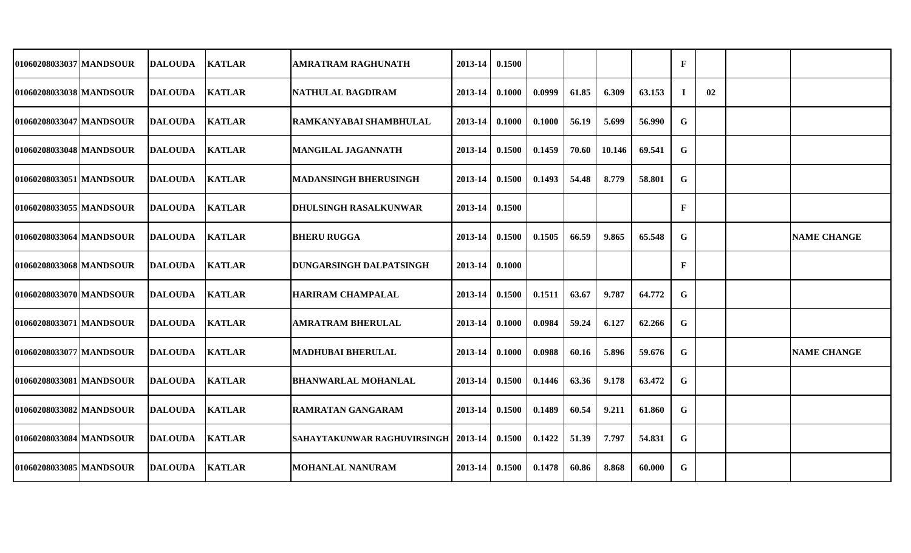| | | | | | | | | | | | | | | |
|---|---|---|---|---|---|---|---|---|---|---|---|---|---|---|
| 01060208033037 | MANDSOUR | DALOUDA | KATLAR | AMRATRAM RAGHUNATH | 2013-14 | 0.1500 | | | | | F | | | |
| 01060208033038 | MANDSOUR | DALOUDA | KATLAR | NATHULAL BAGDIRAM | 2013-14 | 0.1000 | 0.0999 | 61.85 | 6.309 | 63.153 | I | 02 | | |
| 01060208033047 | MANDSOUR | DALOUDA | KATLAR | RAMKANYABAI SHAMBHULAL | 2013-14 | 0.1000 | 0.1000 | 56.19 | 5.699 | 56.990 | G | | | |
| 01060208033048 | MANDSOUR | DALOUDA | KATLAR | MANGILAL JAGANNATH | 2013-14 | 0.1500 | 0.1459 | 70.60 | 10.146 | 69.541 | G | | | |
| 01060208033051 | MANDSOUR | DALOUDA | KATLAR | MADANSINGH BHERUSINGH | 2013-14 | 0.1500 | 0.1493 | 54.48 | 8.779 | 58.801 | G | | | |
| 01060208033055 | MANDSOUR | DALOUDA | KATLAR | DHULSINGH RASALKUNWAR | 2013-14 | 0.1500 | | | | | F | | | |
| 01060208033064 | MANDSOUR | DALOUDA | KATLAR | BHERU RUGGA | 2013-14 | 0.1500 | 0.1505 | 66.59 | 9.865 | 65.548 | G | | | NAME CHANGE |
| 01060208033068 | MANDSOUR | DALOUDA | KATLAR | DUNGARSINGH DALPATSINGH | 2013-14 | 0.1000 | | | | | F | | | |
| 01060208033070 | MANDSOUR | DALOUDA | KATLAR | HARIRAM CHAMPALAL | 2013-14 | 0.1500 | 0.1511 | 63.67 | 9.787 | 64.772 | G | | | |
| 01060208033071 | MANDSOUR | DALOUDA | KATLAR | AMRATRAM BHERULAL | 2013-14 | 0.1000 | 0.0984 | 59.24 | 6.127 | 62.266 | G | | | |
| 01060208033077 | MANDSOUR | DALOUDA | KATLAR | MADHUBAI BHERULAL | 2013-14 | 0.1000 | 0.0988 | 60.16 | 5.896 | 59.676 | G | | | NAME CHANGE |
| 01060208033081 | MANDSOUR | DALOUDA | KATLAR | BHANWARLAL MOHANLAL | 2013-14 | 0.1500 | 0.1446 | 63.36 | 9.178 | 63.472 | G | | | |
| 01060208033082 | MANDSOUR | DALOUDA | KATLAR | RAMRATAN GANGARAM | 2013-14 | 0.1500 | 0.1489 | 60.54 | 9.211 | 61.860 | G | | | |
| 01060208033084 | MANDSOUR | DALOUDA | KATLAR | SAHAYTAKUNWAR RAGHUVIRSINGH | 2013-14 | 0.1500 | 0.1422 | 51.39 | 7.797 | 54.831 | G | | | |
| 01060208033085 | MANDSOUR | DALOUDA | KATLAR | MOHANLAL NANURAM | 2013-14 | 0.1500 | 0.1478 | 60.86 | 8.868 | 60.000 | G | | | |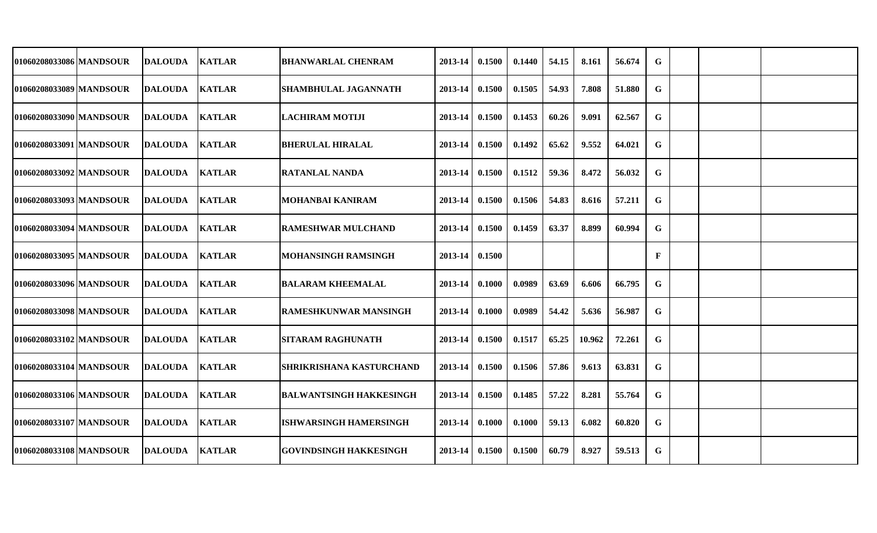| | | | | | | | | | | | | | | | |
|---|---|---|---|---|---|---|---|---|---|---|---|---|---|---|---|
| 01060208033086 | MANDSOUR | DALOUDA | KATLAR | BHANWARLAL CHENRAM | 2013-14 | 0.1500 | 0.1440 | 54.15 | 8.161 | 56.674 | G | | | | |
| 01060208033089 | MANDSOUR | DALOUDA | KATLAR | SHAMBHULAL JAGANNATH | 2013-14 | 0.1500 | 0.1505 | 54.93 | 7.808 | 51.880 | G | | | | |
| 01060208033090 | MANDSOUR | DALOUDA | KATLAR | LACHIRAM MOTIJI | 2013-14 | 0.1500 | 0.1453 | 60.26 | 9.091 | 62.567 | G | | | | |
| 01060208033091 | MANDSOUR | DALOUDA | KATLAR | BHERULAL HIRALAL | 2013-14 | 0.1500 | 0.1492 | 65.62 | 9.552 | 64.021 | G | | | | |
| 01060208033092 | MANDSOUR | DALOUDA | KATLAR | RATANLAL NANDA | 2013-14 | 0.1500 | 0.1512 | 59.36 | 8.472 | 56.032 | G | | | | |
| 01060208033093 | MANDSOUR | DALOUDA | KATLAR | MOHANBAI KANIRAM | 2013-14 | 0.1500 | 0.1506 | 54.83 | 8.616 | 57.211 | G | | | | |
| 01060208033094 | MANDSOUR | DALOUDA | KATLAR | RAMESHWAR MULCHAND | 2013-14 | 0.1500 | 0.1459 | 63.37 | 8.899 | 60.994 | G | | | | |
| 01060208033095 | MANDSOUR | DALOUDA | KATLAR | MOHANSINGH RAMSINGH | 2013-14 | 0.1500 | | | | | F | | | | |
| 01060208033096 | MANDSOUR | DALOUDA | KATLAR | BALARAM KHEEMALAL | 2013-14 | 0.1000 | 0.0989 | 63.69 | 6.606 | 66.795 | G | | | | |
| 01060208033098 | MANDSOUR | DALOUDA | KATLAR | RAMESHKUNWAR MANSINGH | 2013-14 | 0.1000 | 0.0989 | 54.42 | 5.636 | 56.987 | G | | | | |
| 01060208033102 | MANDSOUR | DALOUDA | KATLAR | SITARAM RAGHUNATH | 2013-14 | 0.1500 | 0.1517 | 65.25 | 10.962 | 72.261 | G | | | | |
| 01060208033104 | MANDSOUR | DALOUDA | KATLAR | SHRIKRISHANA KASTURCHAND | 2013-14 | 0.1500 | 0.1506 | 57.86 | 9.613 | 63.831 | G | | | | |
| 01060208033106 | MANDSOUR | DALOUDA | KATLAR | BALWANTSINGH HAKKESINGH | 2013-14 | 0.1500 | 0.1485 | 57.22 | 8.281 | 55.764 | G | | | | |
| 01060208033107 | MANDSOUR | DALOUDA | KATLAR | ISHWARSINGH HAMERSINGH | 2013-14 | 0.1000 | 0.1000 | 59.13 | 6.082 | 60.820 | G | | | | |
| 01060208033108 | MANDSOUR | DALOUDA | KATLAR | GOVINDSINGH HAKKESINGH | 2013-14 | 0.1500 | 0.1500 | 60.79 | 8.927 | 59.513 | G | | | | |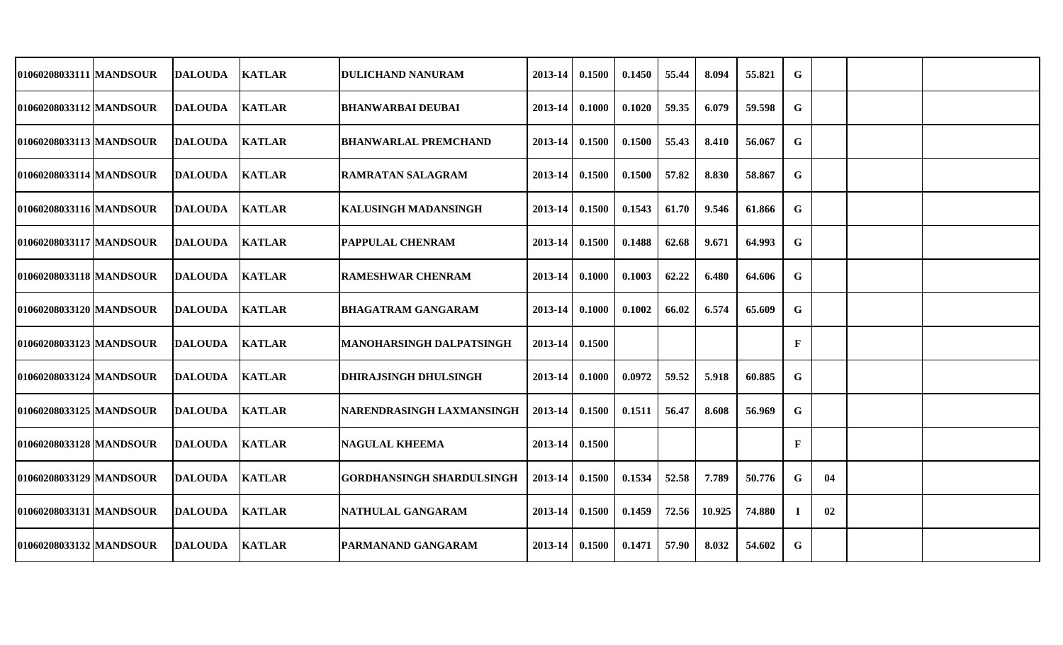| | | | | | | | | | | | | | | |
|---|---|---|---|---|---|---|---|---|---|---|---|---|---|---|
| 01060208033111 | MANDSOUR | DALOUDA | KATLAR | DULICHAND NANURAM | 2013-14 | 0.1500 | 0.1450 | 55.44 | 8.094 | 55.821 | G | | | |
| 01060208033112 | MANDSOUR | DALOUDA | KATLAR | BHANWARBAI DEUBAI | 2013-14 | 0.1000 | 0.1020 | 59.35 | 6.079 | 59.598 | G | | | |
| 01060208033113 | MANDSOUR | DALOUDA | KATLAR | BHANWARLAL PREMCHAND | 2013-14 | 0.1500 | 0.1500 | 55.43 | 8.410 | 56.067 | G | | | |
| 01060208033114 | MANDSOUR | DALOUDA | KATLAR | RAMRATAN SALAGRAM | 2013-14 | 0.1500 | 0.1500 | 57.82 | 8.830 | 58.867 | G | | | |
| 01060208033116 | MANDSOUR | DALOUDA | KATLAR | KALUSINGH MADANSINGH | 2013-14 | 0.1500 | 0.1543 | 61.70 | 9.546 | 61.866 | G | | | |
| 01060208033117 | MANDSOUR | DALOUDA | KATLAR | PAPPULAL CHENRAM | 2013-14 | 0.1500 | 0.1488 | 62.68 | 9.671 | 64.993 | G | | | |
| 01060208033118 | MANDSOUR | DALOUDA | KATLAR | RAMESHWAR CHENRAM | 2013-14 | 0.1000 | 0.1003 | 62.22 | 6.480 | 64.606 | G | | | |
| 01060208033120 | MANDSOUR | DALOUDA | KATLAR | BHAGATRAM GANGARAM | 2013-14 | 0.1000 | 0.1002 | 66.02 | 6.574 | 65.609 | G | | | |
| 01060208033123 | MANDSOUR | DALOUDA | KATLAR | MANOHARSINGH DALPATSINGH | 2013-14 | 0.1500 | | | | | F | | | |
| 01060208033124 | MANDSOUR | DALOUDA | KATLAR | DHIRAJSINGH DHULSINGH | 2013-14 | 0.1000 | 0.0972 | 59.52 | 5.918 | 60.885 | G | | | |
| 01060208033125 | MANDSOUR | DALOUDA | KATLAR | NARENDRASINGH LAXMANSINGH | 2013-14 | 0.1500 | 0.1511 | 56.47 | 8.608 | 56.969 | G | | | |
| 01060208033128 | MANDSOUR | DALOUDA | KATLAR | NAGULAL KHEEMA | 2013-14 | 0.1500 | | | | | F | | | |
| 01060208033129 | MANDSOUR | DALOUDA | KATLAR | GORDHANSINGH SHARDULSINGH | 2013-14 | 0.1500 | 0.1534 | 52.58 | 7.789 | 50.776 | G | 04 | | |
| 01060208033131 | MANDSOUR | DALOUDA | KATLAR | NATHULAL GANGARAM | 2013-14 | 0.1500 | 0.1459 | 72.56 | 10.925 | 74.880 | I | 02 | | |
| 01060208033132 | MANDSOUR | DALOUDA | KATLAR | PARMANAND GANGARAM | 2013-14 | 0.1500 | 0.1471 | 57.90 | 8.032 | 54.602 | G | | | |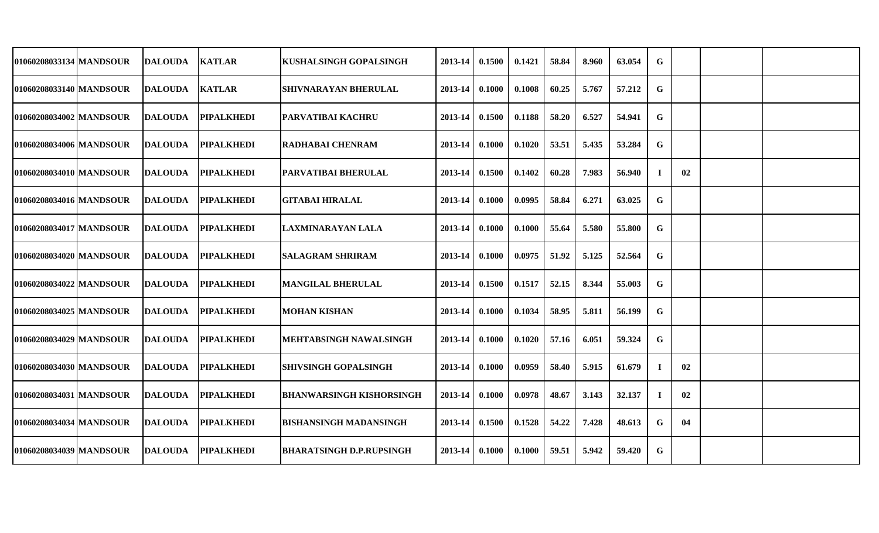| | | | | | | | | | | | | | | |
|---|---|---|---|---|---|---|---|---|---|---|---|---|---|---|
| 01060208033134 | MANDSOUR | DALOUDA | KATLAR | KUSHALSINGH GOPALSINGH | 2013-14 | 0.1500 | 0.1421 | 58.84 | 8.960 | 63.054 | G | | | |
| 01060208033140 | MANDSOUR | DALOUDA | KATLAR | SHIVNARAYAN BHERULAL | 2013-14 | 0.1000 | 0.1008 | 60.25 | 5.767 | 57.212 | G | | | |
| 01060208034002 | MANDSOUR | DALOUDA | PIPALKHEDI | PARVATIBAI KACHRU | 2013-14 | 0.1500 | 0.1188 | 58.20 | 6.527 | 54.941 | G | | | |
| 01060208034006 | MANDSOUR | DALOUDA | PIPALKHEDI | RADHABAI CHENRAM | 2013-14 | 0.1000 | 0.1020 | 53.51 | 5.435 | 53.284 | G | | | |
| 01060208034010 | MANDSOUR | DALOUDA | PIPALKHEDI | PARVATIBAI BHERULAL | 2013-14 | 0.1500 | 0.1402 | 60.28 | 7.983 | 56.940 | I | 02 | | |
| 01060208034016 | MANDSOUR | DALOUDA | PIPALKHEDI | GITABAI HIRALAL | 2013-14 | 0.1000 | 0.0995 | 58.84 | 6.271 | 63.025 | G | | | |
| 01060208034017 | MANDSOUR | DALOUDA | PIPALKHEDI | LAXMINARAYAN LALA | 2013-14 | 0.1000 | 0.1000 | 55.64 | 5.580 | 55.800 | G | | | |
| 01060208034020 | MANDSOUR | DALOUDA | PIPALKHEDI | SALAGRAM SHRIRAM | 2013-14 | 0.1000 | 0.0975 | 51.92 | 5.125 | 52.564 | G | | | |
| 01060208034022 | MANDSOUR | DALOUDA | PIPALKHEDI | MANGILAL BHERULAL | 2013-14 | 0.1500 | 0.1517 | 52.15 | 8.344 | 55.003 | G | | | |
| 01060208034025 | MANDSOUR | DALOUDA | PIPALKHEDI | MOHAN KISHAN | 2013-14 | 0.1000 | 0.1034 | 58.95 | 5.811 | 56.199 | G | | | |
| 01060208034029 | MANDSOUR | DALOUDA | PIPALKHEDI | MEHTABSINGH NAWALSINGH | 2013-14 | 0.1000 | 0.1020 | 57.16 | 6.051 | 59.324 | G | | | |
| 01060208034030 | MANDSOUR | DALOUDA | PIPALKHEDI | SHIVSINGH GOPALSINGH | 2013-14 | 0.1000 | 0.0959 | 58.40 | 5.915 | 61.679 | I | 02 | | |
| 01060208034031 | MANDSOUR | DALOUDA | PIPALKHEDI | BHANWARSINGH KISHORSINGH | 2013-14 | 0.1000 | 0.0978 | 48.67 | 3.143 | 32.137 | I | 02 | | |
| 01060208034034 | MANDSOUR | DALOUDA | PIPALKHEDI | BISHANSINGH MADANSINGH | 2013-14 | 0.1500 | 0.1528 | 54.22 | 7.428 | 48.613 | G | 04 | | |
| 01060208034039 | MANDSOUR | DALOUDA | PIPALKHEDI | BHARATSINGH D.P.RUPSINGH | 2013-14 | 0.1000 | 0.1000 | 59.51 | 5.942 | 59.420 | G | | | |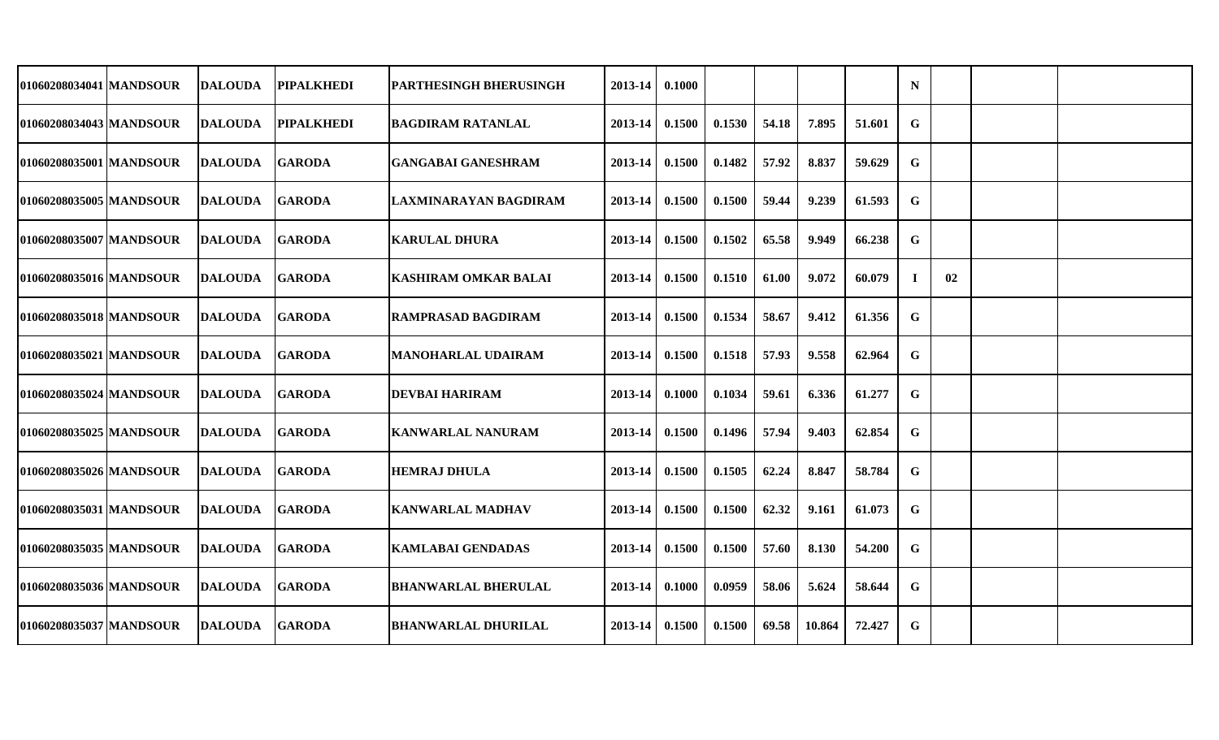| | | | | | | | | | | | | | | | |
|---|---|---|---|---|---|---|---|---|---|---|---|---|---|---|---|
| 01060208034041 | MANDSOUR | DALOUDA | PIPALKHEDI | PARTHESINGH BHERUSINGH | 2013-14 | 0.1000 | | | | | N | | | |
| 01060208034043 | MANDSOUR | DALOUDA | PIPALKHEDI | BAGDIRAM RATANLAL | 2013-14 | 0.1500 | 0.1530 | 54.18 | 7.895 | 51.601 | G | | | |
| 01060208035001 | MANDSOUR | DALOUDA | GARODA | GANGABAI GANESHRAM | 2013-14 | 0.1500 | 0.1482 | 57.92 | 8.837 | 59.629 | G | | | |
| 01060208035005 | MANDSOUR | DALOUDA | GARODA | LAXMINARAYAN BAGDIRAM | 2013-14 | 0.1500 | 0.1500 | 59.44 | 9.239 | 61.593 | G | | | |
| 01060208035007 | MANDSOUR | DALOUDA | GARODA | KARULAL DHURA | 2013-14 | 0.1500 | 0.1502 | 65.58 | 9.949 | 66.238 | G | | | |
| 01060208035016 | MANDSOUR | DALOUDA | GARODA | KASHIRAM OMKAR BALAI | 2013-14 | 0.1500 | 0.1510 | 61.00 | 9.072 | 60.079 | I | 02 | | |
| 01060208035018 | MANDSOUR | DALOUDA | GARODA | RAMPRASAD BAGDIRAM | 2013-14 | 0.1500 | 0.1534 | 58.67 | 9.412 | 61.356 | G | | | |
| 01060208035021 | MANDSOUR | DALOUDA | GARODA | MANOHARLAL UDAIRAM | 2013-14 | 0.1500 | 0.1518 | 57.93 | 9.558 | 62.964 | G | | | |
| 01060208035024 | MANDSOUR | DALOUDA | GARODA | DEVBAI HARIRAM | 2013-14 | 0.1000 | 0.1034 | 59.61 | 6.336 | 61.277 | G | | | |
| 01060208035025 | MANDSOUR | DALOUDA | GARODA | KANWARLAL NANURAM | 2013-14 | 0.1500 | 0.1496 | 57.94 | 9.403 | 62.854 | G | | | |
| 01060208035026 | MANDSOUR | DALOUDA | GARODA | HEMRAJ DHULA | 2013-14 | 0.1500 | 0.1505 | 62.24 | 8.847 | 58.784 | G | | | |
| 01060208035031 | MANDSOUR | DALOUDA | GARODA | KANWARLAL MADHAV | 2013-14 | 0.1500 | 0.1500 | 62.32 | 9.161 | 61.073 | G | | | |
| 01060208035035 | MANDSOUR | DALOUDA | GARODA | KAMLABAI GENDADAS | 2013-14 | 0.1500 | 0.1500 | 57.60 | 8.130 | 54.200 | G | | | |
| 01060208035036 | MANDSOUR | DALOUDA | GARODA | BHANWARLAL BHERULAL | 2013-14 | 0.1000 | 0.0959 | 58.06 | 5.624 | 58.644 | G | | | |
| 01060208035037 | MANDSOUR | DALOUDA | GARODA | BHANWARLAL DHURILAL | 2013-14 | 0.1500 | 0.1500 | 69.58 | 10.864 | 72.427 | G | | | |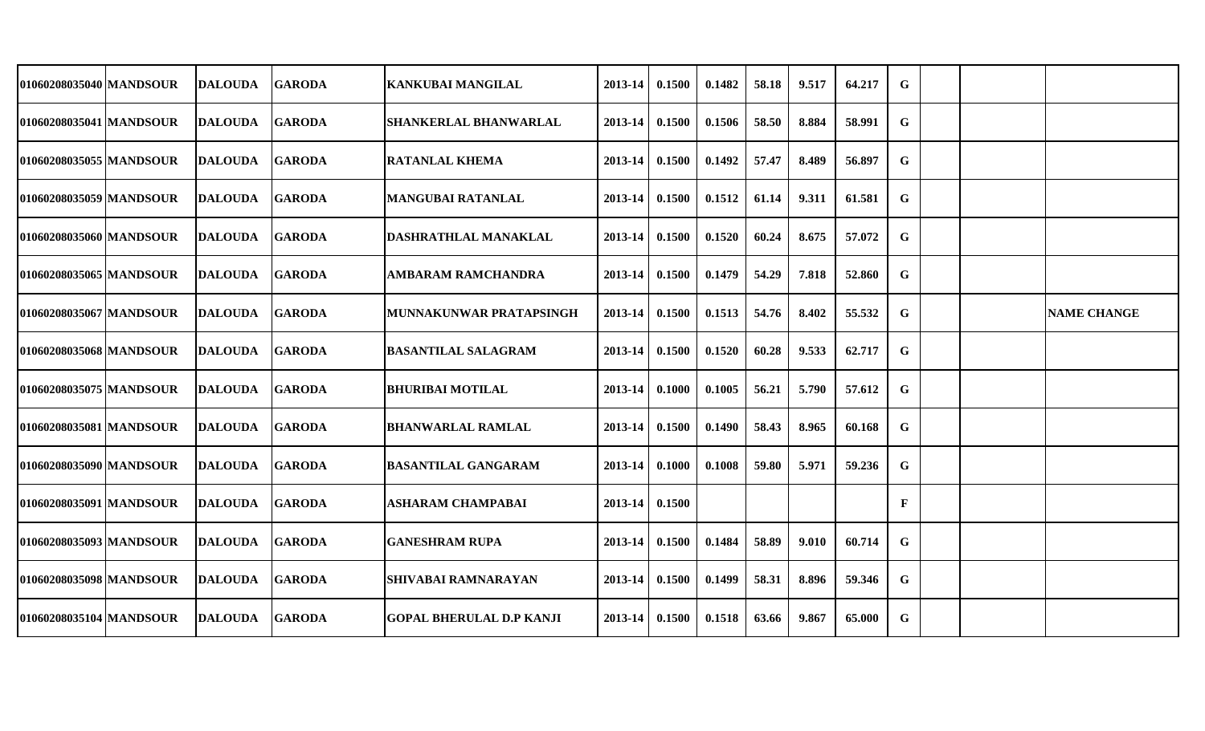| | | | | | | | | | | | | | | |
|---|---|---|---|---|---|---|---|---|---|---|---|---|---|---|
| 01060208035040 | MANDSOUR | DALOUDA | GARODA | KANKUBAI MANGILAL | 2013-14 | 0.1500 | 0.1482 | 58.18 | 9.517 | 64.217 | G | | | |
| 01060208035041 | MANDSOUR | DALOUDA | GARODA | SHANKERLAL BHANWARLAL | 2013-14 | 0.1500 | 0.1506 | 58.50 | 8.884 | 58.991 | G | | | |
| 01060208035055 | MANDSOUR | DALOUDA | GARODA | RATANLAL KHEMA | 2013-14 | 0.1500 | 0.1492 | 57.47 | 8.489 | 56.897 | G | | | |
| 01060208035059 | MANDSOUR | DALOUDA | GARODA | MANGUBAI RATANLAL | 2013-14 | 0.1500 | 0.1512 | 61.14 | 9.311 | 61.581 | G | | | |
| 01060208035060 | MANDSOUR | DALOUDA | GARODA | DASHRATHLAL MANAKLAL | 2013-14 | 0.1500 | 0.1520 | 60.24 | 8.675 | 57.072 | G | | | |
| 01060208035065 | MANDSOUR | DALOUDA | GARODA | AMBARAM RAMCHANDRA | 2013-14 | 0.1500 | 0.1479 | 54.29 | 7.818 | 52.860 | G | | | |
| 01060208035067 | MANDSOUR | DALOUDA | GARODA | MUNNAKUNWAR PRATAPSINGH | 2013-14 | 0.1500 | 0.1513 | 54.76 | 8.402 | 55.532 | G | | | NAME CHANGE |
| 01060208035068 | MANDSOUR | DALOUDA | GARODA | BASANTILAL SALAGRAM | 2013-14 | 0.1500 | 0.1520 | 60.28 | 9.533 | 62.717 | G | | | |
| 01060208035075 | MANDSOUR | DALOUDA | GARODA | BHURIBAI MOTILAL | 2013-14 | 0.1000 | 0.1005 | 56.21 | 5.790 | 57.612 | G | | | |
| 01060208035081 | MANDSOUR | DALOUDA | GARODA | BHANWARLAL RAMLAL | 2013-14 | 0.1500 | 0.1490 | 58.43 | 8.965 | 60.168 | G | | | |
| 01060208035090 | MANDSOUR | DALOUDA | GARODA | BASANTILAL GANGARAM | 2013-14 | 0.1000 | 0.1008 | 59.80 | 5.971 | 59.236 | G | | | |
| 01060208035091 | MANDSOUR | DALOUDA | GARODA | ASHARAM CHAMPABAI | 2013-14 | 0.1500 | | | | | F | | | |
| 01060208035093 | MANDSOUR | DALOUDA | GARODA | GANESHRAM RUPA | 2013-14 | 0.1500 | 0.1484 | 58.89 | 9.010 | 60.714 | G | | | |
| 01060208035098 | MANDSOUR | DALOUDA | GARODA | SHIVABAI RAMNARAYAN | 2013-14 | 0.1500 | 0.1499 | 58.31 | 8.896 | 59.346 | G | | | |
| 01060208035104 | MANDSOUR | DALOUDA | GARODA | GOPAL BHERULAL D.P KANJI | 2013-14 | 0.1500 | 0.1518 | 63.66 | 9.867 | 65.000 | G | | | |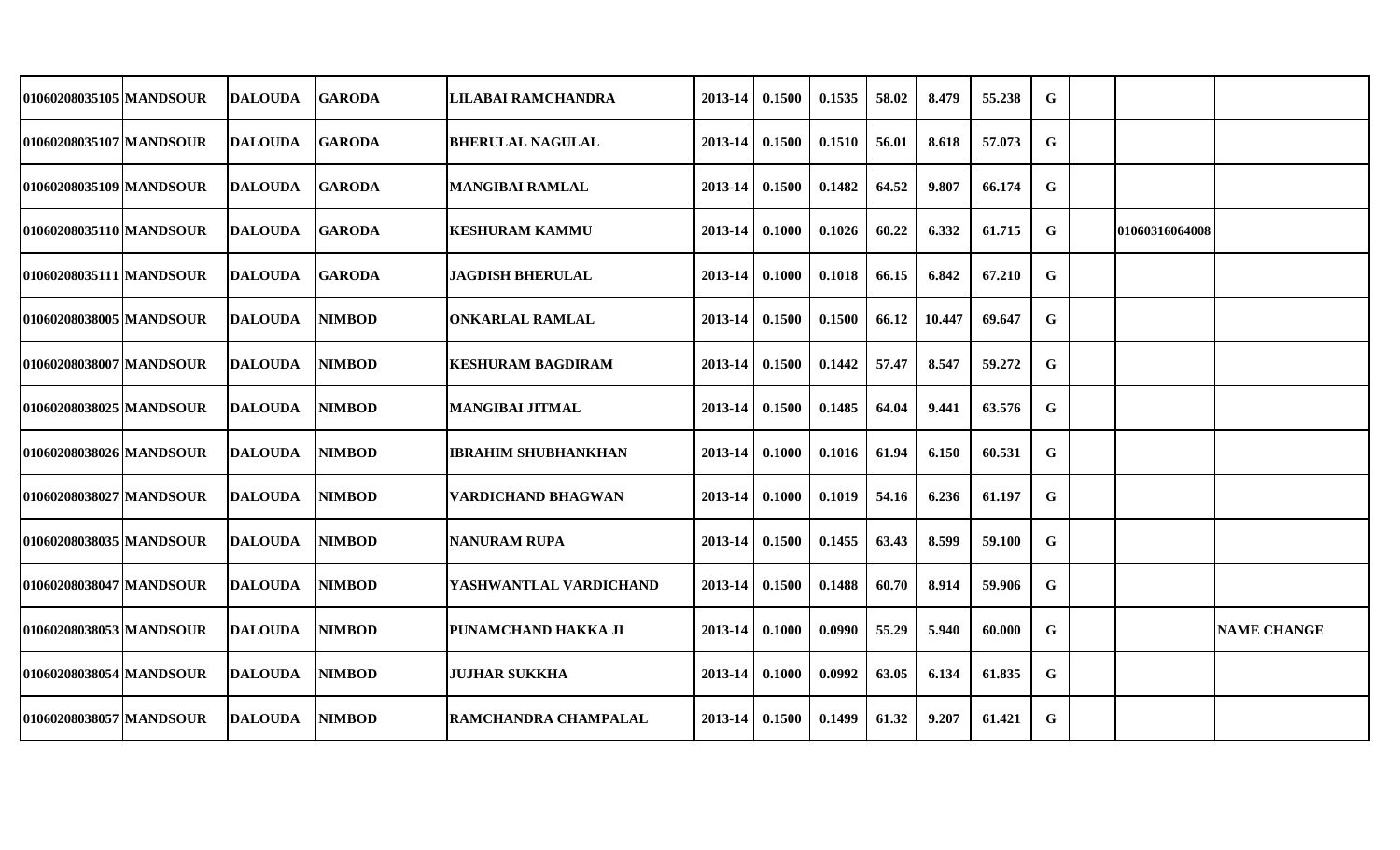| | | | | | | | | | | | | | | |
|---|---|---|---|---|---|---|---|---|---|---|---|---|---|---|
| 01060208035105 | MANDSOUR | DALOUDA | GARODA | LILABAI RAMCHANDRA | 2013-14 | 0.1500 | 0.1535 | 58.02 | 8.479 | 55.238 | G | | | |
| 01060208035107 | MANDSOUR | DALOUDA | GARODA | BHERULAL NAGULAL | 2013-14 | 0.1500 | 0.1510 | 56.01 | 8.618 | 57.073 | G | | | |
| 01060208035109 | MANDSOUR | DALOUDA | GARODA | MANGIBAI RAMLAL | 2013-14 | 0.1500 | 0.1482 | 64.52 | 9.807 | 66.174 | G | | | |
| 01060208035110 | MANDSOUR | DALOUDA | GARODA | KESHURAM KAMMU | 2013-14 | 0.1000 | 0.1026 | 60.22 | 6.332 | 61.715 | G | | 01060316064008 | |
| 01060208035111 | MANDSOUR | DALOUDA | GARODA | JAGDISH BHERULAL | 2013-14 | 0.1000 | 0.1018 | 66.15 | 6.842 | 67.210 | G | | | |
| 01060208038005 | MANDSOUR | DALOUDA | NIMBOD | ONKARLAL RAMLAL | 2013-14 | 0.1500 | 0.1500 | 66.12 | 10.447 | 69.647 | G | | | |
| 01060208038007 | MANDSOUR | DALOUDA | NIMBOD | KESHURAM BAGDIRAM | 2013-14 | 0.1500 | 0.1442 | 57.47 | 8.547 | 59.272 | G | | | |
| 01060208038025 | MANDSOUR | DALOUDA | NIMBOD | MANGIBAI JITMAL | 2013-14 | 0.1500 | 0.1485 | 64.04 | 9.441 | 63.576 | G | | | |
| 01060208038026 | MANDSOUR | DALOUDA | NIMBOD | IBRAHIM SHUBHANKHAN | 2013-14 | 0.1000 | 0.1016 | 61.94 | 6.150 | 60.531 | G | | | |
| 01060208038027 | MANDSOUR | DALOUDA | NIMBOD | VARDICHAND BHAGWAN | 2013-14 | 0.1000 | 0.1019 | 54.16 | 6.236 | 61.197 | G | | | |
| 01060208038035 | MANDSOUR | DALOUDA | NIMBOD | NANURAM RUPA | 2013-14 | 0.1500 | 0.1455 | 63.43 | 8.599 | 59.100 | G | | | |
| 01060208038047 | MANDSOUR | DALOUDA | NIMBOD | YASHWANTLAL VARDICHAND | 2013-14 | 0.1500 | 0.1488 | 60.70 | 8.914 | 59.906 | G | | | |
| 01060208038053 | MANDSOUR | DALOUDA | NIMBOD | PUNAMCHAND HAKKA JI | 2013-14 | 0.1000 | 0.0990 | 55.29 | 5.940 | 60.000 | G | | | NAME CHANGE |
| 01060208038054 | MANDSOUR | DALOUDA | NIMBOD | JUJHAR SUKKHA | 2013-14 | 0.1000 | 0.0992 | 63.05 | 6.134 | 61.835 | G | | | |
| 01060208038057 | MANDSOUR | DALOUDA | NIMBOD | RAMCHANDRA CHAMPALAL | 2013-14 | 0.1500 | 0.1499 | 61.32 | 9.207 | 61.421 | G | | | |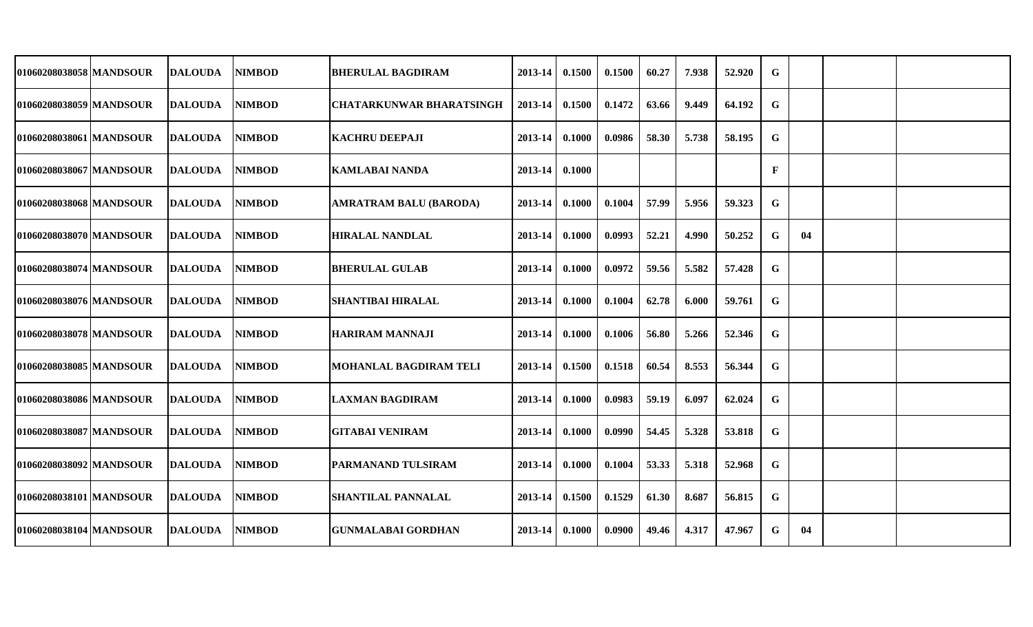| | | | | | | | | | | | | | | |
|---|---|---|---|---|---|---|---|---|---|---|---|---|---|---|
| 01060208038058 | MANDSOUR | DALOUDA | NIMBOD | BHERULAL BAGDIRAM | 2013-14 | 0.1500 | 0.1500 | 60.27 | 7.938 | 52.920 | G | | | |
| 01060208038059 | MANDSOUR | DALOUDA | NIMBOD | CHATARKUNWAR BHARATSINGH | 2013-14 | 0.1500 | 0.1472 | 63.66 | 9.449 | 64.192 | G | | | |
| 01060208038061 | MANDSOUR | DALOUDA | NIMBOD | KACHRU DEEPAJI | 2013-14 | 0.1000 | 0.0986 | 58.30 | 5.738 | 58.195 | G | | | |
| 01060208038067 | MANDSOUR | DALOUDA | NIMBOD | KAMLABAI NANDA | 2013-14 | 0.1000 | | | | | F | | | |
| 01060208038068 | MANDSOUR | DALOUDA | NIMBOD | AMRATRAM BALU (BARODA) | 2013-14 | 0.1000 | 0.1004 | 57.99 | 5.956 | 59.323 | G | | | |
| 01060208038070 | MANDSOUR | DALOUDA | NIMBOD | HIRALAL NANDLAL | 2013-14 | 0.1000 | 0.0993 | 52.21 | 4.990 | 50.252 | G | 04 | | |
| 01060208038074 | MANDSOUR | DALOUDA | NIMBOD | BHERULAL GULAB | 2013-14 | 0.1000 | 0.0972 | 59.56 | 5.582 | 57.428 | G | | | |
| 01060208038076 | MANDSOUR | DALOUDA | NIMBOD | SHANTIBAI HIRALAL | 2013-14 | 0.1000 | 0.1004 | 62.78 | 6.000 | 59.761 | G | | | |
| 01060208038078 | MANDSOUR | DALOUDA | NIMBOD | HARIRAM MANNAJI | 2013-14 | 0.1000 | 0.1006 | 56.80 | 5.266 | 52.346 | G | | | |
| 01060208038085 | MANDSOUR | DALOUDA | NIMBOD | MOHANLAL BAGDIRAM TELI | 2013-14 | 0.1500 | 0.1518 | 60.54 | 8.553 | 56.344 | G | | | |
| 01060208038086 | MANDSOUR | DALOUDA | NIMBOD | LAXMAN BAGDIRAM | 2013-14 | 0.1000 | 0.0983 | 59.19 | 6.097 | 62.024 | G | | | |
| 01060208038087 | MANDSOUR | DALOUDA | NIMBOD | GITABAI VENIRAM | 2013-14 | 0.1000 | 0.0990 | 54.45 | 5.328 | 53.818 | G | | | |
| 01060208038092 | MANDSOUR | DALOUDA | NIMBOD | PARMANAND TULSIRAM | 2013-14 | 0.1000 | 0.1004 | 53.33 | 5.318 | 52.968 | G | | | |
| 01060208038101 | MANDSOUR | DALOUDA | NIMBOD | SHANTILAL PANNALAL | 2013-14 | 0.1500 | 0.1529 | 61.30 | 8.687 | 56.815 | G | | | |
| 01060208038104 | MANDSOUR | DALOUDA | NIMBOD | GUNMALABAI GORDHAN | 2013-14 | 0.1000 | 0.0900 | 49.46 | 4.317 | 47.967 | G | 04 | | |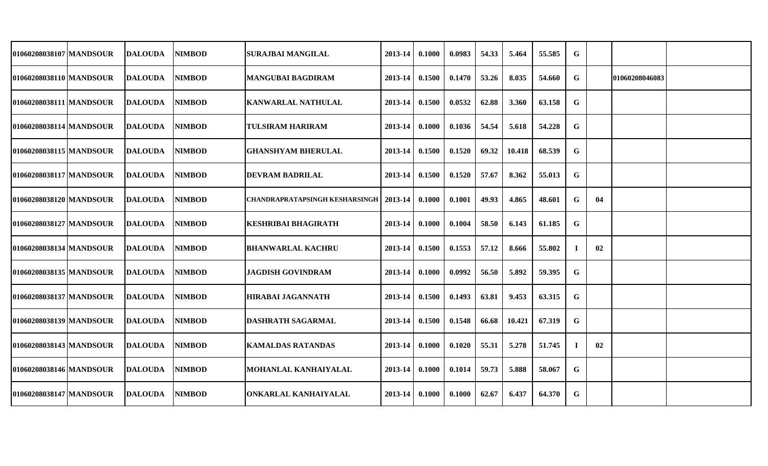| | | | | | | | | | | | | | | |
|---|---|---|---|---|---|---|---|---|---|---|---|---|---|---|
| 01060208038107 | MANDSOUR | DALOUDA | NIMBOD | SURAJBAI MANGILAL | 2013-14 | 0.1000 | 0.0983 | 54.33 | 5.464 | 55.585 | G | | | |
| 01060208038110 | MANDSOUR | DALOUDA | NIMBOD | MANGUBAI BAGDIRAM | 2013-14 | 0.1500 | 0.1470 | 53.26 | 8.035 | 54.660 | G | | 01060208046083 | |
| 01060208038111 | MANDSOUR | DALOUDA | NIMBOD | KANWARLAL NATHULAL | 2013-14 | 0.1500 | 0.0532 | 62.88 | 3.360 | 63.158 | G | | | |
| 01060208038114 | MANDSOUR | DALOUDA | NIMBOD | TULSIRAM HARIRAM | 2013-14 | 0.1000 | 0.1036 | 54.54 | 5.618 | 54.228 | G | | | |
| 01060208038115 | MANDSOUR | DALOUDA | NIMBOD | GHANSHYAM BHERULAL | 2013-14 | 0.1500 | 0.1520 | 69.32 | 10.418 | 68.539 | G | | | |
| 01060208038117 | MANDSOUR | DALOUDA | NIMBOD | DEVRAM BADRILAL | 2013-14 | 0.1500 | 0.1520 | 57.67 | 8.362 | 55.013 | G | | | |
| 01060208038120 | MANDSOUR | DALOUDA | NIMBOD | CHANDRAPRATAPSINGH KESHARSINGH | 2013-14 | 0.1000 | 0.1001 | 49.93 | 4.865 | 48.601 | G | 04 | | |
| 01060208038127 | MANDSOUR | DALOUDA | NIMBOD | KESHRIBAI BHAGIRATH | 2013-14 | 0.1000 | 0.1004 | 58.50 | 6.143 | 61.185 | G | | | |
| 01060208038134 | MANDSOUR | DALOUDA | NIMBOD | BHANWARLAL KACHRU | 2013-14 | 0.1500 | 0.1553 | 57.12 | 8.666 | 55.802 | I | 02 | | |
| 01060208038135 | MANDSOUR | DALOUDA | NIMBOD | JAGDISH GOVINDRAM | 2013-14 | 0.1000 | 0.0992 | 56.50 | 5.892 | 59.395 | G | | | |
| 01060208038137 | MANDSOUR | DALOUDA | NIMBOD | HIRABAI JAGANNATH | 2013-14 | 0.1500 | 0.1493 | 63.81 | 9.453 | 63.315 | G | | | |
| 01060208038139 | MANDSOUR | DALOUDA | NIMBOD | DASHRATH SAGARMAL | 2013-14 | 0.1500 | 0.1548 | 66.68 | 10.421 | 67.319 | G | | | |
| 01060208038143 | MANDSOUR | DALOUDA | NIMBOD | KAMALDAS RATANDAS | 2013-14 | 0.1000 | 0.1020 | 55.31 | 5.278 | 51.745 | I | 02 | | |
| 01060208038146 | MANDSOUR | DALOUDA | NIMBOD | MOHANLAL KANHAIYALAL | 2013-14 | 0.1000 | 0.1014 | 59.73 | 5.888 | 58.067 | G | | | |
| 01060208038147 | MANDSOUR | DALOUDA | NIMBOD | ONKARLAL KANHAIYALAL | 2013-14 | 0.1000 | 0.1000 | 62.67 | 6.437 | 64.370 | G | | | |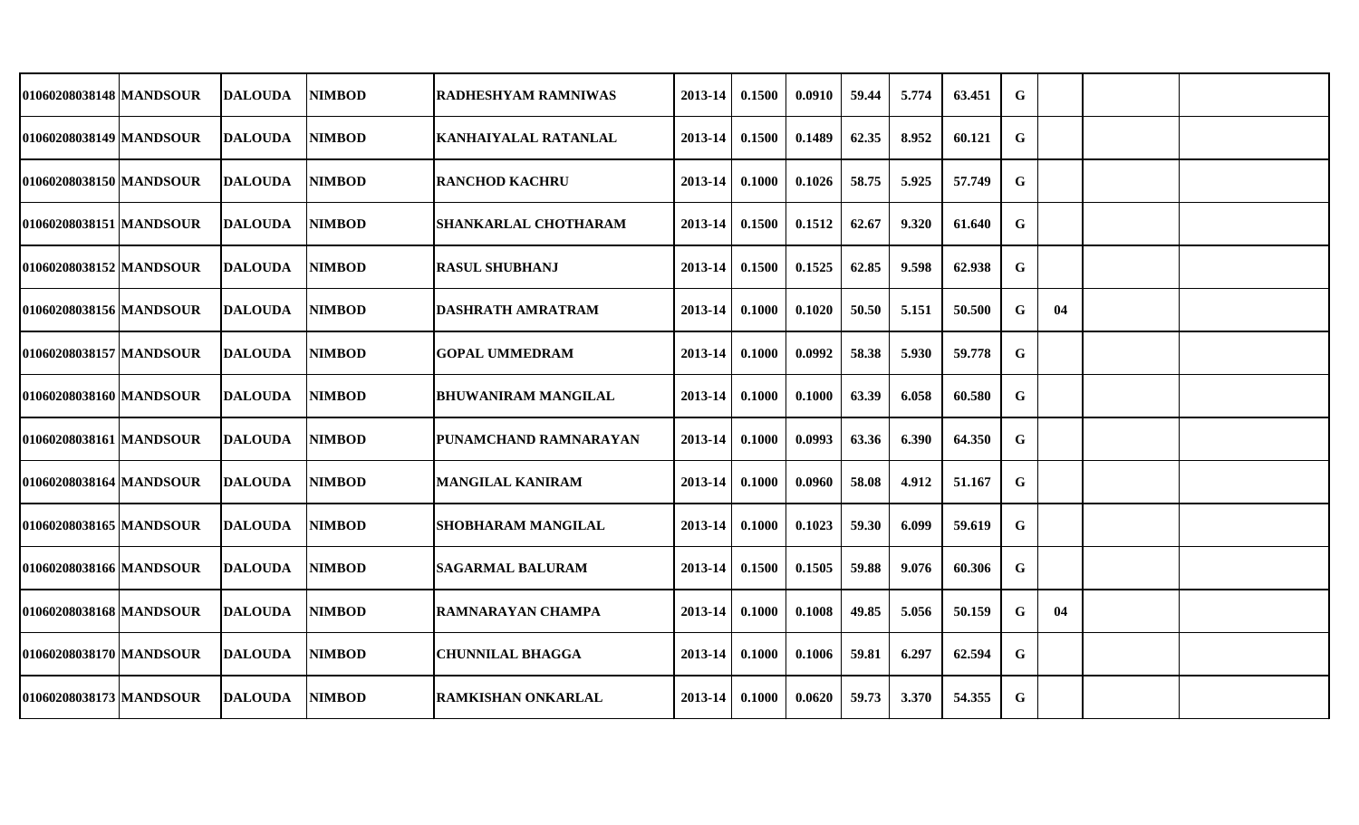| | | | | | | | | | | | | | | |
|---|---|---|---|---|---|---|---|---|---|---|---|---|---|---|
| 01060208038148 | MANDSOUR | DALOUDA | NIMBOD | RADHESHYAM RAMNIWAS | 2013-14 | 0.1500 | 0.0910 | 59.44 | 5.774 | 63.451 | G | | | |
| 01060208038149 | MANDSOUR | DALOUDA | NIMBOD | KANHAIYALAL RATANLAL | 2013-14 | 0.1500 | 0.1489 | 62.35 | 8.952 | 60.121 | G | | | |
| 01060208038150 | MANDSOUR | DALOUDA | NIMBOD | RANCHOD KACHRU | 2013-14 | 0.1000 | 0.1026 | 58.75 | 5.925 | 57.749 | G | | | |
| 01060208038151 | MANDSOUR | DALOUDA | NIMBOD | SHANKARLAL CHOTHARAM | 2013-14 | 0.1500 | 0.1512 | 62.67 | 9.320 | 61.640 | G | | | |
| 01060208038152 | MANDSOUR | DALOUDA | NIMBOD | RASUL SHUBHANJ | 2013-14 | 0.1500 | 0.1525 | 62.85 | 9.598 | 62.938 | G | | | |
| 01060208038156 | MANDSOUR | DALOUDA | NIMBOD | DASHRATH AMRATRAM | 2013-14 | 0.1000 | 0.1020 | 50.50 | 5.151 | 50.500 | G | 04 | | |
| 01060208038157 | MANDSOUR | DALOUDA | NIMBOD | GOPAL UMMEDRAM | 2013-14 | 0.1000 | 0.0992 | 58.38 | 5.930 | 59.778 | G | | | |
| 01060208038160 | MANDSOUR | DALOUDA | NIMBOD | BHUWANIRAM MANGILAL | 2013-14 | 0.1000 | 0.1000 | 63.39 | 6.058 | 60.580 | G | | | |
| 01060208038161 | MANDSOUR | DALOUDA | NIMBOD | PUNAMCHAND RAMNARAYAN | 2013-14 | 0.1000 | 0.0993 | 63.36 | 6.390 | 64.350 | G | | | |
| 01060208038164 | MANDSOUR | DALOUDA | NIMBOD | MANGILAL KANIRAM | 2013-14 | 0.1000 | 0.0960 | 58.08 | 4.912 | 51.167 | G | | | |
| 01060208038165 | MANDSOUR | DALOUDA | NIMBOD | SHOBHARAM MANGILAL | 2013-14 | 0.1000 | 0.1023 | 59.30 | 6.099 | 59.619 | G | | | |
| 01060208038166 | MANDSOUR | DALOUDA | NIMBOD | SAGARMAL BALURAM | 2013-14 | 0.1500 | 0.1505 | 59.88 | 9.076 | 60.306 | G | | | |
| 01060208038168 | MANDSOUR | DALOUDA | NIMBOD | RAMNARAYAN CHAMPA | 2013-14 | 0.1000 | 0.1008 | 49.85 | 5.056 | 50.159 | G | 04 | | |
| 01060208038170 | MANDSOUR | DALOUDA | NIMBOD | CHUNNILAL BHAGGA | 2013-14 | 0.1000 | 0.1006 | 59.81 | 6.297 | 62.594 | G | | | |
| 01060208038173 | MANDSOUR | DALOUDA | NIMBOD | RAMKISHAN ONKARLAL | 2013-14 | 0.1000 | 0.0620 | 59.73 | 3.370 | 54.355 | G | | | |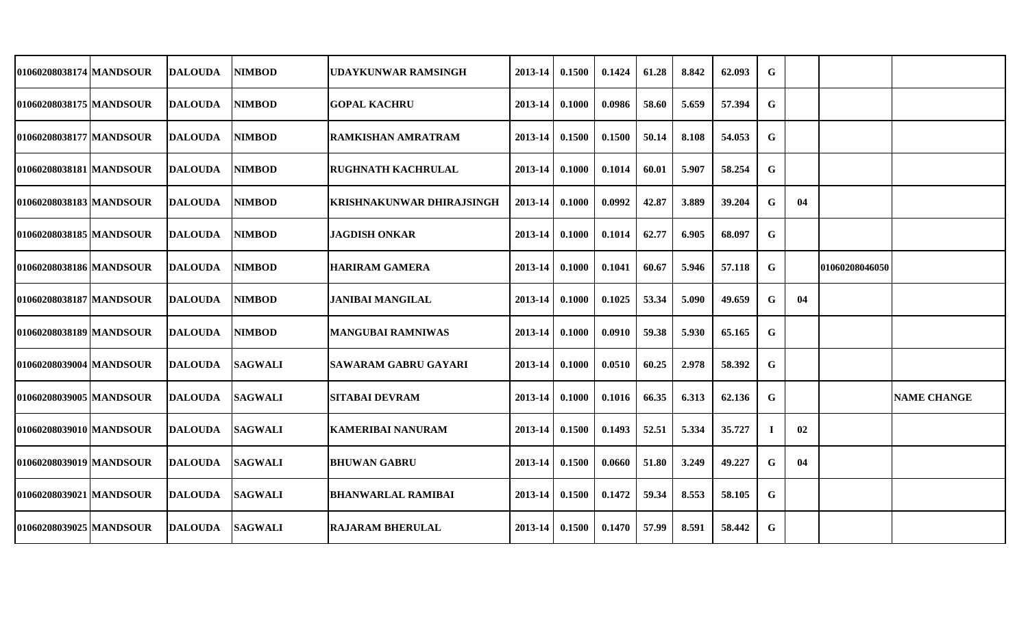| | | | | | | | | | | | | | | | |
|---|---|---|---|---|---|---|---|---|---|---|---|---|---|---|---|
| 01060208038174 | MANDSOUR | DALOUDA | NIMBOD | UDAYKUNWAR RAMSINGH | 2013-14 | 0.1500 | 0.1424 | 61.28 | 8.842 | 62.093 | G | | | |
| 01060208038175 | MANDSOUR | DALOUDA | NIMBOD | GOPAL KACHRU | 2013-14 | 0.1000 | 0.0986 | 58.60 | 5.659 | 57.394 | G | | | |
| 01060208038177 | MANDSOUR | DALOUDA | NIMBOD | RAMKISHAN AMRATRAM | 2013-14 | 0.1500 | 0.1500 | 50.14 | 8.108 | 54.053 | G | | | |
| 01060208038181 | MANDSOUR | DALOUDA | NIMBOD | RUGHNATH KACHRULAL | 2013-14 | 0.1000 | 0.1014 | 60.01 | 5.907 | 58.254 | G | | | |
| 01060208038183 | MANDSOUR | DALOUDA | NIMBOD | KRISHNAKUNWAR DHIRAJSINGH | 2013-14 | 0.1000 | 0.0992 | 42.87 | 3.889 | 39.204 | G | 04 | | |
| 01060208038185 | MANDSOUR | DALOUDA | NIMBOD | JAGDISH ONKAR | 2013-14 | 0.1000 | 0.1014 | 62.77 | 6.905 | 68.097 | G | | | |
| 01060208038186 | MANDSOUR | DALOUDA | NIMBOD | HARIRAM GAMERA | 2013-14 | 0.1000 | 0.1041 | 60.67 | 5.946 | 57.118 | G | | 01060208046050 | |
| 01060208038187 | MANDSOUR | DALOUDA | NIMBOD | JANIBAI MANGILAL | 2013-14 | 0.1000 | 0.1025 | 53.34 | 5.090 | 49.659 | G | 04 | | |
| 01060208038189 | MANDSOUR | DALOUDA | NIMBOD | MANGUBAI RAMNIWAS | 2013-14 | 0.1000 | 0.0910 | 59.38 | 5.930 | 65.165 | G | | | |
| 01060208039004 | MANDSOUR | DALOUDA | SAGWALI | SAWARAM GABRU GAYARI | 2013-14 | 0.1000 | 0.0510 | 60.25 | 2.978 | 58.392 | G | | | |
| 01060208039005 | MANDSOUR | DALOUDA | SAGWALI | SITABAI DEVRAM | 2013-14 | 0.1000 | 0.1016 | 66.35 | 6.313 | 62.136 | G | | | NAME CHANGE |
| 01060208039010 | MANDSOUR | DALOUDA | SAGWALI | KAMERIBAI NANURAM | 2013-14 | 0.1500 | 0.1493 | 52.51 | 5.334 | 35.727 | I | 02 | | |
| 01060208039019 | MANDSOUR | DALOUDA | SAGWALI | BHUWAN GABRU | 2013-14 | 0.1500 | 0.0660 | 51.80 | 3.249 | 49.227 | G | 04 | | |
| 01060208039021 | MANDSOUR | DALOUDA | SAGWALI | BHANWARLAL RAMIBAI | 2013-14 | 0.1500 | 0.1472 | 59.34 | 8.553 | 58.105 | G | | | |
| 01060208039025 | MANDSOUR | DALOUDA | SAGWALI | RAJARAM BHERULAL | 2013-14 | 0.1500 | 0.1470 | 57.99 | 8.591 | 58.442 | G | | | |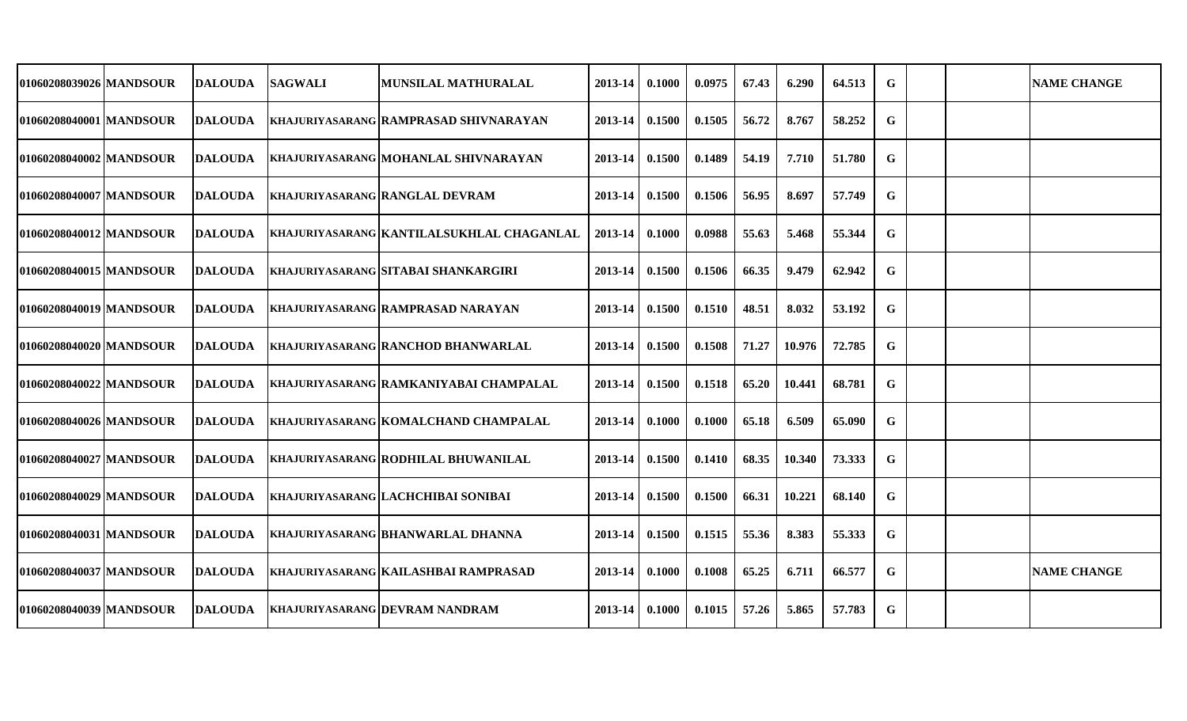| | | | | | | | | | | | | | | |
|---|---|---|---|---|---|---|---|---|---|---|---|---|---|---|
| 01060208039026 | MANDSOUR | DALOUDA | SAGWALI | MUNSILAL MATHURALAL | 2013-14 | 0.1000 | 0.0975 | 67.43 | 6.290 | 64.513 | G | | | NAME CHANGE |
| 01060208040001 | MANDSOUR | DALOUDA | KHAJURIYASARANG | RAMPRASAD SHIVNARAYAN | 2013-14 | 0.1500 | 0.1505 | 56.72 | 8.767 | 58.252 | G | | | |
| 01060208040002 | MANDSOUR | DALOUDA | KHAJURIYASARANG | MOHANLAL SHIVNARAYAN | 2013-14 | 0.1500 | 0.1489 | 54.19 | 7.710 | 51.780 | G | | | |
| 01060208040007 | MANDSOUR | DALOUDA | KHAJURIYASARANG | RANGLAL DEVRAM | 2013-14 | 0.1500 | 0.1506 | 56.95 | 8.697 | 57.749 | G | | | |
| 01060208040012 | MANDSOUR | DALOUDA | KHAJURIYASARANG | KANTILALSUKHLAL CHAGANLAL | 2013-14 | 0.1000 | 0.0988 | 55.63 | 5.468 | 55.344 | G | | | |
| 01060208040015 | MANDSOUR | DALOUDA | KHAJURIYASARANG | SITABAI SHANKARGIRI | 2013-14 | 0.1500 | 0.1506 | 66.35 | 9.479 | 62.942 | G | | | |
| 01060208040019 | MANDSOUR | DALOUDA | KHAJURIYASARANG | RAMPRASAD NARAYAN | 2013-14 | 0.1500 | 0.1510 | 48.51 | 8.032 | 53.192 | G | | | |
| 01060208040020 | MANDSOUR | DALOUDA | KHAJURIYASARANG | RANCHOD BHANWARLAL | 2013-14 | 0.1500 | 0.1508 | 71.27 | 10.976 | 72.785 | G | | | |
| 01060208040022 | MANDSOUR | DALOUDA | KHAJURIYASARANG | RAMKANIYABAI CHAMPALAL | 2013-14 | 0.1500 | 0.1518 | 65.20 | 10.441 | 68.781 | G | | | |
| 01060208040026 | MANDSOUR | DALOUDA | KHAJURIYASARANG | KOMALCHAND CHAMPALAL | 2013-14 | 0.1000 | 0.1000 | 65.18 | 6.509 | 65.090 | G | | | |
| 01060208040027 | MANDSOUR | DALOUDA | KHAJURIYASARANG | RODHILAL BHUWANILAL | 2013-14 | 0.1500 | 0.1410 | 68.35 | 10.340 | 73.333 | G | | | |
| 01060208040029 | MANDSOUR | DALOUDA | KHAJURIYASARANG | LACHCHIBAI SONIBAI | 2013-14 | 0.1500 | 0.1500 | 66.31 | 10.221 | 68.140 | G | | | |
| 01060208040031 | MANDSOUR | DALOUDA | KHAJURIYASARANG | BHANWARLAL DHANNA | 2013-14 | 0.1500 | 0.1515 | 55.36 | 8.383 | 55.333 | G | | | |
| 01060208040037 | MANDSOUR | DALOUDA | KHAJURIYASARANG | KAILASHBAI RAMPRASAD | 2013-14 | 0.1000 | 0.1008 | 65.25 | 6.711 | 66.577 | G | | | NAME CHANGE |
| 01060208040039 | MANDSOUR | DALOUDA | KHAJURIYASARANG | DEVRAM NANDRAM | 2013-14 | 0.1000 | 0.1015 | 57.26 | 5.865 | 57.783 | G | | | |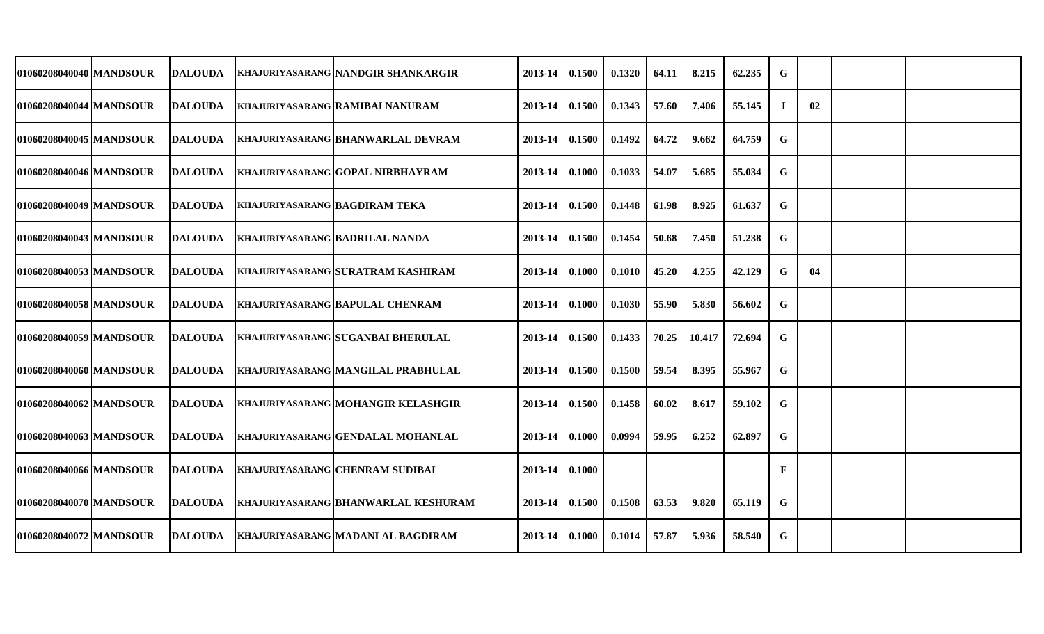| | | | | | | | | | | | | | | | |
|---|---|---|---|---|---|---|---|---|---|---|---|---|---|---|---|
| 01060208040040 | MANDSOUR | DALOUDA | KHAJURIYASARANG | NANDGIR SHANKARGIR | 2013-14 | 0.1500 | 0.1320 | 64.11 | 8.215 | 62.235 | G | | | | |
| 01060208040044 | MANDSOUR | DALOUDA | KHAJURIYASARANG | RAMIBAI NANURAM | 2013-14 | 0.1500 | 0.1343 | 57.60 | 7.406 | 55.145 | I | 02 | | | |
| 01060208040045 | MANDSOUR | DALOUDA | KHAJURIYASARANG | BHANWARLAL DEVRAM | 2013-14 | 0.1500 | 0.1492 | 64.72 | 9.662 | 64.759 | G | | | | |
| 01060208040046 | MANDSOUR | DALOUDA | KHAJURIYASARANG | GOPAL NIRBHAYRAM | 2013-14 | 0.1000 | 0.1033 | 54.07 | 5.685 | 55.034 | G | | | | |
| 01060208040049 | MANDSOUR | DALOUDA | KHAJURIYASARANG | BAGDIRAM TEKA | 2013-14 | 0.1500 | 0.1448 | 61.98 | 8.925 | 61.637 | G | | | | |
| 01060208040043 | MANDSOUR | DALOUDA | KHAJURIYASARANG | BADRILAL NANDA | 2013-14 | 0.1500 | 0.1454 | 50.68 | 7.450 | 51.238 | G | | | | |
| 01060208040053 | MANDSOUR | DALOUDA | KHAJURIYASARANG | SURATRAM KASHIRAM | 2013-14 | 0.1000 | 0.1010 | 45.20 | 4.255 | 42.129 | G | 04 | | | |
| 01060208040058 | MANDSOUR | DALOUDA | KHAJURIYASARANG | BAPULAL CHENRAM | 2013-14 | 0.1000 | 0.1030 | 55.90 | 5.830 | 56.602 | G | | | | |
| 01060208040059 | MANDSOUR | DALOUDA | KHAJURIYASARANG | SUGANBAI BHERULAL | 2013-14 | 0.1500 | 0.1433 | 70.25 | 10.417 | 72.694 | G | | | | |
| 01060208040060 | MANDSOUR | DALOUDA | KHAJURIYASARANG | MANGILAL PRABHULAL | 2013-14 | 0.1500 | 0.1500 | 59.54 | 8.395 | 55.967 | G | | | | |
| 01060208040062 | MANDSOUR | DALOUDA | KHAJURIYASARANG | MOHANGIR KELASHGIR | 2013-14 | 0.1500 | 0.1458 | 60.02 | 8.617 | 59.102 | G | | | | |
| 01060208040063 | MANDSOUR | DALOUDA | KHAJURIYASARANG | GENDALAL MOHANLAL | 2013-14 | 0.1000 | 0.0994 | 59.95 | 6.252 | 62.897 | G | | | | |
| 01060208040066 | MANDSOUR | DALOUDA | KHAJURIYASARANG | CHENRAM SUDIBAI | 2013-14 | 0.1000 | | | | | F | | | | |
| 01060208040070 | MANDSOUR | DALOUDA | KHAJURIYASARANG | BHANWARLAL KESHURAM | 2013-14 | 0.1500 | 0.1508 | 63.53 | 9.820 | 65.119 | G | | | | |
| 01060208040072 | MANDSOUR | DALOUDA | KHAJURIYASARANG | MADANLAL BAGDIRAM | 2013-14 | 0.1000 | 0.1014 | 57.87 | 5.936 | 58.540 | G | | | | |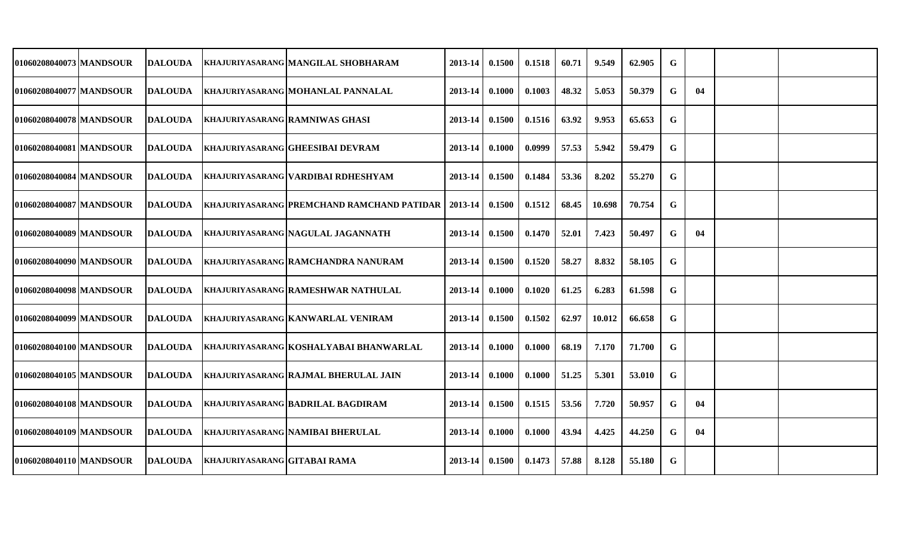| | | | | | | | | | | | | | | | |
|---|---|---|---|---|---|---|---|---|---|---|---|---|---|---|---|
| 01060208040073 | MANDSOUR | DALOUDA | KHAJURIYASARANG | MANGILAL SHOBHARAM | 2013-14 | 0.1500 | 0.1518 | 60.71 | 9.549 | 62.905 | G | | | | |
| 01060208040077 | MANDSOUR | DALOUDA | KHAJURIYASARANG | MOHANLAL PANNALAL | 2013-14 | 0.1000 | 0.1003 | 48.32 | 5.053 | 50.379 | G | 04 | | | |
| 01060208040078 | MANDSOUR | DALOUDA | KHAJURIYASARANG | RAMNIWAS GHASI | 2013-14 | 0.1500 | 0.1516 | 63.92 | 9.953 | 65.653 | G | | | | |
| 01060208040081 | MANDSOUR | DALOUDA | KHAJURIYASARANG | GHEESIBAI DEVRAM | 2013-14 | 0.1000 | 0.0999 | 57.53 | 5.942 | 59.479 | G | | | | |
| 01060208040084 | MANDSOUR | DALOUDA | KHAJURIYASARANG | VARDIBAI RDHESHYAM | 2013-14 | 0.1500 | 0.1484 | 53.36 | 8.202 | 55.270 | G | | | | |
| 01060208040087 | MANDSOUR | DALOUDA | KHAJURIYASARANG | PREMCHAND RAMCHAND PATIDAR | 2013-14 | 0.1500 | 0.1512 | 68.45 | 10.698 | 70.754 | G | | | | |
| 01060208040089 | MANDSOUR | DALOUDA | KHAJURIYASARANG | NAGULAL JAGANNATH | 2013-14 | 0.1500 | 0.1470 | 52.01 | 7.423 | 50.497 | G | 04 | | | |
| 01060208040090 | MANDSOUR | DALOUDA | KHAJURIYASARANG | RAMCHANDRA NANURAM | 2013-14 | 0.1500 | 0.1520 | 58.27 | 8.832 | 58.105 | G | | | | |
| 01060208040098 | MANDSOUR | DALOUDA | KHAJURIYASARANG | RAMESHWAR NATHULAL | 2013-14 | 0.1000 | 0.1020 | 61.25 | 6.283 | 61.598 | G | | | | |
| 01060208040099 | MANDSOUR | DALOUDA | KHAJURIYASARANG | KANWARLAL VENIRAM | 2013-14 | 0.1500 | 0.1502 | 62.97 | 10.012 | 66.658 | G | | | | |
| 01060208040100 | MANDSOUR | DALOUDA | KHAJURIYASARANG | KOSHALYABAI BHANWARLAL | 2013-14 | 0.1000 | 0.1000 | 68.19 | 7.170 | 71.700 | G | | | | |
| 01060208040105 | MANDSOUR | DALOUDA | KHAJURIYASARANG | RAJMAL BHERULAL JAIN | 2013-14 | 0.1000 | 0.1000 | 51.25 | 5.301 | 53.010 | G | | | | |
| 01060208040108 | MANDSOUR | DALOUDA | KHAJURIYASARANG | BADRILAL BAGDIRAM | 2013-14 | 0.1500 | 0.1515 | 53.56 | 7.720 | 50.957 | G | 04 | | | |
| 01060208040109 | MANDSOUR | DALOUDA | KHAJURIYASARANG | NAMIBAI BHERULAL | 2013-14 | 0.1000 | 0.1000 | 43.94 | 4.425 | 44.250 | G | 04 | | | |
| 01060208040110 | MANDSOUR | DALOUDA | KHAJURIYASARANG | GITABAI RAMA | 2013-14 | 0.1500 | 0.1473 | 57.88 | 8.128 | 55.180 | G | | | | |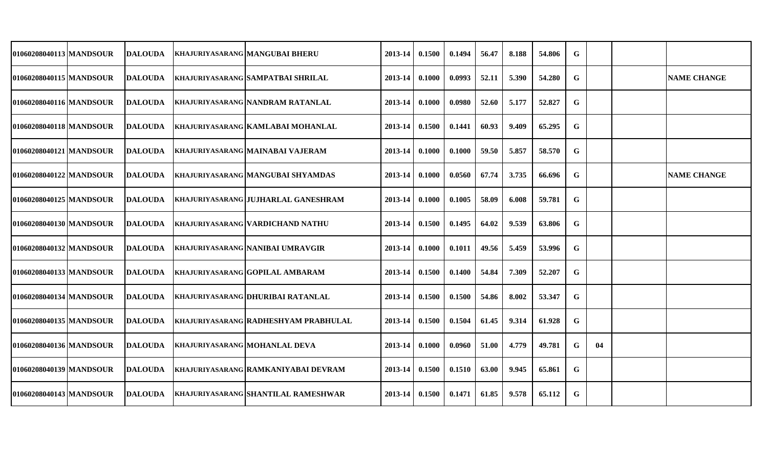| | | | | | | | | | | | | | | | |
|---|---|---|---|---|---|---|---|---|---|---|---|---|---|---|---|
| 01060208040113 | MANDSOUR | DALOUDA | KHAJURIYASARANG | MANGUBAI BHERU | 2013-14 | 0.1500 | 0.1494 | 56.47 | 8.188 | 54.806 | G | | | | |
| 01060208040115 | MANDSOUR | DALOUDA | KHAJURIYASARANG | SAMPATBAI SHRILAL | 2013-14 | 0.1000 | 0.0993 | 52.11 | 5.390 | 54.280 | G | | | | NAME CHANGE |
| 01060208040116 | MANDSOUR | DALOUDA | KHAJURIYASARANG | NANDRAM RATANLAL | 2013-14 | 0.1000 | 0.0980 | 52.60 | 5.177 | 52.827 | G | | | | |
| 01060208040118 | MANDSOUR | DALOUDA | KHAJURIYASARANG | KAMLABAI MOHANLAL | 2013-14 | 0.1500 | 0.1441 | 60.93 | 9.409 | 65.295 | G | | | | |
| 01060208040121 | MANDSOUR | DALOUDA | KHAJURIYASARANG | MAINABAI VAJERAM | 2013-14 | 0.1000 | 0.1000 | 59.50 | 5.857 | 58.570 | G | | | | |
| 01060208040122 | MANDSOUR | DALOUDA | KHAJURIYASARANG | MANGUBAI SHYAMDAS | 2013-14 | 0.1000 | 0.0560 | 67.74 | 3.735 | 66.696 | G | | | | NAME CHANGE |
| 01060208040125 | MANDSOUR | DALOUDA | KHAJURIYASARANG | JUJHARLAL GANESHRAM | 2013-14 | 0.1000 | 0.1005 | 58.09 | 6.008 | 59.781 | G | | | | |
| 01060208040130 | MANDSOUR | DALOUDA | KHAJURIYASARANG | VARDICHAND NATHU | 2013-14 | 0.1500 | 0.1495 | 64.02 | 9.539 | 63.806 | G | | | | |
| 01060208040132 | MANDSOUR | DALOUDA | KHAJURIYASARANG | NANIBAI UMRAVGIR | 2013-14 | 0.1000 | 0.1011 | 49.56 | 5.459 | 53.996 | G | | | | |
| 01060208040133 | MANDSOUR | DALOUDA | KHAJURIYASARANG | GOPILAL AMBARAM | 2013-14 | 0.1500 | 0.1400 | 54.84 | 7.309 | 52.207 | G | | | | |
| 01060208040134 | MANDSOUR | DALOUDA | KHAJURIYASARANG | DHURIBAI RATANLAL | 2013-14 | 0.1500 | 0.1500 | 54.86 | 8.002 | 53.347 | G | | | | |
| 01060208040135 | MANDSOUR | DALOUDA | KHAJURIYASARANG | RADHESHYAM PRABHULAL | 2013-14 | 0.1500 | 0.1504 | 61.45 | 9.314 | 61.928 | G | | | | |
| 01060208040136 | MANDSOUR | DALOUDA | KHAJURIYASARANG | MOHANLAL DEVA | 2013-14 | 0.1000 | 0.0960 | 51.00 | 4.779 | 49.781 | G | 04 | | | |
| 01060208040139 | MANDSOUR | DALOUDA | KHAJURIYASARANG | RAMKANIYABAI DEVRAM | 2013-14 | 0.1500 | 0.1510 | 63.00 | 9.945 | 65.861 | G | | | | |
| 01060208040143 | MANDSOUR | DALOUDA | KHAJURIYASARANG | SHANTILAL RAMESHWAR | 2013-14 | 0.1500 | 0.1471 | 61.85 | 9.578 | 65.112 | G | | | | |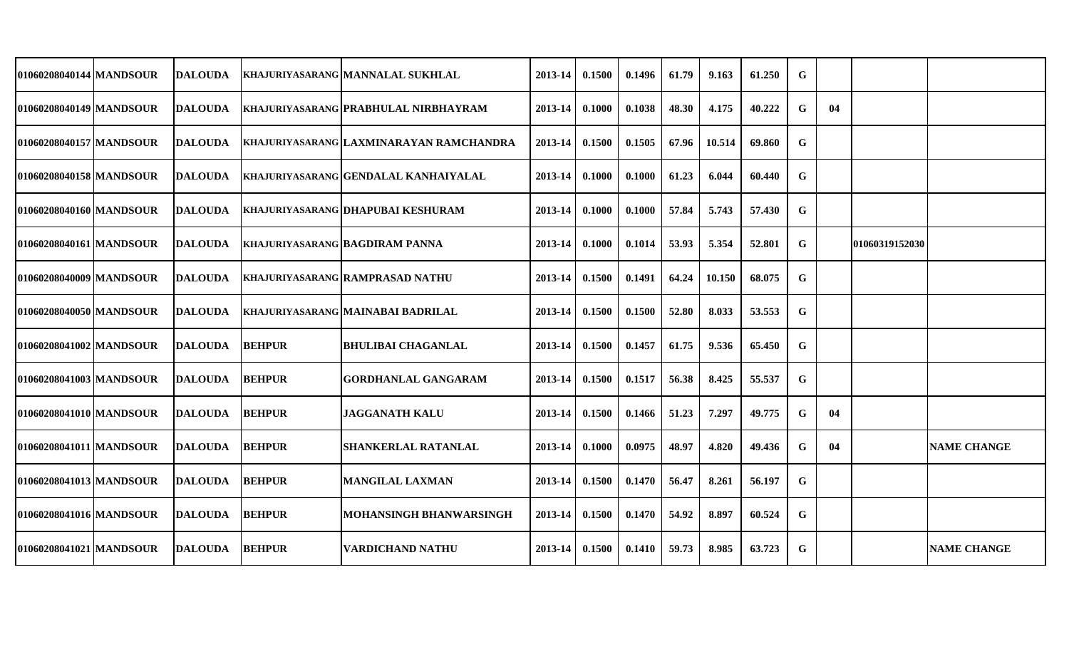| | | | | | | | | | | | | | | |
|---|---|---|---|---|---|---|---|---|---|---|---|---|---|---|
| 01060208040144 | MANDSOUR | DALOUDA | KHAJURIYASARANG | MANNALAL SUKHLAL | 2013-14 | 0.1500 | 0.1496 | 61.79 | 9.163 | 61.250 | G | | | |
| 01060208040149 | MANDSOUR | DALOUDA | KHAJURIYASARANG | PRABHULAL NIRBHAYRAM | 2013-14 | 0.1000 | 0.1038 | 48.30 | 4.175 | 40.222 | G | 04 | | |
| 01060208040157 | MANDSOUR | DALOUDA | KHAJURIYASARANG | LAXMINARAYAN RAMCHANDRA | 2013-14 | 0.1500 | 0.1505 | 67.96 | 10.514 | 69.860 | G | | | |
| 01060208040158 | MANDSOUR | DALOUDA | KHAJURIYASARANG | GENDALAL KANHAIYALAL | 2013-14 | 0.1000 | 0.1000 | 61.23 | 6.044 | 60.440 | G | | | |
| 01060208040160 | MANDSOUR | DALOUDA | KHAJURIYASARANG | DHAPUBAI KESHURAM | 2013-14 | 0.1000 | 0.1000 | 57.84 | 5.743 | 57.430 | G | | | |
| 01060208040161 | MANDSOUR | DALOUDA | KHAJURIYASARANG | BAGDIRAM PANNA | 2013-14 | 0.1000 | 0.1014 | 53.93 | 5.354 | 52.801 | G | | 01060319152030 | |
| 01060208040009 | MANDSOUR | DALOUDA | KHAJURIYASARANG | RAMPRASAD NATHU | 2013-14 | 0.1500 | 0.1491 | 64.24 | 10.150 | 68.075 | G | | | |
| 01060208040050 | MANDSOUR | DALOUDA | KHAJURIYASARANG | MAINABAI BADRILAL | 2013-14 | 0.1500 | 0.1500 | 52.80 | 8.033 | 53.553 | G | | | |
| 01060208041002 | MANDSOUR | DALOUDA | BEHPUR | BHULIBAI CHAGANLAL | 2013-14 | 0.1500 | 0.1457 | 61.75 | 9.536 | 65.450 | G | | | |
| 01060208041003 | MANDSOUR | DALOUDA | BEHPUR | GORDHANLAL GANGARAM | 2013-14 | 0.1500 | 0.1517 | 56.38 | 8.425 | 55.537 | G | | | |
| 01060208041010 | MANDSOUR | DALOUDA | BEHPUR | JAGGANATH KALU | 2013-14 | 0.1500 | 0.1466 | 51.23 | 7.297 | 49.775 | G | 04 | | |
| 01060208041011 | MANDSOUR | DALOUDA | BEHPUR | SHANKERLAL RATANLAL | 2013-14 | 0.1000 | 0.0975 | 48.97 | 4.820 | 49.436 | G | 04 | | NAME CHANGE |
| 01060208041013 | MANDSOUR | DALOUDA | BEHPUR | MANGILAL LAXMAN | 2013-14 | 0.1500 | 0.1470 | 56.47 | 8.261 | 56.197 | G | | | |
| 01060208041016 | MANDSOUR | DALOUDA | BEHPUR | MOHANSINGH BHANWARSINGH | 2013-14 | 0.1500 | 0.1470 | 54.92 | 8.897 | 60.524 | G | | | |
| 01060208041021 | MANDSOUR | DALOUDA | BEHPUR | VARDICHAND NATHU | 2013-14 | 0.1500 | 0.1410 | 59.73 | 8.985 | 63.723 | G | | | NAME CHANGE |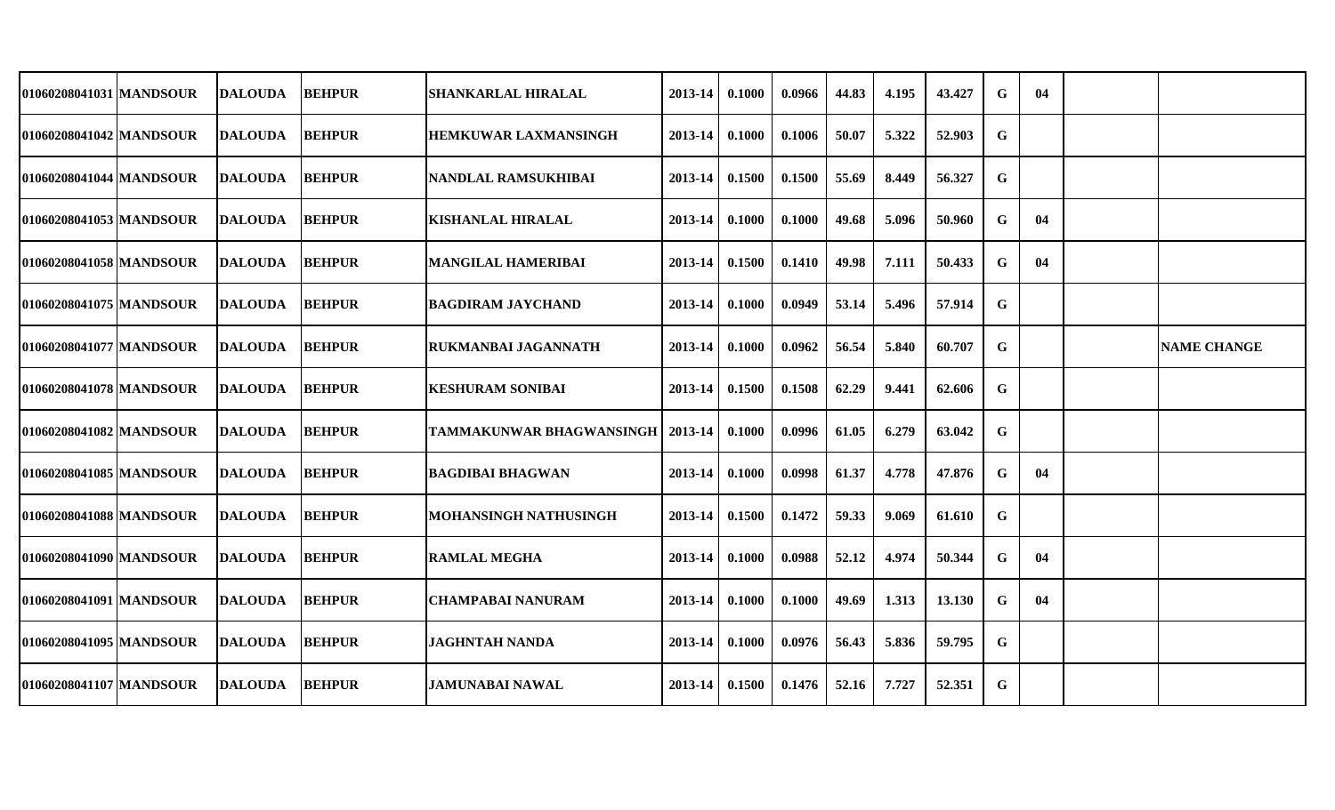| | | | | | | | | | | | | | | |
|---|---|---|---|---|---|---|---|---|---|---|---|---|---|---|
| 01060208041031 | MANDSOUR | DALOUDA | BEHPUR | SHANKARLAL HIRALAL | 2013-14 | 0.1000 | 0.0966 | 44.83 | 4.195 | 43.427 | G | 04 | | |
| 01060208041042 | MANDSOUR | DALOUDA | BEHPUR | HEMKUWAR LAXMANSINGH | 2013-14 | 0.1000 | 0.1006 | 50.07 | 5.322 | 52.903 | G | | | |
| 01060208041044 | MANDSOUR | DALOUDA | BEHPUR | NANDLAL RAMSUKHIBAI | 2013-14 | 0.1500 | 0.1500 | 55.69 | 8.449 | 56.327 | G | | | |
| 01060208041053 | MANDSOUR | DALOUDA | BEHPUR | KISHANLAL HIRALAL | 2013-14 | 0.1000 | 0.1000 | 49.68 | 5.096 | 50.960 | G | 04 | | |
| 01060208041058 | MANDSOUR | DALOUDA | BEHPUR | MANGILAL HAMERIBAI | 2013-14 | 0.1500 | 0.1410 | 49.98 | 7.111 | 50.433 | G | 04 | | |
| 01060208041075 | MANDSOUR | DALOUDA | BEHPUR | BAGDIRAM JAYCHAND | 2013-14 | 0.1000 | 0.0949 | 53.14 | 5.496 | 57.914 | G | | | |
| 01060208041077 | MANDSOUR | DALOUDA | BEHPUR | RUKMANBAI JAGANNATH | 2013-14 | 0.1000 | 0.0962 | 56.54 | 5.840 | 60.707 | G | | | NAME CHANGE |
| 01060208041078 | MANDSOUR | DALOUDA | BEHPUR | KESHURAM SONIBAI | 2013-14 | 0.1500 | 0.1508 | 62.29 | 9.441 | 62.606 | G | | | |
| 01060208041082 | MANDSOUR | DALOUDA | BEHPUR | TAMMAKUNWAR BHAGWANSINGH | 2013-14 | 0.1000 | 0.0996 | 61.05 | 6.279 | 63.042 | G | | | |
| 01060208041085 | MANDSOUR | DALOUDA | BEHPUR | BAGDIBAI BHAGWAN | 2013-14 | 0.1000 | 0.0998 | 61.37 | 4.778 | 47.876 | G | 04 | | |
| 01060208041088 | MANDSOUR | DALOUDA | BEHPUR | MOHANSINGH NATHUSINGH | 2013-14 | 0.1500 | 0.1472 | 59.33 | 9.069 | 61.610 | G | | | |
| 01060208041090 | MANDSOUR | DALOUDA | BEHPUR | RAMLAL MEGHA | 2013-14 | 0.1000 | 0.0988 | 52.12 | 4.974 | 50.344 | G | 04 | | |
| 01060208041091 | MANDSOUR | DALOUDA | BEHPUR | CHAMPABAI NANURAM | 2013-14 | 0.1000 | 0.1000 | 49.69 | 1.313 | 13.130 | G | 04 | | |
| 01060208041095 | MANDSOUR | DALOUDA | BEHPUR | JAGHNTAH NANDA | 2013-14 | 0.1000 | 0.0976 | 56.43 | 5.836 | 59.795 | G | | | |
| 01060208041107 | MANDSOUR | DALOUDA | BEHPUR | JAMUNABAI NAWAL | 2013-14 | 0.1500 | 0.1476 | 52.16 | 7.727 | 52.351 | G | | | |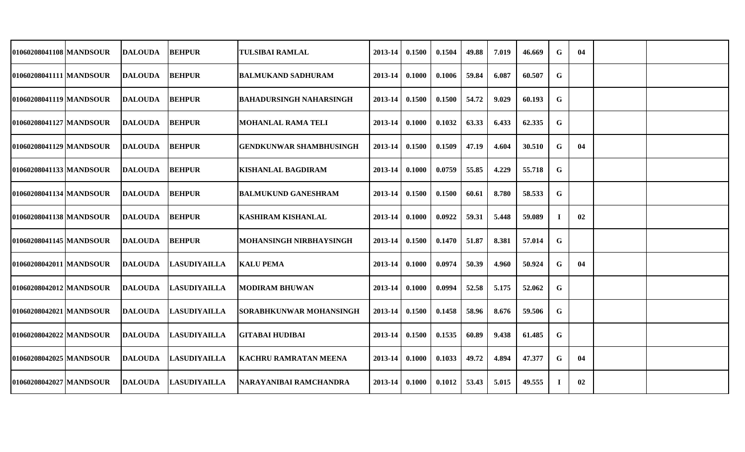| | | | | | | | | | | | | | | |
|---|---|---|---|---|---|---|---|---|---|---|---|---|---|---|
| 01060208041108 | MANDSOUR | DALOUDA | BEHPUR | TULSIBAI RAMLAL | 2013-14 | 0.1500 | 0.1504 | 49.88 | 7.019 | 46.669 | G | 04 | | |
| 01060208041111 | MANDSOUR | DALOUDA | BEHPUR | BALMUKAND SADHURAM | 2013-14 | 0.1000 | 0.1006 | 59.84 | 6.087 | 60.507 | G | | | |
| 01060208041119 | MANDSOUR | DALOUDA | BEHPUR | BAHADURSINGH NAHARSINGH | 2013-14 | 0.1500 | 0.1500 | 54.72 | 9.029 | 60.193 | G | | | |
| 01060208041127 | MANDSOUR | DALOUDA | BEHPUR | MOHANLAL RAMA TELI | 2013-14 | 0.1000 | 0.1032 | 63.33 | 6.433 | 62.335 | G | | | |
| 01060208041129 | MANDSOUR | DALOUDA | BEHPUR | GENDKUNWAR SHAMBHUSINGH | 2013-14 | 0.1500 | 0.1509 | 47.19 | 4.604 | 30.510 | G | 04 | | |
| 01060208041133 | MANDSOUR | DALOUDA | BEHPUR | KISHANLAL BAGDIRAM | 2013-14 | 0.1000 | 0.0759 | 55.85 | 4.229 | 55.718 | G | | | |
| 01060208041134 | MANDSOUR | DALOUDA | BEHPUR | BALMUKUND GANESHRAM | 2013-14 | 0.1500 | 0.1500 | 60.61 | 8.780 | 58.533 | G | | | |
| 01060208041138 | MANDSOUR | DALOUDA | BEHPUR | KASHIRAM KISHANLAL | 2013-14 | 0.1000 | 0.0922 | 59.31 | 5.448 | 59.089 | I | 02 | | |
| 01060208041145 | MANDSOUR | DALOUDA | BEHPUR | MOHANSINGH NIRBHAYSINGH | 2013-14 | 0.1500 | 0.1470 | 51.87 | 8.381 | 57.014 | G | | | |
| 01060208042011 | MANDSOUR | DALOUDA | LASUDIYAILLA | KALU PEMA | 2013-14 | 0.1000 | 0.0974 | 50.39 | 4.960 | 50.924 | G | 04 | | |
| 01060208042012 | MANDSOUR | DALOUDA | LASUDIYAILLA | MODIRAM BHUWAN | 2013-14 | 0.1000 | 0.0994 | 52.58 | 5.175 | 52.062 | G | | | |
| 01060208042021 | MANDSOUR | DALOUDA | LASUDIYAILLA | SORABHKUNWAR MOHANSINGH | 2013-14 | 0.1500 | 0.1458 | 58.96 | 8.676 | 59.506 | G | | | |
| 01060208042022 | MANDSOUR | DALOUDA | LASUDIYAILLA | GITABAI HUDIBAI | 2013-14 | 0.1500 | 0.1535 | 60.89 | 9.438 | 61.485 | G | | | |
| 01060208042025 | MANDSOUR | DALOUDA | LASUDIYAILLA | KACHRU RAMRATAN MEENA | 2013-14 | 0.1000 | 0.1033 | 49.72 | 4.894 | 47.377 | G | 04 | | |
| 01060208042027 | MANDSOUR | DALOUDA | LASUDIYAILLA | NARAYANIBAI RAMCHANDRA | 2013-14 | 0.1000 | 0.1012 | 53.43 | 5.015 | 49.555 | I | 02 | | |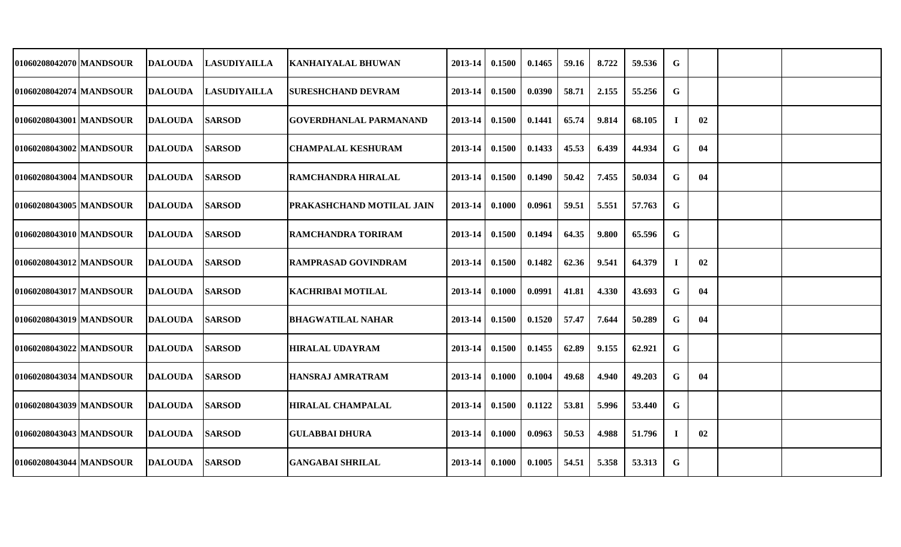| | | | | | | | | | | | | | | | |
|---|---|---|---|---|---|---|---|---|---|---|---|---|---|---|---|
| 01060208042070 | MANDSOUR | DALOUDA | LASUDIYAILLA | KANHAIYALAL BHUWAN | 2013-14 | 0.1500 | 0.1465 | 59.16 | 8.722 | 59.536 | G | | | | |
| 01060208042074 | MANDSOUR | DALOUDA | LASUDIYAILLA | SURESHCHAND DEVRAM | 2013-14 | 0.1500 | 0.0390 | 58.71 | 2.155 | 55.256 | G | | | | |
| 01060208043001 | MANDSOUR | DALOUDA | SARSOD | GOVERDHANLAL PARMANAND | 2013-14 | 0.1500 | 0.1441 | 65.74 | 9.814 | 68.105 | I | 02 | | | |
| 01060208043002 | MANDSOUR | DALOUDA | SARSOD | CHAMPALAL KESHURAM | 2013-14 | 0.1500 | 0.1433 | 45.53 | 6.439 | 44.934 | G | 04 | | | |
| 01060208043004 | MANDSOUR | DALOUDA | SARSOD | RAMCHANDRA HIRALAL | 2013-14 | 0.1500 | 0.1490 | 50.42 | 7.455 | 50.034 | G | 04 | | | |
| 01060208043005 | MANDSOUR | DALOUDA | SARSOD | PRAKASHCHAND MOTILAL JAIN | 2013-14 | 0.1000 | 0.0961 | 59.51 | 5.551 | 57.763 | G | | | | |
| 01060208043010 | MANDSOUR | DALOUDA | SARSOD | RAMCHANDRA TORIRAM | 2013-14 | 0.1500 | 0.1494 | 64.35 | 9.800 | 65.596 | G | | | | |
| 01060208043012 | MANDSOUR | DALOUDA | SARSOD | RAMPRASAD GOVINDRAM | 2013-14 | 0.1500 | 0.1482 | 62.36 | 9.541 | 64.379 | I | 02 | | | |
| 01060208043017 | MANDSOUR | DALOUDA | SARSOD | KACHRIBAI MOTILAL | 2013-14 | 0.1000 | 0.0991 | 41.81 | 4.330 | 43.693 | G | 04 | | | |
| 01060208043019 | MANDSOUR | DALOUDA | SARSOD | BHAGWATILAL NAHAR | 2013-14 | 0.1500 | 0.1520 | 57.47 | 7.644 | 50.289 | G | 04 | | | |
| 01060208043022 | MANDSOUR | DALOUDA | SARSOD | HIRALAL UDAYRAM | 2013-14 | 0.1500 | 0.1455 | 62.89 | 9.155 | 62.921 | G | | | | |
| 01060208043034 | MANDSOUR | DALOUDA | SARSOD | HANSRAJ AMRATRAM | 2013-14 | 0.1000 | 0.1004 | 49.68 | 4.940 | 49.203 | G | 04 | | | |
| 01060208043039 | MANDSOUR | DALOUDA | SARSOD | HIRALAL CHAMPALAL | 2013-14 | 0.1500 | 0.1122 | 53.81 | 5.996 | 53.440 | G | | | | |
| 01060208043043 | MANDSOUR | DALOUDA | SARSOD | GULABBAI DHURA | 2013-14 | 0.1000 | 0.0963 | 50.53 | 4.988 | 51.796 | I | 02 | | | |
| 01060208043044 | MANDSOUR | DALOUDA | SARSOD | GANGABAI SHRILAL | 2013-14 | 0.1000 | 0.1005 | 54.51 | 5.358 | 53.313 | G | | | | |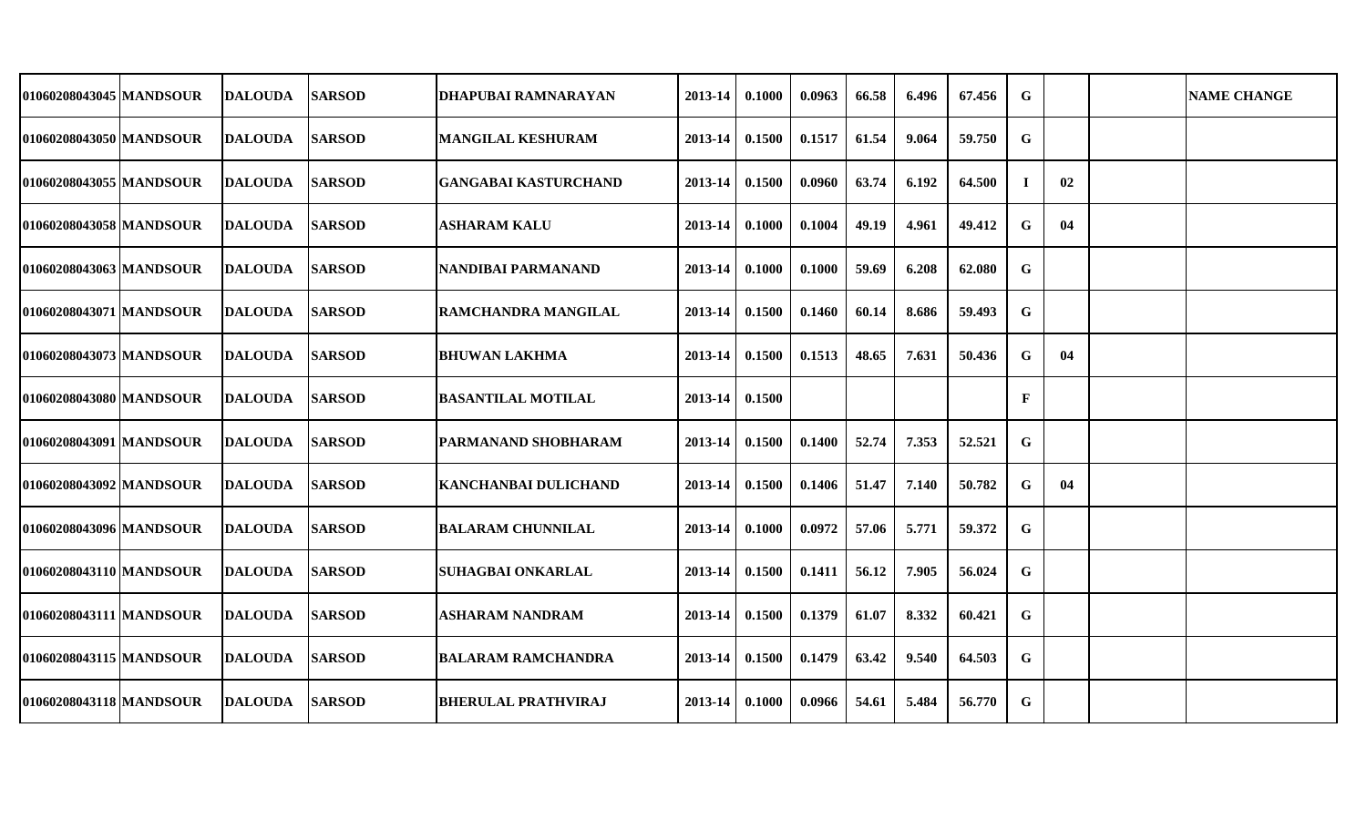| | | | | | | | | | | | | | | |
|---|---|---|---|---|---|---|---|---|---|---|---|---|---|---|
| 01060208043045 | MANDSOUR | DALOUDA | SARSOD | DHAPUBAI RAMNARAYAN | 2013-14 | 0.1000 | 0.0963 | 66.58 | 6.496 | 67.456 | G | | | NAME CHANGE |
| 01060208043050 | MANDSOUR | DALOUDA | SARSOD | MANGILAL KESHURAM | 2013-14 | 0.1500 | 0.1517 | 61.54 | 9.064 | 59.750 | G | | | |
| 01060208043055 | MANDSOUR | DALOUDA | SARSOD | GANGABAI KASTURCHAND | 2013-14 | 0.1500 | 0.0960 | 63.74 | 6.192 | 64.500 | I | 02 | | |
| 01060208043058 | MANDSOUR | DALOUDA | SARSOD | ASHARAM KALU | 2013-14 | 0.1000 | 0.1004 | 49.19 | 4.961 | 49.412 | G | 04 | | |
| 01060208043063 | MANDSOUR | DALOUDA | SARSOD | NANDIBAI PARMANAND | 2013-14 | 0.1000 | 0.1000 | 59.69 | 6.208 | 62.080 | G | | | |
| 01060208043071 | MANDSOUR | DALOUDA | SARSOD | RAMCHANDRA MANGILAL | 2013-14 | 0.1500 | 0.1460 | 60.14 | 8.686 | 59.493 | G | | | |
| 01060208043073 | MANDSOUR | DALOUDA | SARSOD | BHUWAN LAKHMA | 2013-14 | 0.1500 | 0.1513 | 48.65 | 7.631 | 50.436 | G | 04 | | |
| 01060208043080 | MANDSOUR | DALOUDA | SARSOD | BASANTILAL MOTILAL | 2013-14 | 0.1500 | | | | | F | | | |
| 01060208043091 | MANDSOUR | DALOUDA | SARSOD | PARMANAND SHOBHARAM | 2013-14 | 0.1500 | 0.1400 | 52.74 | 7.353 | 52.521 | G | | | |
| 01060208043092 | MANDSOUR | DALOUDA | SARSOD | KANCHANBAI DULICHAND | 2013-14 | 0.1500 | 0.1406 | 51.47 | 7.140 | 50.782 | G | 04 | | |
| 01060208043096 | MANDSOUR | DALOUDA | SARSOD | BALARAM CHUNNILAL | 2013-14 | 0.1000 | 0.0972 | 57.06 | 5.771 | 59.372 | G | | | |
| 01060208043110 | MANDSOUR | DALOUDA | SARSOD | SUHAGBAI ONKARLAL | 2013-14 | 0.1500 | 0.1411 | 56.12 | 7.905 | 56.024 | G | | | |
| 01060208043111 | MANDSOUR | DALOUDA | SARSOD | ASHARAM NANDRAM | 2013-14 | 0.1500 | 0.1379 | 61.07 | 8.332 | 60.421 | G | | | |
| 01060208043115 | MANDSOUR | DALOUDA | SARSOD | BALARAM RAMCHANDRA | 2013-14 | 0.1500 | 0.1479 | 63.42 | 9.540 | 64.503 | G | | | |
| 01060208043118 | MANDSOUR | DALOUDA | SARSOD | BHERULAL PRATHVIRAJ | 2013-14 | 0.1000 | 0.0966 | 54.61 | 5.484 | 56.770 | G | | | |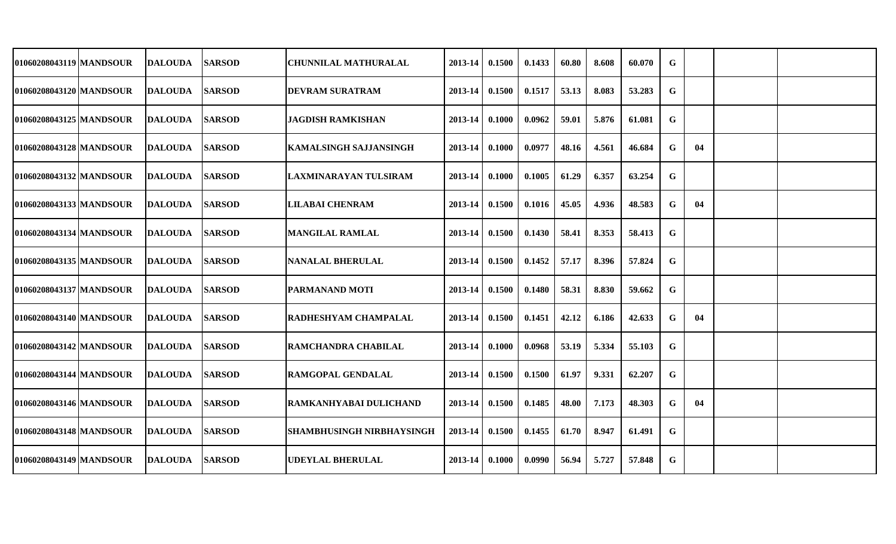| | | | | | | | | | | | | | | |
|---|---|---|---|---|---|---|---|---|---|---|---|---|---|---|
| 01060208043119 | MANDSOUR | DALOUDA | SARSOD | CHUNNILAL MATHURALAL | 2013-14 | 0.1500 | 0.1433 | 60.80 | 8.608 | 60.070 | G | | | |
| 01060208043120 | MANDSOUR | DALOUDA | SARSOD | DEVRAM SURATRAM | 2013-14 | 0.1500 | 0.1517 | 53.13 | 8.083 | 53.283 | G | | | |
| 01060208043125 | MANDSOUR | DALOUDA | SARSOD | JAGDISH RAMKISHAN | 2013-14 | 0.1000 | 0.0962 | 59.01 | 5.876 | 61.081 | G | | | |
| 01060208043128 | MANDSOUR | DALOUDA | SARSOD | KAMALSINGH SAJJANSINGH | 2013-14 | 0.1000 | 0.0977 | 48.16 | 4.561 | 46.684 | G | 04 | | |
| 01060208043132 | MANDSOUR | DALOUDA | SARSOD | LAXMINARAYAN TULSIRAM | 2013-14 | 0.1000 | 0.1005 | 61.29 | 6.357 | 63.254 | G | | | |
| 01060208043133 | MANDSOUR | DALOUDA | SARSOD | LILABAI CHENRAM | 2013-14 | 0.1500 | 0.1016 | 45.05 | 4.936 | 48.583 | G | 04 | | |
| 01060208043134 | MANDSOUR | DALOUDA | SARSOD | MANGILAL RAMLAL | 2013-14 | 0.1500 | 0.1430 | 58.41 | 8.353 | 58.413 | G | | | |
| 01060208043135 | MANDSOUR | DALOUDA | SARSOD | NANALAL BHERULAL | 2013-14 | 0.1500 | 0.1452 | 57.17 | 8.396 | 57.824 | G | | | |
| 01060208043137 | MANDSOUR | DALOUDA | SARSOD | PARMANAND MOTI | 2013-14 | 0.1500 | 0.1480 | 58.31 | 8.830 | 59.662 | G | | | |
| 01060208043140 | MANDSOUR | DALOUDA | SARSOD | RADHESHYAM CHAMPALAL | 2013-14 | 0.1500 | 0.1451 | 42.12 | 6.186 | 42.633 | G | 04 | | |
| 01060208043142 | MANDSOUR | DALOUDA | SARSOD | RAMCHANDRA CHABILAL | 2013-14 | 0.1000 | 0.0968 | 53.19 | 5.334 | 55.103 | G | | | |
| 01060208043144 | MANDSOUR | DALOUDA | SARSOD | RAMGOPAL GENDALAL | 2013-14 | 0.1500 | 0.1500 | 61.97 | 9.331 | 62.207 | G | | | |
| 01060208043146 | MANDSOUR | DALOUDA | SARSOD | RAMKANHYABAI DULICHAND | 2013-14 | 0.1500 | 0.1485 | 48.00 | 7.173 | 48.303 | G | 04 | | |
| 01060208043148 | MANDSOUR | DALOUDA | SARSOD | SHAMBHUSINGH NIRBHAYSINGH | 2013-14 | 0.1500 | 0.1455 | 61.70 | 8.947 | 61.491 | G | | | |
| 01060208043149 | MANDSOUR | DALOUDA | SARSOD | UDEYLAL BHERULAL | 2013-14 | 0.1000 | 0.0990 | 56.94 | 5.727 | 57.848 | G | | | |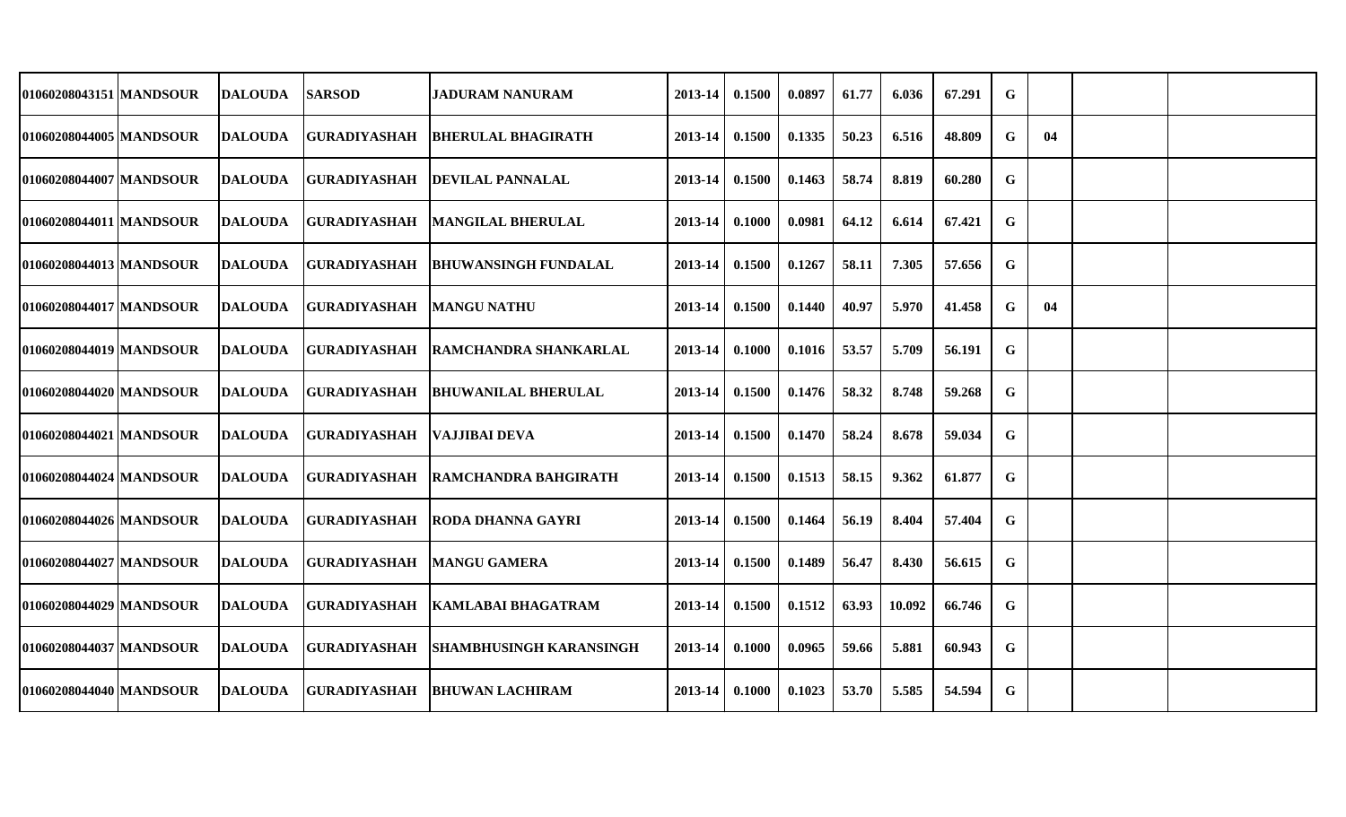| | | | | | | | | | | | | | | | |
|---|---|---|---|---|---|---|---|---|---|---|---|---|---|---|---|
| 01060208043151 | MANDSOUR | DALOUDA | SARSOD | JADURAM NANURAM | 2013-14 | 0.1500 | 0.0897 | 61.77 | 6.036 | 67.291 | G | | | | |
| 01060208044005 | MANDSOUR | DALOUDA | GURADIYASHAH | BHERULAL BHAGIRATH | 2013-14 | 0.1500 | 0.1335 | 50.23 | 6.516 | 48.809 | G | 04 | | | |
| 01060208044007 | MANDSOUR | DALOUDA | GURADIYASHAH | DEVILAL PANNALAL | 2013-14 | 0.1500 | 0.1463 | 58.74 | 8.819 | 60.280 | G | | | | |
| 01060208044011 | MANDSOUR | DALOUDA | GURADIYASHAH | MANGILAL BHERULAL | 2013-14 | 0.1000 | 0.0981 | 64.12 | 6.614 | 67.421 | G | | | | |
| 01060208044013 | MANDSOUR | DALOUDA | GURADIYASHAH | BHUWANSINGH FUNDALAL | 2013-14 | 0.1500 | 0.1267 | 58.11 | 7.305 | 57.656 | G | | | | |
| 01060208044017 | MANDSOUR | DALOUDA | GURADIYASHAH | MANGU NATHU | 2013-14 | 0.1500 | 0.1440 | 40.97 | 5.970 | 41.458 | G | 04 | | | |
| 01060208044019 | MANDSOUR | DALOUDA | GURADIYASHAH | RAMCHANDRA SHANKARLAL | 2013-14 | 0.1000 | 0.1016 | 53.57 | 5.709 | 56.191 | G | | | | |
| 01060208044020 | MANDSOUR | DALOUDA | GURADIYASHAH | BHUWANILAL BHERULAL | 2013-14 | 0.1500 | 0.1476 | 58.32 | 8.748 | 59.268 | G | | | | |
| 01060208044021 | MANDSOUR | DALOUDA | GURADIYASHAH | VAJJIBAI DEVA | 2013-14 | 0.1500 | 0.1470 | 58.24 | 8.678 | 59.034 | G | | | | |
| 01060208044024 | MANDSOUR | DALOUDA | GURADIYASHAH | RAMCHANDRA BAHGIRATH | 2013-14 | 0.1500 | 0.1513 | 58.15 | 9.362 | 61.877 | G | | | | |
| 01060208044026 | MANDSOUR | DALOUDA | GURADIYASHAH | RODA DHANNA GAYRI | 2013-14 | 0.1500 | 0.1464 | 56.19 | 8.404 | 57.404 | G | | | | |
| 01060208044027 | MANDSOUR | DALOUDA | GURADIYASHAH | MANGU GAMERA | 2013-14 | 0.1500 | 0.1489 | 56.47 | 8.430 | 56.615 | G | | | | |
| 01060208044029 | MANDSOUR | DALOUDA | GURADIYASHAH | KAMLABAI BHAGATRAM | 2013-14 | 0.1500 | 0.1512 | 63.93 | 10.092 | 66.746 | G | | | | |
| 01060208044037 | MANDSOUR | DALOUDA | GURADIYASHAH | SHAMBHUSINGH KARANSINGH | 2013-14 | 0.1000 | 0.0965 | 59.66 | 5.881 | 60.943 | G | | | | |
| 01060208044040 | MANDSOUR | DALOUDA | GURADIYASHAH | BHUWAN LACHIRAM | 2013-14 | 0.1000 | 0.1023 | 53.70 | 5.585 | 54.594 | G | | | | |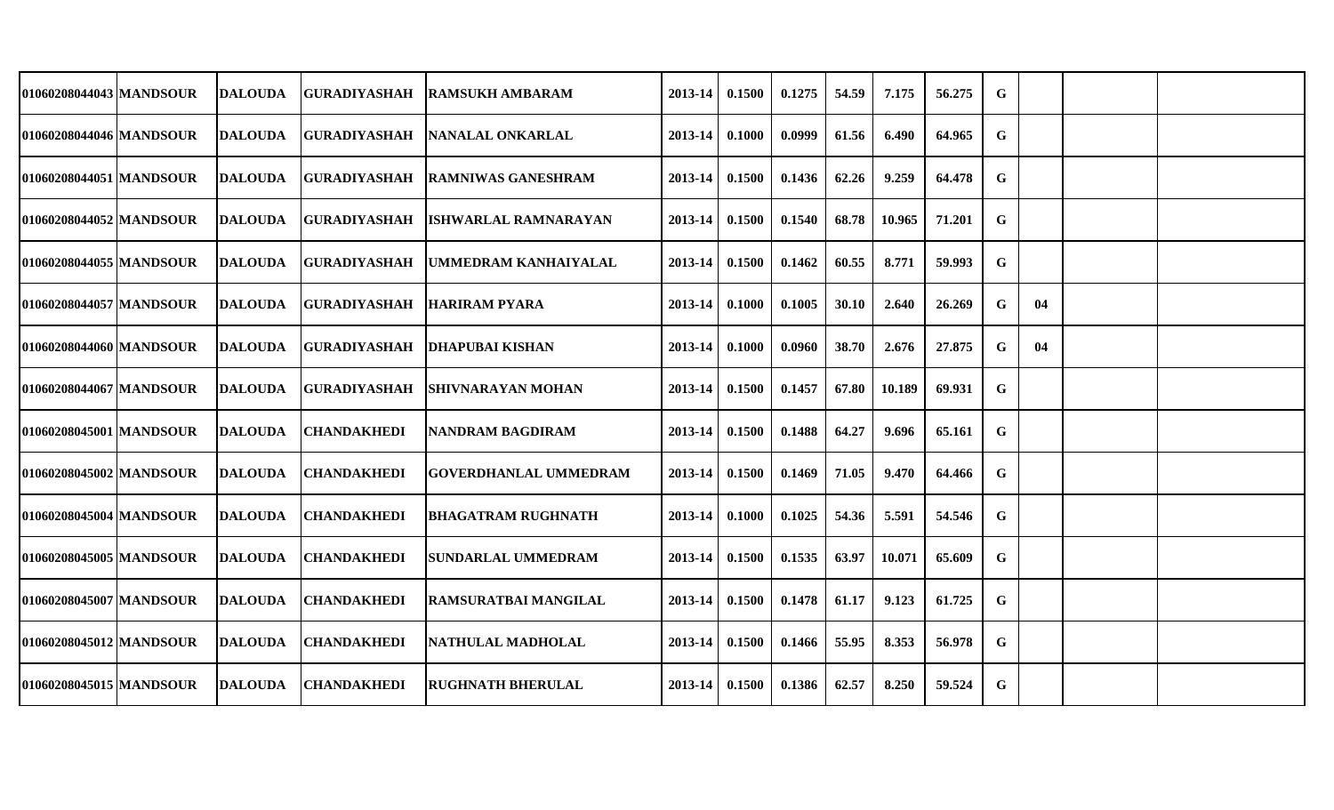| | | | | | | | | | | | | | | | |
|---|---|---|---|---|---|---|---|---|---|---|---|---|---|---|---|
| 01060208044043 | MANDSOUR | DALOUDA | GURADIYASHAH | RAMSUKH AMBARAM | 2013-14 | 0.1500 | 0.1275 | 54.59 | 7.175 | 56.275 | G | | | | |
| 01060208044046 | MANDSOUR | DALOUDA | GURADIYASHAH | NANALAL ONKARLAL | 2013-14 | 0.1000 | 0.0999 | 61.56 | 6.490 | 64.965 | G | | | | |
| 01060208044051 | MANDSOUR | DALOUDA | GURADIYASHAH | RAMNIWAS GANESHRAM | 2013-14 | 0.1500 | 0.1436 | 62.26 | 9.259 | 64.478 | G | | | | |
| 01060208044052 | MANDSOUR | DALOUDA | GURADIYASHAH | ISHWARLAL RAMNARAYAN | 2013-14 | 0.1500 | 0.1540 | 68.78 | 10.965 | 71.201 | G | | | | |
| 01060208044055 | MANDSOUR | DALOUDA | GURADIYASHAH | UMMEDRAM KANHAIYALAL | 2013-14 | 0.1500 | 0.1462 | 60.55 | 8.771 | 59.993 | G | | | | |
| 01060208044057 | MANDSOUR | DALOUDA | GURADIYASHAH | HARIRAM PYARA | 2013-14 | 0.1000 | 0.1005 | 30.10 | 2.640 | 26.269 | G | 04 | | | |
| 01060208044060 | MANDSOUR | DALOUDA | GURADIYASHAH | DHAPUBAI KISHAN | 2013-14 | 0.1000 | 0.0960 | 38.70 | 2.676 | 27.875 | G | 04 | | | |
| 01060208044067 | MANDSOUR | DALOUDA | GURADIYASHAH | SHIVNARAYAN MOHAN | 2013-14 | 0.1500 | 0.1457 | 67.80 | 10.189 | 69.931 | G | | | | |
| 01060208045001 | MANDSOUR | DALOUDA | CHANDAKHEDI | NANDRAM BAGDIRAM | 2013-14 | 0.1500 | 0.1488 | 64.27 | 9.696 | 65.161 | G | | | | |
| 01060208045002 | MANDSOUR | DALOUDA | CHANDAKHEDI | GOVERDHANLAL UMMEDRAM | 2013-14 | 0.1500 | 0.1469 | 71.05 | 9.470 | 64.466 | G | | | | |
| 01060208045004 | MANDSOUR | DALOUDA | CHANDAKHEDI | BHAGATRAM RUGHNATH | 2013-14 | 0.1000 | 0.1025 | 54.36 | 5.591 | 54.546 | G | | | | |
| 01060208045005 | MANDSOUR | DALOUDA | CHANDAKHEDI | SUNDARLAL UMMEDRAM | 2013-14 | 0.1500 | 0.1535 | 63.97 | 10.071 | 65.609 | G | | | | |
| 01060208045007 | MANDSOUR | DALOUDA | CHANDAKHEDI | RAMSURATBAI MANGILAL | 2013-14 | 0.1500 | 0.1478 | 61.17 | 9.123 | 61.725 | G | | | | |
| 01060208045012 | MANDSOUR | DALOUDA | CHANDAKHEDI | NATHULAL MADHOLAL | 2013-14 | 0.1500 | 0.1466 | 55.95 | 8.353 | 56.978 | G | | | | |
| 01060208045015 | MANDSOUR | DALOUDA | CHANDAKHEDI | RUGHNATH BHERULAL | 2013-14 | 0.1500 | 0.1386 | 62.57 | 8.250 | 59.524 | G | | | | |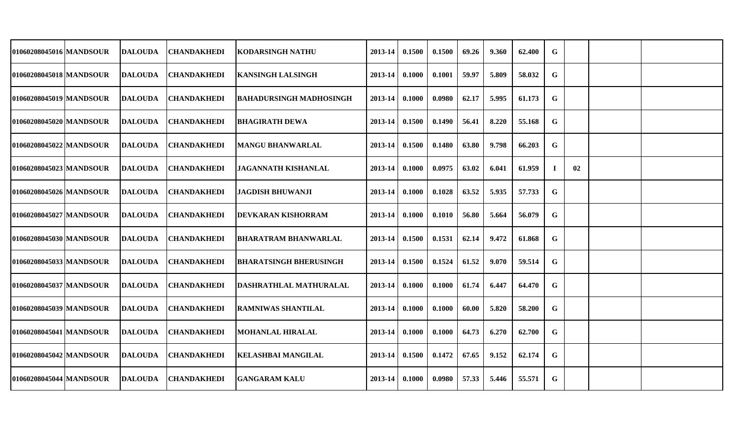| | | | | | | | | | | | | | | | |
|---|---|---|---|---|---|---|---|---|---|---|---|---|---|---|---|
| 01060208045016 | MANDSOUR | DALOUDA | CHANDAKHEDI | KODARSINGH NATHU | 2013-14 | 0.1500 | 0.1500 | 69.26 | 9.360 | 62.400 | G | | | | |
| 01060208045018 | MANDSOUR | DALOUDA | CHANDAKHEDI | KANSINGH LALSINGH | 2013-14 | 0.1000 | 0.1001 | 59.97 | 5.809 | 58.032 | G | | | | |
| 01060208045019 | MANDSOUR | DALOUDA | CHANDAKHEDI | BAHADURSINGH MADHOSINGH | 2013-14 | 0.1000 | 0.0980 | 62.17 | 5.995 | 61.173 | G | | | | |
| 01060208045020 | MANDSOUR | DALOUDA | CHANDAKHEDI | BHAGIRATH DEWA | 2013-14 | 0.1500 | 0.1490 | 56.41 | 8.220 | 55.168 | G | | | | |
| 01060208045022 | MANDSOUR | DALOUDA | CHANDAKHEDI | MANGU BHANWARLAL | 2013-14 | 0.1500 | 0.1480 | 63.80 | 9.798 | 66.203 | G | | | | |
| 01060208045023 | MANDSOUR | DALOUDA | CHANDAKHEDI | JAGANNATH KISHANLAL | 2013-14 | 0.1000 | 0.0975 | 63.02 | 6.041 | 61.959 | I | 02 | | | |
| 01060208045026 | MANDSOUR | DALOUDA | CHANDAKHEDI | JAGDISH BHUWANJI | 2013-14 | 0.1000 | 0.1028 | 63.52 | 5.935 | 57.733 | G | | | | |
| 01060208045027 | MANDSOUR | DALOUDA | CHANDAKHEDI | DEVKARAN KISHORRAM | 2013-14 | 0.1000 | 0.1010 | 56.80 | 5.664 | 56.079 | G | | | | |
| 01060208045030 | MANDSOUR | DALOUDA | CHANDAKHEDI | BHARATRAM BHANWARLAL | 2013-14 | 0.1500 | 0.1531 | 62.14 | 9.472 | 61.868 | G | | | | |
| 01060208045033 | MANDSOUR | DALOUDA | CHANDAKHEDI | BHARATSINGH BHERUSINGH | 2013-14 | 0.1500 | 0.1524 | 61.52 | 9.070 | 59.514 | G | | | | |
| 01060208045037 | MANDSOUR | DALOUDA | CHANDAKHEDI | DASHRATHLAL MATHURALAL | 2013-14 | 0.1000 | 0.1000 | 61.74 | 6.447 | 64.470 | G | | | | |
| 01060208045039 | MANDSOUR | DALOUDA | CHANDAKHEDI | RAMNIWAS SHANTILAL | 2013-14 | 0.1000 | 0.1000 | 60.00 | 5.820 | 58.200 | G | | | | |
| 01060208045041 | MANDSOUR | DALOUDA | CHANDAKHEDI | MOHANLAL HIRALAL | 2013-14 | 0.1000 | 0.1000 | 64.73 | 6.270 | 62.700 | G | | | | |
| 01060208045042 | MANDSOUR | DALOUDA | CHANDAKHEDI | KELASHBAI MANGILAL | 2013-14 | 0.1500 | 0.1472 | 67.65 | 9.152 | 62.174 | G | | | | |
| 01060208045044 | MANDSOUR | DALOUDA | CHANDAKHEDI | GANGARAM KALU | 2013-14 | 0.1000 | 0.0980 | 57.33 | 5.446 | 55.571 | G | | | | |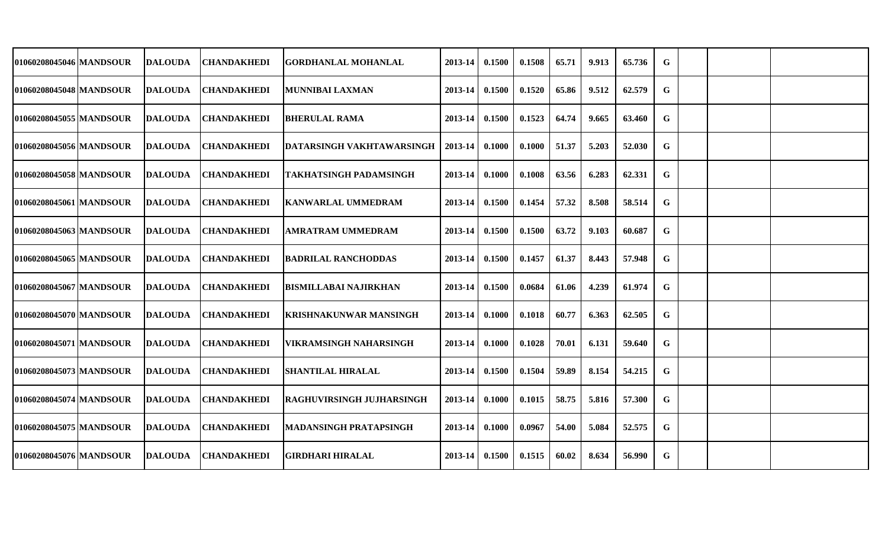| | | | | | | | | | | | | | | |
|---|---|---|---|---|---|---|---|---|---|---|---|---|---|---|
| 01060208045046 | MANDSOUR | DALOUDA | CHANDAKHEDI | GORDHANLAL MOHANLAL | 2013-14 | 0.1500 | 0.1508 | 65.71 | 9.913 | 65.736 | G | | | |
| 01060208045048 | MANDSOUR | DALOUDA | CHANDAKHEDI | MUNNIBAI LAXMAN | 2013-14 | 0.1500 | 0.1520 | 65.86 | 9.512 | 62.579 | G | | | |
| 01060208045055 | MANDSOUR | DALOUDA | CHANDAKHEDI | BHERULAL RAMA | 2013-14 | 0.1500 | 0.1523 | 64.74 | 9.665 | 63.460 | G | | | |
| 01060208045056 | MANDSOUR | DALOUDA | CHANDAKHEDI | DATARSINGH VAKHTAWARSINGH | 2013-14 | 0.1000 | 0.1000 | 51.37 | 5.203 | 52.030 | G | | | |
| 01060208045058 | MANDSOUR | DALOUDA | CHANDAKHEDI | TAKHATSINGH PADAMSINGH | 2013-14 | 0.1000 | 0.1008 | 63.56 | 6.283 | 62.331 | G | | | |
| 01060208045061 | MANDSOUR | DALOUDA | CHANDAKHEDI | KANWARLAL UMMEDRAM | 2013-14 | 0.1500 | 0.1454 | 57.32 | 8.508 | 58.514 | G | | | |
| 01060208045063 | MANDSOUR | DALOUDA | CHANDAKHEDI | AMRATRAM UMMEDRAM | 2013-14 | 0.1500 | 0.1500 | 63.72 | 9.103 | 60.687 | G | | | |
| 01060208045065 | MANDSOUR | DALOUDA | CHANDAKHEDI | BADRILAL RANCHODDAS | 2013-14 | 0.1500 | 0.1457 | 61.37 | 8.443 | 57.948 | G | | | |
| 01060208045067 | MANDSOUR | DALOUDA | CHANDAKHEDI | BISMILLABAI NAJIRKHAN | 2013-14 | 0.1500 | 0.0684 | 61.06 | 4.239 | 61.974 | G | | | |
| 01060208045070 | MANDSOUR | DALOUDA | CHANDAKHEDI | KRISHNAKUNWAR MANSINGH | 2013-14 | 0.1000 | 0.1018 | 60.77 | 6.363 | 62.505 | G | | | |
| 01060208045071 | MANDSOUR | DALOUDA | CHANDAKHEDI | VIKRAMSINGH NAHARSINGH | 2013-14 | 0.1000 | 0.1028 | 70.01 | 6.131 | 59.640 | G | | | |
| 01060208045073 | MANDSOUR | DALOUDA | CHANDAKHEDI | SHANTILAL HIRALAL | 2013-14 | 0.1500 | 0.1504 | 59.89 | 8.154 | 54.215 | G | | | |
| 01060208045074 | MANDSOUR | DALOUDA | CHANDAKHEDI | RAGHUVIRSINGH JUJHARSINGH | 2013-14 | 0.1000 | 0.1015 | 58.75 | 5.816 | 57.300 | G | | | |
| 01060208045075 | MANDSOUR | DALOUDA | CHANDAKHEDI | MADANSINGH PRATAPSINGH | 2013-14 | 0.1000 | 0.0967 | 54.00 | 5.084 | 52.575 | G | | | |
| 01060208045076 | MANDSOUR | DALOUDA | CHANDAKHEDI | GIRDHARI HIRALAL | 2013-14 | 0.1500 | 0.1515 | 60.02 | 8.634 | 56.990 | G | | | |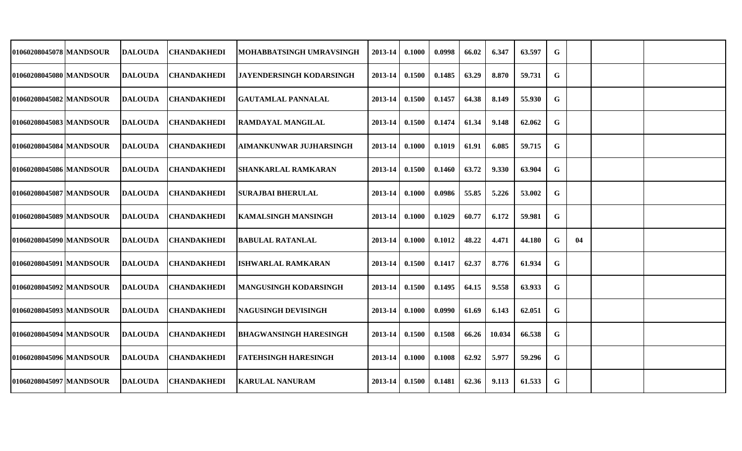| | | | | | | | | | | | | | | | |
|---|---|---|---|---|---|---|---|---|---|---|---|---|---|---|---|
| 01060208045078 | MANDSOUR | DALOUDA | CHANDAKHEDI | MOHABBATSINGH UMRAVSINGH | 2013-14 | 0.1000 | 0.0998 | 66.02 | 6.347 | 63.597 | G | | | |
| 01060208045080 | MANDSOUR | DALOUDA | CHANDAKHEDI | JAYENDERSINGH KODARSINGH | 2013-14 | 0.1500 | 0.1485 | 63.29 | 8.870 | 59.731 | G | | | |
| 01060208045082 | MANDSOUR | DALOUDA | CHANDAKHEDI | GAUTAMLAL PANNALAL | 2013-14 | 0.1500 | 0.1457 | 64.38 | 8.149 | 55.930 | G | | | |
| 01060208045083 | MANDSOUR | DALOUDA | CHANDAKHEDI | RAMDAYAL MANGILAL | 2013-14 | 0.1500 | 0.1474 | 61.34 | 9.148 | 62.062 | G | | | |
| 01060208045084 | MANDSOUR | DALOUDA | CHANDAKHEDI | AIMANKUNWAR JUJHARSINGH | 2013-14 | 0.1000 | 0.1019 | 61.91 | 6.085 | 59.715 | G | | | |
| 01060208045086 | MANDSOUR | DALOUDA | CHANDAKHEDI | SHANKARLAL RAMKARAN | 2013-14 | 0.1500 | 0.1460 | 63.72 | 9.330 | 63.904 | G | | | |
| 01060208045087 | MANDSOUR | DALOUDA | CHANDAKHEDI | SURAJBAI BHERULAL | 2013-14 | 0.1000 | 0.0986 | 55.85 | 5.226 | 53.002 | G | | | |
| 01060208045089 | MANDSOUR | DALOUDA | CHANDAKHEDI | KAMALSINGH MANSINGH | 2013-14 | 0.1000 | 0.1029 | 60.77 | 6.172 | 59.981 | G | | | |
| 01060208045090 | MANDSOUR | DALOUDA | CHANDAKHEDI | BABULAL RATANLAL | 2013-14 | 0.1000 | 0.1012 | 48.22 | 4.471 | 44.180 | G | 04 | | |
| 01060208045091 | MANDSOUR | DALOUDA | CHANDAKHEDI | ISHWARLAL RAMKARAN | 2013-14 | 0.1500 | 0.1417 | 62.37 | 8.776 | 61.934 | G | | | |
| 01060208045092 | MANDSOUR | DALOUDA | CHANDAKHEDI | MANGUSINGH KODARSINGH | 2013-14 | 0.1500 | 0.1495 | 64.15 | 9.558 | 63.933 | G | | | |
| 01060208045093 | MANDSOUR | DALOUDA | CHANDAKHEDI | NAGUSINGH DEVISINGH | 2013-14 | 0.1000 | 0.0990 | 61.69 | 6.143 | 62.051 | G | | | |
| 01060208045094 | MANDSOUR | DALOUDA | CHANDAKHEDI | BHAGWANSINGH HARESINGH | 2013-14 | 0.1500 | 0.1508 | 66.26 | 10.034 | 66.538 | G | | | |
| 01060208045096 | MANDSOUR | DALOUDA | CHANDAKHEDI | FATEHSINGH HARESINGH | 2013-14 | 0.1000 | 0.1008 | 62.92 | 5.977 | 59.296 | G | | | |
| 01060208045097 | MANDSOUR | DALOUDA | CHANDAKHEDI | KARULAL NANURAM | 2013-14 | 0.1500 | 0.1481 | 62.36 | 9.113 | 61.533 | G | | | |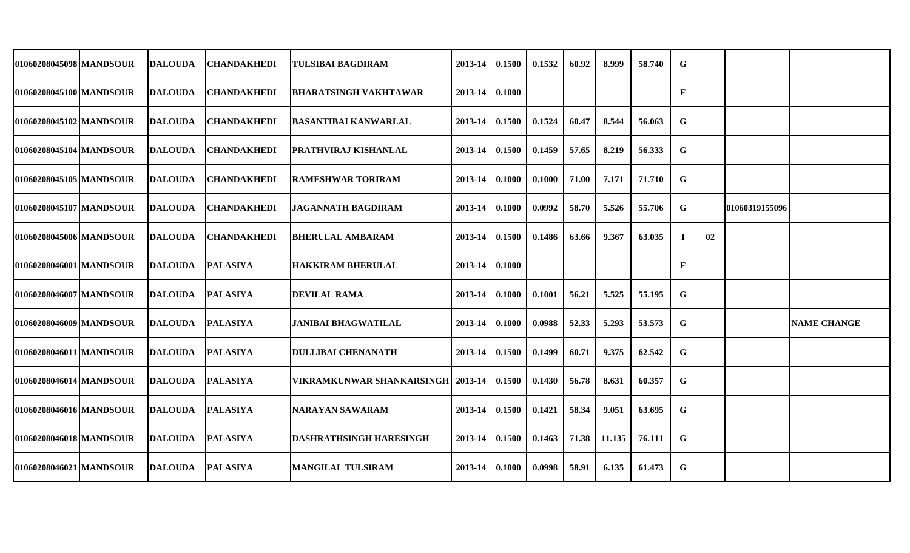| | | | | | | | | | | | | | | |
|---|---|---|---|---|---|---|---|---|---|---|---|---|---|---|
| 01060208045098 | MANDSOUR | DALOUDA | CHANDAKHEDI | TULSIBAI BAGDIRAM | 2013-14 | 0.1500 | 0.1532 | 60.92 | 8.999 | 58.740 | G | | | |
| 01060208045100 | MANDSOUR | DALOUDA | CHANDAKHEDI | BHARATSINGH VAKHTAWAR | 2013-14 | 0.1000 | | | | | F | | | |
| 01060208045102 | MANDSOUR | DALOUDA | CHANDAKHEDI | BASANTIBAI KANWARLAL | 2013-14 | 0.1500 | 0.1524 | 60.47 | 8.544 | 56.063 | G | | | |
| 01060208045104 | MANDSOUR | DALOUDA | CHANDAKHEDI | PRATHVIRAJ KISHANLAL | 2013-14 | 0.1500 | 0.1459 | 57.65 | 8.219 | 56.333 | G | | | |
| 01060208045105 | MANDSOUR | DALOUDA | CHANDAKHEDI | RAMESHWAR TORIRAM | 2013-14 | 0.1000 | 0.1000 | 71.00 | 7.171 | 71.710 | G | | | |
| 01060208045107 | MANDSOUR | DALOUDA | CHANDAKHEDI | JAGANNATH BAGDIRAM | 2013-14 | 0.1000 | 0.0992 | 58.70 | 5.526 | 55.706 | G | | 01060319155096 | |
| 01060208045006 | MANDSOUR | DALOUDA | CHANDAKHEDI | BHERULAL AMBARAM | 2013-14 | 0.1500 | 0.1486 | 63.66 | 9.367 | 63.035 | I | 02 | | |
| 01060208046001 | MANDSOUR | DALOUDA | PALASIYA | HAKKIRAM BHERULAL | 2013-14 | 0.1000 | | | | | F | | | |
| 01060208046007 | MANDSOUR | DALOUDA | PALASIYA | DEVILAL RAMA | 2013-14 | 0.1000 | 0.1001 | 56.21 | 5.525 | 55.195 | G | | | |
| 01060208046009 | MANDSOUR | DALOUDA | PALASIYA | JANIBAI BHAGWATILAL | 2013-14 | 0.1000 | 0.0988 | 52.33 | 5.293 | 53.573 | G | | | NAME CHANGE |
| 01060208046011 | MANDSOUR | DALOUDA | PALASIYA | DULLIBAI CHENANATH | 2013-14 | 0.1500 | 0.1499 | 60.71 | 9.375 | 62.542 | G | | | |
| 01060208046014 | MANDSOUR | DALOUDA | PALASIYA | VIKRAMKUNWAR SHANKARSINGH | 2013-14 | 0.1500 | 0.1430 | 56.78 | 8.631 | 60.357 | G | | | |
| 01060208046016 | MANDSOUR | DALOUDA | PALASIYA | NARAYAN SAWARAM | 2013-14 | 0.1500 | 0.1421 | 58.34 | 9.051 | 63.695 | G | | | |
| 01060208046018 | MANDSOUR | DALOUDA | PALASIYA | DASHRATHSINGH HARESINGH | 2013-14 | 0.1500 | 0.1463 | 71.38 | 11.135 | 76.111 | G | | | |
| 01060208046021 | MANDSOUR | DALOUDA | PALASIYA | MANGILAL TULSIRAM | 2013-14 | 0.1000 | 0.0998 | 58.91 | 6.135 | 61.473 | G | | | |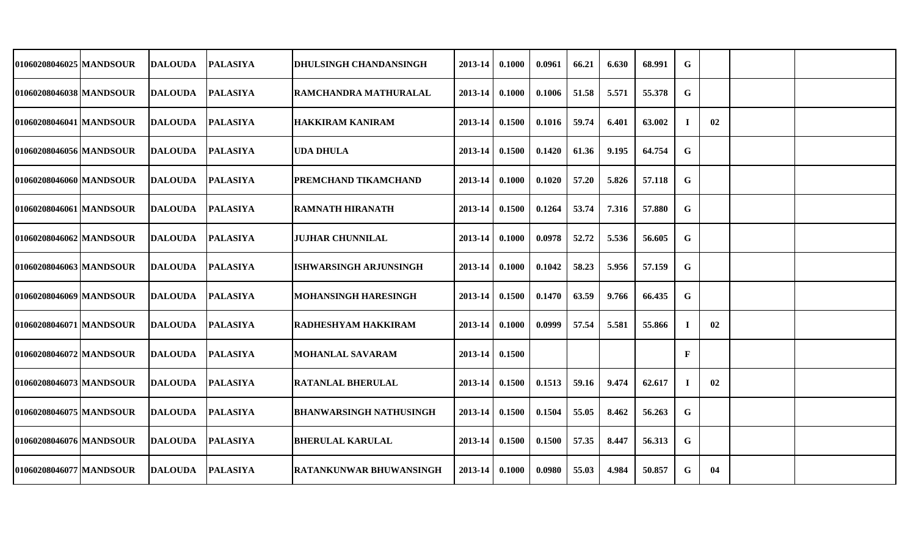| | | | | | | | | | | | | | | |
|---|---|---|---|---|---|---|---|---|---|---|---|---|---|---|
| 01060208046025 | MANDSOUR | DALOUDA | PALASIYA | DHULSINGH CHANDANSINGH | 2013-14 | 0.1000 | 0.0961 | 66.21 | 6.630 | 68.991 | G | | | |
| 01060208046038 | MANDSOUR | DALOUDA | PALASIYA | RAMCHANDRA MATHURALAL | 2013-14 | 0.1000 | 0.1006 | 51.58 | 5.571 | 55.378 | G | | | |
| 01060208046041 | MANDSOUR | DALOUDA | PALASIYA | HAKKIRAM KANIRAM | 2013-14 | 0.1500 | 0.1016 | 59.74 | 6.401 | 63.002 | I | 02 | | |
| 01060208046056 | MANDSOUR | DALOUDA | PALASIYA | UDA DHULA | 2013-14 | 0.1500 | 0.1420 | 61.36 | 9.195 | 64.754 | G | | | |
| 01060208046060 | MANDSOUR | DALOUDA | PALASIYA | PREMCHAND TIKAMCHAND | 2013-14 | 0.1000 | 0.1020 | 57.20 | 5.826 | 57.118 | G | | | |
| 01060208046061 | MANDSOUR | DALOUDA | PALASIYA | RAMNATH HIRANATH | 2013-14 | 0.1500 | 0.1264 | 53.74 | 7.316 | 57.880 | G | | | |
| 01060208046062 | MANDSOUR | DALOUDA | PALASIYA | JUJHAR CHUNNILAL | 2013-14 | 0.1000 | 0.0978 | 52.72 | 5.536 | 56.605 | G | | | |
| 01060208046063 | MANDSOUR | DALOUDA | PALASIYA | ISHWARSINGH ARJUNSINGH | 2013-14 | 0.1000 | 0.1042 | 58.23 | 5.956 | 57.159 | G | | | |
| 01060208046069 | MANDSOUR | DALOUDA | PALASIYA | MOHANSINGH HARESINGH | 2013-14 | 0.1500 | 0.1470 | 63.59 | 9.766 | 66.435 | G | | | |
| 01060208046071 | MANDSOUR | DALOUDA | PALASIYA | RADHESHYAM HAKKIRAM | 2013-14 | 0.1000 | 0.0999 | 57.54 | 5.581 | 55.866 | I | 02 | | |
| 01060208046072 | MANDSOUR | DALOUDA | PALASIYA | MOHANLAL SAVARAM | 2013-14 | 0.1500 | | | | | F | | | |
| 01060208046073 | MANDSOUR | DALOUDA | PALASIYA | RATANLAL BHERULAL | 2013-14 | 0.1500 | 0.1513 | 59.16 | 9.474 | 62.617 | I | 02 | | |
| 01060208046075 | MANDSOUR | DALOUDA | PALASIYA | BHANWARSINGH NATHUSINGH | 2013-14 | 0.1500 | 0.1504 | 55.05 | 8.462 | 56.263 | G | | | |
| 01060208046076 | MANDSOUR | DALOUDA | PALASIYA | BHERULAL KARULAL | 2013-14 | 0.1500 | 0.1500 | 57.35 | 8.447 | 56.313 | G | | | |
| 01060208046077 | MANDSOUR | DALOUDA | PALASIYA | RATANKUNWAR BHUWANSINGH | 2013-14 | 0.1000 | 0.0980 | 55.03 | 4.984 | 50.857 | G | 04 | | |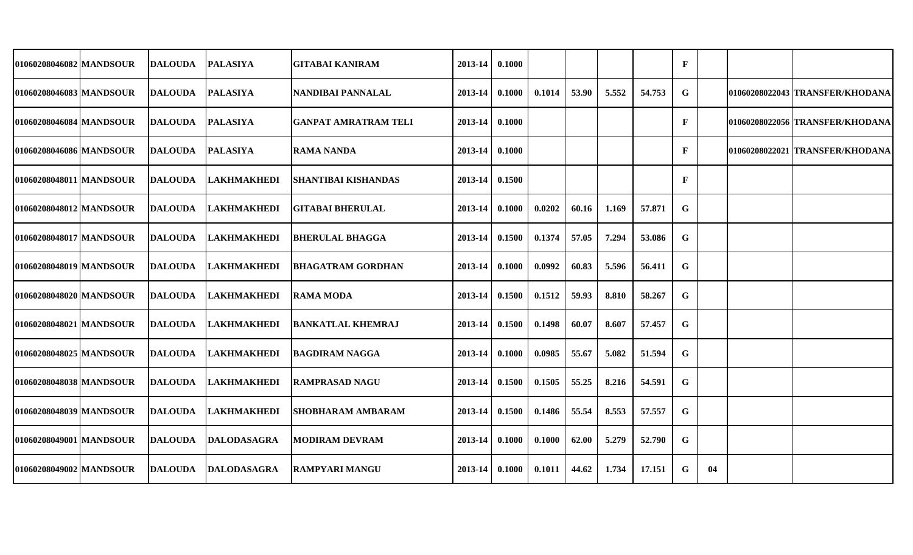| | | | | | | | | | | | | | | |
|---|---|---|---|---|---|---|---|---|---|---|---|---|---|---|
| 01060208046082 | MANDSOUR | DALOUDA | PALASIYA | GITABAI KANIRAM | 2013-14 | 0.1000 | | | | | F | | | |
| 01060208046083 | MANDSOUR | DALOUDA | PALASIYA | NANDIBAI PANNALAL | 2013-14 | 0.1000 | 0.1014 | 53.90 | 5.552 | 54.753 | G | | 01060208022043 | TRANSFER/KHODANA |
| 01060208046084 | MANDSOUR | DALOUDA | PALASIYA | GANPAT AMRATRAM TELI | 2013-14 | 0.1000 | | | | | F | | 01060208022056 | TRANSFER/KHODANA |
| 01060208046086 | MANDSOUR | DALOUDA | PALASIYA | RAMA NANDA | 2013-14 | 0.1000 | | | | | F | | 01060208022021 | TRANSFER/KHODANA |
| 01060208048011 | MANDSOUR | DALOUDA | LAKHMAKHEDI | SHANTIBAI KISHANDAS | 2013-14 | 0.1500 | | | | | F | | | |
| 01060208048012 | MANDSOUR | DALOUDA | LAKHMAKHEDI | GITABAI BHERULAL | 2013-14 | 0.1000 | 0.0202 | 60.16 | 1.169 | 57.871 | G | | | |
| 01060208048017 | MANDSOUR | DALOUDA | LAKHMAKHEDI | BHERULAL BHAGGA | 2013-14 | 0.1500 | 0.1374 | 57.05 | 7.294 | 53.086 | G | | | |
| 01060208048019 | MANDSOUR | DALOUDA | LAKHMAKHEDI | BHAGATRAM GORDHAN | 2013-14 | 0.1000 | 0.0992 | 60.83 | 5.596 | 56.411 | G | | | |
| 01060208048020 | MANDSOUR | DALOUDA | LAKHMAKHEDI | RAMA MODA | 2013-14 | 0.1500 | 0.1512 | 59.93 | 8.810 | 58.267 | G | | | |
| 01060208048021 | MANDSOUR | DALOUDA | LAKHMAKHEDI | BANKATLAL KHEMRAJ | 2013-14 | 0.1500 | 0.1498 | 60.07 | 8.607 | 57.457 | G | | | |
| 01060208048025 | MANDSOUR | DALOUDA | LAKHMAKHEDI | BAGDIRAM NAGGA | 2013-14 | 0.1000 | 0.0985 | 55.67 | 5.082 | 51.594 | G | | | |
| 01060208048038 | MANDSOUR | DALOUDA | LAKHMAKHEDI | RAMPRASAD NAGU | 2013-14 | 0.1500 | 0.1505 | 55.25 | 8.216 | 54.591 | G | | | |
| 01060208048039 | MANDSOUR | DALOUDA | LAKHMAKHEDI | SHOBHARAM AMBARAM | 2013-14 | 0.1500 | 0.1486 | 55.54 | 8.553 | 57.557 | G | | | |
| 01060208049001 | MANDSOUR | DALOUDA | DALODASAGRA | MODIRAM DEVRAM | 2013-14 | 0.1000 | 0.1000 | 62.00 | 5.279 | 52.790 | G | | | |
| 01060208049002 | MANDSOUR | DALOUDA | DALODASAGRA | RAMPYARI MANGU | 2013-14 | 0.1000 | 0.1011 | 44.62 | 1.734 | 17.151 | G | 04 | | |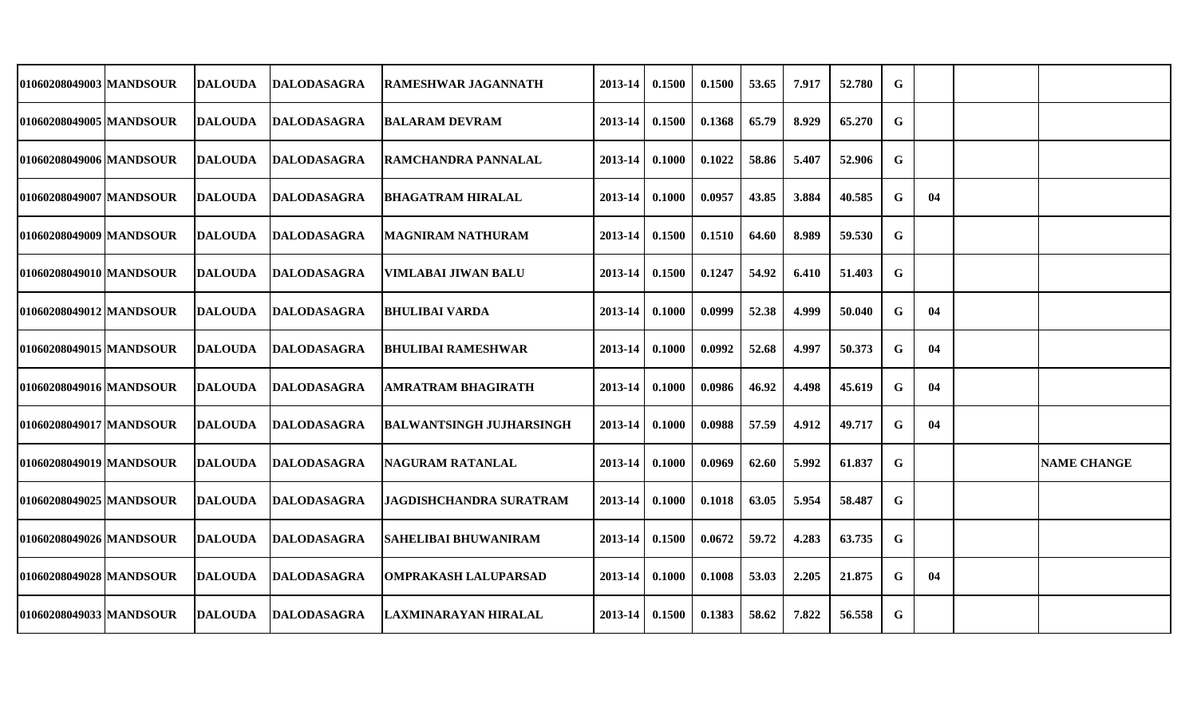| | | | | | | | | | | | | | | | |
|---|---|---|---|---|---|---|---|---|---|---|---|---|---|---|---|
| 01060208049003 | MANDSOUR | DALOUDA | DALODASAGRA | RAMESHWAR JAGANNATH | 2013-14 | 0.1500 | 0.1500 | 53.65 | 7.917 | 52.780 | G | | | |
| 01060208049005 | MANDSOUR | DALOUDA | DALODASAGRA | BALARAM DEVRAM | 2013-14 | 0.1500 | 0.1368 | 65.79 | 8.929 | 65.270 | G | | | |
| 01060208049006 | MANDSOUR | DALOUDA | DALODASAGRA | RAMCHANDRA PANNALAL | 2013-14 | 0.1000 | 0.1022 | 58.86 | 5.407 | 52.906 | G | | | |
| 01060208049007 | MANDSOUR | DALOUDA | DALODASAGRA | BHAGATRAM HIRALAL | 2013-14 | 0.1000 | 0.0957 | 43.85 | 3.884 | 40.585 | G | 04 | | |
| 01060208049009 | MANDSOUR | DALOUDA | DALODASAGRA | MAGNIRAM NATHURAM | 2013-14 | 0.1500 | 0.1510 | 64.60 | 8.989 | 59.530 | G | | | |
| 01060208049010 | MANDSOUR | DALOUDA | DALODASAGRA | VIMLABAI JIWAN BALU | 2013-14 | 0.1500 | 0.1247 | 54.92 | 6.410 | 51.403 | G | | | |
| 01060208049012 | MANDSOUR | DALOUDA | DALODASAGRA | BHULIBAI VARDA | 2013-14 | 0.1000 | 0.0999 | 52.38 | 4.999 | 50.040 | G | 04 | | |
| 01060208049015 | MANDSOUR | DALOUDA | DALODASAGRA | BHULIBAI RAMESHWAR | 2013-14 | 0.1000 | 0.0992 | 52.68 | 4.997 | 50.373 | G | 04 | | |
| 01060208049016 | MANDSOUR | DALOUDA | DALODASAGRA | AMRATRAM BHAGIRATH | 2013-14 | 0.1000 | 0.0986 | 46.92 | 4.498 | 45.619 | G | 04 | | |
| 01060208049017 | MANDSOUR | DALOUDA | DALODASAGRA | BALWANTSINGH JUJHARSINGH | 2013-14 | 0.1000 | 0.0988 | 57.59 | 4.912 | 49.717 | G | 04 | | |
| 01060208049019 | MANDSOUR | DALOUDA | DALODASAGRA | NAGURAM RATANLAL | 2013-14 | 0.1000 | 0.0969 | 62.60 | 5.992 | 61.837 | G | | | NAME CHANGE |
| 01060208049025 | MANDSOUR | DALOUDA | DALODASAGRA | JAGDISHCHANDRA SURATRAM | 2013-14 | 0.1000 | 0.1018 | 63.05 | 5.954 | 58.487 | G | | | |
| 01060208049026 | MANDSOUR | DALOUDA | DALODASAGRA | SAHELIBAI BHUWANIRAM | 2013-14 | 0.1500 | 0.0672 | 59.72 | 4.283 | 63.735 | G | | | |
| 01060208049028 | MANDSOUR | DALOUDA | DALODASAGRA | OMPRAKASH LALUPARSAD | 2013-14 | 0.1000 | 0.1008 | 53.03 | 2.205 | 21.875 | G | 04 | | |
| 01060208049033 | MANDSOUR | DALOUDA | DALODASAGRA | LAXMINARAYAN HIRALAL | 2013-14 | 0.1500 | 0.1383 | 58.62 | 7.822 | 56.558 | G | | | |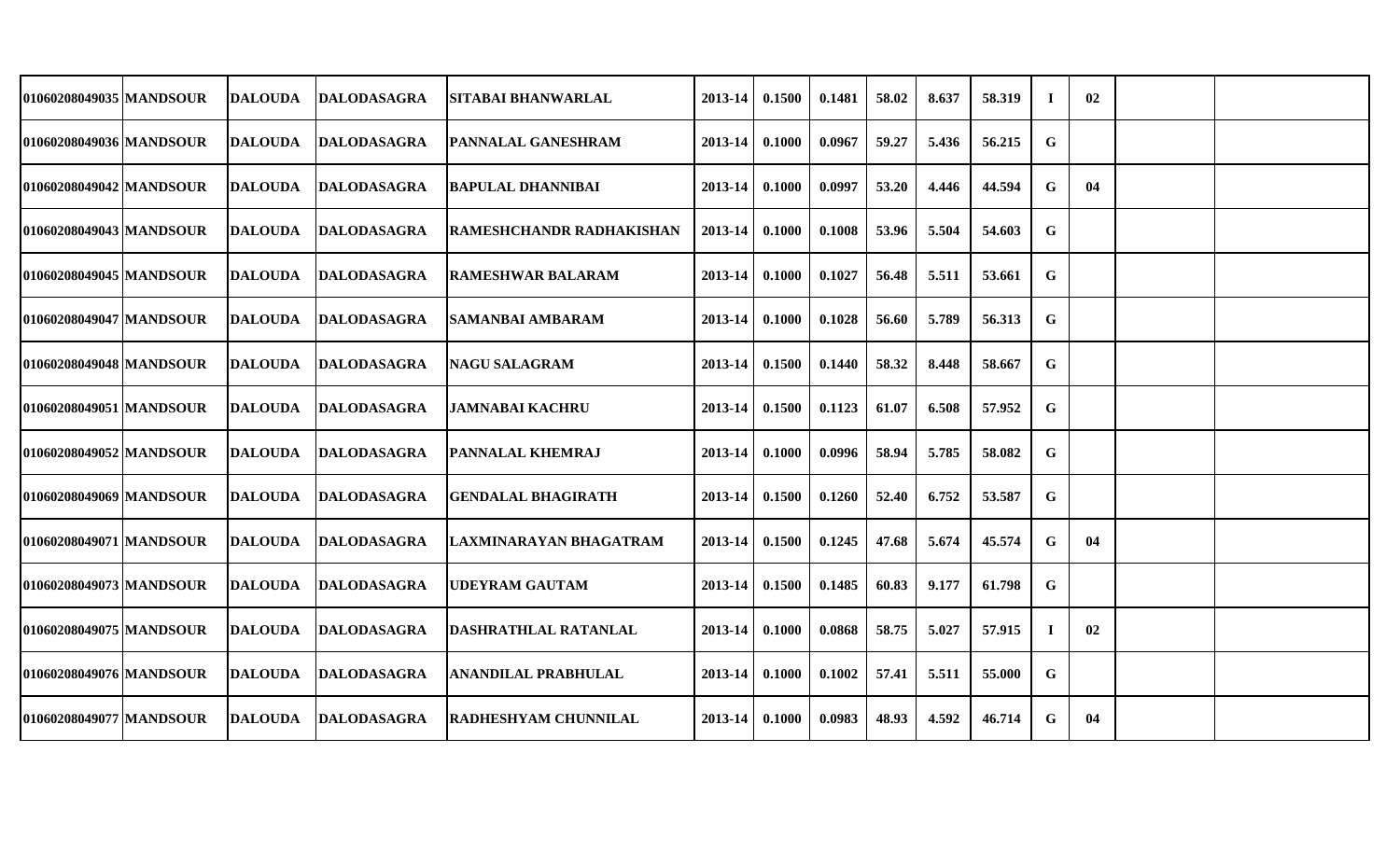| | | | | | | | | | | | | | | |
|---|---|---|---|---|---|---|---|---|---|---|---|---|---|---|
| 01060208049035 | MANDSOUR | DALOUDA | DALODASAGRA | SITABAI BHANWARLAL | 2013-14 | 0.1500 | 0.1481 | 58.02 | 8.637 | 58.319 | I | 02 | | |
| 01060208049036 | MANDSOUR | DALOUDA | DALODASAGRA | PANNALAL GANESHRAM | 2013-14 | 0.1000 | 0.0967 | 59.27 | 5.436 | 56.215 | G | | | |
| 01060208049042 | MANDSOUR | DALOUDA | DALODASAGRA | BAPULAL DHANNIBAI | 2013-14 | 0.1000 | 0.0997 | 53.20 | 4.446 | 44.594 | G | 04 | | |
| 01060208049043 | MANDSOUR | DALOUDA | DALODASAGRA | RAMESHCHANDR RADHAKISHAN | 2013-14 | 0.1000 | 0.1008 | 53.96 | 5.504 | 54.603 | G | | | |
| 01060208049045 | MANDSOUR | DALOUDA | DALODASAGRA | RAMESHWAR BALARAM | 2013-14 | 0.1000 | 0.1027 | 56.48 | 5.511 | 53.661 | G | | | |
| 01060208049047 | MANDSOUR | DALOUDA | DALODASAGRA | SAMANBAI AMBARAM | 2013-14 | 0.1000 | 0.1028 | 56.60 | 5.789 | 56.313 | G | | | |
| 01060208049048 | MANDSOUR | DALOUDA | DALODASAGRA | NAGU SALAGRAM | 2013-14 | 0.1500 | 0.1440 | 58.32 | 8.448 | 58.667 | G | | | |
| 01060208049051 | MANDSOUR | DALOUDA | DALODASAGRA | JAMNABAI KACHRU | 2013-14 | 0.1500 | 0.1123 | 61.07 | 6.508 | 57.952 | G | | | |
| 01060208049052 | MANDSOUR | DALOUDA | DALODASAGRA | PANNALAL KHEMRAJ | 2013-14 | 0.1000 | 0.0996 | 58.94 | 5.785 | 58.082 | G | | | |
| 01060208049069 | MANDSOUR | DALOUDA | DALODASAGRA | GENDALAL BHAGIRATH | 2013-14 | 0.1500 | 0.1260 | 52.40 | 6.752 | 53.587 | G | | | |
| 01060208049071 | MANDSOUR | DALOUDA | DALODASAGRA | LAXMINARAYAN BHAGATRAM | 2013-14 | 0.1500 | 0.1245 | 47.68 | 5.674 | 45.574 | G | 04 | | |
| 01060208049073 | MANDSOUR | DALOUDA | DALODASAGRA | UDEYRAM GAUTAM | 2013-14 | 0.1500 | 0.1485 | 60.83 | 9.177 | 61.798 | G | | | |
| 01060208049075 | MANDSOUR | DALOUDA | DALODASAGRA | DASHRATHLAL RATANLAL | 2013-14 | 0.1000 | 0.0868 | 58.75 | 5.027 | 57.915 | I | 02 | | |
| 01060208049076 | MANDSOUR | DALOUDA | DALODASAGRA | ANANDILAL PRABHULAL | 2013-14 | 0.1000 | 0.1002 | 57.41 | 5.511 | 55.000 | G | | | |
| 01060208049077 | MANDSOUR | DALOUDA | DALODASAGRA | RADHESHYAM CHUNNILAL | 2013-14 | 0.1000 | 0.0983 | 48.93 | 4.592 | 46.714 | G | 04 | | |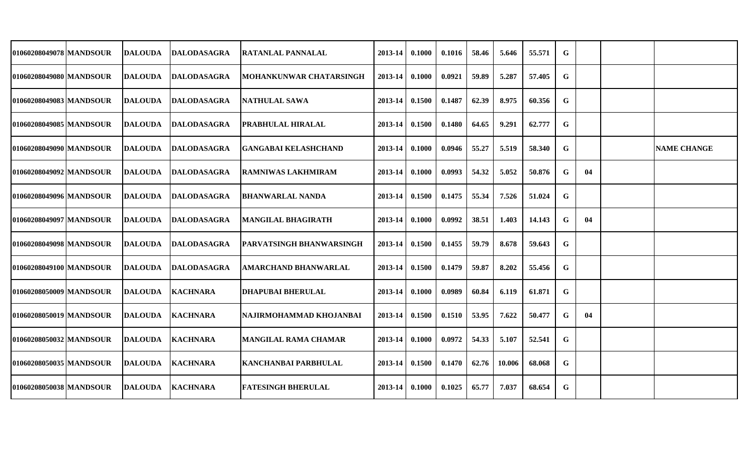| | | | | | | | | | | | | | | |
|---|---|---|---|---|---|---|---|---|---|---|---|---|---|---|
| 01060208049078 | MANDSOUR | DALOUDA | DALODASAGRA | RATANLAL PANNALAL | 2013-14 | 0.1000 | 0.1016 | 58.46 | 5.646 | 55.571 | G | | | |
| 01060208049080 | MANDSOUR | DALOUDA | DALODASAGRA | MOHANKUNWAR CHATARSINGH | 2013-14 | 0.1000 | 0.0921 | 59.89 | 5.287 | 57.405 | G | | | |
| 01060208049083 | MANDSOUR | DALOUDA | DALODASAGRA | NATHULAL SAWA | 2013-14 | 0.1500 | 0.1487 | 62.39 | 8.975 | 60.356 | G | | | |
| 01060208049085 | MANDSOUR | DALOUDA | DALODASAGRA | PRABHULAL HIRALAL | 2013-14 | 0.1500 | 0.1480 | 64.65 | 9.291 | 62.777 | G | | | |
| 01060208049090 | MANDSOUR | DALOUDA | DALODASAGRA | GANGABAI KELASHCHAND | 2013-14 | 0.1000 | 0.0946 | 55.27 | 5.519 | 58.340 | G | | | NAME CHANGE |
| 01060208049092 | MANDSOUR | DALOUDA | DALODASAGRA | RAMNIWAS LAKHMIRAM | 2013-14 | 0.1000 | 0.0993 | 54.32 | 5.052 | 50.876 | G | 04 | | |
| 01060208049096 | MANDSOUR | DALOUDA | DALODASAGRA | BHANWARLAL NANDA | 2013-14 | 0.1500 | 0.1475 | 55.34 | 7.526 | 51.024 | G | | | |
| 01060208049097 | MANDSOUR | DALOUDA | DALODASAGRA | MANGILAL BHAGIRATH | 2013-14 | 0.1000 | 0.0992 | 38.51 | 1.403 | 14.143 | G | 04 | | |
| 01060208049098 | MANDSOUR | DALOUDA | DALODASAGRA | PARVATSINGH BHANWARSINGH | 2013-14 | 0.1500 | 0.1455 | 59.79 | 8.678 | 59.643 | G | | | |
| 01060208049100 | MANDSOUR | DALOUDA | DALODASAGRA | AMARCHAND BHANWARLAL | 2013-14 | 0.1500 | 0.1479 | 59.87 | 8.202 | 55.456 | G | | | |
| 01060208050009 | MANDSOUR | DALOUDA | KACHNARA | DHAPUBAI BHERULAL | 2013-14 | 0.1000 | 0.0989 | 60.84 | 6.119 | 61.871 | G | | | |
| 01060208050019 | MANDSOUR | DALOUDA | KACHNARA | NAJIRMOHAMMAD KHOJANBAI | 2013-14 | 0.1500 | 0.1510 | 53.95 | 7.622 | 50.477 | G | 04 | | |
| 01060208050032 | MANDSOUR | DALOUDA | KACHNARA | MANGILAL RAMA CHAMAR | 2013-14 | 0.1000 | 0.0972 | 54.33 | 5.107 | 52.541 | G | | | |
| 01060208050035 | MANDSOUR | DALOUDA | KACHNARA | KANCHANBAI PARBHULAL | 2013-14 | 0.1500 | 0.1470 | 62.76 | 10.006 | 68.068 | G | | | |
| 01060208050038 | MANDSOUR | DALOUDA | KACHNARA | FATESINGH BHERULAL | 2013-14 | 0.1000 | 0.1025 | 65.77 | 7.037 | 68.654 | G | | | |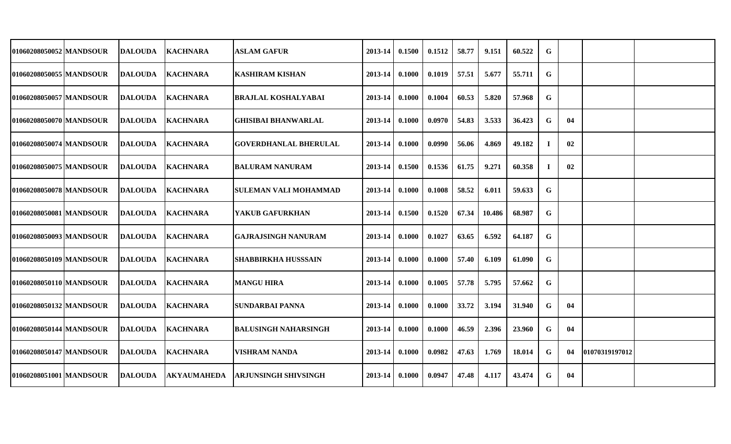| | | | | | | | | | | | | | | |
|---|---|---|---|---|---|---|---|---|---|---|---|---|---|---|
| 01060208050052 | MANDSOUR | DALOUDA | KACHNARA | ASLAM GAFUR | 2013-14 | 0.1500 | 0.1512 | 58.77 | 9.151 | 60.522 | G | | | |
| 01060208050055 | MANDSOUR | DALOUDA | KACHNARA | KASHIRAM KISHAN | 2013-14 | 0.1000 | 0.1019 | 57.51 | 5.677 | 55.711 | G | | | |
| 01060208050057 | MANDSOUR | DALOUDA | KACHNARA | BRAJLAL KOSHALYABAI | 2013-14 | 0.1000 | 0.1004 | 60.53 | 5.820 | 57.968 | G | | | |
| 01060208050070 | MANDSOUR | DALOUDA | KACHNARA | GHISIBAI BHANWARLAL | 2013-14 | 0.1000 | 0.0970 | 54.83 | 3.533 | 36.423 | G | 04 | | |
| 01060208050074 | MANDSOUR | DALOUDA | KACHNARA | GOVERDHANLAL BHERULAL | 2013-14 | 0.1000 | 0.0990 | 56.06 | 4.869 | 49.182 | I | 02 | | |
| 01060208050075 | MANDSOUR | DALOUDA | KACHNARA | BALURAM NANURAM | 2013-14 | 0.1500 | 0.1536 | 61.75 | 9.271 | 60.358 | I | 02 | | |
| 01060208050078 | MANDSOUR | DALOUDA | KACHNARA | SULEMAN VALI MOHAMMAD | 2013-14 | 0.1000 | 0.1008 | 58.52 | 6.011 | 59.633 | G | | | |
| 01060208050081 | MANDSOUR | DALOUDA | KACHNARA | YAKUB GAFURKHAN | 2013-14 | 0.1500 | 0.1520 | 67.34 | 10.486 | 68.987 | G | | | |
| 01060208050093 | MANDSOUR | DALOUDA | KACHNARA | GAJRAJSINGH NANURAM | 2013-14 | 0.1000 | 0.1027 | 63.65 | 6.592 | 64.187 | G | | | |
| 01060208050109 | MANDSOUR | DALOUDA | KACHNARA | SHABBIRKHA HUSSSAIN | 2013-14 | 0.1000 | 0.1000 | 57.40 | 6.109 | 61.090 | G | | | |
| 01060208050110 | MANDSOUR | DALOUDA | KACHNARA | MANGU HIRA | 2013-14 | 0.1000 | 0.1005 | 57.78 | 5.795 | 57.662 | G | | | |
| 01060208050132 | MANDSOUR | DALOUDA | KACHNARA | SUNDARBAI PANNA | 2013-14 | 0.1000 | 0.1000 | 33.72 | 3.194 | 31.940 | G | 04 | | |
| 01060208050144 | MANDSOUR | DALOUDA | KACHNARA | BALUSINGH NAHARSINGH | 2013-14 | 0.1000 | 0.1000 | 46.59 | 2.396 | 23.960 | G | 04 | | |
| 01060208050147 | MANDSOUR | DALOUDA | KACHNARA | VISHRAM NANDA | 2013-14 | 0.1000 | 0.0982 | 47.63 | 1.769 | 18.014 | G | 04 | 01070319197012 | |
| 01060208051001 | MANDSOUR | DALOUDA | AKYAUMAHEDA | ARJUNSINGH SHIVSINGH | 2013-14 | 0.1000 | 0.0947 | 47.48 | 4.117 | 43.474 | G | 04 | | |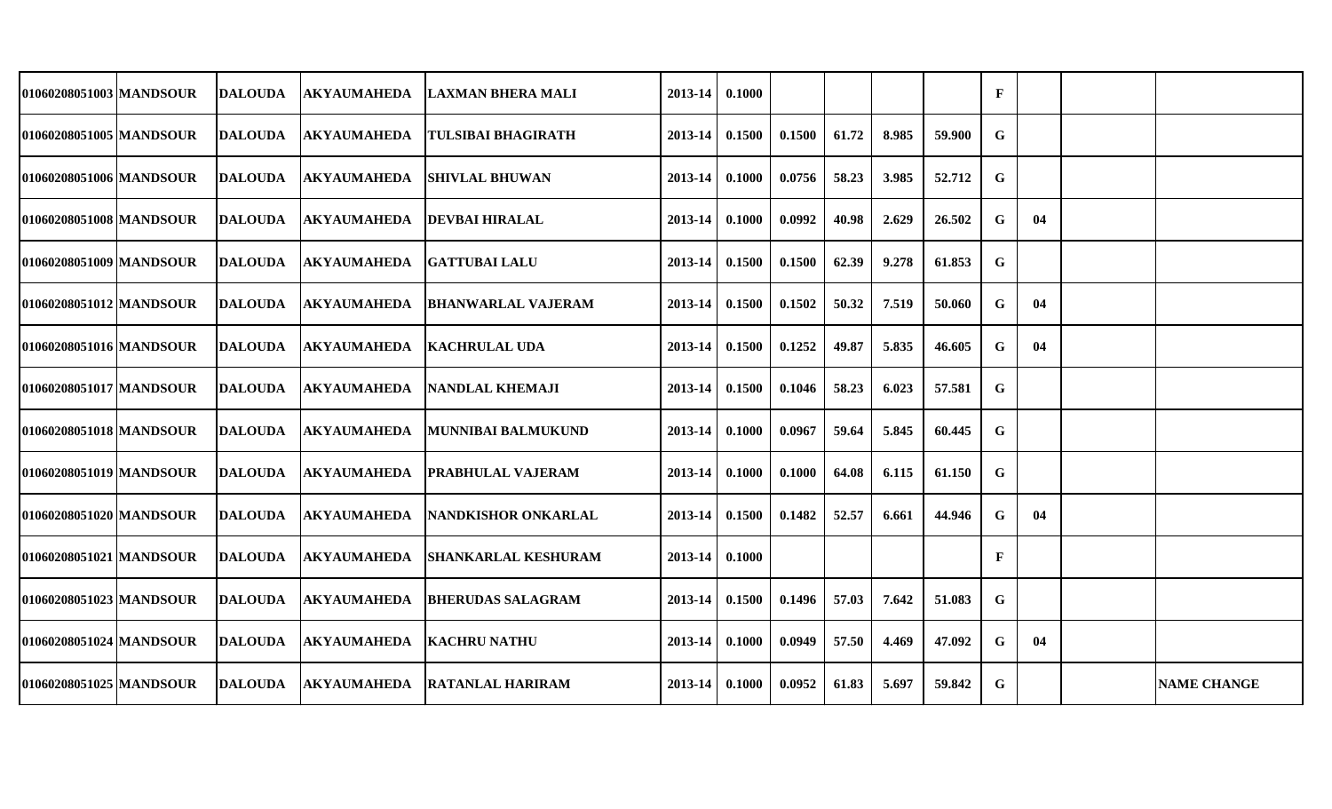| | | | | | | | | | | | | | | | |
|---|---|---|---|---|---|---|---|---|---|---|---|---|---|---|---|
| 01060208051003 | MANDSOUR | DALOUDA | AKYAUMAHEDA | LAXMAN BHERA MALI | 2013-14 | 0.1000 | | | | | F | | | |
| 01060208051005 | MANDSOUR | DALOUDA | AKYAUMAHEDA | TULSIBAI BHAGIRATH | 2013-14 | 0.1500 | 0.1500 | 61.72 | 8.985 | 59.900 | G | | | |
| 01060208051006 | MANDSOUR | DALOUDA | AKYAUMAHEDA | SHIVLAL BHUWAN | 2013-14 | 0.1000 | 0.0756 | 58.23 | 3.985 | 52.712 | G | | | |
| 01060208051008 | MANDSOUR | DALOUDA | AKYAUMAHEDA | DEVBAI HIRALAL | 2013-14 | 0.1000 | 0.0992 | 40.98 | 2.629 | 26.502 | G | 04 | | |
| 01060208051009 | MANDSOUR | DALOUDA | AKYAUMAHEDA | GATTUBAI LALU | 2013-14 | 0.1500 | 0.1500 | 62.39 | 9.278 | 61.853 | G | | | |
| 01060208051012 | MANDSOUR | DALOUDA | AKYAUMAHEDA | BHANWARLAL VAJERAM | 2013-14 | 0.1500 | 0.1502 | 50.32 | 7.519 | 50.060 | G | 04 | | |
| 01060208051016 | MANDSOUR | DALOUDA | AKYAUMAHEDA | KACHRULAL UDA | 2013-14 | 0.1500 | 0.1252 | 49.87 | 5.835 | 46.605 | G | 04 | | |
| 01060208051017 | MANDSOUR | DALOUDA | AKYAUMAHEDA | NANDLAL KHEMAJI | 2013-14 | 0.1500 | 0.1046 | 58.23 | 6.023 | 57.581 | G | | | |
| 01060208051018 | MANDSOUR | DALOUDA | AKYAUMAHEDA | MUNNIBAI BALMUKUND | 2013-14 | 0.1000 | 0.0967 | 59.64 | 5.845 | 60.445 | G | | | |
| 01060208051019 | MANDSOUR | DALOUDA | AKYAUMAHEDA | PRABHULAL VAJERAM | 2013-14 | 0.1000 | 0.1000 | 64.08 | 6.115 | 61.150 | G | | | |
| 01060208051020 | MANDSOUR | DALOUDA | AKYAUMAHEDA | NANDKISHOR ONKARLAL | 2013-14 | 0.1500 | 0.1482 | 52.57 | 6.661 | 44.946 | G | 04 | | |
| 01060208051021 | MANDSOUR | DALOUDA | AKYAUMAHEDA | SHANKARLAL KESHURAM | 2013-14 | 0.1000 | | | | | F | | | |
| 01060208051023 | MANDSOUR | DALOUDA | AKYAUMAHEDA | BHERUDAS SALAGRAM | 2013-14 | 0.1500 | 0.1496 | 57.03 | 7.642 | 51.083 | G | | | |
| 01060208051024 | MANDSOUR | DALOUDA | AKYAUMAHEDA | KACHRU NATHU | 2013-14 | 0.1000 | 0.0949 | 57.50 | 4.469 | 47.092 | G | 04 | | |
| 01060208051025 | MANDSOUR | DALOUDA | AKYAUMAHEDA | RATANLAL HARIRAM | 2013-14 | 0.1000 | 0.0952 | 61.83 | 5.697 | 59.842 | G | | | NAME CHANGE |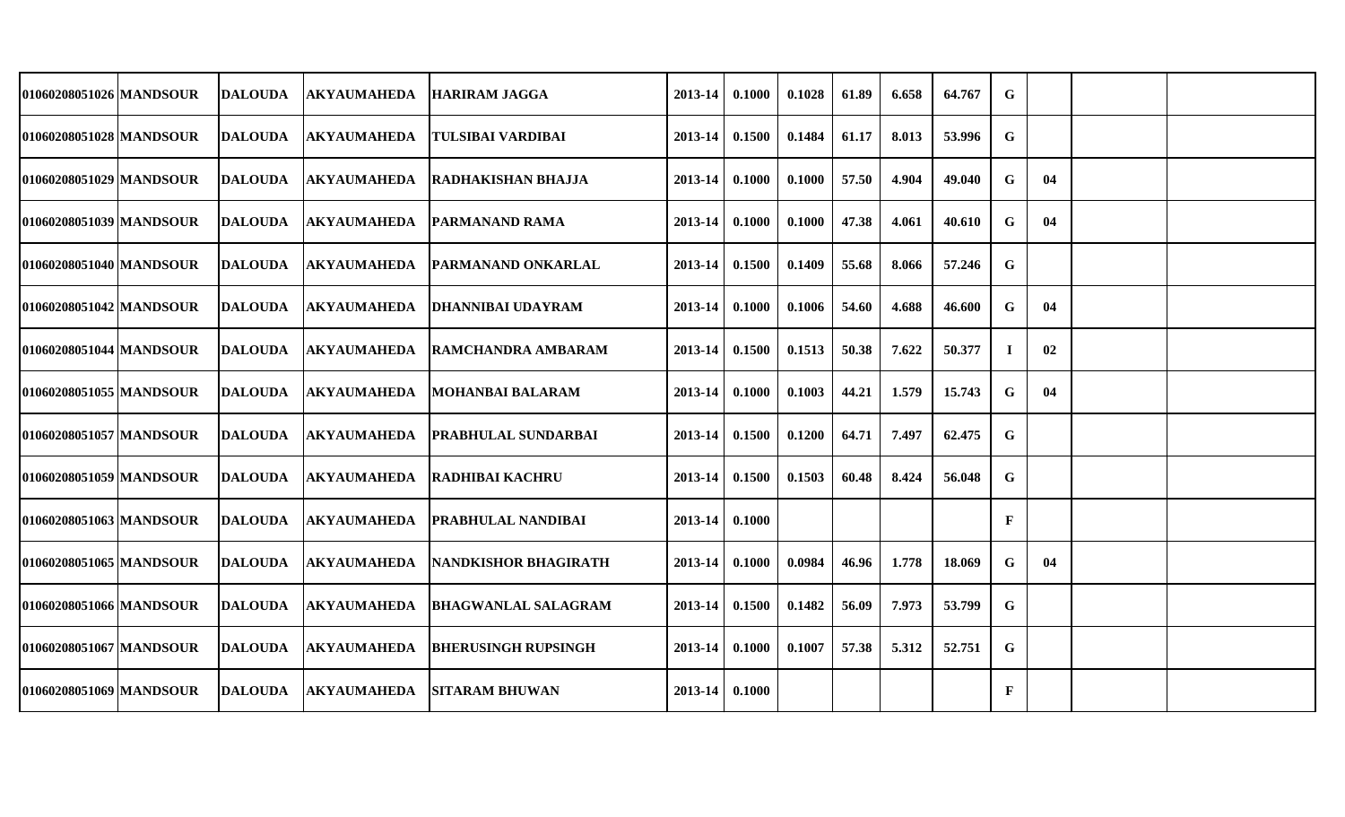| | | | | | | | | | | | | | | | |
|---|---|---|---|---|---|---|---|---|---|---|---|---|---|---|---|
| 01060208051026 | MANDSOUR | DALOUDA | AKYAUMAHEDA | HARIRAM JAGGA | 2013-14 | 0.1000 | 0.1028 | 61.89 | 6.658 | 64.767 | G | | | | |
| 01060208051028 | MANDSOUR | DALOUDA | AKYAUMAHEDA | TULSIBAI VARDIBAI | 2013-14 | 0.1500 | 0.1484 | 61.17 | 8.013 | 53.996 | G | | | | |
| 01060208051029 | MANDSOUR | DALOUDA | AKYAUMAHEDA | RADHAKISHAN BHAJJA | 2013-14 | 0.1000 | 0.1000 | 57.50 | 4.904 | 49.040 | G | 04 | | | |
| 01060208051039 | MANDSOUR | DALOUDA | AKYAUMAHEDA | PARMANAND RAMA | 2013-14 | 0.1000 | 0.1000 | 47.38 | 4.061 | 40.610 | G | 04 | | | |
| 01060208051040 | MANDSOUR | DALOUDA | AKYAUMAHEDA | PARMANAND ONKARLAL | 2013-14 | 0.1500 | 0.1409 | 55.68 | 8.066 | 57.246 | G | | | | |
| 01060208051042 | MANDSOUR | DALOUDA | AKYAUMAHEDA | DHANNIBAI UDAYRAM | 2013-14 | 0.1000 | 0.1006 | 54.60 | 4.688 | 46.600 | G | 04 | | | |
| 01060208051044 | MANDSOUR | DALOUDA | AKYAUMAHEDA | RAMCHANDRA AMBARAM | 2013-14 | 0.1500 | 0.1513 | 50.38 | 7.622 | 50.377 | I | 02 | | | |
| 01060208051055 | MANDSOUR | DALOUDA | AKYAUMAHEDA | MOHANBAI BALARAM | 2013-14 | 0.1000 | 0.1003 | 44.21 | 1.579 | 15.743 | G | 04 | | | |
| 01060208051057 | MANDSOUR | DALOUDA | AKYAUMAHEDA | PRABHULAL SUNDARBAI | 2013-14 | 0.1500 | 0.1200 | 64.71 | 7.497 | 62.475 | G | | | | |
| 01060208051059 | MANDSOUR | DALOUDA | AKYAUMAHEDA | RADHIBAI KACHRU | 2013-14 | 0.1500 | 0.1503 | 60.48 | 8.424 | 56.048 | G | | | | |
| 01060208051063 | MANDSOUR | DALOUDA | AKYAUMAHEDA | PRABHULAL NANDIBAI | 2013-14 | 0.1000 | | | | | F | | | | |
| 01060208051065 | MANDSOUR | DALOUDA | AKYAUMAHEDA | NANDKISHOR BHAGIRATH | 2013-14 | 0.1000 | 0.0984 | 46.96 | 1.778 | 18.069 | G | 04 | | | |
| 01060208051066 | MANDSOUR | DALOUDA | AKYAUMAHEDA | BHAGWANLAL SALAGRAM | 2013-14 | 0.1500 | 0.1482 | 56.09 | 7.973 | 53.799 | G | | | | |
| 01060208051067 | MANDSOUR | DALOUDA | AKYAUMAHEDA | BHERUSINGH RUPSINGH | 2013-14 | 0.1000 | 0.1007 | 57.38 | 5.312 | 52.751 | G | | | | |
| 01060208051069 | MANDSOUR | DALOUDA | AKYAUMAHEDA | SITARAM BHUWAN | 2013-14 | 0.1000 | | | | | F | | | | |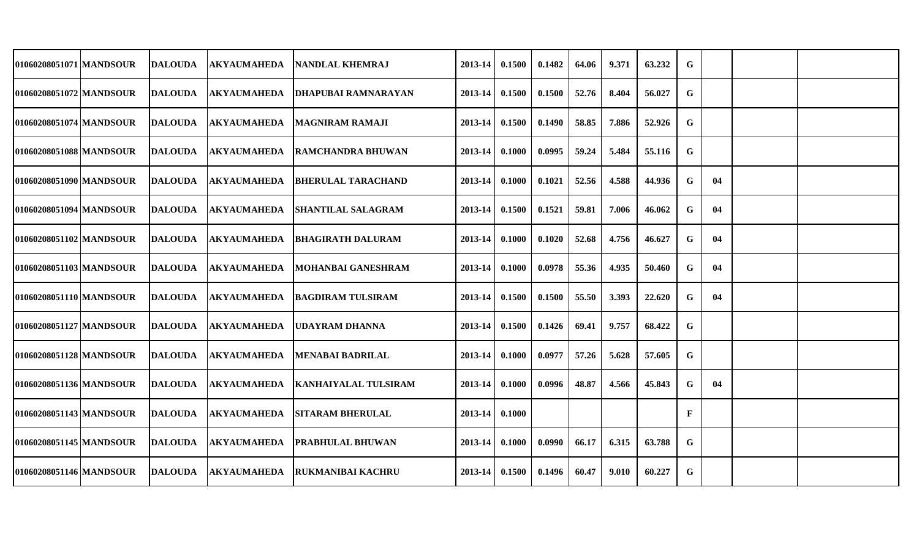| | | | | | | | | | | | | | | | |
|---|---|---|---|---|---|---|---|---|---|---|---|---|---|---|---|
| 01060208051071 | MANDSOUR | DALOUDA | AKYAUMAHEDA | NANDLAL KHEMRAJ | 2013-14 | 0.1500 | 0.1482 | 64.06 | 9.371 | 63.232 | G | | | | |
| 01060208051072 | MANDSOUR | DALOUDA | AKYAUMAHEDA | DHAPUBAI RAMNARAYAN | 2013-14 | 0.1500 | 0.1500 | 52.76 | 8.404 | 56.027 | G | | | | |
| 01060208051074 | MANDSOUR | DALOUDA | AKYAUMAHEDA | MAGNIRAM RAMAJI | 2013-14 | 0.1500 | 0.1490 | 58.85 | 7.886 | 52.926 | G | | | | |
| 01060208051088 | MANDSOUR | DALOUDA | AKYAUMAHEDA | RAMCHANDRA BHUWAN | 2013-14 | 0.1000 | 0.0995 | 59.24 | 5.484 | 55.116 | G | | | | |
| 01060208051090 | MANDSOUR | DALOUDA | AKYAUMAHEDA | BHERULAL TARACHAND | 2013-14 | 0.1000 | 0.1021 | 52.56 | 4.588 | 44.936 | G | 04 | | | |
| 01060208051094 | MANDSOUR | DALOUDA | AKYAUMAHEDA | SHANTILAL SALAGRAM | 2013-14 | 0.1500 | 0.1521 | 59.81 | 7.006 | 46.062 | G | 04 | | | |
| 01060208051102 | MANDSOUR | DALOUDA | AKYAUMAHEDA | BHAGIRATH DALURAM | 2013-14 | 0.1000 | 0.1020 | 52.68 | 4.756 | 46.627 | G | 04 | | | |
| 01060208051103 | MANDSOUR | DALOUDA | AKYAUMAHEDA | MOHANBAI GANESHRAM | 2013-14 | 0.1000 | 0.0978 | 55.36 | 4.935 | 50.460 | G | 04 | | | |
| 01060208051110 | MANDSOUR | DALOUDA | AKYAUMAHEDA | BAGDIRAM TULSIRAM | 2013-14 | 0.1500 | 0.1500 | 55.50 | 3.393 | 22.620 | G | 04 | | | |
| 01060208051127 | MANDSOUR | DALOUDA | AKYAUMAHEDA | UDAYRAM DHANNA | 2013-14 | 0.1500 | 0.1426 | 69.41 | 9.757 | 68.422 | G | | | | |
| 01060208051128 | MANDSOUR | DALOUDA | AKYAUMAHEDA | MENABAI BADRILAL | 2013-14 | 0.1000 | 0.0977 | 57.26 | 5.628 | 57.605 | G | | | | |
| 01060208051136 | MANDSOUR | DALOUDA | AKYAUMAHEDA | KANHAIYALAL TULSIRAM | 2013-14 | 0.1000 | 0.0996 | 48.87 | 4.566 | 45.843 | G | 04 | | | |
| 01060208051143 | MANDSOUR | DALOUDA | AKYAUMAHEDA | SITARAM BHERULAL | 2013-14 | 0.1000 | | | | | F | | | | |
| 01060208051145 | MANDSOUR | DALOUDA | AKYAUMAHEDA | PRABHULAL BHUWAN | 2013-14 | 0.1000 | 0.0990 | 66.17 | 6.315 | 63.788 | G | | | | |
| 01060208051146 | MANDSOUR | DALOUDA | AKYAUMAHEDA | RUKMANIBAI KACHRU | 2013-14 | 0.1500 | 0.1496 | 60.47 | 9.010 | 60.227 | G | | | | |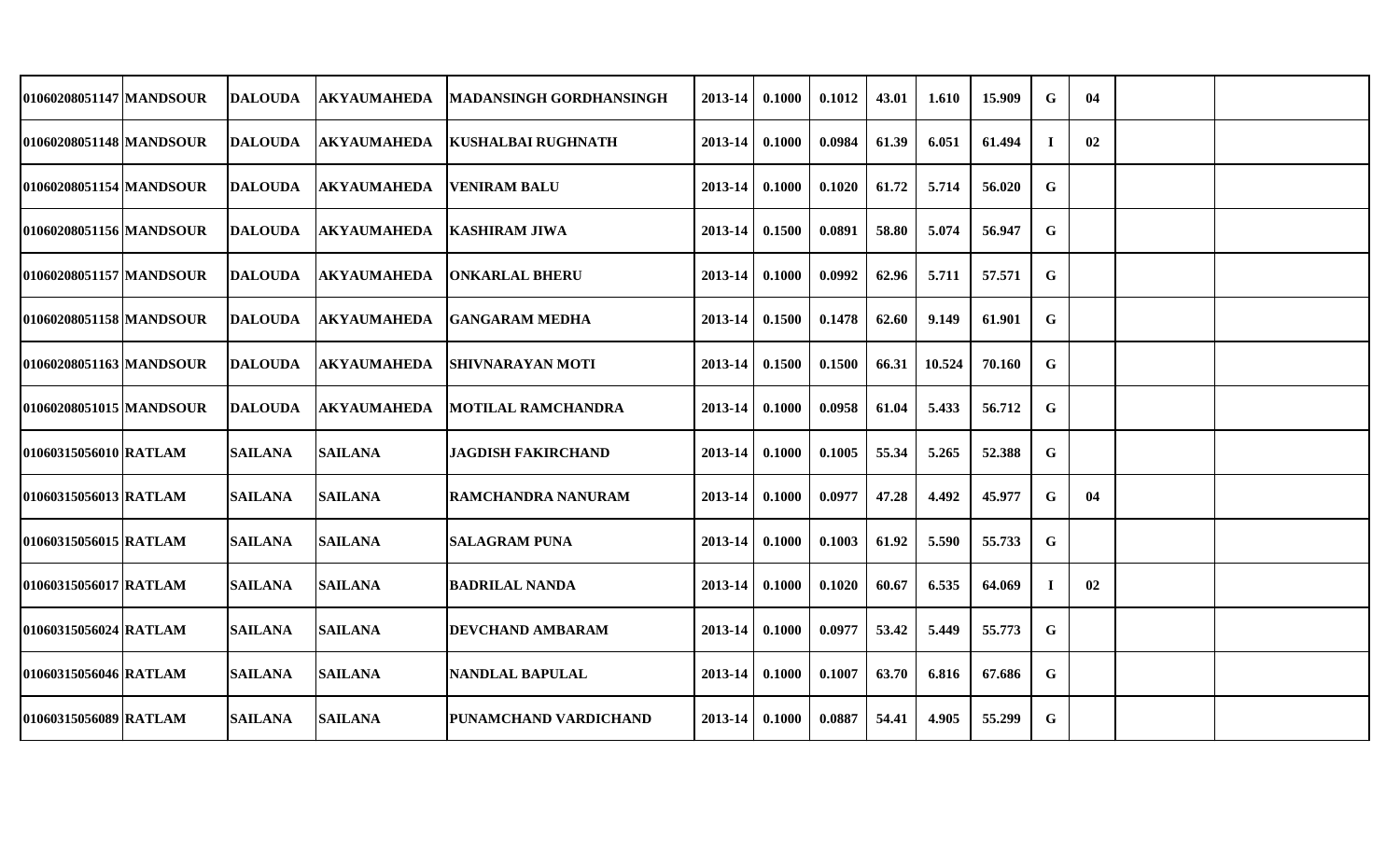| | | | | | | | | | | | | | | | |
|---|---|---|---|---|---|---|---|---|---|---|---|---|---|---|---|
| 01060208051147 | MANDSOUR | DALOUDA | AKYAUMAHEDA | MADANSINGH GORDHANSINGH | 2013-14 | 0.1000 | 0.1012 | 43.01 | 1.610 | 15.909 | G | 04 | | |
| 01060208051148 | MANDSOUR | DALOUDA | AKYAUMAHEDA | KUSHALBAI RUGHNATH | 2013-14 | 0.1000 | 0.0984 | 61.39 | 6.051 | 61.494 | I | 02 | | |
| 01060208051154 | MANDSOUR | DALOUDA | AKYAUMAHEDA | VENIRAM BALU | 2013-14 | 0.1000 | 0.1020 | 61.72 | 5.714 | 56.020 | G | | | |
| 01060208051156 | MANDSOUR | DALOUDA | AKYAUMAHEDA | KASHIRAM JIWA | 2013-14 | 0.1500 | 0.0891 | 58.80 | 5.074 | 56.947 | G | | | |
| 01060208051157 | MANDSOUR | DALOUDA | AKYAUMAHEDA | ONKARLAL BHERU | 2013-14 | 0.1000 | 0.0992 | 62.96 | 5.711 | 57.571 | G | | | |
| 01060208051158 | MANDSOUR | DALOUDA | AKYAUMAHEDA | GANGARAM MEDHA | 2013-14 | 0.1500 | 0.1478 | 62.60 | 9.149 | 61.901 | G | | | |
| 01060208051163 | MANDSOUR | DALOUDA | AKYAUMAHEDA | SHIVNARAYAN MOTI | 2013-14 | 0.1500 | 0.1500 | 66.31 | 10.524 | 70.160 | G | | | |
| 01060208051015 | MANDSOUR | DALOUDA | AKYAUMAHEDA | MOTILAL RAMCHANDRA | 2013-14 | 0.1000 | 0.0958 | 61.04 | 5.433 | 56.712 | G | | | |
| 01060315056010 | RATLAM | SAILANA | SAILANA | JAGDISH FAKIRCHAND | 2013-14 | 0.1000 | 0.1005 | 55.34 | 5.265 | 52.388 | G | | | |
| 01060315056013 | RATLAM | SAILANA | SAILANA | RAMCHANDRA NANURAM | 2013-14 | 0.1000 | 0.0977 | 47.28 | 4.492 | 45.977 | G | 04 | | |
| 01060315056015 | RATLAM | SAILANA | SAILANA | SALAGRAM PUNA | 2013-14 | 0.1000 | 0.1003 | 61.92 | 5.590 | 55.733 | G | | | |
| 01060315056017 | RATLAM | SAILANA | SAILANA | BADRILAL NANDA | 2013-14 | 0.1000 | 0.1020 | 60.67 | 6.535 | 64.069 | I | 02 | | |
| 01060315056024 | RATLAM | SAILANA | SAILANA | DEVCHAND AMBARAM | 2013-14 | 0.1000 | 0.0977 | 53.42 | 5.449 | 55.773 | G | | | |
| 01060315056046 | RATLAM | SAILANA | SAILANA | NANDLAL BAPULAL | 2013-14 | 0.1000 | 0.1007 | 63.70 | 6.816 | 67.686 | G | | | |
| 01060315056089 | RATLAM | SAILANA | SAILANA | PUNAMCHAND VARDICHAND | 2013-14 | 0.1000 | 0.0887 | 54.41 | 4.905 | 55.299 | G | | | |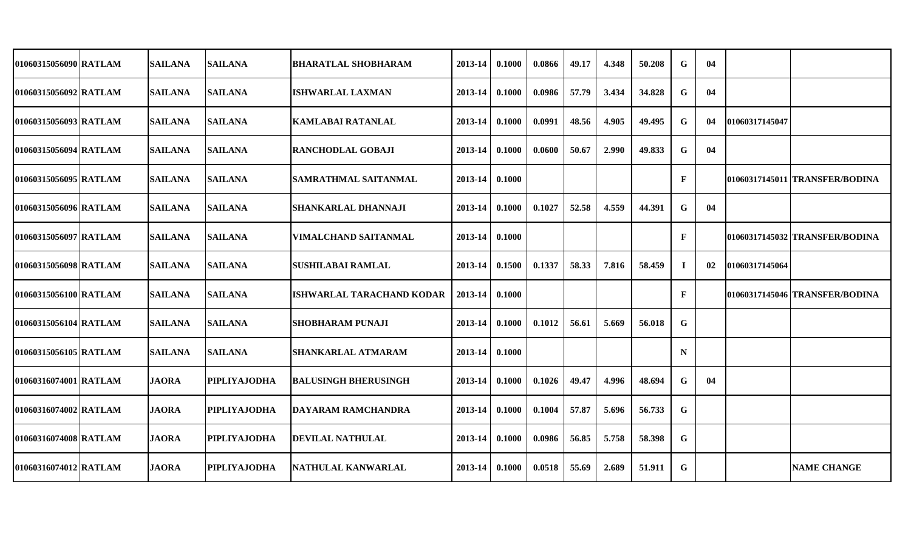| | | | | | | | | | | | | | | |
|---|---|---|---|---|---|---|---|---|---|---|---|---|---|---|
| 01060315056090 | RATLAM | SAILANA | SAILANA | BHARATLAL SHOBHARAM | 2013-14 | 0.1000 | 0.0866 | 49.17 | 4.348 | 50.208 | G | 04 | | |
| 01060315056092 | RATLAM | SAILANA | SAILANA | ISHWARLAL LAXMAN | 2013-14 | 0.1000 | 0.0986 | 57.79 | 3.434 | 34.828 | G | 04 | | |
| 01060315056093 | RATLAM | SAILANA | SAILANA | KAMLABAI RATANLAL | 2013-14 | 0.1000 | 0.0991 | 48.56 | 4.905 | 49.495 | G | 04 | 01060317145047 | |
| 01060315056094 | RATLAM | SAILANA | SAILANA | RANCHODLAL GOBAJI | 2013-14 | 0.1000 | 0.0600 | 50.67 | 2.990 | 49.833 | G | 04 | | |
| 01060315056095 | RATLAM | SAILANA | SAILANA | SAMRATHMAL SAITANMAL | 2013-14 | 0.1000 | | | | | F | | 01060317145011 | TRANSFER/BODINA |
| 01060315056096 | RATLAM | SAILANA | SAILANA | SHANKARLAL DHANNAJI | 2013-14 | 0.1000 | 0.1027 | 52.58 | 4.559 | 44.391 | G | 04 | | |
| 01060315056097 | RATLAM | SAILANA | SAILANA | VIMALCHAND SAITANMAL | 2013-14 | 0.1000 | | | | | F | | 01060317145032 | TRANSFER/BODINA |
| 01060315056098 | RATLAM | SAILANA | SAILANA | SUSHILABAI RAMLAL | 2013-14 | 0.1500 | 0.1337 | 58.33 | 7.816 | 58.459 | I | 02 | 01060317145064 | |
| 01060315056100 | RATLAM | SAILANA | SAILANA | ISHWARLAL TARACHAND KODAR | 2013-14 | 0.1000 | | | | | F | | 01060317145046 | TRANSFER/BODINA |
| 01060315056104 | RATLAM | SAILANA | SAILANA | SHOBHARAM PUNAJI | 2013-14 | 0.1000 | 0.1012 | 56.61 | 5.669 | 56.018 | G | | | |
| 01060315056105 | RATLAM | SAILANA | SAILANA | SHANKARLAL ATMARAM | 2013-14 | 0.1000 | | | | | N | | | |
| 01060316074001 | RATLAM | JAORA | PIPLIYAJODHA | BALUSINGH BHERUSINGH | 2013-14 | 0.1000 | 0.1026 | 49.47 | 4.996 | 48.694 | G | 04 | | |
| 01060316074002 | RATLAM | JAORA | PIPLIYAJODHA | DAYARAM RAMCHANDRA | 2013-14 | 0.1000 | 0.1004 | 57.87 | 5.696 | 56.733 | G | | | |
| 01060316074008 | RATLAM | JAORA | PIPLIYAJODHA | DEVILAL NATHULAL | 2013-14 | 0.1000 | 0.0986 | 56.85 | 5.758 | 58.398 | G | | | |
| 01060316074012 | RATLAM | JAORA | PIPLIYAJODHA | NATHULAL KANWARLAL | 2013-14 | 0.1000 | 0.0518 | 55.69 | 2.689 | 51.911 | G | | | NAME CHANGE |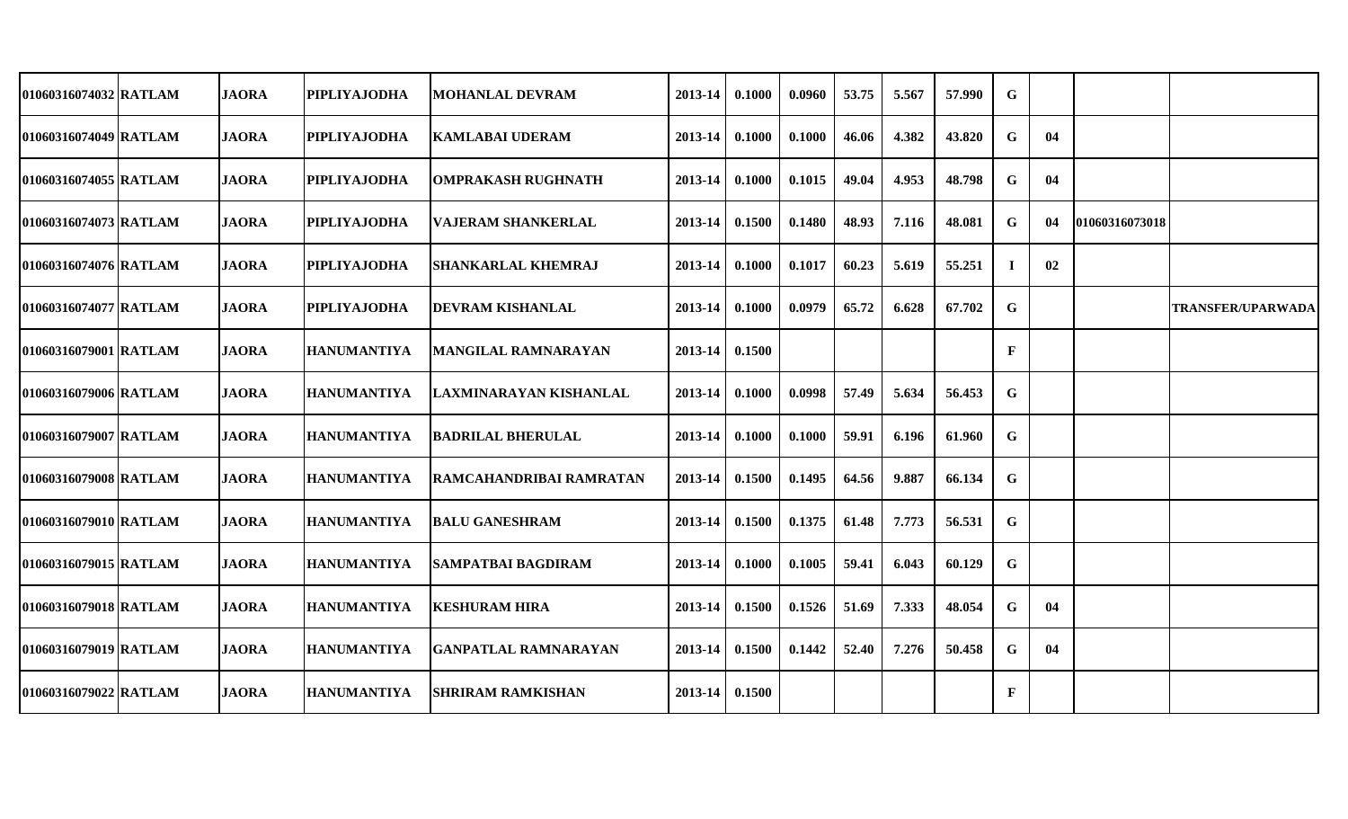| | | | | | | | | | | | | | | |
|---|---|---|---|---|---|---|---|---|---|---|---|---|---|---|
| 01060316074032 | RATLAM | JAORA | PIPLIYAJODHA | MOHANLAL DEVRAM | 2013-14 | 0.1000 | 0.0960 | 53.75 | 5.567 | 57.990 | G | | | |
| 01060316074049 | RATLAM | JAORA | PIPLIYAJODHA | KAMLABAI UDERAM | 2013-14 | 0.1000 | 0.1000 | 46.06 | 4.382 | 43.820 | G | 04 | | |
| 01060316074055 | RATLAM | JAORA | PIPLIYAJODHA | OMPRAKASH RUGHNATH | 2013-14 | 0.1000 | 0.1015 | 49.04 | 4.953 | 48.798 | G | 04 | | |
| 01060316074073 | RATLAM | JAORA | PIPLIYAJODHA | VAJERAM SHANKERLAL | 2013-14 | 0.1500 | 0.1480 | 48.93 | 7.116 | 48.081 | G | 04 | 01060316073018 | |
| 01060316074076 | RATLAM | JAORA | PIPLIYAJODHA | SHANKARLAL KHEMRAJ | 2013-14 | 0.1000 | 0.1017 | 60.23 | 5.619 | 55.251 | I | 02 | | |
| 01060316074077 | RATLAM | JAORA | PIPLIYAJODHA | DEVRAM KISHANLAL | 2013-14 | 0.1000 | 0.0979 | 65.72 | 6.628 | 67.702 | G | | | TRANSFER/UPARWADA |
| 01060316079001 | RATLAM | JAORA | HANUMANTIYA | MANGILAL RAMNARAYAN | 2013-14 | 0.1500 | | | | | F | | | |
| 01060316079006 | RATLAM | JAORA | HANUMANTIYA | LAXMINARAYAN KISHANLAL | 2013-14 | 0.1000 | 0.0998 | 57.49 | 5.634 | 56.453 | G | | | |
| 01060316079007 | RATLAM | JAORA | HANUMANTIYA | BADRILAL BHERULAL | 2013-14 | 0.1000 | 0.1000 | 59.91 | 6.196 | 61.960 | G | | | |
| 01060316079008 | RATLAM | JAORA | HANUMANTIYA | RAMCAHANDRIBAI RAMRATAN | 2013-14 | 0.1500 | 0.1495 | 64.56 | 9.887 | 66.134 | G | | | |
| 01060316079010 | RATLAM | JAORA | HANUMANTIYA | BALU GANESHRAM | 2013-14 | 0.1500 | 0.1375 | 61.48 | 7.773 | 56.531 | G | | | |
| 01060316079015 | RATLAM | JAORA | HANUMANTIYA | SAMPATBAI BAGDIRAM | 2013-14 | 0.1000 | 0.1005 | 59.41 | 6.043 | 60.129 | G | | | |
| 01060316079018 | RATLAM | JAORA | HANUMANTIYA | KESHURAM HIRA | 2013-14 | 0.1500 | 0.1526 | 51.69 | 7.333 | 48.054 | G | 04 | | |
| 01060316079019 | RATLAM | JAORA | HANUMANTIYA | GANPATLAL RAMNARAYAN | 2013-14 | 0.1500 | 0.1442 | 52.40 | 7.276 | 50.458 | G | 04 | | |
| 01060316079022 | RATLAM | JAORA | HANUMANTIYA | SHRIRAM RAMKISHAN | 2013-14 | 0.1500 | | | | | F | | | |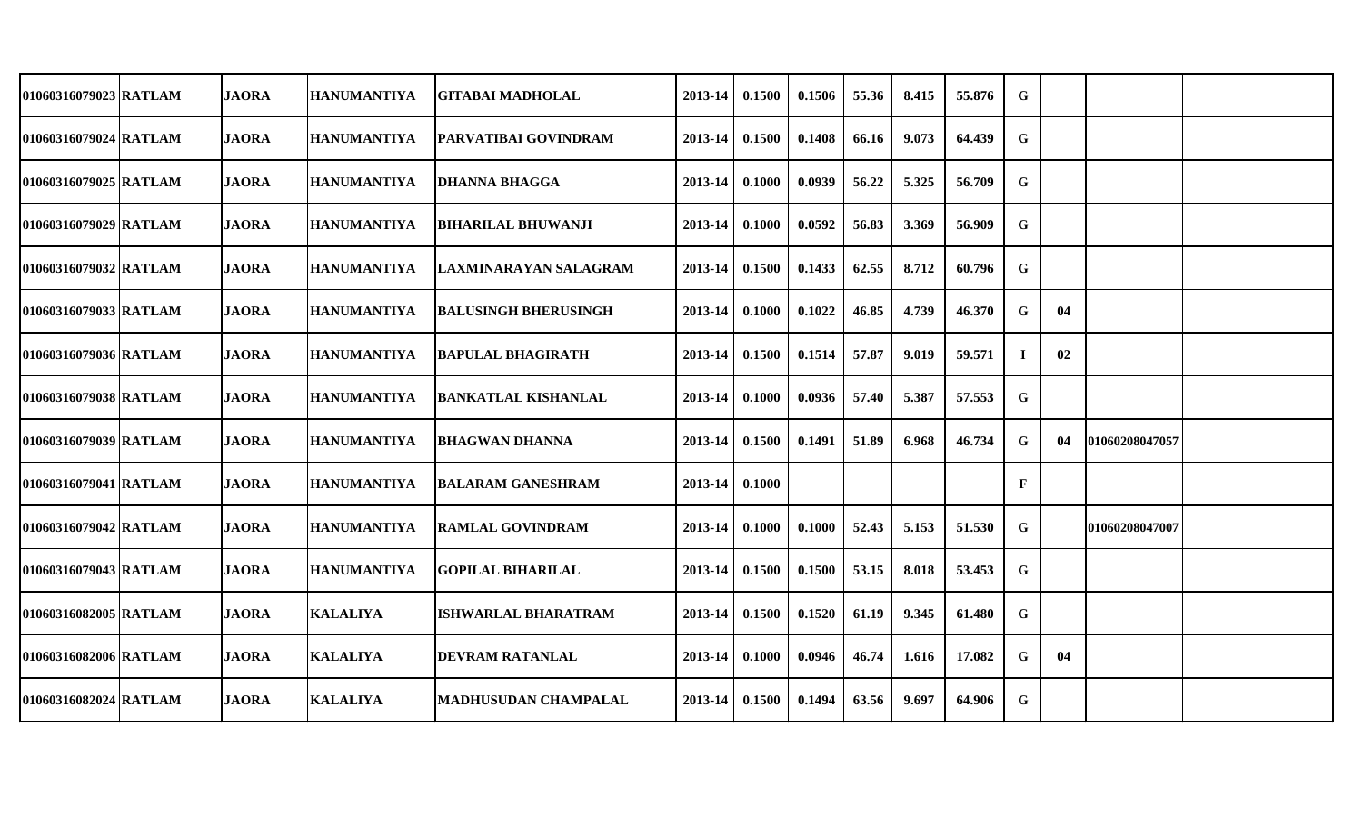| | | | | | | | | | | | | | | |
|---|---|---|---|---|---|---|---|---|---|---|---|---|---|---|
| 01060316079023 | RATLAM | JAORA | HANUMANTIYA | GITABAI MADHOLAL | 2013-14 | 0.1500 | 0.1506 | 55.36 | 8.415 | 55.876 | G | | | |
| 01060316079024 | RATLAM | JAORA | HANUMANTIYA | PARVATIBAI GOVINDRAM | 2013-14 | 0.1500 | 0.1408 | 66.16 | 9.073 | 64.439 | G | | | |
| 01060316079025 | RATLAM | JAORA | HANUMANTIYA | DHANNA BHAGGA | 2013-14 | 0.1000 | 0.0939 | 56.22 | 5.325 | 56.709 | G | | | |
| 01060316079029 | RATLAM | JAORA | HANUMANTIYA | BIHARILAL BHUWANJI | 2013-14 | 0.1000 | 0.0592 | 56.83 | 3.369 | 56.909 | G | | | |
| 01060316079032 | RATLAM | JAORA | HANUMANTIYA | LAXMINARAYAN SALAGRAM | 2013-14 | 0.1500 | 0.1433 | 62.55 | 8.712 | 60.796 | G | | | |
| 01060316079033 | RATLAM | JAORA | HANUMANTIYA | BALUSINGH BHERUSINGH | 2013-14 | 0.1000 | 0.1022 | 46.85 | 4.739 | 46.370 | G | 04 | | |
| 01060316079036 | RATLAM | JAORA | HANUMANTIYA | BAPULAL BHAGIRATH | 2013-14 | 0.1500 | 0.1514 | 57.87 | 9.019 | 59.571 | I | 02 | | |
| 01060316079038 | RATLAM | JAORA | HANUMANTIYA | BANKATLAL KISHANLAL | 2013-14 | 0.1000 | 0.0936 | 57.40 | 5.387 | 57.553 | G | | | |
| 01060316079039 | RATLAM | JAORA | HANUMANTIYA | BHAGWAN DHANNA | 2013-14 | 0.1500 | 0.1491 | 51.89 | 6.968 | 46.734 | G | 04 | 01060208047057 | |
| 01060316079041 | RATLAM | JAORA | HANUMANTIYA | BALARAM GANESHRAM | 2013-14 | 0.1000 | | | | | F | | | |
| 01060316079042 | RATLAM | JAORA | HANUMANTIYA | RAMLAL GOVINDRAM | 2013-14 | 0.1000 | 0.1000 | 52.43 | 5.153 | 51.530 | G | | 01060208047007 | |
| 01060316079043 | RATLAM | JAORA | HANUMANTIYA | GOPILAL BIHARILAL | 2013-14 | 0.1500 | 0.1500 | 53.15 | 8.018 | 53.453 | G | | | |
| 01060316082005 | RATLAM | JAORA | KALALIYA | ISHWARLAL BHARATRAM | 2013-14 | 0.1500 | 0.1520 | 61.19 | 9.345 | 61.480 | G | | | |
| 01060316082006 | RATLAM | JAORA | KALALIYA | DEVRAM RATANLAL | 2013-14 | 0.1000 | 0.0946 | 46.74 | 1.616 | 17.082 | G | 04 | | |
| 01060316082024 | RATLAM | JAORA | KALALIYA | MADHUSUDAN CHAMPALAL | 2013-14 | 0.1500 | 0.1494 | 63.56 | 9.697 | 64.906 | G | | | |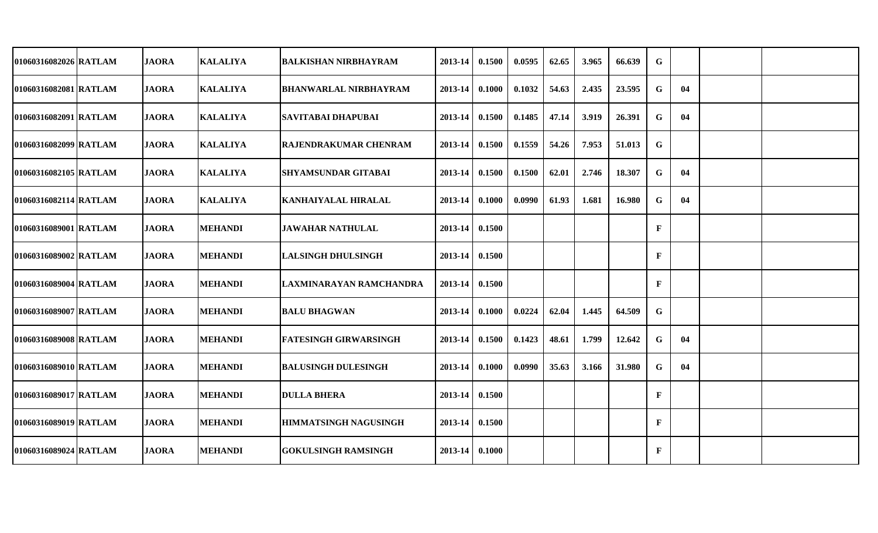| | | | | | | | | | | | | | | |
|---|---|---|---|---|---|---|---|---|---|---|---|---|---|---|
| 01060316082026 | RATLAM | JAORA | KALALIYA | BALKISHAN NIRBHAYRAM | 2013-14 | 0.1500 | 0.0595 | 62.65 | 3.965 | 66.639 | G | | | |
| 01060316082081 | RATLAM | JAORA | KALALIYA | BHANWARLAL NIRBHAYRAM | 2013-14 | 0.1000 | 0.1032 | 54.63 | 2.435 | 23.595 | G | 04 | | |
| 01060316082091 | RATLAM | JAORA | KALALIYA | SAVITABAI DHAPUBAI | 2013-14 | 0.1500 | 0.1485 | 47.14 | 3.919 | 26.391 | G | 04 | | |
| 01060316082099 | RATLAM | JAORA | KALALIYA | RAJENDRAKUMAR CHENRAM | 2013-14 | 0.1500 | 0.1559 | 54.26 | 7.953 | 51.013 | G | | | |
| 01060316082105 | RATLAM | JAORA | KALALIYA | SHYAMSUNDAR GITABAI | 2013-14 | 0.1500 | 0.1500 | 62.01 | 2.746 | 18.307 | G | 04 | | |
| 01060316082114 | RATLAM | JAORA | KALALIYA | KANHAIYALAL HIRALAL | 2013-14 | 0.1000 | 0.0990 | 61.93 | 1.681 | 16.980 | G | 04 | | |
| 01060316089001 | RATLAM | JAORA | MEHANDI | JAWAHAR NATHULAL | 2013-14 | 0.1500 | | | | | F | | | |
| 01060316089002 | RATLAM | JAORA | MEHANDI | LALSINGH DHULSINGH | 2013-14 | 0.1500 | | | | | F | | | |
| 01060316089004 | RATLAM | JAORA | MEHANDI | LAXMINARAYAN RAMCHANDRA | 2013-14 | 0.1500 | | | | | F | | | |
| 01060316089007 | RATLAM | JAORA | MEHANDI | BALU BHAGWAN | 2013-14 | 0.1000 | 0.0224 | 62.04 | 1.445 | 64.509 | G | | | |
| 01060316089008 | RATLAM | JAORA | MEHANDI | FATESINGH GIRWARSINGH | 2013-14 | 0.1500 | 0.1423 | 48.61 | 1.799 | 12.642 | G | 04 | | |
| 01060316089010 | RATLAM | JAORA | MEHANDI | BALUSINGH DULESINGH | 2013-14 | 0.1000 | 0.0990 | 35.63 | 3.166 | 31.980 | G | 04 | | |
| 01060316089017 | RATLAM | JAORA | MEHANDI | DULLA BHERA | 2013-14 | 0.1500 | | | | | F | | | |
| 01060316089019 | RATLAM | JAORA | MEHANDI | HIMMATSINGH NAGUSINGH | 2013-14 | 0.1500 | | | | | F | | | |
| 01060316089024 | RATLAM | JAORA | MEHANDI | GOKULSINGH RAMSINGH | 2013-14 | 0.1000 | | | | | F | | | |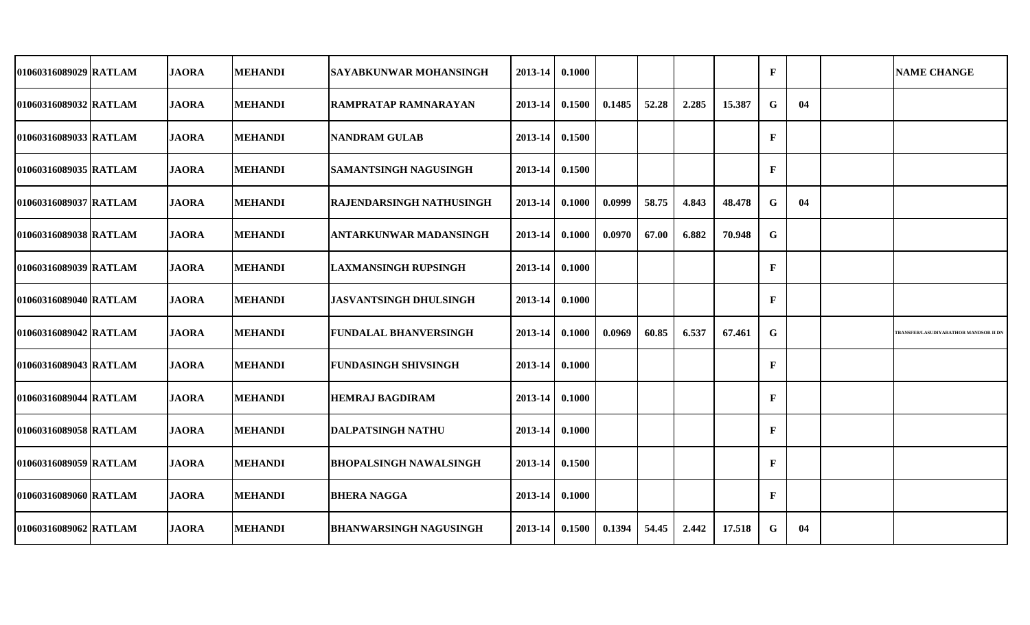| | | | | | | | | | | | | | | |
|---|---|---|---|---|---|---|---|---|---|---|---|---|---|---|
| 01060316089029 | RATLAM | JAORA | MEHANDI | SAYABKUNWAR MOHANSINGH | 2013-14 | 0.1000 | | | | | F | | | NAME CHANGE |
| 01060316089032 | RATLAM | JAORA | MEHANDI | RAMPRATAP RAMNARAYAN | 2013-14 | 0.1500 | 0.1485 | 52.28 | 2.285 | 15.387 | G | 04 | | |
| 01060316089033 | RATLAM | JAORA | MEHANDI | NANDRAM GULAB | 2013-14 | 0.1500 | | | | | F | | | |
| 01060316089035 | RATLAM | JAORA | MEHANDI | SAMANTSINGH NAGUSINGH | 2013-14 | 0.1500 | | | | | F | | | |
| 01060316089037 | RATLAM | JAORA | MEHANDI | RAJENDARSINGH NATHUSINGH | 2013-14 | 0.1000 | 0.0999 | 58.75 | 4.843 | 48.478 | G | 04 | | |
| 01060316089038 | RATLAM | JAORA | MEHANDI | ANTARKUNWAR MADANSINGH | 2013-14 | 0.1000 | 0.0970 | 67.00 | 6.882 | 70.948 | G | | | |
| 01060316089039 | RATLAM | JAORA | MEHANDI | LAXMANSINGH RUPSINGH | 2013-14 | 0.1000 | | | | | F | | | |
| 01060316089040 | RATLAM | JAORA | MEHANDI | JASVANTSINGH DHULSINGH | 2013-14 | 0.1000 | | | | | F | | | |
| 01060316089042 | RATLAM | JAORA | MEHANDI | FUNDALAL BHANVERSINGH | 2013-14 | 0.1000 | 0.0969 | 60.85 | 6.537 | 67.461 | G | | | TRANSFER/LASUDIYARATHOR MANDSOR II DN |
| 01060316089043 | RATLAM | JAORA | MEHANDI | FUNDASINGH SHIVSINGH | 2013-14 | 0.1000 | | | | | F | | | |
| 01060316089044 | RATLAM | JAORA | MEHANDI | HEMRAJ BAGDIRAM | 2013-14 | 0.1000 | | | | | F | | | |
| 01060316089058 | RATLAM | JAORA | MEHANDI | DALPATSINGH NATHU | 2013-14 | 0.1000 | | | | | F | | | |
| 01060316089059 | RATLAM | JAORA | MEHANDI | BHOPALSINGH NAWALSINGH | 2013-14 | 0.1500 | | | | | F | | | |
| 01060316089060 | RATLAM | JAORA | MEHANDI | BHERA NAGGA | 2013-14 | 0.1000 | | | | | F | | | |
| 01060316089062 | RATLAM | JAORA | MEHANDI | BHANWARSINGH NAGUSINGH | 2013-14 | 0.1500 | 0.1394 | 54.45 | 2.442 | 17.518 | G | 04 | | |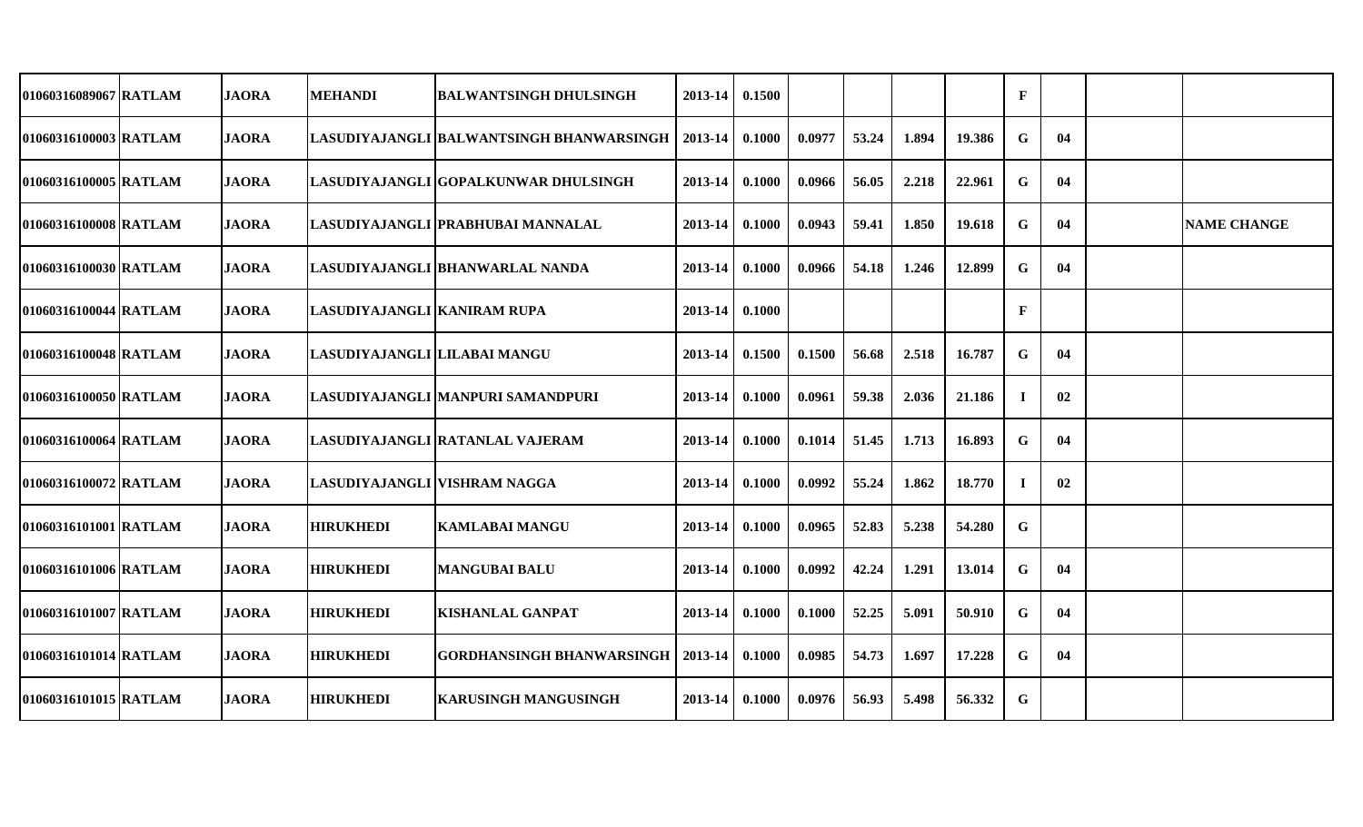| | | | | | | | | | | | | | | |
|---|---|---|---|---|---|---|---|---|---|---|---|---|---|---|
| 01060316089067 | RATLAM | JAORA | MEHANDI | BALWANTSINGH DHULSINGH | 2013-14 | 0.1500 | | | | | F | | | |
| 01060316100003 | RATLAM | JAORA | LASUDIYAJANGLI | BALWANTSINGH BHANWARSINGH | 2013-14 | 0.1000 | 0.0977 | 53.24 | 1.894 | 19.386 | G | 04 | | |
| 01060316100005 | RATLAM | JAORA | LASUDIYAJANGLI | GOPALKUNWAR DHULSINGH | 2013-14 | 0.1000 | 0.0966 | 56.05 | 2.218 | 22.961 | G | 04 | | |
| 01060316100008 | RATLAM | JAORA | LASUDIYAJANGLI | PRABHUBAI MANNALAL | 2013-14 | 0.1000 | 0.0943 | 59.41 | 1.850 | 19.618 | G | 04 | | NAME CHANGE |
| 01060316100030 | RATLAM | JAORA | LASUDIYAJANGLI | BHANWARLAL NANDA | 2013-14 | 0.1000 | 0.0966 | 54.18 | 1.246 | 12.899 | G | 04 | | |
| 01060316100044 | RATLAM | JAORA | LASUDIYAJANGLI | KANIRAM RUPA | 2013-14 | 0.1000 | | | | | F | | | |
| 01060316100048 | RATLAM | JAORA | LASUDIYAJANGLI | LILABAI MANGU | 2013-14 | 0.1500 | 0.1500 | 56.68 | 2.518 | 16.787 | G | 04 | | |
| 01060316100050 | RATLAM | JAORA | LASUDIYAJANGLI | MANPURI SAMANDPURI | 2013-14 | 0.1000 | 0.0961 | 59.38 | 2.036 | 21.186 | I | 02 | | |
| 01060316100064 | RATLAM | JAORA | LASUDIYAJANGLI | RATANLAL VAJERAM | 2013-14 | 0.1000 | 0.1014 | 51.45 | 1.713 | 16.893 | G | 04 | | |
| 01060316100072 | RATLAM | JAORA | LASUDIYAJANGLI | VISHRAM NAGGA | 2013-14 | 0.1000 | 0.0992 | 55.24 | 1.862 | 18.770 | I | 02 | | |
| 01060316101001 | RATLAM | JAORA | HIRUKHEDI | KAMLABAI MANGU | 2013-14 | 0.1000 | 0.0965 | 52.83 | 5.238 | 54.280 | G | | | |
| 01060316101006 | RATLAM | JAORA | HIRUKHEDI | MANGUBAI BALU | 2013-14 | 0.1000 | 0.0992 | 42.24 | 1.291 | 13.014 | G | 04 | | |
| 01060316101007 | RATLAM | JAORA | HIRUKHEDI | KISHANLAL GANPAT | 2013-14 | 0.1000 | 0.1000 | 52.25 | 5.091 | 50.910 | G | 04 | | |
| 01060316101014 | RATLAM | JAORA | HIRUKHEDI | GORDHANSINGH BHANWARSINGH | 2013-14 | 0.1000 | 0.0985 | 54.73 | 1.697 | 17.228 | G | 04 | | |
| 01060316101015 | RATLAM | JAORA | HIRUKHEDI | KARUSINGH MANGUSINGH | 2013-14 | 0.1000 | 0.0976 | 56.93 | 5.498 | 56.332 | G | | | |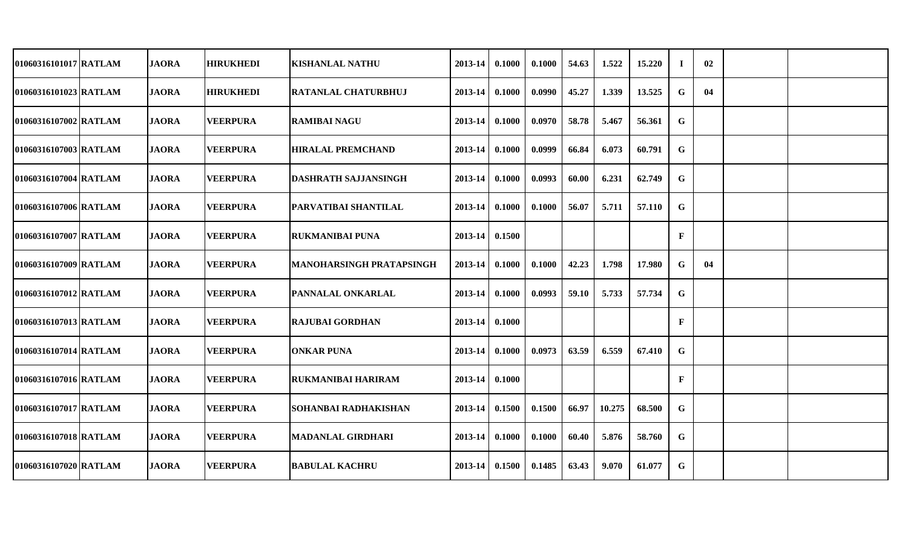| | | | | | | | | | | | | | | | |
|---|---|---|---|---|---|---|---|---|---|---|---|---|---|---|---|
| 01060316101017 | RATLAM | JAORA | HIRUKHEDI | KISHANLAL NATHU | 2013-14 | 0.1000 | 0.1000 | 54.63 | 1.522 | 15.220 | I | 02 | | |
| 01060316101023 | RATLAM | JAORA | HIRUKHEDI | RATANLAL CHATURBHUJ | 2013-14 | 0.1000 | 0.0990 | 45.27 | 1.339 | 13.525 | G | 04 | | |
| 01060316107002 | RATLAM | JAORA | VEERPURA | RAMIBAI NAGU | 2013-14 | 0.1000 | 0.0970 | 58.78 | 5.467 | 56.361 | G | | | |
| 01060316107003 | RATLAM | JAORA | VEERPURA | HIRALAL PREMCHAND | 2013-14 | 0.1000 | 0.0999 | 66.84 | 6.073 | 60.791 | G | | | |
| 01060316107004 | RATLAM | JAORA | VEERPURA | DASHRATH SAJJANSINGH | 2013-14 | 0.1000 | 0.0993 | 60.00 | 6.231 | 62.749 | G | | | |
| 01060316107006 | RATLAM | JAORA | VEERPURA | PARVATIBAI SHANTILAL | 2013-14 | 0.1000 | 0.1000 | 56.07 | 5.711 | 57.110 | G | | | |
| 01060316107007 | RATLAM | JAORA | VEERPURA | RUKMANIBAI PUNA | 2013-14 | 0.1500 | | | | | F | | | |
| 01060316107009 | RATLAM | JAORA | VEERPURA | MANOHARSINGH PRATAPSINGH | 2013-14 | 0.1000 | 0.1000 | 42.23 | 1.798 | 17.980 | G | 04 | | |
| 01060316107012 | RATLAM | JAORA | VEERPURA | PANNALAL ONKARLAL | 2013-14 | 0.1000 | 0.0993 | 59.10 | 5.733 | 57.734 | G | | | |
| 01060316107013 | RATLAM | JAORA | VEERPURA | RAJUBAI GORDHAN | 2013-14 | 0.1000 | | | | | F | | | |
| 01060316107014 | RATLAM | JAORA | VEERPURA | ONKAR PUNA | 2013-14 | 0.1000 | 0.0973 | 63.59 | 6.559 | 67.410 | G | | | |
| 01060316107016 | RATLAM | JAORA | VEERPURA | RUKMANIBAI HARIRAM | 2013-14 | 0.1000 | | | | | F | | | |
| 01060316107017 | RATLAM | JAORA | VEERPURA | SOHANBAI RADHAKISHAN | 2013-14 | 0.1500 | 0.1500 | 66.97 | 10.275 | 68.500 | G | | | |
| 01060316107018 | RATLAM | JAORA | VEERPURA | MADANLAL GIRDHARI | 2013-14 | 0.1000 | 0.1000 | 60.40 | 5.876 | 58.760 | G | | | |
| 01060316107020 | RATLAM | JAORA | VEERPURA | BABULAL KACHRU | 2013-14 | 0.1500 | 0.1485 | 63.43 | 9.070 | 61.077 | G | | | |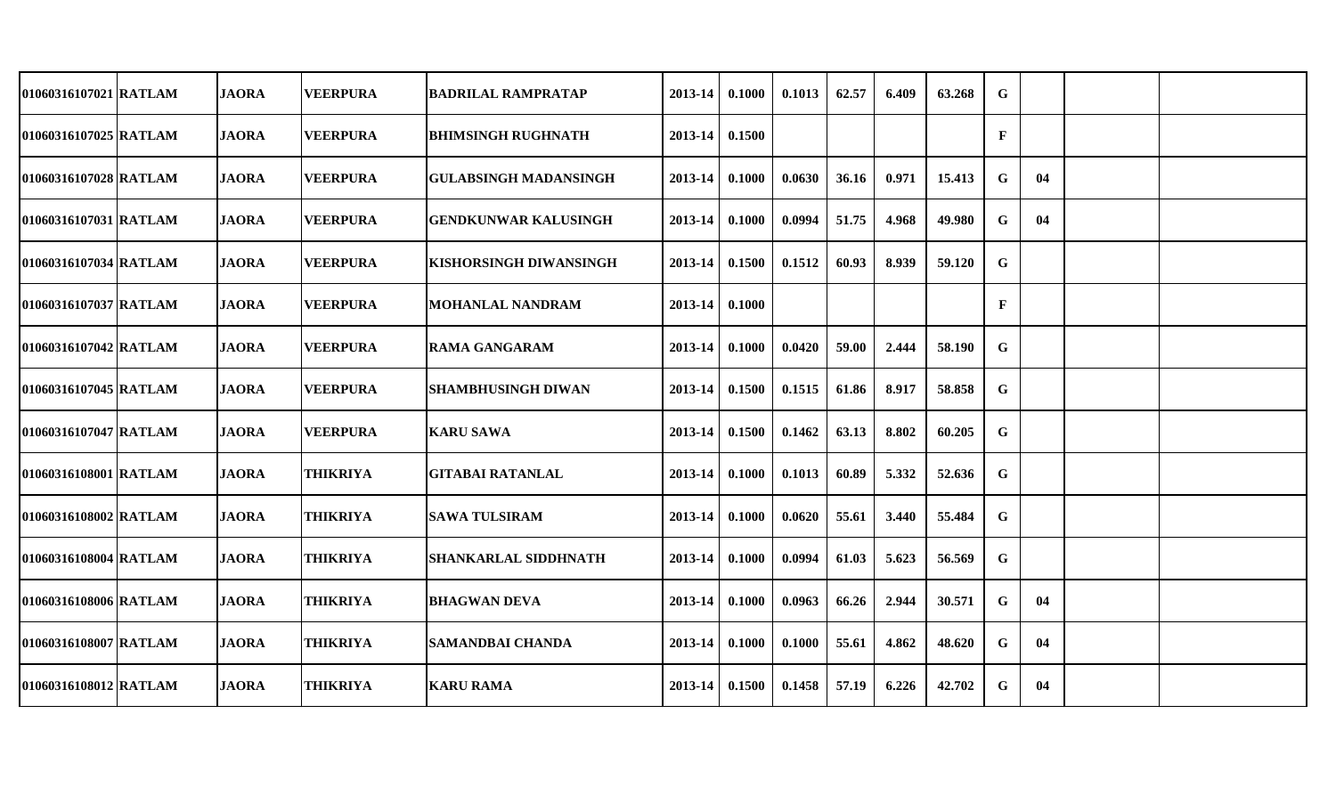| | | | | | | | | | | | | | | | |
|---|---|---|---|---|---|---|---|---|---|---|---|---|---|---|---|
| 01060316107021 | RATLAM | JAORA | VEERPURA | BADRILAL RAMPRATAP | 2013-14 | 0.1000 | 0.1013 | 62.57 | 6.409 | 63.268 | G | | | | |
| 01060316107025 | RATLAM | JAORA | VEERPURA | BHIMSINGH RUGHNATH | 2013-14 | 0.1500 | | | | | F | | | | |
| 01060316107028 | RATLAM | JAORA | VEERPURA | GULABSINGH MADANSINGH | 2013-14 | 0.1000 | 0.0630 | 36.16 | 0.971 | 15.413 | G | 04 | | | |
| 01060316107031 | RATLAM | JAORA | VEERPURA | GENDKUNWAR KALUSINGH | 2013-14 | 0.1000 | 0.0994 | 51.75 | 4.968 | 49.980 | G | 04 | | | |
| 01060316107034 | RATLAM | JAORA | VEERPURA | KISHORSINGH DIWANSINGH | 2013-14 | 0.1500 | 0.1512 | 60.93 | 8.939 | 59.120 | G | | | | |
| 01060316107037 | RATLAM | JAORA | VEERPURA | MOHANLAL NANDRAM | 2013-14 | 0.1000 | | | | | F | | | | |
| 01060316107042 | RATLAM | JAORA | VEERPURA | RAMA GANGARAM | 2013-14 | 0.1000 | 0.0420 | 59.00 | 2.444 | 58.190 | G | | | | |
| 01060316107045 | RATLAM | JAORA | VEERPURA | SHAMBHUSINGH DIWAN | 2013-14 | 0.1500 | 0.1515 | 61.86 | 8.917 | 58.858 | G | | | | |
| 01060316107047 | RATLAM | JAORA | VEERPURA | KARU SAWA | 2013-14 | 0.1500 | 0.1462 | 63.13 | 8.802 | 60.205 | G | | | | |
| 01060316108001 | RATLAM | JAORA | THIKRIYA | GITABAI RATANLAL | 2013-14 | 0.1000 | 0.1013 | 60.89 | 5.332 | 52.636 | G | | | | |
| 01060316108002 | RATLAM | JAORA | THIKRIYA | SAWA TULSIRAM | 2013-14 | 0.1000 | 0.0620 | 55.61 | 3.440 | 55.484 | G | | | | |
| 01060316108004 | RATLAM | JAORA | THIKRIYA | SHANKARLAL SIDDHNATH | 2013-14 | 0.1000 | 0.0994 | 61.03 | 5.623 | 56.569 | G | | | | |
| 01060316108006 | RATLAM | JAORA | THIKRIYA | BHAGWAN DEVA | 2013-14 | 0.1000 | 0.0963 | 66.26 | 2.944 | 30.571 | G | 04 | | | |
| 01060316108007 | RATLAM | JAORA | THIKRIYA | SAMANDBAI CHANDA | 2013-14 | 0.1000 | 0.1000 | 55.61 | 4.862 | 48.620 | G | 04 | | | |
| 01060316108012 | RATLAM | JAORA | THIKRIYA | KARU RAMA | 2013-14 | 0.1500 | 0.1458 | 57.19 | 6.226 | 42.702 | G | 04 | | | |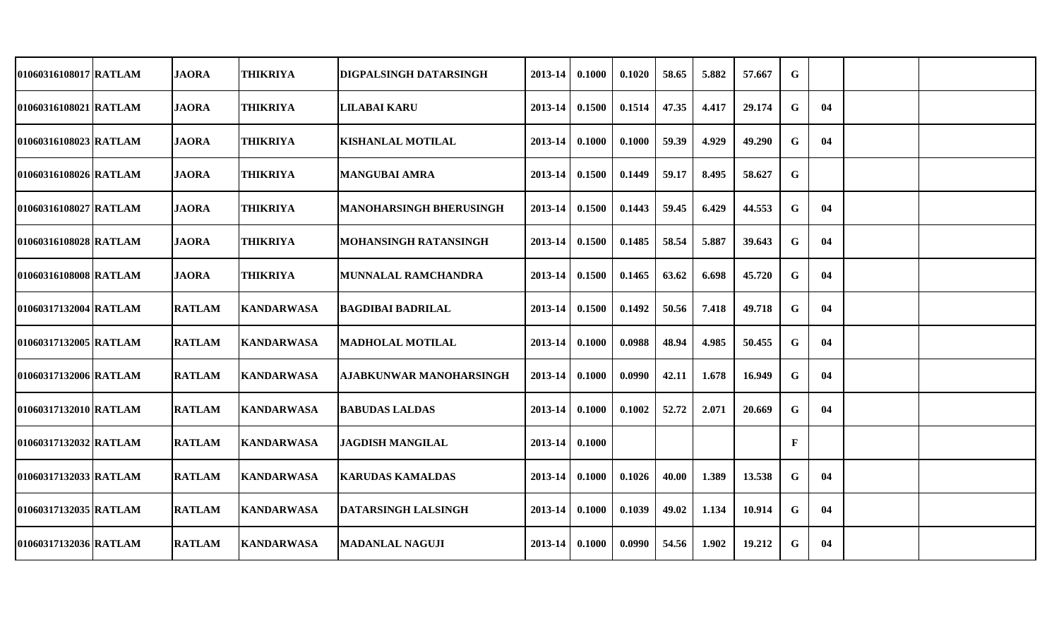| | | | | | | | | | | | | | | | |
|---|---|---|---|---|---|---|---|---|---|---|---|---|---|---|---|
| 01060316108017 | RATLAM | JAORA | THIKRIYA | DIGPALSINGH DATARSINGH | 2013-14 | 0.1000 | 0.1020 | 58.65 | 5.882 | 57.667 | G | | | | |
| 01060316108021 | RATLAM | JAORA | THIKRIYA | LILABAI KARU | 2013-14 | 0.1500 | 0.1514 | 47.35 | 4.417 | 29.174 | G | 04 | | | |
| 01060316108023 | RATLAM | JAORA | THIKRIYA | KISHANLAL MOTILAL | 2013-14 | 0.1000 | 0.1000 | 59.39 | 4.929 | 49.290 | G | 04 | | | |
| 01060316108026 | RATLAM | JAORA | THIKRIYA | MANGUBAI AMRA | 2013-14 | 0.1500 | 0.1449 | 59.17 | 8.495 | 58.627 | G | | | | |
| 01060316108027 | RATLAM | JAORA | THIKRIYA | MANOHARSINGH BHERUSINGH | 2013-14 | 0.1500 | 0.1443 | 59.45 | 6.429 | 44.553 | G | 04 | | | |
| 01060316108028 | RATLAM | JAORA | THIKRIYA | MOHANSINGH RATANSINGH | 2013-14 | 0.1500 | 0.1485 | 58.54 | 5.887 | 39.643 | G | 04 | | | |
| 01060316108008 | RATLAM | JAORA | THIKRIYA | MUNNALAL RAMCHANDRA | 2013-14 | 0.1500 | 0.1465 | 63.62 | 6.698 | 45.720 | G | 04 | | | |
| 01060317132004 | RATLAM | RATLAM | KANDARWASA | BAGDIBAI BADRILAL | 2013-14 | 0.1500 | 0.1492 | 50.56 | 7.418 | 49.718 | G | 04 | | | |
| 01060317132005 | RATLAM | RATLAM | KANDARWASA | MADHOLAL MOTILAL | 2013-14 | 0.1000 | 0.0988 | 48.94 | 4.985 | 50.455 | G | 04 | | | |
| 01060317132006 | RATLAM | RATLAM | KANDARWASA | AJABKUNWAR MANOHARSINGH | 2013-14 | 0.1000 | 0.0990 | 42.11 | 1.678 | 16.949 | G | 04 | | | |
| 01060317132010 | RATLAM | RATLAM | KANDARWASA | BABUDAS LALDAS | 2013-14 | 0.1000 | 0.1002 | 52.72 | 2.071 | 20.669 | G | 04 | | | |
| 01060317132032 | RATLAM | RATLAM | KANDARWASA | JAGDISH MANGILAL | 2013-14 | 0.1000 | | | | | F | | | | |
| 01060317132033 | RATLAM | RATLAM | KANDARWASA | KARUDAS KAMALDAS | 2013-14 | 0.1000 | 0.1026 | 40.00 | 1.389 | 13.538 | G | 04 | | | |
| 01060317132035 | RATLAM | RATLAM | KANDARWASA | DATARSINGH LALSINGH | 2013-14 | 0.1000 | 0.1039 | 49.02 | 1.134 | 10.914 | G | 04 | | | |
| 01060317132036 | RATLAM | RATLAM | KANDARWASA | MADANLAL NAGUJI | 2013-14 | 0.1000 | 0.0990 | 54.56 | 1.902 | 19.212 | G | 04 | | | |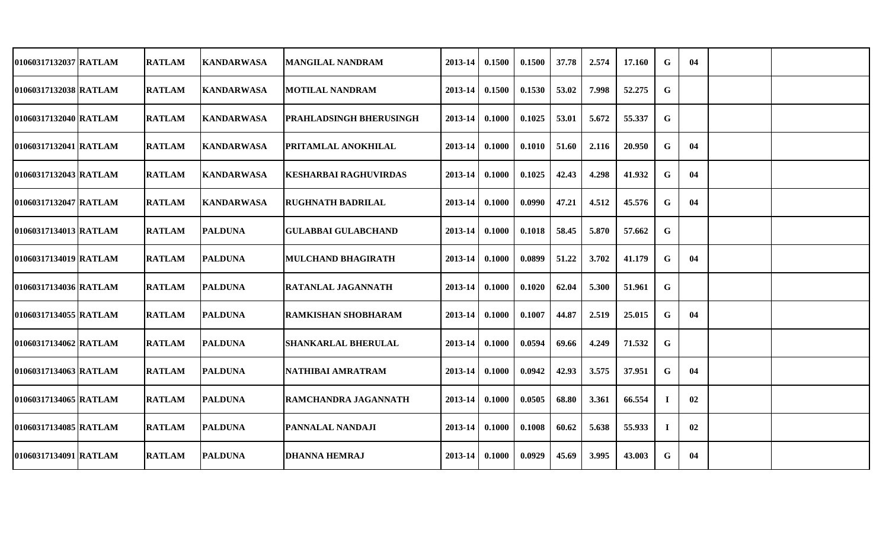| | | | | | | | | | | | | | | | |
|---|---|---|---|---|---|---|---|---|---|---|---|---|---|---|---|
| 01060317132037 | RATLAM | RATLAM | KANDARWASA | MANGILAL NANDRAM | 2013-14 | 0.1500 | 0.1500 | 37.78 | 2.574 | 17.160 | G | 04 | | |
| 01060317132038 | RATLAM | RATLAM | KANDARWASA | MOTILAL NANDRAM | 2013-14 | 0.1500 | 0.1530 | 53.02 | 7.998 | 52.275 | G | | | |
| 01060317132040 | RATLAM | RATLAM | KANDARWASA | PRAHLADSINGH BHERUSINGH | 2013-14 | 0.1000 | 0.1025 | 53.01 | 5.672 | 55.337 | G | | | |
| 01060317132041 | RATLAM | RATLAM | KANDARWASA | PRITAMLAL ANOKHILAL | 2013-14 | 0.1000 | 0.1010 | 51.60 | 2.116 | 20.950 | G | 04 | | |
| 01060317132043 | RATLAM | RATLAM | KANDARWASA | KESHARBAI RAGHUVIRDAS | 2013-14 | 0.1000 | 0.1025 | 42.43 | 4.298 | 41.932 | G | 04 | | |
| 01060317132047 | RATLAM | RATLAM | KANDARWASA | RUGHNATH BADRILAL | 2013-14 | 0.1000 | 0.0990 | 47.21 | 4.512 | 45.576 | G | 04 | | |
| 01060317134013 | RATLAM | RATLAM | PALDUNA | GULABBAI GULABCHAND | 2013-14 | 0.1000 | 0.1018 | 58.45 | 5.870 | 57.662 | G | | | |
| 01060317134019 | RATLAM | RATLAM | PALDUNA | MULCHAND BHAGIRATH | 2013-14 | 0.1000 | 0.0899 | 51.22 | 3.702 | 41.179 | G | 04 | | |
| 01060317134036 | RATLAM | RATLAM | PALDUNA | RATANLAL JAGANNATH | 2013-14 | 0.1000 | 0.1020 | 62.04 | 5.300 | 51.961 | G | | | |
| 01060317134055 | RATLAM | RATLAM | PALDUNA | RAMKISHAN SHOBHARAM | 2013-14 | 0.1000 | 0.1007 | 44.87 | 2.519 | 25.015 | G | 04 | | |
| 01060317134062 | RATLAM | RATLAM | PALDUNA | SHANKARLAL BHERULAL | 2013-14 | 0.1000 | 0.0594 | 69.66 | 4.249 | 71.532 | G | | | |
| 01060317134063 | RATLAM | RATLAM | PALDUNA | NATHIBAI AMRATRAM | 2013-14 | 0.1000 | 0.0942 | 42.93 | 3.575 | 37.951 | G | 04 | | |
| 01060317134065 | RATLAM | RATLAM | PALDUNA | RAMCHANDRA JAGANNATH | 2013-14 | 0.1000 | 0.0505 | 68.80 | 3.361 | 66.554 | I | 02 | | |
| 01060317134085 | RATLAM | RATLAM | PALDUNA | PANNALAL NANDAJI | 2013-14 | 0.1000 | 0.1008 | 60.62 | 5.638 | 55.933 | I | 02 | | |
| 01060317134091 | RATLAM | RATLAM | PALDUNA | DHANNA HEMRAJ | 2013-14 | 0.1000 | 0.0929 | 45.69 | 3.995 | 43.003 | G | 04 | | |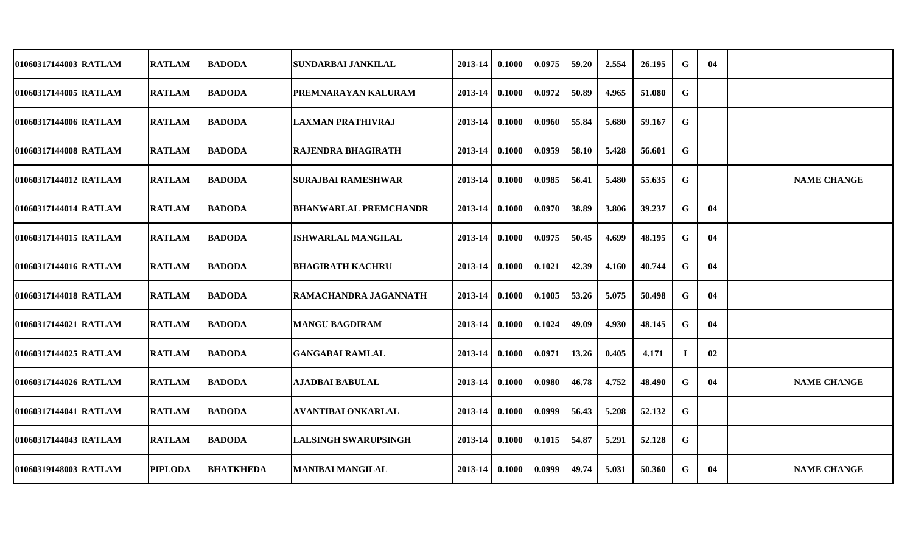| | | | | | | | | | | | | | | |
|---|---|---|---|---|---|---|---|---|---|---|---|---|---|---|
| 01060317144003 | RATLAM | RATLAM | BADODA | SUNDARBAI JANKILAL | 2013-14 | 0.1000 | 0.0975 | 59.20 | 2.554 | 26.195 | G | 04 | | |
| 01060317144005 | RATLAM | RATLAM | BADODA | PREMNARAYAN KALURAM | 2013-14 | 0.1000 | 0.0972 | 50.89 | 4.965 | 51.080 | G | | | |
| 01060317144006 | RATLAM | RATLAM | BADODA | LAXMAN PRATHIVRAJ | 2013-14 | 0.1000 | 0.0960 | 55.84 | 5.680 | 59.167 | G | | | |
| 01060317144008 | RATLAM | RATLAM | BADODA | RAJENDRA BHAGIRATH | 2013-14 | 0.1000 | 0.0959 | 58.10 | 5.428 | 56.601 | G | | | |
| 01060317144012 | RATLAM | RATLAM | BADODA | SURAJBAI RAMESHWAR | 2013-14 | 0.1000 | 0.0985 | 56.41 | 5.480 | 55.635 | G | | | NAME CHANGE |
| 01060317144014 | RATLAM | RATLAM | BADODA | BHANWARLAL PREMCHANDR | 2013-14 | 0.1000 | 0.0970 | 38.89 | 3.806 | 39.237 | G | 04 | | |
| 01060317144015 | RATLAM | RATLAM | BADODA | ISHWARLAL MANGILAL | 2013-14 | 0.1000 | 0.0975 | 50.45 | 4.699 | 48.195 | G | 04 | | |
| 01060317144016 | RATLAM | RATLAM | BADODA | BHAGIRATH KACHRU | 2013-14 | 0.1000 | 0.1021 | 42.39 | 4.160 | 40.744 | G | 04 | | |
| 01060317144018 | RATLAM | RATLAM | BADODA | RAMACHANDRA JAGANNATH | 2013-14 | 0.1000 | 0.1005 | 53.26 | 5.075 | 50.498 | G | 04 | | |
| 01060317144021 | RATLAM | RATLAM | BADODA | MANGU BAGDIRAM | 2013-14 | 0.1000 | 0.1024 | 49.09 | 4.930 | 48.145 | G | 04 | | |
| 01060317144025 | RATLAM | RATLAM | BADODA | GANGABAI RAMLAL | 2013-14 | 0.1000 | 0.0971 | 13.26 | 0.405 | 4.171 | I | 02 | | |
| 01060317144026 | RATLAM | RATLAM | BADODA | AJADBAI BABULAL | 2013-14 | 0.1000 | 0.0980 | 46.78 | 4.752 | 48.490 | G | 04 | | NAME CHANGE |
| 01060317144041 | RATLAM | RATLAM | BADODA | AVANTIBAI ONKARLAL | 2013-14 | 0.1000 | 0.0999 | 56.43 | 5.208 | 52.132 | G | | | |
| 01060317144043 | RATLAM | RATLAM | BADODA | LALSINGH SWARUPSINGH | 2013-14 | 0.1000 | 0.1015 | 54.87 | 5.291 | 52.128 | G | | | |
| 01060319148003 | RATLAM | PIPLODA | BHATKHEDA | MANIBAI MANGILAL | 2013-14 | 0.1000 | 0.0999 | 49.74 | 5.031 | 50.360 | G | 04 | | NAME CHANGE |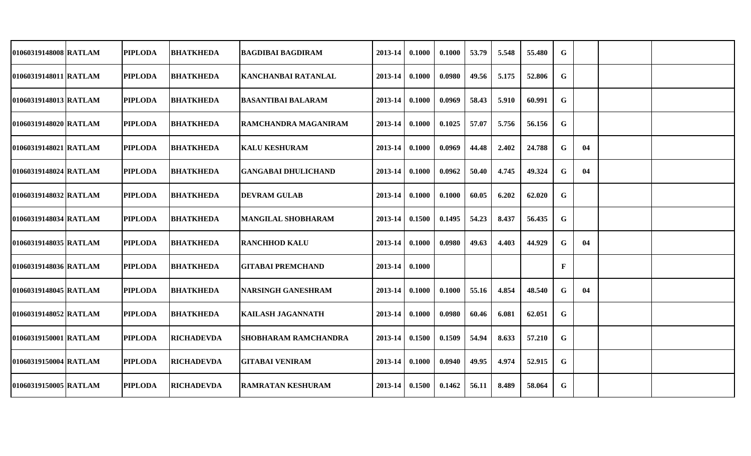| | | | | | | | | | | | | | | | |
|---|---|---|---|---|---|---|---|---|---|---|---|---|---|---|---|
| 01060319148008 | RATLAM | PIPLODA | BHATKHEDA | BAGDIBAI BAGDIRAM | 2013-14 | 0.1000 | 0.1000 | 53.79 | 5.548 | 55.480 | G | | | |
| 01060319148011 | RATLAM | PIPLODA | BHATKHEDA | KANCHANBAI RATANLAL | 2013-14 | 0.1000 | 0.0980 | 49.56 | 5.175 | 52.806 | G | | | |
| 01060319148013 | RATLAM | PIPLODA | BHATKHEDA | BASANTIBAI BALARAM | 2013-14 | 0.1000 | 0.0969 | 58.43 | 5.910 | 60.991 | G | | | |
| 01060319148020 | RATLAM | PIPLODA | BHATKHEDA | RAMCHANDRA MAGANIRAM | 2013-14 | 0.1000 | 0.1025 | 57.07 | 5.756 | 56.156 | G | | | |
| 01060319148021 | RATLAM | PIPLODA | BHATKHEDA | KALU KESHURAM | 2013-14 | 0.1000 | 0.0969 | 44.48 | 2.402 | 24.788 | G | 04 | | |
| 01060319148024 | RATLAM | PIPLODA | BHATKHEDA | GANGABAI DHULICHAND | 2013-14 | 0.1000 | 0.0962 | 50.40 | 4.745 | 49.324 | G | 04 | | |
| 01060319148032 | RATLAM | PIPLODA | BHATKHEDA | DEVRAM GULAB | 2013-14 | 0.1000 | 0.1000 | 60.05 | 6.202 | 62.020 | G | | | |
| 01060319148034 | RATLAM | PIPLODA | BHATKHEDA | MANGILAL SHOBHARAM | 2013-14 | 0.1500 | 0.1495 | 54.23 | 8.437 | 56.435 | G | | | |
| 01060319148035 | RATLAM | PIPLODA | BHATKHEDA | RANCHHOD KALU | 2013-14 | 0.1000 | 0.0980 | 49.63 | 4.403 | 44.929 | G | 04 | | |
| 01060319148036 | RATLAM | PIPLODA | BHATKHEDA | GITABAI PREMCHAND | 2013-14 | 0.1000 | | | | | F | | | |
| 01060319148045 | RATLAM | PIPLODA | BHATKHEDA | NARSINGH GANESHRAM | 2013-14 | 0.1000 | 0.1000 | 55.16 | 4.854 | 48.540 | G | 04 | | |
| 01060319148052 | RATLAM | PIPLODA | BHATKHEDA | KAILASH JAGANNATH | 2013-14 | 0.1000 | 0.0980 | 60.46 | 6.081 | 62.051 | G | | | |
| 01060319150001 | RATLAM | PIPLODA | RICHADEVDA | SHOBHARAM RAMCHANDRA | 2013-14 | 0.1500 | 0.1509 | 54.94 | 8.633 | 57.210 | G | | | |
| 01060319150004 | RATLAM | PIPLODA | RICHADEVDA | GITABAI VENIRAM | 2013-14 | 0.1000 | 0.0940 | 49.95 | 4.974 | 52.915 | G | | | |
| 01060319150005 | RATLAM | PIPLODA | RICHADEVDA | RAMRATAN KESHURAM | 2013-14 | 0.1500 | 0.1462 | 56.11 | 8.489 | 58.064 | G | | | |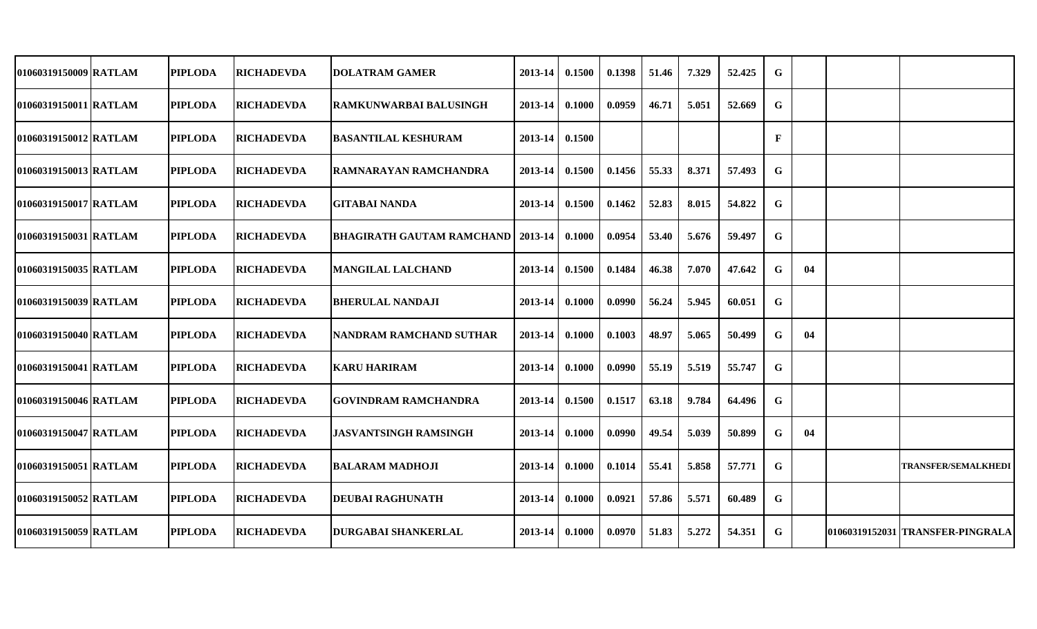| | | | | | | | | | | | | | | |
|---|---|---|---|---|---|---|---|---|---|---|---|---|---|---|
| 01060319150009 | RATLAM | PIPLODA | RICHADEVDA | DOLATRAM GAMER | 2013-14 | 0.1500 | 0.1398 | 51.46 | 7.329 | 52.425 | G | | | |
| 01060319150011 | RATLAM | PIPLODA | RICHADEVDA | RAMKUNWARBAI BALUSINGH | 2013-14 | 0.1000 | 0.0959 | 46.71 | 5.051 | 52.669 | G | | | |
| 01060319150012 | RATLAM | PIPLODA | RICHADEVDA | BASANTILAL KESHURAM | 2013-14 | 0.1500 | | | | | F | | | |
| 01060319150013 | RATLAM | PIPLODA | RICHADEVDA | RAMNARAYAN RAMCHANDRA | 2013-14 | 0.1500 | 0.1456 | 55.33 | 8.371 | 57.493 | G | | | |
| 01060319150017 | RATLAM | PIPLODA | RICHADEVDA | GITABAI NANDA | 2013-14 | 0.1500 | 0.1462 | 52.83 | 8.015 | 54.822 | G | | | |
| 01060319150031 | RATLAM | PIPLODA | RICHADEVDA | BHAGIRATH GAUTAM RAMCHAND | 2013-14 | 0.1000 | 0.0954 | 53.40 | 5.676 | 59.497 | G | | | |
| 01060319150035 | RATLAM | PIPLODA | RICHADEVDA | MANGILAL LALCHAND | 2013-14 | 0.1500 | 0.1484 | 46.38 | 7.070 | 47.642 | G | 04 | | |
| 01060319150039 | RATLAM | PIPLODA | RICHADEVDA | BHERULAL NANDAJI | 2013-14 | 0.1000 | 0.0990 | 56.24 | 5.945 | 60.051 | G | | | |
| 01060319150040 | RATLAM | PIPLODA | RICHADEVDA | NANDRAM RAMCHAND SUTHAR | 2013-14 | 0.1000 | 0.1003 | 48.97 | 5.065 | 50.499 | G | 04 | | |
| 01060319150041 | RATLAM | PIPLODA | RICHADEVDA | KARU HARIRAM | 2013-14 | 0.1000 | 0.0990 | 55.19 | 5.519 | 55.747 | G | | | |
| 01060319150046 | RATLAM | PIPLODA | RICHADEVDA | GOVINDRAM RAMCHANDRA | 2013-14 | 0.1500 | 0.1517 | 63.18 | 9.784 | 64.496 | G | | | |
| 01060319150047 | RATLAM | PIPLODA | RICHADEVDA | JASVANTSINGH RAMSINGH | 2013-14 | 0.1000 | 0.0990 | 49.54 | 5.039 | 50.899 | G | 04 | | |
| 01060319150051 | RATLAM | PIPLODA | RICHADEVDA | BALARAM MADHOJI | 2013-14 | 0.1000 | 0.1014 | 55.41 | 5.858 | 57.771 | G | | | TRANSFER/SEMALKHEDI |
| 01060319150052 | RATLAM | PIPLODA | RICHADEVDA | DEUBAI RAGHUNATH | 2013-14 | 0.1000 | 0.0921 | 57.86 | 5.571 | 60.489 | G | | | |
| 01060319150059 | RATLAM | PIPLODA | RICHADEVDA | DURGABAI SHANKERLAL | 2013-14 | 0.1000 | 0.0970 | 51.83 | 5.272 | 54.351 | G | | 01060319152031 | TRANSFER-PINGRALA |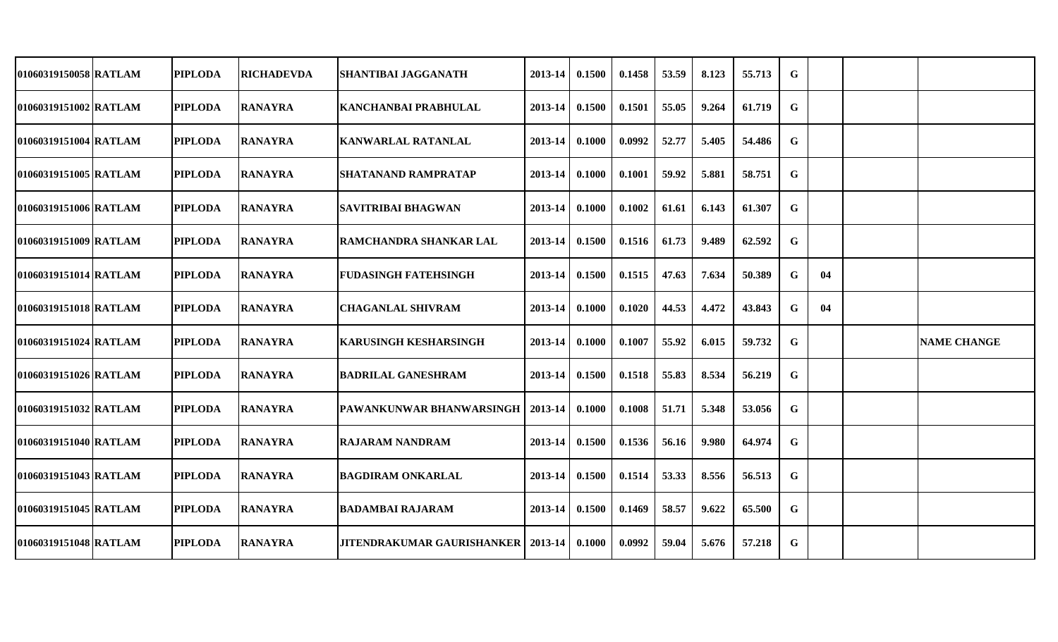| | | | | | | | | | | | | | | |
|---|---|---|---|---|---|---|---|---|---|---|---|---|---|---|
| 01060319150058 | RATLAM | PIPLODA | RICHADEVDA | SHANTIBAI JAGGANATH | 2013-14 | 0.1500 | 0.1458 | 53.59 | 8.123 | 55.713 | G | | | |
| 01060319151002 | RATLAM | PIPLODA | RANAYRA | KANCHANBAI PRABHULAL | 2013-14 | 0.1500 | 0.1501 | 55.05 | 9.264 | 61.719 | G | | | |
| 01060319151004 | RATLAM | PIPLODA | RANAYRA | KANWARLAL RATANLAL | 2013-14 | 0.1000 | 0.0992 | 52.77 | 5.405 | 54.486 | G | | | |
| 01060319151005 | RATLAM | PIPLODA | RANAYRA | SHATANAND RAMPRATAP | 2013-14 | 0.1000 | 0.1001 | 59.92 | 5.881 | 58.751 | G | | | |
| 01060319151006 | RATLAM | PIPLODA | RANAYRA | SAVITRIBAI BHAGWAN | 2013-14 | 0.1000 | 0.1002 | 61.61 | 6.143 | 61.307 | G | | | |
| 01060319151009 | RATLAM | PIPLODA | RANAYRA | RAMCHANDRA SHANKAR LAL | 2013-14 | 0.1500 | 0.1516 | 61.73 | 9.489 | 62.592 | G | | | |
| 01060319151014 | RATLAM | PIPLODA | RANAYRA | FUDASINGH FATEHSINGH | 2013-14 | 0.1500 | 0.1515 | 47.63 | 7.634 | 50.389 | G | 04 | | |
| 01060319151018 | RATLAM | PIPLODA | RANAYRA | CHAGANLAL SHIVRAM | 2013-14 | 0.1000 | 0.1020 | 44.53 | 4.472 | 43.843 | G | 04 | | |
| 01060319151024 | RATLAM | PIPLODA | RANAYRA | KARUSINGH KESHARSINGH | 2013-14 | 0.1000 | 0.1007 | 55.92 | 6.015 | 59.732 | G | | | NAME CHANGE |
| 01060319151026 | RATLAM | PIPLODA | RANAYRA | BADRILAL GANESHRAM | 2013-14 | 0.1500 | 0.1518 | 55.83 | 8.534 | 56.219 | G | | | |
| 01060319151032 | RATLAM | PIPLODA | RANAYRA | PAWANKUNWAR BHANWARSINGH | 2013-14 | 0.1000 | 0.1008 | 51.71 | 5.348 | 53.056 | G | | | |
| 01060319151040 | RATLAM | PIPLODA | RANAYRA | RAJARAM NANDRAM | 2013-14 | 0.1500 | 0.1536 | 56.16 | 9.980 | 64.974 | G | | | |
| 01060319151043 | RATLAM | PIPLODA | RANAYRA | BAGDIRAM ONKARLAL | 2013-14 | 0.1500 | 0.1514 | 53.33 | 8.556 | 56.513 | G | | | |
| 01060319151045 | RATLAM | PIPLODA | RANAYRA | BADAMBAI RAJARAM | 2013-14 | 0.1500 | 0.1469 | 58.57 | 9.622 | 65.500 | G | | | |
| 01060319151048 | RATLAM | PIPLODA | RANAYRA | JITENDRAKUMAR GAURISHANKER | 2013-14 | 0.1000 | 0.0992 | 59.04 | 5.676 | 57.218 | G | | | |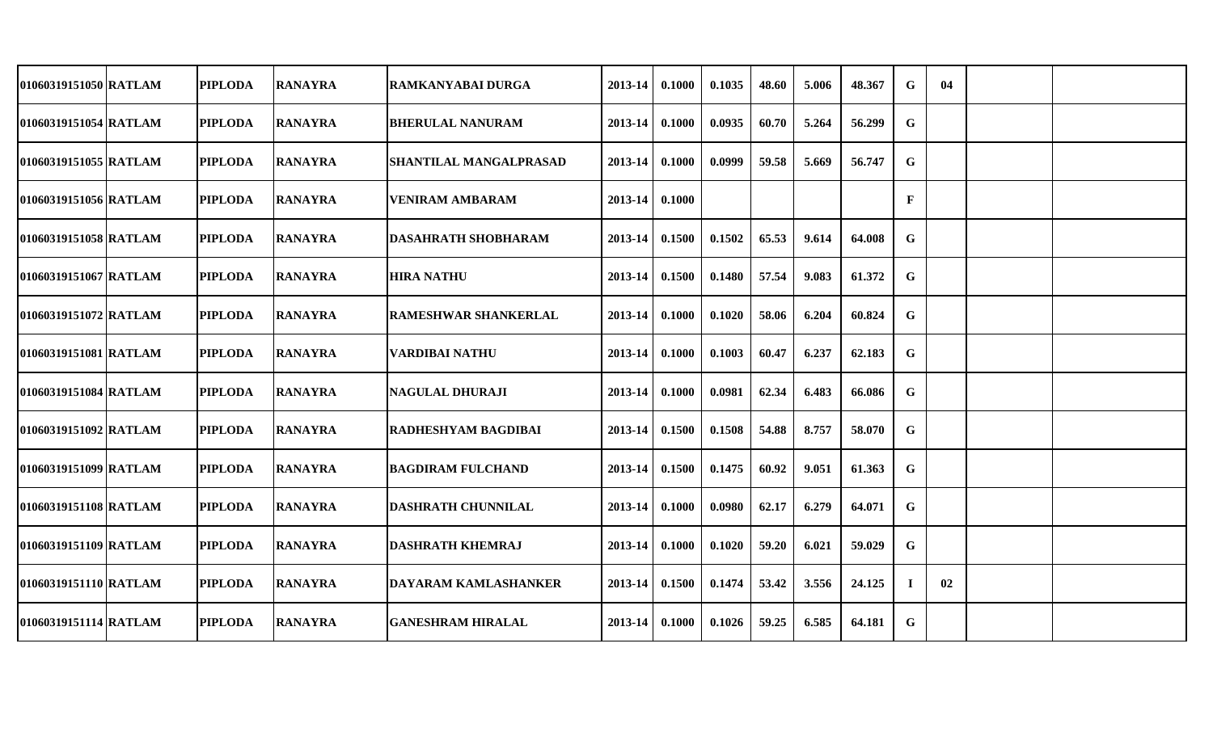| | | | | | | | | | | | | | | | |
|---|---|---|---|---|---|---|---|---|---|---|---|---|---|---|---|
| 01060319151050 | RATLAM | PIPLODA | RANAYRA | RAMKANYABAI DURGA | 2013-14 | 0.1000 | 0.1035 | 48.60 | 5.006 | 48.367 | G | 04 | | |
| 01060319151054 | RATLAM | PIPLODA | RANAYRA | BHERULAL NANURAM | 2013-14 | 0.1000 | 0.0935 | 60.70 | 5.264 | 56.299 | G | | | |
| 01060319151055 | RATLAM | PIPLODA | RANAYRA | SHANTILAL MANGALPRASAD | 2013-14 | 0.1000 | 0.0999 | 59.58 | 5.669 | 56.747 | G | | | |
| 01060319151056 | RATLAM | PIPLODA | RANAYRA | VENIRAM AMBARAM | 2013-14 | 0.1000 | | | | | F | | | |
| 01060319151058 | RATLAM | PIPLODA | RANAYRA | DASAHRATH SHOBHARAM | 2013-14 | 0.1500 | 0.1502 | 65.53 | 9.614 | 64.008 | G | | | |
| 01060319151067 | RATLAM | PIPLODA | RANAYRA | HIRA NATHU | 2013-14 | 0.1500 | 0.1480 | 57.54 | 9.083 | 61.372 | G | | | |
| 01060319151072 | RATLAM | PIPLODA | RANAYRA | RAMESHWAR SHANKERLAL | 2013-14 | 0.1000 | 0.1020 | 58.06 | 6.204 | 60.824 | G | | | |
| 01060319151081 | RATLAM | PIPLODA | RANAYRA | VARDIBAI NATHU | 2013-14 | 0.1000 | 0.1003 | 60.47 | 6.237 | 62.183 | G | | | |
| 01060319151084 | RATLAM | PIPLODA | RANAYRA | NAGULAL DHURAJI | 2013-14 | 0.1000 | 0.0981 | 62.34 | 6.483 | 66.086 | G | | | |
| 01060319151092 | RATLAM | PIPLODA | RANAYRA | RADHESHYAM BAGDIBAI | 2013-14 | 0.1500 | 0.1508 | 54.88 | 8.757 | 58.070 | G | | | |
| 01060319151099 | RATLAM | PIPLODA | RANAYRA | BAGDIRAM FULCHAND | 2013-14 | 0.1500 | 0.1475 | 60.92 | 9.051 | 61.363 | G | | | |
| 01060319151108 | RATLAM | PIPLODA | RANAYRA | DASHRATH CHUNNILAL | 2013-14 | 0.1000 | 0.0980 | 62.17 | 6.279 | 64.071 | G | | | |
| 01060319151109 | RATLAM | PIPLODA | RANAYRA | DASHRATH KHEMRAJ | 2013-14 | 0.1000 | 0.1020 | 59.20 | 6.021 | 59.029 | G | | | |
| 01060319151110 | RATLAM | PIPLODA | RANAYRA | DAYARAM KAMLASHANKER | 2013-14 | 0.1500 | 0.1474 | 53.42 | 3.556 | 24.125 | I | 02 | | |
| 01060319151114 | RATLAM | PIPLODA | RANAYRA | GANESHRAM HIRALAL | 2013-14 | 0.1000 | 0.1026 | 59.25 | 6.585 | 64.181 | G | | | |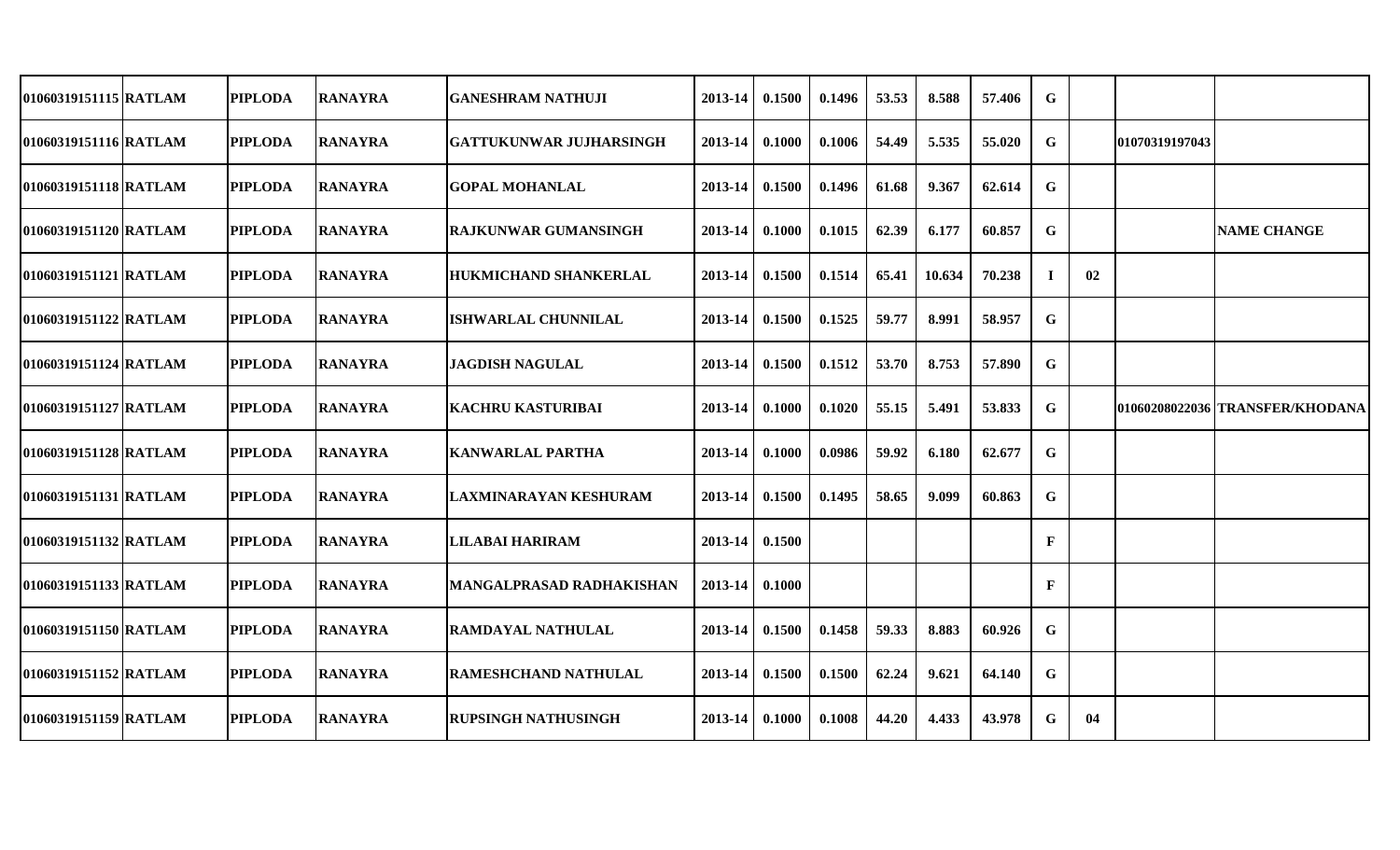| | | | | | | | | | | | | | | |
|---|---|---|---|---|---|---|---|---|---|---|---|---|---|---|
| 01060319151115 | RATLAM | PIPLODA | RANAYRA | GANESHRAM NATHUJI | 2013-14 | 0.1500 | 0.1496 | 53.53 | 8.588 | 57.406 | G | | | |
| 01060319151116 | RATLAM | PIPLODA | RANAYRA | GATTUKUNWAR JUJHARSINGH | 2013-14 | 0.1000 | 0.1006 | 54.49 | 5.535 | 55.020 | G | | 01070319197043 | |
| 01060319151118 | RATLAM | PIPLODA | RANAYRA | GOPAL MOHANLAL | 2013-14 | 0.1500 | 0.1496 | 61.68 | 9.367 | 62.614 | G | | | |
| 01060319151120 | RATLAM | PIPLODA | RANAYRA | RAJKUNWAR GUMANSINGH | 2013-14 | 0.1000 | 0.1015 | 62.39 | 6.177 | 60.857 | G | | | NAME CHANGE |
| 01060319151121 | RATLAM | PIPLODA | RANAYRA | HUKMICHAND SHANKERLAL | 2013-14 | 0.1500 | 0.1514 | 65.41 | 10.634 | 70.238 | I | 02 | | |
| 01060319151122 | RATLAM | PIPLODA | RANAYRA | ISHWARLAL CHUNNILAL | 2013-14 | 0.1500 | 0.1525 | 59.77 | 8.991 | 58.957 | G | | | |
| 01060319151124 | RATLAM | PIPLODA | RANAYRA | JAGDISH NAGULAL | 2013-14 | 0.1500 | 0.1512 | 53.70 | 8.753 | 57.890 | G | | | |
| 01060319151127 | RATLAM | PIPLODA | RANAYRA | KACHRU KASTURIBAI | 2013-14 | 0.1000 | 0.1020 | 55.15 | 5.491 | 53.833 | G | | 01060208022036 | TRANSFER/KHODANA |
| 01060319151128 | RATLAM | PIPLODA | RANAYRA | KANWARLAL PARTHA | 2013-14 | 0.1000 | 0.0986 | 59.92 | 6.180 | 62.677 | G | | | |
| 01060319151131 | RATLAM | PIPLODA | RANAYRA | LAXMINARAYAN KESHURAM | 2013-14 | 0.1500 | 0.1495 | 58.65 | 9.099 | 60.863 | G | | | |
| 01060319151132 | RATLAM | PIPLODA | RANAYRA | LILABAI HARIRAM | 2013-14 | 0.1500 | | | | | F | | | |
| 01060319151133 | RATLAM | PIPLODA | RANAYRA | MANGALPRASAD RADHAKISHAN | 2013-14 | 0.1000 | | | | | F | | | |
| 01060319151150 | RATLAM | PIPLODA | RANAYRA | RAMDAYAL NATHULAL | 2013-14 | 0.1500 | 0.1458 | 59.33 | 8.883 | 60.926 | G | | | |
| 01060319151152 | RATLAM | PIPLODA | RANAYRA | RAMESHCHAND NATHULAL | 2013-14 | 0.1500 | 0.1500 | 62.24 | 9.621 | 64.140 | G | | | |
| 01060319151159 | RATLAM | PIPLODA | RANAYRA | RUPSINGH NATHUSINGH | 2013-14 | 0.1000 | 0.1008 | 44.20 | 4.433 | 43.978 | G | 04 | | |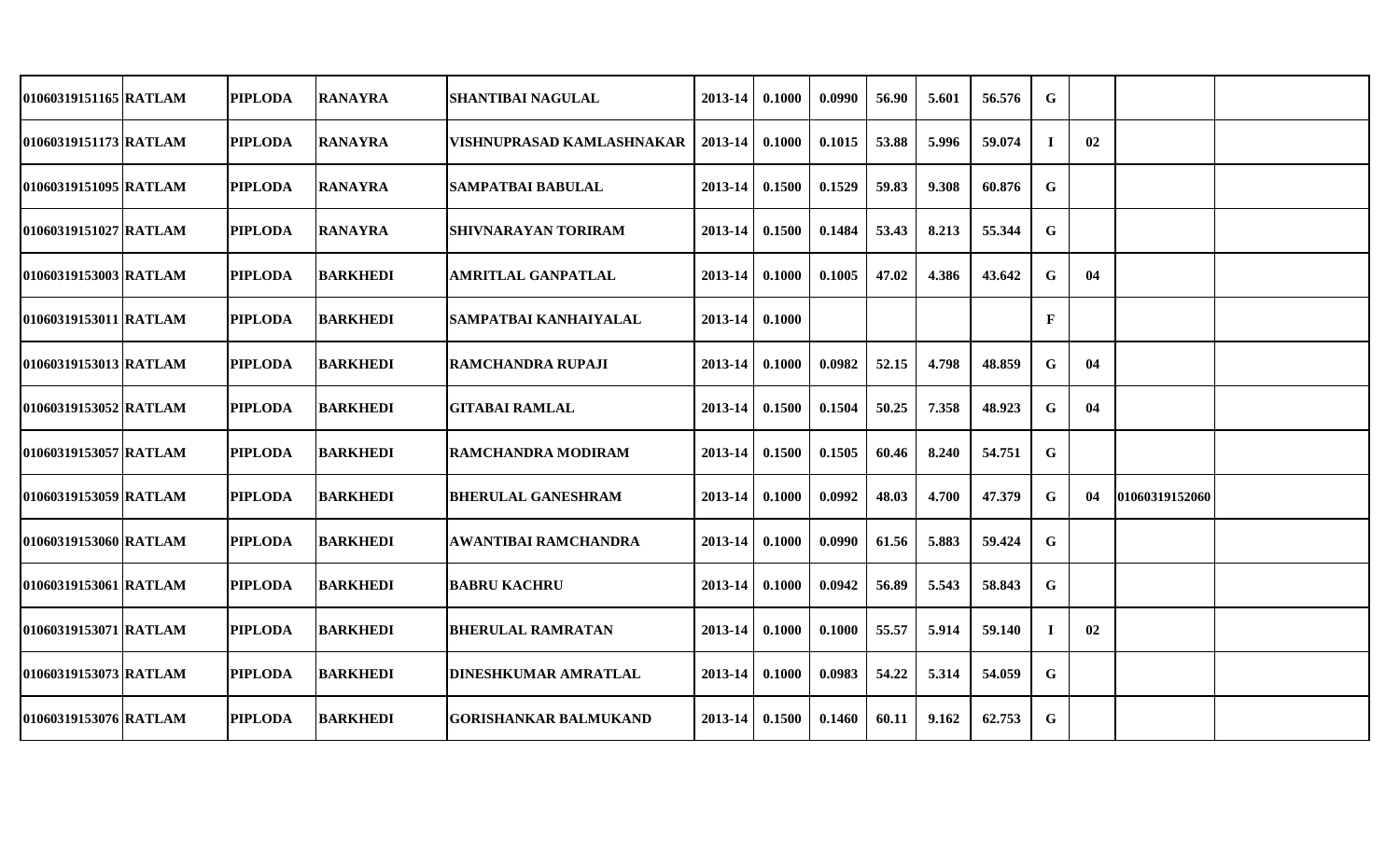| | | | | | | | | | | | | | | |
|---|---|---|---|---|---|---|---|---|---|---|---|---|---|---|
| 01060319151165 | RATLAM | PIPLODA | RANAYRA | SHANTIBAI NAGULAL | 2013-14 | 0.1000 | 0.0990 | 56.90 | 5.601 | 56.576 | G | | | |
| 01060319151173 | RATLAM | PIPLODA | RANAYRA | VISHNUPRASAD KAMLASHNAKAR | 2013-14 | 0.1000 | 0.1015 | 53.88 | 5.996 | 59.074 | I | 02 | | |
| 01060319151095 | RATLAM | PIPLODA | RANAYRA | SAMPATBAI BABULAL | 2013-14 | 0.1500 | 0.1529 | 59.83 | 9.308 | 60.876 | G | | | |
| 01060319151027 | RATLAM | PIPLODA | RANAYRA | SHIVNARAYAN TORIRAM | 2013-14 | 0.1500 | 0.1484 | 53.43 | 8.213 | 55.344 | G | | | |
| 01060319153003 | RATLAM | PIPLODA | BARKHEDI | AMRITLAL GANPATLAL | 2013-14 | 0.1000 | 0.1005 | 47.02 | 4.386 | 43.642 | G | 04 | | |
| 01060319153011 | RATLAM | PIPLODA | BARKHEDI | SAMPATBAI KANHAIYALAL | 2013-14 | 0.1000 | | | | | F | | | |
| 01060319153013 | RATLAM | PIPLODA | BARKHEDI | RAMCHANDRA RUPAJI | 2013-14 | 0.1000 | 0.0982 | 52.15 | 4.798 | 48.859 | G | 04 | | |
| 01060319153052 | RATLAM | PIPLODA | BARKHEDI | GITABAI RAMLAL | 2013-14 | 0.1500 | 0.1504 | 50.25 | 7.358 | 48.923 | G | 04 | | |
| 01060319153057 | RATLAM | PIPLODA | BARKHEDI | RAMCHANDRA MODIRAM | 2013-14 | 0.1500 | 0.1505 | 60.46 | 8.240 | 54.751 | G | | | |
| 01060319153059 | RATLAM | PIPLODA | BARKHEDI | BHERULAL GANESHRAM | 2013-14 | 0.1000 | 0.0992 | 48.03 | 4.700 | 47.379 | G | 04 | 01060319152060 | |
| 01060319153060 | RATLAM | PIPLODA | BARKHEDI | AWANTIBAI RAMCHANDRA | 2013-14 | 0.1000 | 0.0990 | 61.56 | 5.883 | 59.424 | G | | | |
| 01060319153061 | RATLAM | PIPLODA | BARKHEDI | BABRU KACHRU | 2013-14 | 0.1000 | 0.0942 | 56.89 | 5.543 | 58.843 | G | | | |
| 01060319153071 | RATLAM | PIPLODA | BARKHEDI | BHERULAL RAMRATAN | 2013-14 | 0.1000 | 0.1000 | 55.57 | 5.914 | 59.140 | I | 02 | | |
| 01060319153073 | RATLAM | PIPLODA | BARKHEDI | DINESHKUMAR AMRATLAL | 2013-14 | 0.1000 | 0.0983 | 54.22 | 5.314 | 54.059 | G | | | |
| 01060319153076 | RATLAM | PIPLODA | BARKHEDI | GORISHANKAR BALMUKAND | 2013-14 | 0.1500 | 0.1460 | 60.11 | 9.162 | 62.753 | G | | | |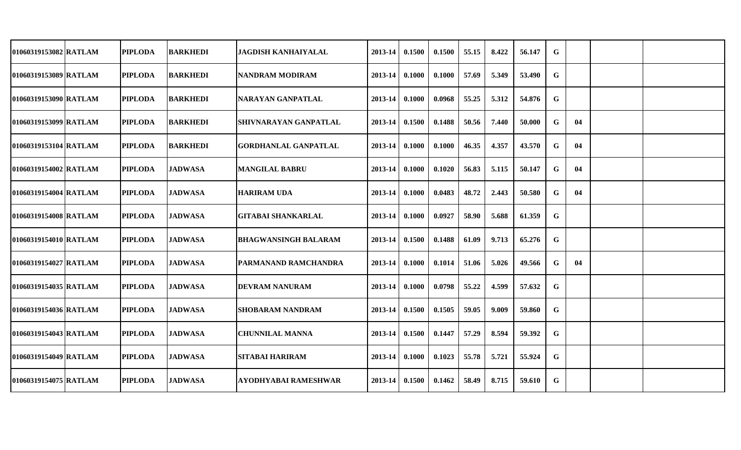| | | | | | | | | | | | | | | | |
|---|---|---|---|---|---|---|---|---|---|---|---|---|---|---|---|
| 01060319153082 | RATLAM | PIPLODA | BARKHEDI | JAGDISH KANHAIYALAL | 2013-14 | 0.1500 | 0.1500 | 55.15 | 8.422 | 56.147 | G | | | | |
| 01060319153089 | RATLAM | PIPLODA | BARKHEDI | NANDRAM MODIRAM | 2013-14 | 0.1000 | 0.1000 | 57.69 | 5.349 | 53.490 | G | | | | |
| 01060319153090 | RATLAM | PIPLODA | BARKHEDI | NARAYAN GANPATLAL | 2013-14 | 0.1000 | 0.0968 | 55.25 | 5.312 | 54.876 | G | | | | |
| 01060319153099 | RATLAM | PIPLODA | BARKHEDI | SHIVNARAYAN GANPATLAL | 2013-14 | 0.1500 | 0.1488 | 50.56 | 7.440 | 50.000 | G | 04 | | | |
| 01060319153104 | RATLAM | PIPLODA | BARKHEDI | GORDHANLAL GANPATLAL | 2013-14 | 0.1000 | 0.1000 | 46.35 | 4.357 | 43.570 | G | 04 | | | |
| 01060319154002 | RATLAM | PIPLODA | JADWASA | MANGILAL BABRU | 2013-14 | 0.1000 | 0.1020 | 56.83 | 5.115 | 50.147 | G | 04 | | | |
| 01060319154004 | RATLAM | PIPLODA | JADWASA | HARIRAM UDA | 2013-14 | 0.1000 | 0.0483 | 48.72 | 2.443 | 50.580 | G | 04 | | | |
| 01060319154008 | RATLAM | PIPLODA | JADWASA | GITABAI SHANKARLAL | 2013-14 | 0.1000 | 0.0927 | 58.90 | 5.688 | 61.359 | G | | | | |
| 01060319154010 | RATLAM | PIPLODA | JADWASA | BHAGWANSINGH BALARAM | 2013-14 | 0.1500 | 0.1488 | 61.09 | 9.713 | 65.276 | G | | | | |
| 01060319154027 | RATLAM | PIPLODA | JADWASA | PARMANAND RAMCHANDRA | 2013-14 | 0.1000 | 0.1014 | 51.06 | 5.026 | 49.566 | G | 04 | | | |
| 01060319154035 | RATLAM | PIPLODA | JADWASA | DEVRAM NANURAM | 2013-14 | 0.1000 | 0.0798 | 55.22 | 4.599 | 57.632 | G | | | | |
| 01060319154036 | RATLAM | PIPLODA | JADWASA | SHOBARAM NANDRAM | 2013-14 | 0.1500 | 0.1505 | 59.05 | 9.009 | 59.860 | G | | | | |
| 01060319154043 | RATLAM | PIPLODA | JADWASA | CHUNNILAL MANNA | 2013-14 | 0.1500 | 0.1447 | 57.29 | 8.594 | 59.392 | G | | | | |
| 01060319154049 | RATLAM | PIPLODA | JADWASA | SITABAI HARIRAM | 2013-14 | 0.1000 | 0.1023 | 55.78 | 5.721 | 55.924 | G | | | | |
| 01060319154075 | RATLAM | PIPLODA | JADWASA | AYODHYABAI RAMESHWAR | 2013-14 | 0.1500 | 0.1462 | 58.49 | 8.715 | 59.610 | G | | | | |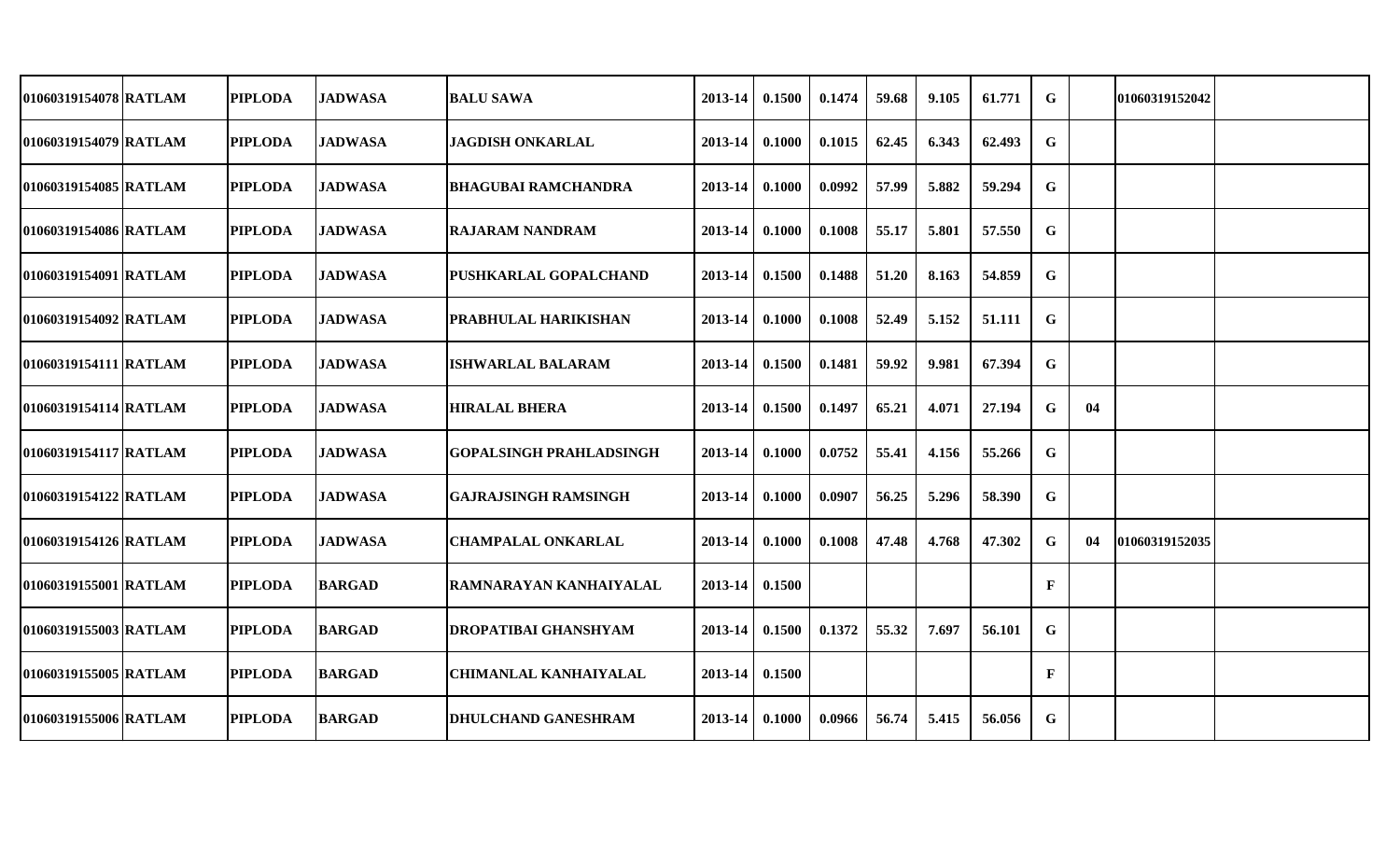| | | | | | | | | | | | | | | |
|---|---|---|---|---|---|---|---|---|---|---|---|---|---|---|
| 01060319154078 | RATLAM | PIPLODA | JADWASA | BALU SAWA | 2013-14 | 0.1500 | 0.1474 | 59.68 | 9.105 | 61.771 | G | | 01060319152042 | |
| 01060319154079 | RATLAM | PIPLODA | JADWASA | JAGDISH ONKARLAL | 2013-14 | 0.1000 | 0.1015 | 62.45 | 6.343 | 62.493 | G | | | |
| 01060319154085 | RATLAM | PIPLODA | JADWASA | BHAGUBAI RAMCHANDRA | 2013-14 | 0.1000 | 0.0992 | 57.99 | 5.882 | 59.294 | G | | | |
| 01060319154086 | RATLAM | PIPLODA | JADWASA | RAJARAM NANDRAM | 2013-14 | 0.1000 | 0.1008 | 55.17 | 5.801 | 57.550 | G | | | |
| 01060319154091 | RATLAM | PIPLODA | JADWASA | PUSHKARLAL GOPALCHAND | 2013-14 | 0.1500 | 0.1488 | 51.20 | 8.163 | 54.859 | G | | | |
| 01060319154092 | RATLAM | PIPLODA | JADWASA | PRABHULAL HARIKISHAN | 2013-14 | 0.1000 | 0.1008 | 52.49 | 5.152 | 51.111 | G | | | |
| 01060319154111 | RATLAM | PIPLODA | JADWASA | ISHWARLAL BALARAM | 2013-14 | 0.1500 | 0.1481 | 59.92 | 9.981 | 67.394 | G | | | |
| 01060319154114 | RATLAM | PIPLODA | JADWASA | HIRALAL BHERA | 2013-14 | 0.1500 | 0.1497 | 65.21 | 4.071 | 27.194 | G | 04 | | |
| 01060319154117 | RATLAM | PIPLODA | JADWASA | GOPALSINGH PRAHLADSINGH | 2013-14 | 0.1000 | 0.0752 | 55.41 | 4.156 | 55.266 | G | | | |
| 01060319154122 | RATLAM | PIPLODA | JADWASA | GAJRAJSINGH RAMSINGH | 2013-14 | 0.1000 | 0.0907 | 56.25 | 5.296 | 58.390 | G | | | |
| 01060319154126 | RATLAM | PIPLODA | JADWASA | CHAMPALAL ONKARLAL | 2013-14 | 0.1000 | 0.1008 | 47.48 | 4.768 | 47.302 | G | 04 | 01060319152035 | |
| 01060319155001 | RATLAM | PIPLODA | BARGAD | RAMNARAYAN KANHAIYALAL | 2013-14 | 0.1500 | | | | | F | | | |
| 01060319155003 | RATLAM | PIPLODA | BARGAD | DROPATIBAI GHANSHYAM | 2013-14 | 0.1500 | 0.1372 | 55.32 | 7.697 | 56.101 | G | | | |
| 01060319155005 | RATLAM | PIPLODA | BARGAD | CHIMANLAL KANHAIYALAL | 2013-14 | 0.1500 | | | | | F | | | |
| 01060319155006 | RATLAM | PIPLODA | BARGAD | DHULCHAND GANESHRAM | 2013-14 | 0.1000 | 0.0966 | 56.74 | 5.415 | 56.056 | G | | | |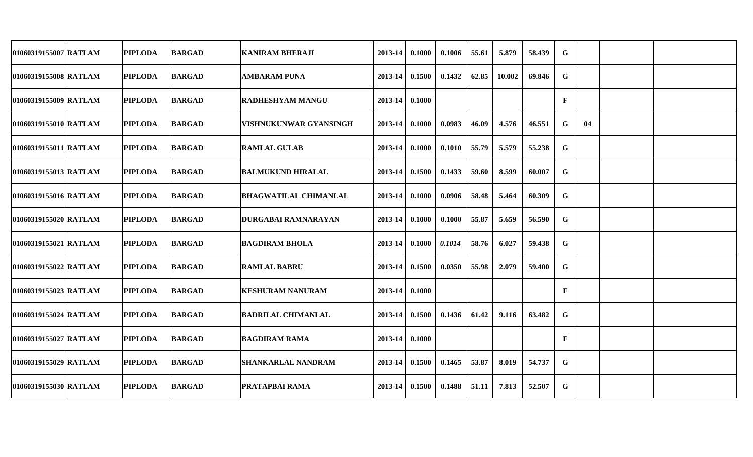| | | | | | | | | | | | | | | | |
|---|---|---|---|---|---|---|---|---|---|---|---|---|---|---|---|
| 01060319155007 | RATLAM | PIPLODA | BARGAD | KANIRAM BHERAJI | 2013-14 | 0.1000 | 0.1006 | 55.61 | 5.879 | 58.439 | G | | | |
| 01060319155008 | RATLAM | PIPLODA | BARGAD | AMBARAM PUNA | 2013-14 | 0.1500 | 0.1432 | 62.85 | 10.002 | 69.846 | G | | | |
| 01060319155009 | RATLAM | PIPLODA | BARGAD | RADHESHYAM MANGU | 2013-14 | 0.1000 | | | | | F | | | |
| 01060319155010 | RATLAM | PIPLODA | BARGAD | VISHNUKUNWAR GYANSINGH | 2013-14 | 0.1000 | 0.0983 | 46.09 | 4.576 | 46.551 | G | 04 | | |
| 01060319155011 | RATLAM | PIPLODA | BARGAD | RAMLAL GULAB | 2013-14 | 0.1000 | 0.1010 | 55.79 | 5.579 | 55.238 | G | | | |
| 01060319155013 | RATLAM | PIPLODA | BARGAD | BALMUKUND HIRALAL | 2013-14 | 0.1500 | 0.1433 | 59.60 | 8.599 | 60.007 | G | | | |
| 01060319155016 | RATLAM | PIPLODA | BARGAD | BHAGWATILAL CHIMANLAL | 2013-14 | 0.1000 | 0.0906 | 58.48 | 5.464 | 60.309 | G | | | |
| 01060319155020 | RATLAM | PIPLODA | BARGAD | DURGABAI RAMNARAYAN | 2013-14 | 0.1000 | 0.1000 | 55.87 | 5.659 | 56.590 | G | | | |
| 01060319155021 | RATLAM | PIPLODA | BARGAD | BAGDIRAM BHOLA | 2013-14 | 0.1000 | *0.1014* | 58.76 | 6.027 | 59.438 | G | | | |
| 01060319155022 | RATLAM | PIPLODA | BARGAD | RAMLAL BABRU | 2013-14 | 0.1500 | 0.0350 | 55.98 | 2.079 | 59.400 | G | | | |
| 01060319155023 | RATLAM | PIPLODA | BARGAD | KESHURAM NANURAM | 2013-14 | 0.1000 | | | | | F | | | |
| 01060319155024 | RATLAM | PIPLODA | BARGAD | BADRILAL CHIMANLAL | 2013-14 | 0.1500 | 0.1436 | 61.42 | 9.116 | 63.482 | G | | | |
| 01060319155027 | RATLAM | PIPLODA | BARGAD | BAGDIRAM RAMA | 2013-14 | 0.1000 | | | | | F | | | |
| 01060319155029 | RATLAM | PIPLODA | BARGAD | SHANKARLAL NANDRAM | 2013-14 | 0.1500 | 0.1465 | 53.87 | 8.019 | 54.737 | G | | | |
| 01060319155030 | RATLAM | PIPLODA | BARGAD | PRATAPBAI RAMA | 2013-14 | 0.1500 | 0.1488 | 51.11 | 7.813 | 52.507 | G | | | |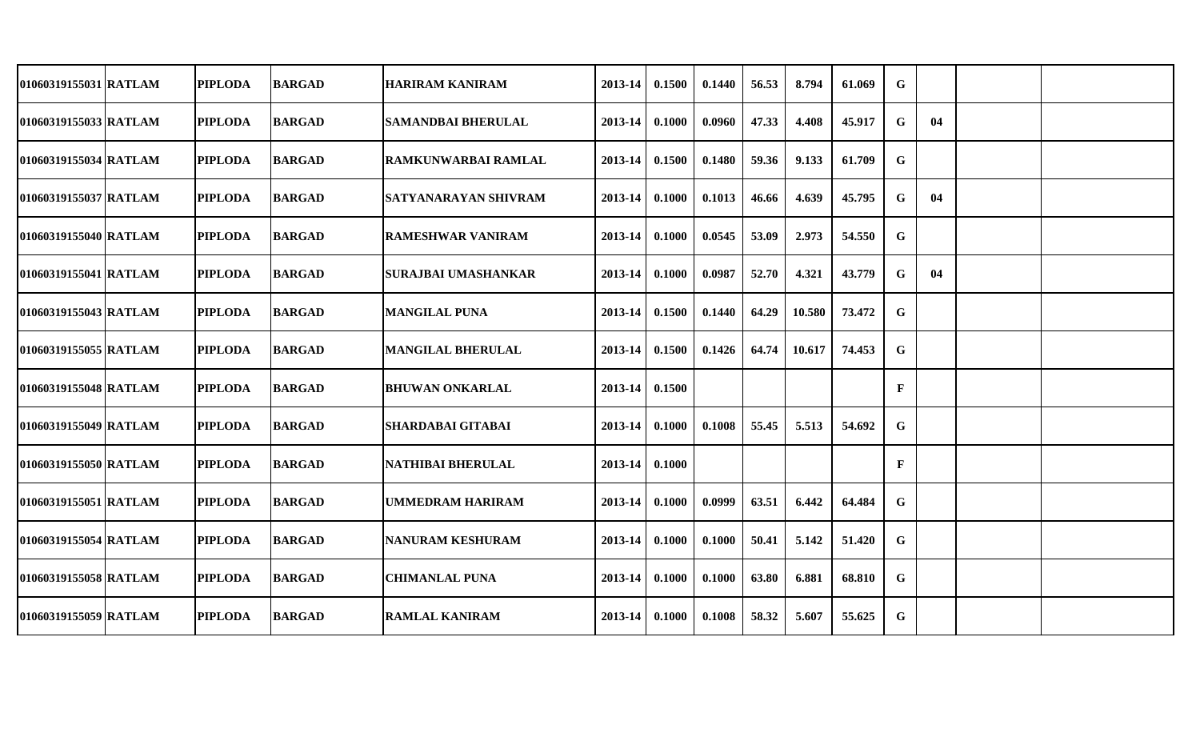| | | | | | | | | | | | | | | | |
|---|---|---|---|---|---|---|---|---|---|---|---|---|---|---|---|
| 01060319155031 | RATLAM | PIPLODA | BARGAD | HARIRAM KANIRAM | 2013-14 | 0.1500 | 0.1440 | 56.53 | 8.794 | 61.069 | G | | | | |
| 01060319155033 | RATLAM | PIPLODA | BARGAD | SAMANDBAI BHERULAL | 2013-14 | 0.1000 | 0.0960 | 47.33 | 4.408 | 45.917 | G | 04 | | | |
| 01060319155034 | RATLAM | PIPLODA | BARGAD | RAMKUNWARBAI RAMLAL | 2013-14 | 0.1500 | 0.1480 | 59.36 | 9.133 | 61.709 | G | | | | |
| 01060319155037 | RATLAM | PIPLODA | BARGAD | SATYANARAYAN SHIVRAM | 2013-14 | 0.1000 | 0.1013 | 46.66 | 4.639 | 45.795 | G | 04 | | | |
| 01060319155040 | RATLAM | PIPLODA | BARGAD | RAMESHWAR VANIRAM | 2013-14 | 0.1000 | 0.0545 | 53.09 | 2.973 | 54.550 | G | | | | |
| 01060319155041 | RATLAM | PIPLODA | BARGAD | SURAJBAI UMASHANKAR | 2013-14 | 0.1000 | 0.0987 | 52.70 | 4.321 | 43.779 | G | 04 | | | |
| 01060319155043 | RATLAM | PIPLODA | BARGAD | MANGILAL PUNA | 2013-14 | 0.1500 | 0.1440 | 64.29 | 10.580 | 73.472 | G | | | | |
| 01060319155055 | RATLAM | PIPLODA | BARGAD | MANGILAL BHERULAL | 2013-14 | 0.1500 | 0.1426 | 64.74 | 10.617 | 74.453 | G | | | | |
| 01060319155048 | RATLAM | PIPLODA | BARGAD | BHUWAN ONKARLAL | 2013-14 | 0.1500 | | | | | F | | | | |
| 01060319155049 | RATLAM | PIPLODA | BARGAD | SHARDABAI GITABAI | 2013-14 | 0.1000 | 0.1008 | 55.45 | 5.513 | 54.692 | G | | | | |
| 01060319155050 | RATLAM | PIPLODA | BARGAD | NATHIBAI BHERULAL | 2013-14 | 0.1000 | | | | | F | | | | |
| 01060319155051 | RATLAM | PIPLODA | BARGAD | UMMEDRAM HARIRAM | 2013-14 | 0.1000 | 0.0999 | 63.51 | 6.442 | 64.484 | G | | | | |
| 01060319155054 | RATLAM | PIPLODA | BARGAD | NANURAM KESHURAM | 2013-14 | 0.1000 | 0.1000 | 50.41 | 5.142 | 51.420 | G | | | | |
| 01060319155058 | RATLAM | PIPLODA | BARGAD | CHIMANLAL PUNA | 2013-14 | 0.1000 | 0.1000 | 63.80 | 6.881 | 68.810 | G | | | | |
| 01060319155059 | RATLAM | PIPLODA | BARGAD | RAMLAL KANIRAM | 2013-14 | 0.1000 | 0.1008 | 58.32 | 5.607 | 55.625 | G | | | | |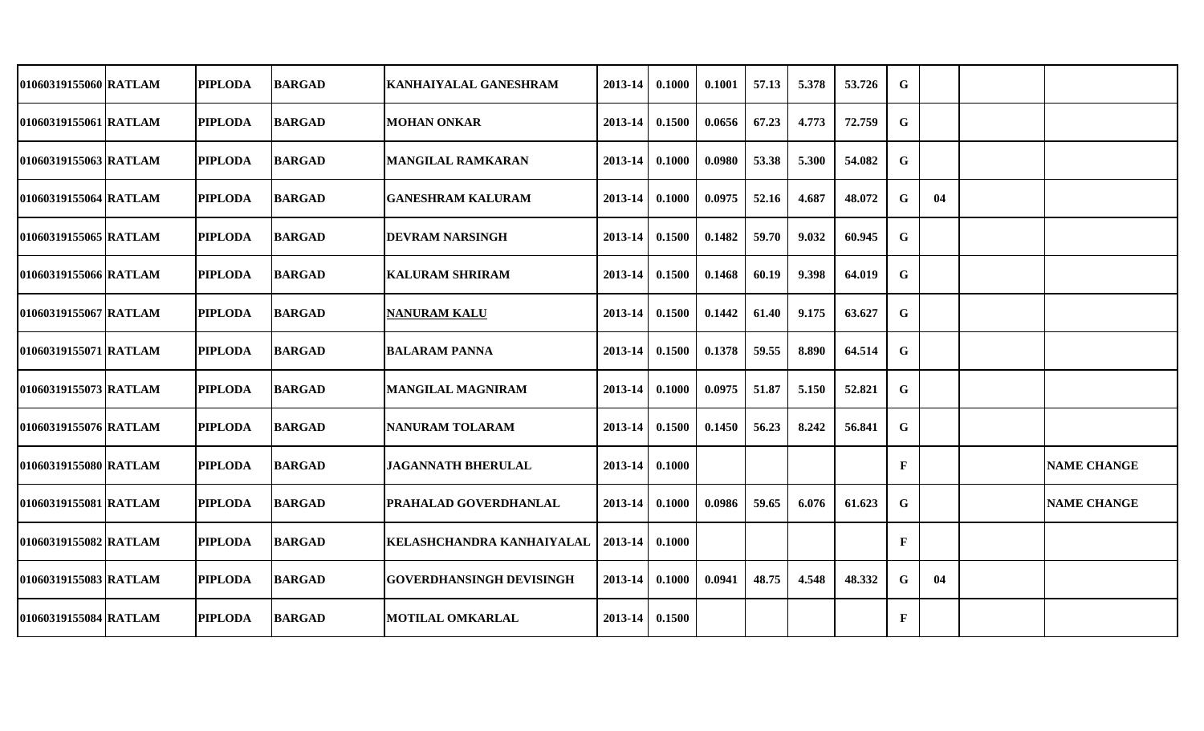| | | | | | | | | | | | | | | |
|---|---|---|---|---|---|---|---|---|---|---|---|---|---|---|
| 01060319155060 | RATLAM | PIPLODA | BARGAD | KANHAIYALAL GANESHRAM | 2013-14 | 0.1000 | 0.1001 | 57.13 | 5.378 | 53.726 | G | | | |
| 01060319155061 | RATLAM | PIPLODA | BARGAD | MOHAN ONKAR | 2013-14 | 0.1500 | 0.0656 | 67.23 | 4.773 | 72.759 | G | | | |
| 01060319155063 | RATLAM | PIPLODA | BARGAD | MANGILAL RAMKARAN | 2013-14 | 0.1000 | 0.0980 | 53.38 | 5.300 | 54.082 | G | | | |
| 01060319155064 | RATLAM | PIPLODA | BARGAD | GANESHRAM KALURAM | 2013-14 | 0.1000 | 0.0975 | 52.16 | 4.687 | 48.072 | G | 04 | | |
| 01060319155065 | RATLAM | PIPLODA | BARGAD | DEVRAM NARSINGH | 2013-14 | 0.1500 | 0.1482 | 59.70 | 9.032 | 60.945 | G | | | |
| 01060319155066 | RATLAM | PIPLODA | BARGAD | KALURAM SHRIRAM | 2013-14 | 0.1500 | 0.1468 | 60.19 | 9.398 | 64.019 | G | | | |
| 01060319155067 | RATLAM | PIPLODA | BARGAD | NANURAM KALU | 2013-14 | 0.1500 | 0.1442 | 61.40 | 9.175 | 63.627 | G | | | |
| 01060319155071 | RATLAM | PIPLODA | BARGAD | BALARAM PANNA | 2013-14 | 0.1500 | 0.1378 | 59.55 | 8.890 | 64.514 | G | | | |
| 01060319155073 | RATLAM | PIPLODA | BARGAD | MANGILAL MAGNIRAM | 2013-14 | 0.1000 | 0.0975 | 51.87 | 5.150 | 52.821 | G | | | |
| 01060319155076 | RATLAM | PIPLODA | BARGAD | NANURAM TOLARAM | 2013-14 | 0.1500 | 0.1450 | 56.23 | 8.242 | 56.841 | G | | | |
| 01060319155080 | RATLAM | PIPLODA | BARGAD | JAGANNATH BHERULAL | 2013-14 | 0.1000 | | | | | F | | | NAME CHANGE |
| 01060319155081 | RATLAM | PIPLODA | BARGAD | PRAHALAD GOVERDHANLAL | 2013-14 | 0.1000 | 0.0986 | 59.65 | 6.076 | 61.623 | G | | | NAME CHANGE |
| 01060319155082 | RATLAM | PIPLODA | BARGAD | KELASHCHANDRA KANHAIYALAL | 2013-14 | 0.1000 | | | | | F | | | |
| 01060319155083 | RATLAM | PIPLODA | BARGAD | GOVERDHANSINGH DEVISINGH | 2013-14 | 0.1000 | 0.0941 | 48.75 | 4.548 | 48.332 | G | 04 | | |
| 01060319155084 | RATLAM | PIPLODA | BARGAD | MOTILAL OMKARLAL | 2013-14 | 0.1500 | | | | | F | | | |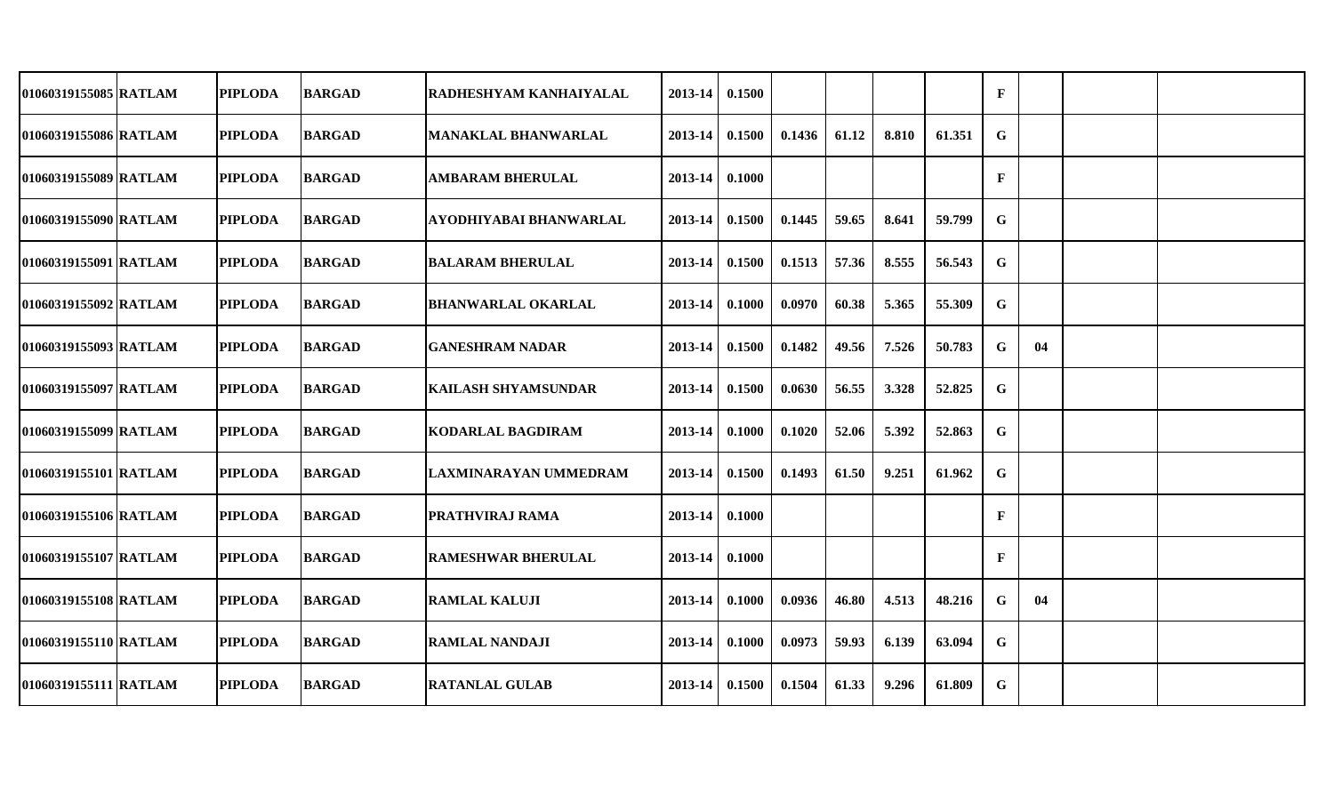| | | | | | | | | | | | | | | | |
|---|---|---|---|---|---|---|---|---|---|---|---|---|---|---|---|
| 01060319155085 | RATLAM | PIPLODA | BARGAD | RADHESHYAM KANHAIYALAL | 2013-14 | 0.1500 | | | | | F | | | |
| 01060319155086 | RATLAM | PIPLODA | BARGAD | MANAKLAL BHANWARLAL | 2013-14 | 0.1500 | 0.1436 | 61.12 | 8.810 | 61.351 | G | | | |
| 01060319155089 | RATLAM | PIPLODA | BARGAD | AMBARAM BHERULAL | 2013-14 | 0.1000 | | | | | F | | | |
| 01060319155090 | RATLAM | PIPLODA | BARGAD | AYODHIYABAI BHANWARLAL | 2013-14 | 0.1500 | 0.1445 | 59.65 | 8.641 | 59.799 | G | | | |
| 01060319155091 | RATLAM | PIPLODA | BARGAD | BALARAM BHERULAL | 2013-14 | 0.1500 | 0.1513 | 57.36 | 8.555 | 56.543 | G | | | |
| 01060319155092 | RATLAM | PIPLODA | BARGAD | BHANWARLAL OKARLAL | 2013-14 | 0.1000 | 0.0970 | 60.38 | 5.365 | 55.309 | G | | | |
| 01060319155093 | RATLAM | PIPLODA | BARGAD | GANESHRAM NADAR | 2013-14 | 0.1500 | 0.1482 | 49.56 | 7.526 | 50.783 | G | 04 | | |
| 01060319155097 | RATLAM | PIPLODA | BARGAD | KAILASH SHYAMSUNDAR | 2013-14 | 0.1500 | 0.0630 | 56.55 | 3.328 | 52.825 | G | | | |
| 01060319155099 | RATLAM | PIPLODA | BARGAD | KODARLAL BAGDIRAM | 2013-14 | 0.1000 | 0.1020 | 52.06 | 5.392 | 52.863 | G | | | |
| 01060319155101 | RATLAM | PIPLODA | BARGAD | LAXMINARAYAN UMMEDRAM | 2013-14 | 0.1500 | 0.1493 | 61.50 | 9.251 | 61.962 | G | | | |
| 01060319155106 | RATLAM | PIPLODA | BARGAD | PRATHVIRAJ RAMA | 2013-14 | 0.1000 | | | | | F | | | |
| 01060319155107 | RATLAM | PIPLODA | BARGAD | RAMESHWAR BHERULAL | 2013-14 | 0.1000 | | | | | F | | | |
| 01060319155108 | RATLAM | PIPLODA | BARGAD | RAMLAL KALUJI | 2013-14 | 0.1000 | 0.0936 | 46.80 | 4.513 | 48.216 | G | 04 | | |
| 01060319155110 | RATLAM | PIPLODA | BARGAD | RAMLAL NANDAJI | 2013-14 | 0.1000 | 0.0973 | 59.93 | 6.139 | 63.094 | G | | | |
| 01060319155111 | RATLAM | PIPLODA | BARGAD | RATANLAL GULAB | 2013-14 | 0.1500 | 0.1504 | 61.33 | 9.296 | 61.809 | G | | | |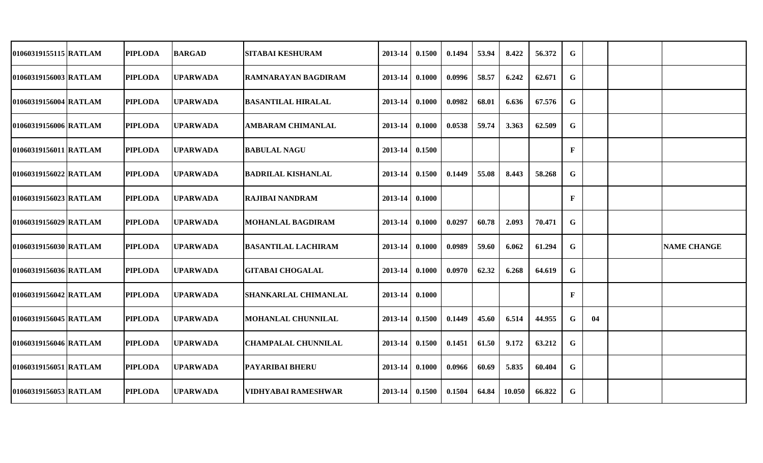| | | | | | | | | | | | | | | |
|---|---|---|---|---|---|---|---|---|---|---|---|---|---|---|
| 01060319155115 | RATLAM | PIPLODA | BARGAD | SITABAI KESHURAM | 2013-14 | 0.1500 | 0.1494 | 53.94 | 8.422 | 56.372 | G | | | |
| 01060319156003 | RATLAM | PIPLODA | UPARWADA | RAMNARAYAN BAGDIRAM | 2013-14 | 0.1000 | 0.0996 | 58.57 | 6.242 | 62.671 | G | | | |
| 01060319156004 | RATLAM | PIPLODA | UPARWADA | BASANTILAL HIRALAL | 2013-14 | 0.1000 | 0.0982 | 68.01 | 6.636 | 67.576 | G | | | |
| 01060319156006 | RATLAM | PIPLODA | UPARWADA | AMBARAM CHIMANLAL | 2013-14 | 0.1000 | 0.0538 | 59.74 | 3.363 | 62.509 | G | | | |
| 01060319156011 | RATLAM | PIPLODA | UPARWADA | BABULAL NAGU | 2013-14 | 0.1500 | | | | | F | | | |
| 01060319156022 | RATLAM | PIPLODA | UPARWADA | BADRILAL KISHANLAL | 2013-14 | 0.1500 | 0.1449 | 55.08 | 8.443 | 58.268 | G | | | |
| 01060319156023 | RATLAM | PIPLODA | UPARWADA | RAJIBAI NANDRAM | 2013-14 | 0.1000 | | | | | F | | | |
| 01060319156029 | RATLAM | PIPLODA | UPARWADA | MOHANLAL BAGDIRAM | 2013-14 | 0.1000 | 0.0297 | 60.78 | 2.093 | 70.471 | G | | | |
| 01060319156030 | RATLAM | PIPLODA | UPARWADA | BASANTILAL LACHIRAM | 2013-14 | 0.1000 | 0.0989 | 59.60 | 6.062 | 61.294 | G | | | NAME CHANGE |
| 01060319156036 | RATLAM | PIPLODA | UPARWADA | GITABAI CHOGALAL | 2013-14 | 0.1000 | 0.0970 | 62.32 | 6.268 | 64.619 | G | | | |
| 01060319156042 | RATLAM | PIPLODA | UPARWADA | SHANKARLAL CHIMANLAL | 2013-14 | 0.1000 | | | | | F | | | |
| 01060319156045 | RATLAM | PIPLODA | UPARWADA | MOHANLAL CHUNNILAL | 2013-14 | 0.1500 | 0.1449 | 45.60 | 6.514 | 44.955 | G | 04 | | |
| 01060319156046 | RATLAM | PIPLODA | UPARWADA | CHAMPALAL CHUNNILAL | 2013-14 | 0.1500 | 0.1451 | 61.50 | 9.172 | 63.212 | G | | | |
| 01060319156051 | RATLAM | PIPLODA | UPARWADA | PAYARIBAI BHERU | 2013-14 | 0.1000 | 0.0966 | 60.69 | 5.835 | 60.404 | G | | | |
| 01060319156053 | RATLAM | PIPLODA | UPARWADA | VIDHYABAI RAMESHWAR | 2013-14 | 0.1500 | 0.1504 | 64.84 | 10.050 | 66.822 | G | | | |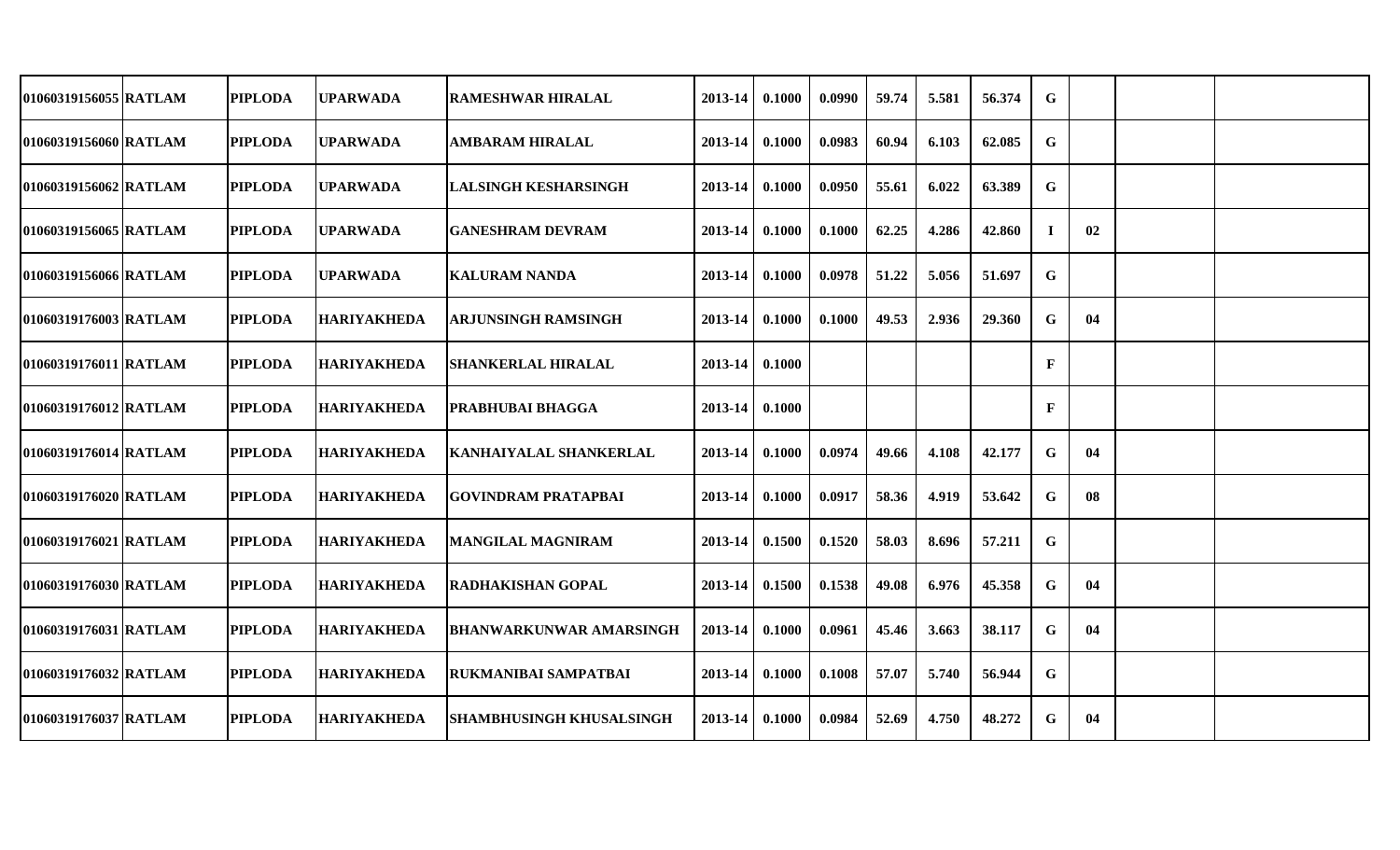| | | | | | | | | | | | | | | |
|---|---|---|---|---|---|---|---|---|---|---|---|---|---|---|
| 01060319156055 | RATLAM | PIPLODA | UPARWADA | RAMESHWAR HIRALAL | 2013-14 | 0.1000 | 0.0990 | 59.74 | 5.581 | 56.374 | G | | | |
| 01060319156060 | RATLAM | PIPLODA | UPARWADA | AMBARAM HIRALAL | 2013-14 | 0.1000 | 0.0983 | 60.94 | 6.103 | 62.085 | G | | | |
| 01060319156062 | RATLAM | PIPLODA | UPARWADA | LALSINGH KESHARSINGH | 2013-14 | 0.1000 | 0.0950 | 55.61 | 6.022 | 63.389 | G | | | |
| 01060319156065 | RATLAM | PIPLODA | UPARWADA | GANESHRAM DEVRAM | 2013-14 | 0.1000 | 0.1000 | 62.25 | 4.286 | 42.860 | I | 02 | | |
| 01060319156066 | RATLAM | PIPLODA | UPARWADA | KALURAM NANDA | 2013-14 | 0.1000 | 0.0978 | 51.22 | 5.056 | 51.697 | G | | | |
| 01060319176003 | RATLAM | PIPLODA | HARIYAKHEDA | ARJUNSINGH RAMSINGH | 2013-14 | 0.1000 | 0.1000 | 49.53 | 2.936 | 29.360 | G | 04 | | |
| 01060319176011 | RATLAM | PIPLODA | HARIYAKHEDA | SHANKERLAL HIRALAL | 2013-14 | 0.1000 | | | | | F | | | |
| 01060319176012 | RATLAM | PIPLODA | HARIYAKHEDA | PRABHUBAI BHAGGA | 2013-14 | 0.1000 | | | | | F | | | |
| 01060319176014 | RATLAM | PIPLODA | HARIYAKHEDA | KANHAIYALAL SHANKERLAL | 2013-14 | 0.1000 | 0.0974 | 49.66 | 4.108 | 42.177 | G | 04 | | |
| 01060319176020 | RATLAM | PIPLODA | HARIYAKHEDA | GOVINDRAM PRATAPBAI | 2013-14 | 0.1000 | 0.0917 | 58.36 | 4.919 | 53.642 | G | 08 | | |
| 01060319176021 | RATLAM | PIPLODA | HARIYAKHEDA | MANGILAL MAGNIRAM | 2013-14 | 0.1500 | 0.1520 | 58.03 | 8.696 | 57.211 | G | | | |
| 01060319176030 | RATLAM | PIPLODA | HARIYAKHEDA | RADHAKISHAN GOPAL | 2013-14 | 0.1500 | 0.1538 | 49.08 | 6.976 | 45.358 | G | 04 | | |
| 01060319176031 | RATLAM | PIPLODA | HARIYAKHEDA | BHANWARKUNWAR AMARSINGH | 2013-14 | 0.1000 | 0.0961 | 45.46 | 3.663 | 38.117 | G | 04 | | |
| 01060319176032 | RATLAM | PIPLODA | HARIYAKHEDA | RUKMANIBAI SAMPATBAI | 2013-14 | 0.1000 | 0.1008 | 57.07 | 5.740 | 56.944 | G | | | |
| 01060319176037 | RATLAM | PIPLODA | HARIYAKHEDA | SHAMBHUSINGH KHUSALSINGH | 2013-14 | 0.1000 | 0.0984 | 52.69 | 4.750 | 48.272 | G | 04 | | |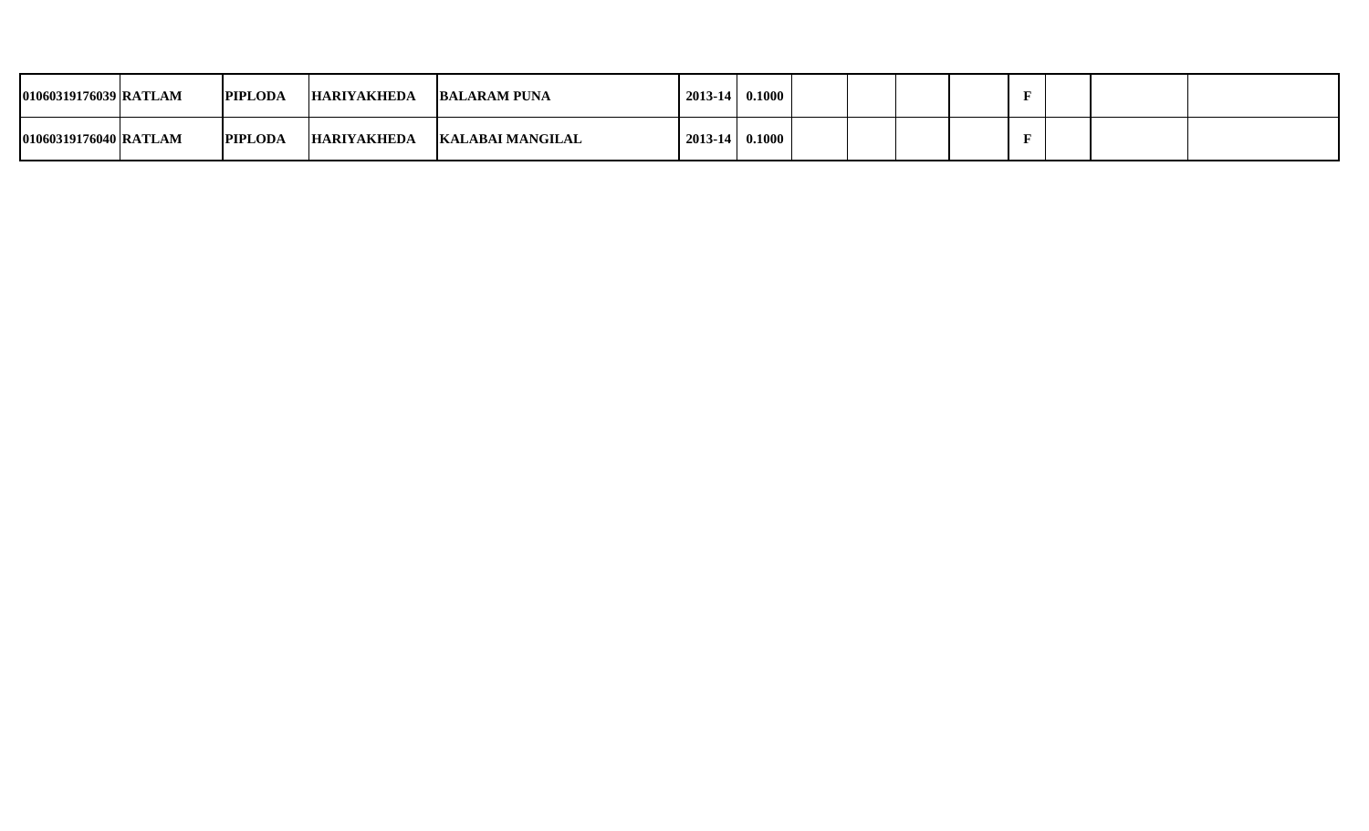| | | | | | | | | | | | | | | |
|---|---|---|---|---|---|---|---|---|---|---|---|---|---|---|
| 01060319176039 | RATLAM | PIPLODA | HARIYAKHEDA | BALARAM PUNA | 2013-14 | 0.1000 | | | | | F | | | |
| 01060319176040 | RATLAM | PIPLODA | HARIYAKHEDA | KALABAI MANGILAL | 2013-14 | 0.1000 | | | | | F | | | |